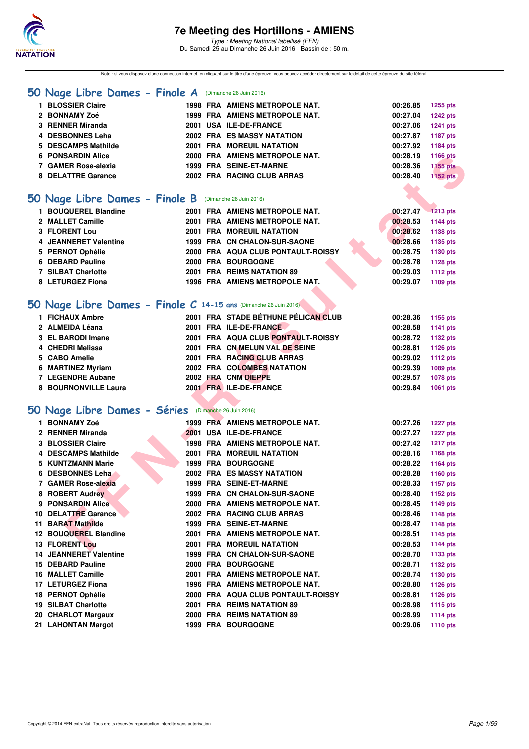# 7e Meeting des Hortillons - AMIENS

*Type : Meeting National labellisé (FFN)*
Du Samedi 25 au Dimanche 26 Juin 2016 - Bassin de : 50 m.

Note : si vous disposez d'une connection internet, en cliquant sur le titre d'une épreuve, vous pouvez accéder directement sur le détail de cette épreuve du site féféral.

## 50 Nage Libre Dames - Finale A (Dimanche 26 Juin 2016)

| | Nom | Année | Nat | Club | Temps | Points |
|---|---|---|---|---|---|---|
| 1 | BLOSSIER Claire | 1998 | FRA | AMIENS METROPOLE NAT. | 00:26.85 | 1255 pts |
| 2 | BONNAMY Zoé | 1999 | FRA | AMIENS METROPOLE NAT. | 00:27.04 | 1242 pts |
| 3 | RENNER Miranda | 2001 | USA | ILE-DE-FRANCE | 00:27.06 | 1241 pts |
| 4 | DESBONNES Leha | 2002 | FRA | ES MASSY NATATION | 00:27.87 | 1187 pts |
| 5 | DESCAMPS Mathilde | 2001 | FRA | MOREUIL NATATION | 00:27.92 | 1184 pts |
| 6 | PONSARDIN Alice | 2000 | FRA | AMIENS METROPOLE NAT. | 00:28.19 | 1166 pts |
| 7 | GAMER Rose-alexia | 1999 | FRA | SEINE-ET-MARNE | 00:28.36 | 1155 pts |
| 8 | DELATTRE Garance | 2002 | FRA | RACING CLUB ARRAS | 00:28.40 | 1152 pts |

## 50 Nage Libre Dames - Finale B (Dimanche 26 Juin 2016)

| | Nom | Année | Nat | Club | Temps | Points |
|---|---|---|---|---|---|---|
| 1 | BOUQUEREL Blandine | 2001 | FRA | AMIENS METROPOLE NAT. | 00:27.47 | 1213 pts |
| 2 | MALLET Camille | 2001 | FRA | AMIENS METROPOLE NAT. | 00:28.53 | 1144 pts |
| 3 | FLORENT Lou | 2001 | FRA | MOREUIL NATATION | 00:28.62 | 1138 pts |
| 4 | JEANNERET Valentine | 1999 | FRA | CN CHALON-SUR-SAONE | 00:28.66 | 1135 pts |
| 5 | PERNOT Ophélie | 2000 | FRA | AQUA CLUB PONTAULT-ROISSY | 00:28.75 | 1130 pts |
| 6 | DEBARD Pauline | 2000 | FRA | BOURGOGNE | 00:28.78 | 1128 pts |
| 7 | SILBAT Charlotte | 2001 | FRA | REIMS NATATION 89 | 00:29.03 | 1112 pts |
| 8 | LETURGEZ Fiona | 1996 | FRA | AMIENS METROPOLE NAT. | 00:29.07 | 1109 pts |

## 50 Nage Libre Dames - Finale C 14-15 ans (Dimanche 26 Juin 2016)

| | Nom | Année | Nat | Club | Temps | Points |
|---|---|---|---|---|---|---|
| 1 | FICHAUX Ambre | 2001 | FRA | STADE BÉTHUNE PÉLICAN CLUB | 00:28.36 | 1155 pts |
| 2 | ALMEIDA Léana | 2001 | FRA | ILE-DE-FRANCE | 00:28.58 | 1141 pts |
| 3 | EL BARODI Imane | 2001 | FRA | AQUA CLUB PONTAULT-ROISSY | 00:28.72 | 1132 pts |
| 4 | CHEDRI Melissa | 2001 | FRA | CN MELUN VAL DE SEINE | 00:28.81 | 1126 pts |
| 5 | CABO Amelie | 2001 | FRA | RACING CLUB ARRAS | 00:29.02 | 1112 pts |
| 6 | MARTINEZ Myriam | 2002 | FRA | COLOMBES NATATION | 00:29.39 | 1089 pts |
| 7 | LEGENDRE Aubane | 2002 | FRA | CNM DIEPPE | 00:29.57 | 1078 pts |
| 8 | BOURNONVILLE Laura | 2001 | FRA | ILE-DE-FRANCE | 00:29.84 | 1061 pts |

## 50 Nage Libre Dames - Séries (Dimanche 26 Juin 2016)

| | Nom | Année | Nat | Club | Temps | Points |
|---|---|---|---|---|---|---|
| 1 | BONNAMY Zoé | 1999 | FRA | AMIENS METROPOLE NAT. | 00:27.26 | 1227 pts |
| 2 | RENNER Miranda | 2001 | USA | ILE-DE-FRANCE | 00:27.27 | 1227 pts |
| 3 | BLOSSIER Claire | 1998 | FRA | AMIENS METROPOLE NAT. | 00:27.42 | 1217 pts |
| 4 | DESCAMPS Mathilde | 2001 | FRA | MOREUIL NATATION | 00:28.16 | 1168 pts |
| 5 | KUNTZMANN Marie | 1999 | FRA | BOURGOGNE | 00:28.22 | 1164 pts |
| 6 | DESBONNES Leha | 2002 | FRA | ES MASSY NATATION | 00:28.28 | 1160 pts |
| 7 | GAMER Rose-alexia | 1999 | FRA | SEINE-ET-MARNE | 00:28.33 | 1157 pts |
| 8 | ROBERT Audrey | 1999 | FRA | CN CHALON-SUR-SAONE | 00:28.40 | 1152 pts |
| 9 | PONSARDIN Alice | 2000 | FRA | AMIENS METROPOLE NAT. | 00:28.45 | 1149 pts |
| 10 | DELATTRE Garance | 2002 | FRA | RACING CLUB ARRAS | 00:28.46 | 1148 pts |
| 11 | BARAT Mathilde | 1999 | FRA | SEINE-ET-MARNE | 00:28.47 | 1148 pts |
| 12 | BOUQUEREL Blandine | 2001 | FRA | AMIENS METROPOLE NAT. | 00:28.51 | 1145 pts |
| 13 | FLORENT Lou | 2001 | FRA | MOREUIL NATATION | 00:28.53 | 1144 pts |
| 14 | JEANNERET Valentine | 1999 | FRA | CN CHALON-SUR-SAONE | 00:28.70 | 1133 pts |
| 15 | DEBARD Pauline | 2000 | FRA | BOURGOGNE | 00:28.71 | 1132 pts |
| 16 | MALLET Camille | 2001 | FRA | AMIENS METROPOLE NAT. | 00:28.74 | 1130 pts |
| 17 | LETURGEZ Fiona | 1996 | FRA | AMIENS METROPOLE NAT. | 00:28.80 | 1126 pts |
| 18 | PERNOT Ophélie | 2000 | FRA | AQUA CLUB PONTAULT-ROISSY | 00:28.81 | 1126 pts |
| 19 | SILBAT Charlotte | 2001 | FRA | REIMS NATATION 89 | 00:28.98 | 1115 pts |
| 20 | CHARLOT Margaux | 2000 | FRA | REIMS NATATION 89 | 00:28.99 | 1114 pts |
| 21 | LAHONTAN Margot | 1999 | FRA | BOURGOGNE | 00:29.06 | 1110 pts |

Copyright © 2014 FFN-extraNat. Tous droits réservés reproduction interdite sans autorisation.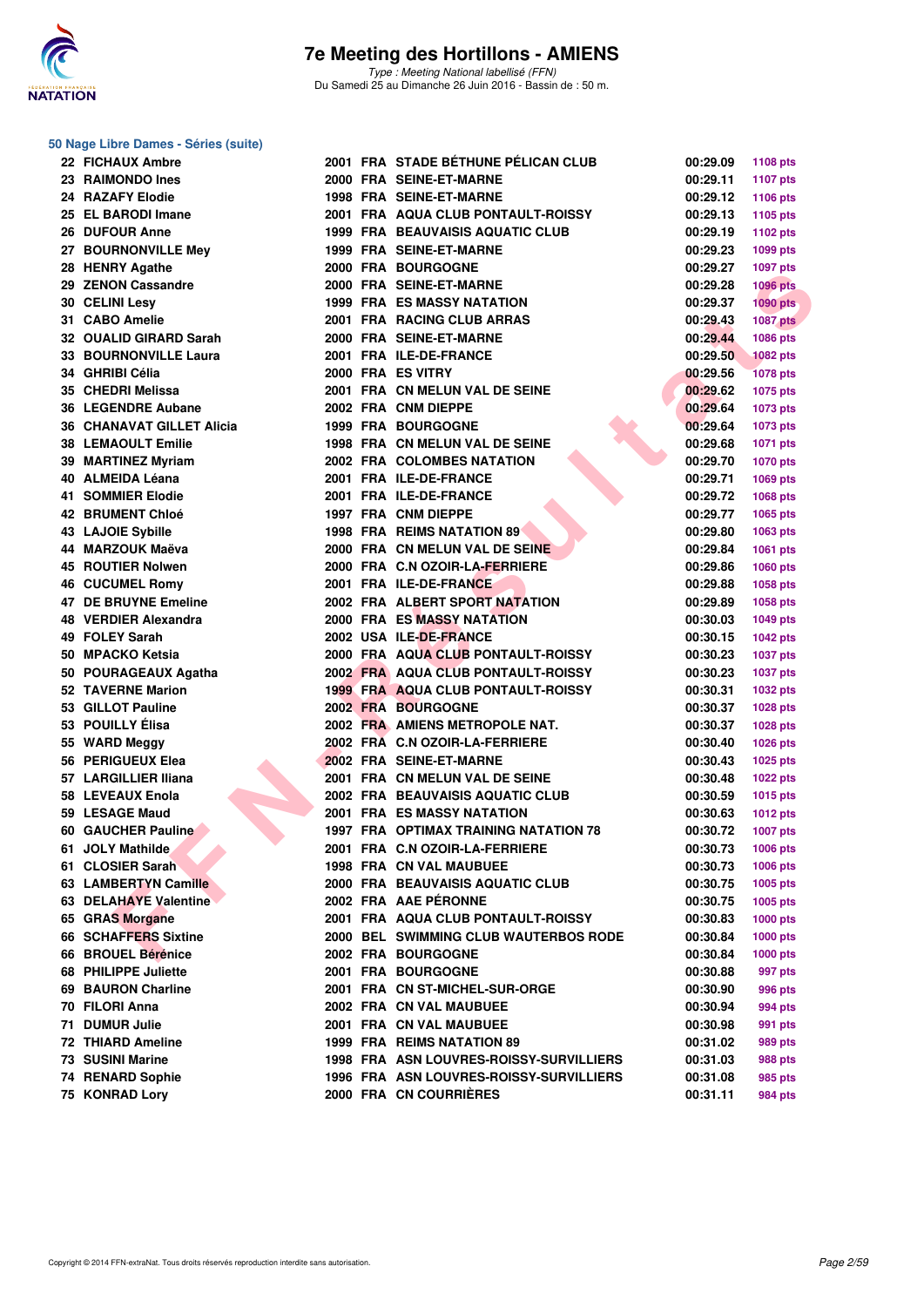# 7e Meeting des Hortillons - AMIENS

*Type : Meeting National labellisé (FFN)*
Du Samedi 25 au Dimanche 26 Juin 2016 - Bassin de : 50 m.

## 50 Nage Libre Dames - Séries (suite)

| Rang | Nom | Année | Nat. | Club | Temps | Points |
|---|---|---|---|---|---|---|
| 22 | FICHAUX Ambre | 2001 | FRA | STADE BÉTHUNE PÉLICAN CLUB | 00:29.09 | 1108 pts |
| 23 | RAIMONDO Ines | 2000 | FRA | SEINE-ET-MARNE | 00:29.11 | 1107 pts |
| 24 | RAZAFY Elodie | 1998 | FRA | SEINE-ET-MARNE | 00:29.12 | 1106 pts |
| 25 | EL BARODI Imane | 2001 | FRA | AQUA CLUB PONTAULT-ROISSY | 00:29.13 | 1105 pts |
| 26 | DUFOUR Anne | 1999 | FRA | BEAUVAISIS AQUATIC CLUB | 00:29.19 | 1102 pts |
| 27 | BOURNONVILLE Mey | 1999 | FRA | SEINE-ET-MARNE | 00:29.23 | 1099 pts |
| 28 | HENRY Agathe | 2000 | FRA | BOURGOGNE | 00:29.27 | 1097 pts |
| 29 | ZENON Cassandre | 2000 | FRA | SEINE-ET-MARNE | 00:29.28 | 1096 pts |
| 30 | CELINI Lesy | 1999 | FRA | ES MASSY NATATION | 00:29.37 | 1090 pts |
| 31 | CABO Amelie | 2001 | FRA | RACING CLUB ARRAS | 00:29.43 | 1087 pts |
| 32 | OUALID GIRARD Sarah | 2000 | FRA | SEINE-ET-MARNE | 00:29.44 | 1086 pts |
| 33 | BOURNONVILLE Laura | 2001 | FRA | ILE-DE-FRANCE | 00:29.50 | 1082 pts |
| 34 | GHRIBI Célia | 2000 | FRA | ES VITRY | 00:29.56 | 1078 pts |
| 35 | CHEDRI Melissa | 2001 | FRA | CN MELUN VAL DE SEINE | 00:29.62 | 1075 pts |
| 36 | LEGENDRE Aubane | 2002 | FRA | CNM DIEPPE | 00:29.64 | 1073 pts |
| 36 | CHANAVAT GILLET Alicia | 1999 | FRA | BOURGOGNE | 00:29.64 | 1073 pts |
| 38 | LEMAOULT Emilie | 1998 | FRA | CN MELUN VAL DE SEINE | 00:29.68 | 1071 pts |
| 39 | MARTINEZ Myriam | 2002 | FRA | COLOMBES NATATION | 00:29.70 | 1070 pts |
| 40 | ALMEIDA Léana | 2001 | FRA | ILE-DE-FRANCE | 00:29.71 | 1069 pts |
| 41 | SOMMIER Elodie | 2001 | FRA | ILE-DE-FRANCE | 00:29.72 | 1068 pts |
| 42 | BRUMENT Chloé | 1997 | FRA | CNM DIEPPE | 00:29.77 | 1065 pts |
| 43 | LAJOIE Sybille | 1998 | FRA | REIMS NATATION 89 | 00:29.80 | 1063 pts |
| 44 | MARZOUK Maëva | 2000 | FRA | CN MELUN VAL DE SEINE | 00:29.84 | 1061 pts |
| 45 | ROUTIER Nolwen | 2000 | FRA | C.N OZOIR-LA-FERRIERE | 00:29.86 | 1060 pts |
| 46 | CUCUMEL Romy | 2001 | FRA | ILE-DE-FRANCE | 00:29.88 | 1058 pts |
| 47 | DE BRUYNE Emeline | 2002 | FRA | ALBERT SPORT NATATION | 00:29.89 | 1058 pts |
| 48 | VERDIER Alexandra | 2000 | FRA | ES MASSY NATATION | 00:30.03 | 1049 pts |
| 49 | FOLEY Sarah | 2002 | USA | ILE-DE-FRANCE | 00:30.15 | 1042 pts |
| 50 | MPACKO Ketsia | 2000 | FRA | AQUA CLUB PONTAULT-ROISSY | 00:30.23 | 1037 pts |
| 50 | POURAGEAUX Agatha | 2002 | FRA | AQUA CLUB PONTAULT-ROISSY | 00:30.23 | 1037 pts |
| 52 | TAVERNE Marion | 1999 | FRA | AQUA CLUB PONTAULT-ROISSY | 00:30.31 | 1032 pts |
| 53 | GILLOT Pauline | 2002 | FRA | BOURGOGNE | 00:30.37 | 1028 pts |
| 53 | POUILLY Élisa | 2002 | FRA | AMIENS METROPOLE NAT. | 00:30.37 | 1028 pts |
| 55 | WARD Meggy | 2002 | FRA | C.N OZOIR-LA-FERRIERE | 00:30.40 | 1026 pts |
| 56 | PERIGUEUX Elea | 2002 | FRA | SEINE-ET-MARNE | 00:30.43 | 1025 pts |
| 57 | LARGILLIER Iliana | 2001 | FRA | CN MELUN VAL DE SEINE | 00:30.48 | 1022 pts |
| 58 | LEVEAUX Enola | 2002 | FRA | BEAUVAISIS AQUATIC CLUB | 00:30.59 | 1015 pts |
| 59 | LESAGE Maud | 2001 | FRA | ES MASSY NATATION | 00:30.63 | 1012 pts |
| 60 | GAUCHER Pauline | 1997 | FRA | OPTIMAX TRAINING NATATION 78 | 00:30.72 | 1007 pts |
| 61 | JOLY Mathilde | 2001 | FRA | C.N OZOIR-LA-FERRIERE | 00:30.73 | 1006 pts |
| 61 | CLOSIER Sarah | 1998 | FRA | CN VAL MAUBUEE | 00:30.73 | 1006 pts |
| 63 | LAMBERTYN Camille | 2000 | FRA | BEAUVAISIS AQUATIC CLUB | 00:30.75 | 1005 pts |
| 63 | DELAHAYE Valentine | 2002 | FRA | AAE PÉRONNE | 00:30.75 | 1005 pts |
| 65 | GRAS Morgane | 2001 | FRA | AQUA CLUB PONTAULT-ROISSY | 00:30.83 | 1000 pts |
| 66 | SCHAFFERS Sixtine | 2000 | BEL | SWIMMING CLUB WAUTERBOS RODE | 00:30.84 | 1000 pts |
| 66 | BROUEL Bérénice | 2002 | FRA | BOURGOGNE | 00:30.84 | 1000 pts |
| 68 | PHILIPPE Juliette | 2001 | FRA | BOURGOGNE | 00:30.88 | 997 pts |
| 69 | BAURON Charline | 2001 | FRA | CN ST-MICHEL-SUR-ORGE | 00:30.90 | 996 pts |
| 70 | FILORI Anna | 2002 | FRA | CN VAL MAUBUEE | 00:30.94 | 994 pts |
| 71 | DUMUR Julie | 2001 | FRA | CN VAL MAUBUEE | 00:30.98 | 991 pts |
| 72 | THIARD Ameline | 1999 | FRA | REIMS NATATION 89 | 00:31.02 | 989 pts |
| 73 | SUSINI Marine | 1998 | FRA | ASN LOUVRES-ROISSY-SURVILLIERS | 00:31.03 | 988 pts |
| 74 | RENARD Sophie | 1996 | FRA | ASN LOUVRES-ROISSY-SURVILLIERS | 00:31.08 | 985 pts |
| 75 | KONRAD Lory | 2000 | FRA | CN COURRIÈRES | 00:31.11 | 984 pts |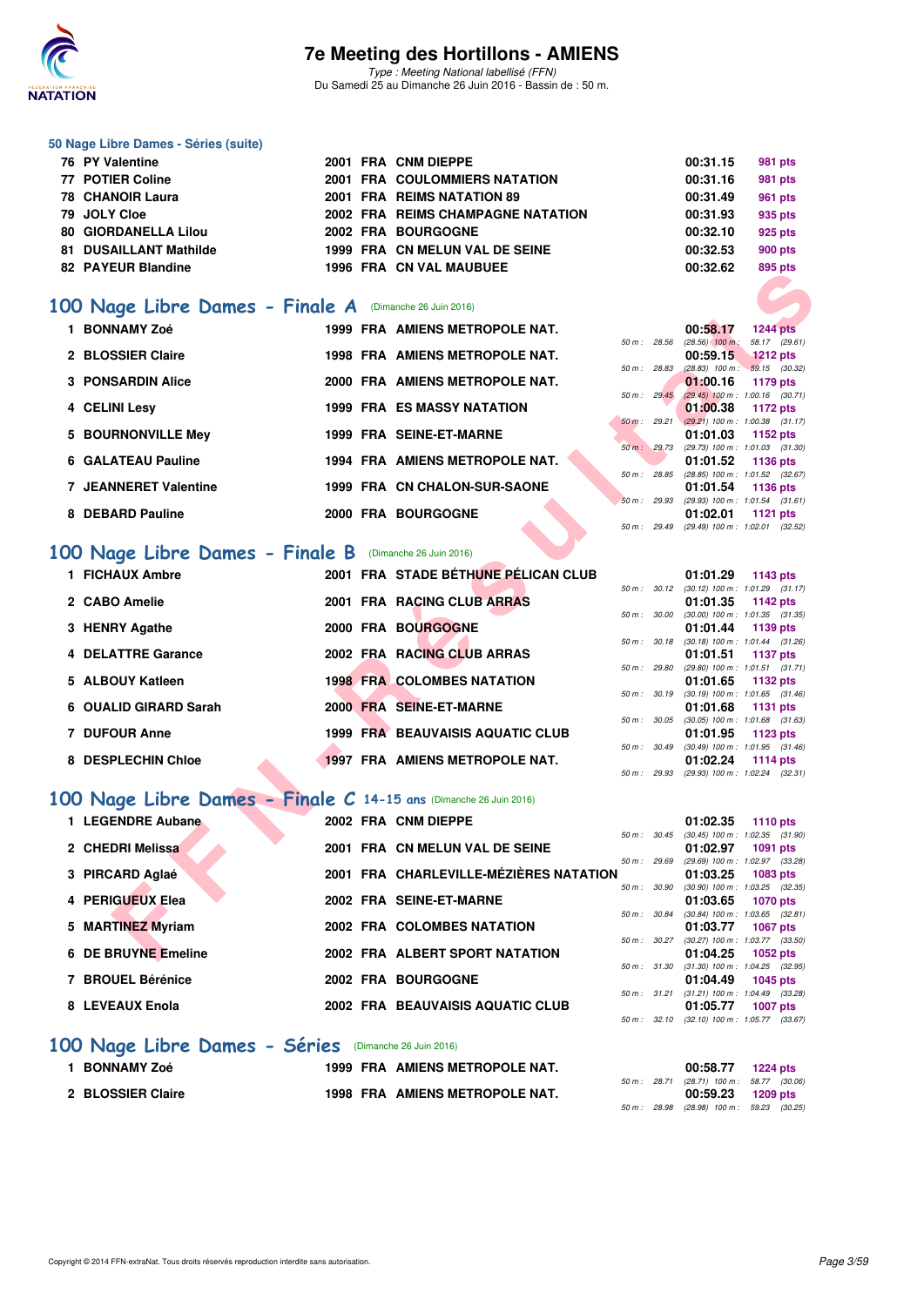# 7e Meeting des Hortillons - AMIENS

*Type : Meeting National labellisé (FFN)*
Du Samedi 25 au Dimanche 26 Juin 2016 - Bassin de : 50 m.

### 50 Nage Libre Dames - Séries (suite)

| | Nom | Année | Nat | Club | Temps | Points |
|---|---|---|---|---|---|---|
| 76 | PY Valentine | 2001 | FRA | CNM DIEPPE | 00:31.15 | 981 pts |
| 77 | POTIER Coline | 2001 | FRA | COULOMMIERS NATATION | 00:31.16 | 981 pts |
| 78 | CHANOIR Laura | 2001 | FRA | REIMS NATATION 89 | 00:31.49 | 961 pts |
| 79 | JOLY Cloe | 2002 | FRA | REIMS CHAMPAGNE NATATION | 00:31.93 | 935 pts |
| 80 | GIORDANELLA Lilou | 2002 | FRA | BOURGOGNE | 00:32.10 | 925 pts |
| 81 | DUSAILLANT Mathilde | 1999 | FRA | CN MELUN VAL DE SEINE | 00:32.53 | 900 pts |
| 82 | PAYEUR Blandine | 1996 | FRA | CN VAL MAUBUEE | 00:32.62 | 895 pts |

## 100 Nage Libre Dames - Finale A (Dimanche 26 Juin 2016)

| | Nom | Année | Nat | Club | Temps | Points | Intermédiaires |
|---|---|---|---|---|---|---|---|
| 1 | BONNAMY Zoé | 1999 | FRA | AMIENS METROPOLE NAT. | 00:58.17 | 1244 pts | 50 m : 28.56 (28.56) 100 m : 58.17 (29.61) |
| 2 | BLOSSIER Claire | 1998 | FRA | AMIENS METROPOLE NAT. | 00:59.15 | 1212 pts | 50 m : 28.83 (28.83) 100 m : 59.15 (30.32) |
| 3 | PONSARDIN Alice | 2000 | FRA | AMIENS METROPOLE NAT. | 01:00.16 | 1179 pts | 50 m : 29.45 (29.45) 100 m : 1:00.16 (30.71) |
| 4 | CELINI Lesy | 1999 | FRA | ES MASSY NATATION | 01:00.38 | 1172 pts | 50 m : 29.21 (29.21) 100 m : 1:00.38 (31.17) |
| 5 | BOURNONVILLE Mey | 1999 | FRA | SEINE-ET-MARNE | 01:01.03 | 1152 pts | 50 m : 29.73 (29.73) 100 m : 1:01.03 (31.30) |
| 6 | GALATEAU Pauline | 1994 | FRA | AMIENS METROPOLE NAT. | 01:01.52 | 1136 pts | 50 m : 28.85 (28.85) 100 m : 1:01.52 (32.67) |
| 7 | JEANNERET Valentine | 1999 | FRA | CN CHALON-SUR-SAONE | 01:01.54 | 1136 pts | 50 m : 29.93 (29.93) 100 m : 1:01.54 (31.61) |
| 8 | DEBARD Pauline | 2000 | FRA | BOURGOGNE | 01:02.01 | 1121 pts | 50 m : 29.49 (29.49) 100 m : 1:02.01 (32.52) |

## 100 Nage Libre Dames - Finale B (Dimanche 26 Juin 2016)

| | Nom | Année | Nat | Club | Temps | Points | Intermédiaires |
|---|---|---|---|---|---|---|---|
| 1 | FICHAUX Ambre | 2001 | FRA | STADE BÉTHUNE PÉLICAN CLUB | 01:01.29 | 1143 pts | 50 m : 30.12 (30.12) 100 m : 1:01.29 (31.17) |
| 2 | CABO Amelie | 2001 | FRA | RACING CLUB ARRAS | 01:01.35 | 1142 pts | 50 m : 30.00 (30.00) 100 m : 1:01.35 (31.35) |
| 3 | HENRY Agathe | 2000 | FRA | BOURGOGNE | 01:01.44 | 1139 pts | 50 m : 30.18 (30.18) 100 m : 1:01.44 (31.26) |
| 4 | DELATTRE Garance | 2002 | FRA | RACING CLUB ARRAS | 01:01.51 | 1137 pts | 50 m : 29.80 (29.80) 100 m : 1:01.51 (31.71) |
| 5 | ALBOUY Katleen | 1998 | FRA | COLOMBES NATATION | 01:01.65 | 1132 pts | 50 m : 30.19 (30.19) 100 m : 1:01.65 (31.46) |
| 6 | OUALID GIRARD Sarah | 2000 | FRA | SEINE-ET-MARNE | 01:01.68 | 1131 pts | 50 m : 30.05 (30.05) 100 m : 1:01.68 (31.63) |
| 7 | DUFOUR Anne | 1999 | FRA | BEAUVAISIS AQUATIC CLUB | 01:01.95 | 1123 pts | 50 m : 30.49 (30.49) 100 m : 1:01.95 (31.46) |
| 8 | DESPLECHIN Chloe | 1997 | FRA | AMIENS METROPOLE NAT. | 01:02.24 | 1114 pts | 50 m : 29.93 (29.93) 100 m : 1:02.24 (32.31) |

## 100 Nage Libre Dames - Finale C 14-15 ans (Dimanche 26 Juin 2016)

| | Nom | Année | Nat | Club | Temps | Points | Intermédiaires |
|---|---|---|---|---|---|---|---|
| 1 | LEGENDRE Aubane | 2002 | FRA | CNM DIEPPE | 01:02.35 | 1110 pts | 50 m : 30.45 (30.45) 100 m : 1:02.35 (31.90) |
| 2 | CHEDRI Melissa | 2001 | FRA | CN MELUN VAL DE SEINE | 01:02.97 | 1091 pts | 50 m : 29.69 (29.69) 100 m : 1:02.97 (33.28) |
| 3 | PIRCARD Aglaé | 2001 | FRA | CHARLEVILLE-MÉZIÈRES NATATION | 01:03.25 | 1083 pts | 50 m : 30.90 (30.90) 100 m : 1:03.25 (32.35) |
| 4 | PERIGUEUX Elea | 2002 | FRA | SEINE-ET-MARNE | 01:03.65 | 1070 pts | 50 m : 30.84 (30.84) 100 m : 1:03.65 (32.81) |
| 5 | MARTINEZ Myriam | 2002 | FRA | COLOMBES NATATION | 01:03.77 | 1067 pts | 50 m : 30.27 (30.27) 100 m : 1:03.77 (33.50) |
| 6 | DE BRUYNE Emeline | 2002 | FRA | ALBERT SPORT NATATION | 01:04.25 | 1052 pts | 50 m : 31.30 (31.30) 100 m : 1:04.25 (32.95) |
| 7 | BROUEL Bérénice | 2002 | FRA | BOURGOGNE | 01:04.49 | 1045 pts | 50 m : 31.21 (31.21) 100 m : 1:04.49 (33.28) |
| 8 | LEVEAUX Enola | 2002 | FRA | BEAUVAISIS AQUATIC CLUB | 01:05.77 | 1007 pts | 50 m : 32.10 (32.10) 100 m : 1:05.77 (33.67) |

## 100 Nage Libre Dames - Séries (Dimanche 26 Juin 2016)

| | Nom | Année | Nat | Club | Temps | Points | Intermédiaires |
|---|---|---|---|---|---|---|---|
| 1 | BONNAMY Zoé | 1999 | FRA | AMIENS METROPOLE NAT. | 00:58.77 | 1224 pts | 50 m : 28.71 (28.71) 100 m : 58.77 (30.06) |
| 2 | BLOSSIER Claire | 1998 | FRA | AMIENS METROPOLE NAT. | 00:59.23 | 1209 pts | 50 m : 28.98 (28.98) 100 m : 59.23 (30.25) |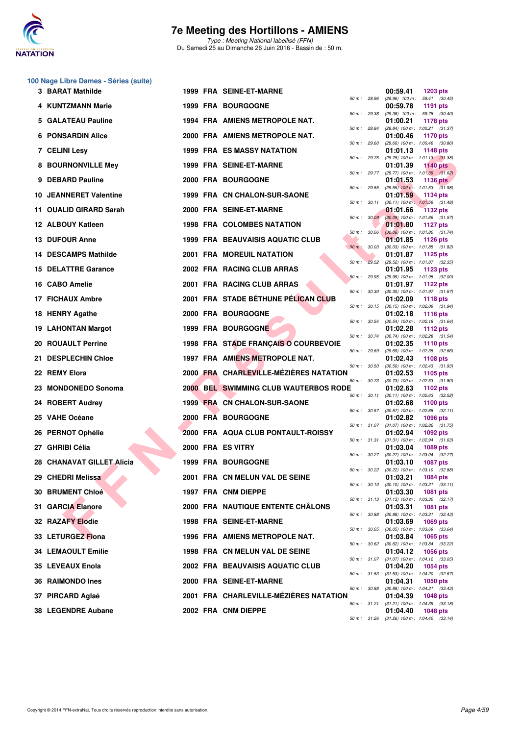# 7e Meeting des Hortillons - AMIENS

*Type : Meeting National labellisé (FFN)*
Du Samedi 25 au Dimanche 26 Juin 2016 - Bassin de : 50 m.

## 100 Nage Libre Dames - Séries (suite)

| Place | Nom | Année | Nat. | Club | Temps | Points | Splits |
|---|---|---|---|---|---|---|---|
| 3 | BARAT Mathilde | 1999 | FRA | SEINE-ET-MARNE | 00:59.41 | 1203 pts | 50 m : 28.96 (28.96) 100 m : 59.41 (30.45) |
| 4 | KUNTZMANN Marie | 1999 | FRA | BOURGOGNE | 00:59.78 | 1191 pts | 50 m : 29.38 (29.38) 100 m : 59.78 (30.40) |
| 5 | GALATEAU Pauline | 1994 | FRA | AMIENS METROPOLE NAT. | 01:00.21 | 1178 pts | 50 m : 28.84 (28.84) 100 m : 1:00.21 (31.37) |
| 6 | PONSARDIN Alice | 2000 | FRA | AMIENS METROPOLE NAT. | 01:00.46 | 1170 pts | 50 m : 29.60 (29.60) 100 m : 1:00.46 (30.86) |
| 7 | CELINI Lesy | 1999 | FRA | ES MASSY NATATION | 01:01.13 | 1148 pts | 50 m : 29.75 (29.75) 100 m : 1:01.13 (31.38) |
| 8 | BOURNONVILLE Mey | 1999 | FRA | SEINE-ET-MARNE | 01:01.39 | 1140 pts | 50 m : 29.77 (29.77) 100 m : 1:01.39 (31.62) |
| 9 | DEBARD Pauline | 2000 | FRA | BOURGOGNE | 01:01.53 | 1136 pts | 50 m : 29.55 (29.55) 100 m : 1:01.53 (31.98) |
| 10 | JEANNERET Valentine | 1999 | FRA | CN CHALON-SUR-SAONE | 01:01.59 | 1134 pts | 50 m : 30.11 (30.11) 100 m : 1:01.59 (31.48) |
| 11 | OUALID GIRARD Sarah | 2000 | FRA | SEINE-ET-MARNE | 01:01.66 | 1132 pts | 50 m : 30.09 (30.09) 100 m : 1:01.66 (31.57) |
| 12 | ALBOUY Katleen | 1998 | FRA | COLOMBES NATATION | 01:01.80 | 1127 pts | 50 m : 30.06 (30.06) 100 m : 1:01.80 (31.74) |
| 13 | DUFOUR Anne | 1999 | FRA | BEAUVAISIS AQUATIC CLUB | 01:01.85 | 1126 pts | 50 m : 30.03 (30.03) 100 m : 1:01.85 (31.82) |
| 14 | DESCAMPS Mathilde | 2001 | FRA | MOREUIL NATATION | 01:01.87 | 1125 pts | 50 m : 29.52 (29.52) 100 m : 1:01.87 (32.35) |
| 15 | DELATTRE Garance | 2002 | FRA | RACING CLUB ARRAS | 01:01.95 | 1123 pts | 50 m : 29.95 (29.95) 100 m : 1:01.95 (32.00) |
| 16 | CABO Amelie | 2001 | FRA | RACING CLUB ARRAS | 01:01.97 | 1122 pts | 50 m : 30.30 (30.30) 100 m : 1:01.97 (31.67) |
| 17 | FICHAUX Ambre | 2001 | FRA | STADE BÉTHUNE PÉLICAN CLUB | 01:02.09 | 1118 pts | 50 m : 30.15 (30.15) 100 m : 1:02.09 (31.94) |
| 18 | HENRY Agathe | 2000 | FRA | BOURGOGNE | 01:02.18 | 1116 pts | 50 m : 30.54 (30.54) 100 m : 1:02.18 (31.64) |
| 19 | LAHONTAN Margot | 1999 | FRA | BOURGOGNE | 01:02.28 | 1112 pts | 50 m : 30.74 (30.74) 100 m : 1:02.28 (31.54) |
| 20 | ROUAULT Perrine | 1998 | FRA | STADE FRANÇAIS O COURBEVOIE | 01:02.35 | 1110 pts | 50 m : 29.69 (29.69) 100 m : 1:02.35 (32.66) |
| 21 | DESPLECHIN Chloe | 1997 | FRA | AMIENS METROPOLE NAT. | 01:02.43 | 1108 pts | 50 m : 30.50 (30.50) 100 m : 1:02.43 (31.93) |
| 22 | REMY Elora | 2000 | FRA | CHARLEVILLE-MÉZIÈRES NATATION | 01:02.53 | 1105 pts | 50 m : 30.73 (30.73) 100 m : 1:02.53 (31.80) |
| 23 | MONDONEDO Sonoma | 2000 | BEL | SWIMMING CLUB WAUTERBOS RODE | 01:02.63 | 1102 pts | 50 m : 30.11 (30.11) 100 m : 1:02.63 (32.52) |
| 24 | ROBERT Audrey | 1999 | FRA | CN CHALON-SUR-SAONE | 01:02.68 | 1100 pts | 50 m : 30.57 (30.57) 100 m : 1:02.68 (32.11) |
| 25 | VAHE Océane | 2000 | FRA | BOURGOGNE | 01:02.82 | 1096 pts | 50 m : 31.07 (31.07) 100 m : 1:02.82 (31.75) |
| 26 | PERNOT Ophélie | 2000 | FRA | AQUA CLUB PONTAULT-ROISSY | 01:02.94 | 1092 pts | 50 m : 31.31 (31.31) 100 m : 1:02.94 (31.63) |
| 27 | GHRIBI Célia | 2000 | FRA | ES VITRY | 01:03.04 | 1089 pts | 50 m : 30.27 (30.27) 100 m : 1:03.04 (32.77) |
| 28 | CHANAVAT GILLET Alicia | 1999 | FRA | BOURGOGNE | 01:03.10 | 1087 pts | 50 m : 30.22 (30.22) 100 m : 1:03.10 (32.88) |
| 29 | CHEDRI Melissa | 2001 | FRA | CN MELUN VAL DE SEINE | 01:03.21 | 1084 pts | 50 m : 30.10 (30.10) 100 m : 1:03.21 (33.11) |
| 30 | BRUMENT Chloé | 1997 | FRA | CNM DIEPPE | 01:03.30 | 1081 pts | 50 m : 31.13 (31.13) 100 m : 1:03.30 (32.17) |
| 31 | GARCIA Elanore | 2000 | FRA | NAUTIQUE ENTENTE CHÂLONS | 01:03.31 | 1081 pts | 50 m : 30.88 (30.88) 100 m : 1:03.31 (32.43) |
| 32 | RAZAFY Elodie | 1998 | FRA | SEINE-ET-MARNE | 01:03.69 | 1069 pts | 50 m : 30.05 (30.05) 100 m : 1:03.69 (33.64) |
| 33 | LETURGEZ Fiona | 1996 | FRA | AMIENS METROPOLE NAT. | 01:03.84 | 1065 pts | 50 m : 30.62 (30.62) 100 m : 1:03.84 (33.22) |
| 34 | LEMAOULT Emilie | 1998 | FRA | CN MELUN VAL DE SEINE | 01:04.12 | 1056 pts | 50 m : 31.07 (31.07) 100 m : 1:04.12 (33.05) |
| 35 | LEVEAUX Enola | 2002 | FRA | BEAUVAISIS AQUATIC CLUB | 01:04.20 | 1054 pts | 50 m : 31.53 (31.53) 100 m : 1:04.20 (32.67) |
| 36 | RAIMONDO Ines | 2000 | FRA | SEINE-ET-MARNE | 01:04.31 | 1050 pts | 50 m : 30.88 (30.88) 100 m : 1:04.31 (33.43) |
| 37 | PIRCARD Aglaé | 2001 | FRA | CHARLEVILLE-MÉZIÈRES NATATION | 01:04.39 | 1048 pts | 50 m : 31.21 (31.21) 100 m : 1:04.39 (33.18) |
| 38 | LEGENDRE Aubane | 2002 | FRA | CNM DIEPPE | 01:04.40 | 1048 pts | 50 m : 31.26 (31.26) 100 m : 1:04.40 (33.14) |

Copyright © 2014 FFN-extraNat. Tous droits réservés reproduction interdite sans autorisation.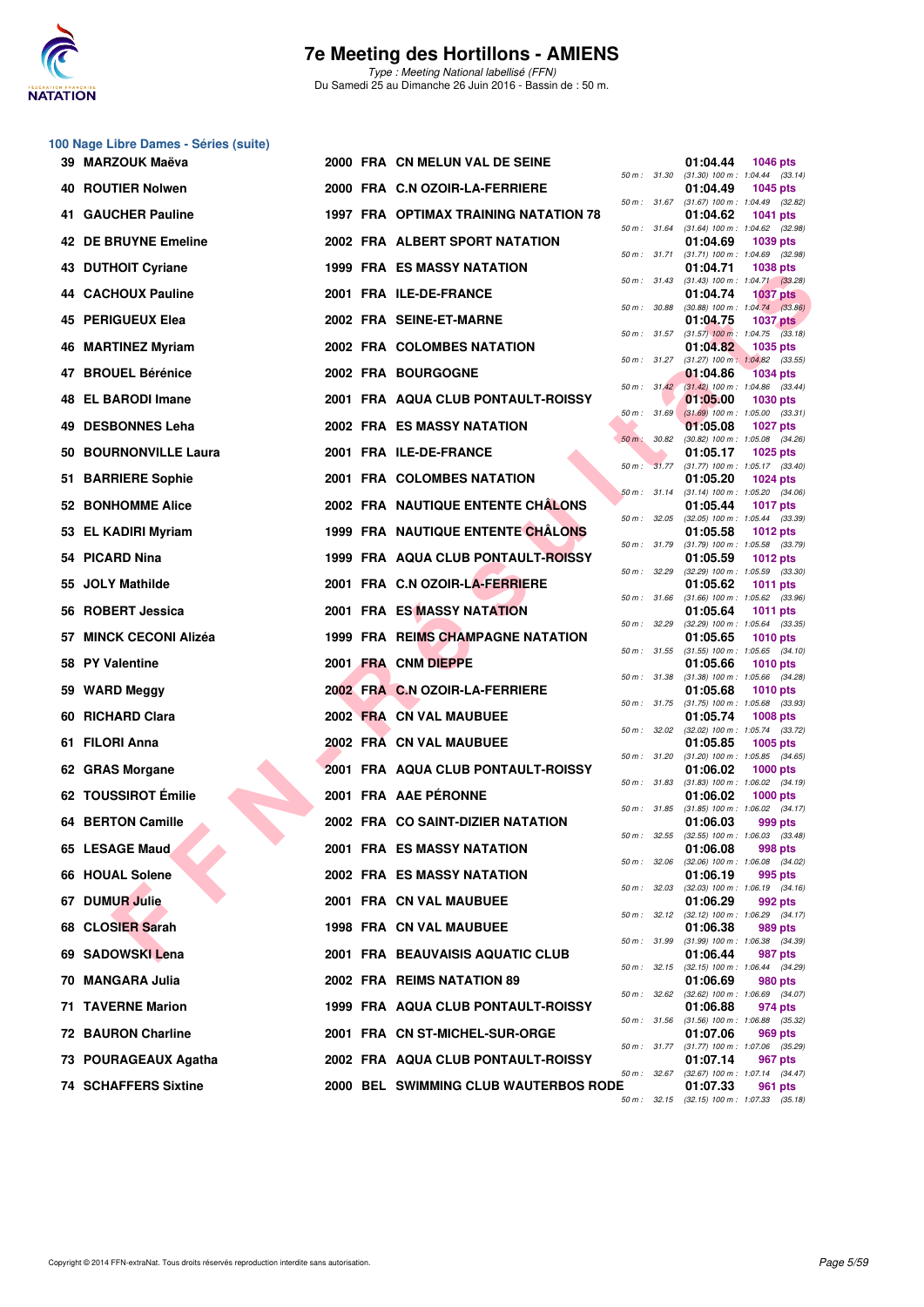## 100 Nage Libre Dames - Séries (suite)

| Rg | Nom | Année | Nat | Club | Temps | Points | 50 m | 100 m |
|---|---|---|---|---|---|---|---|---|
| 39 | MARZOUK Maëva | 2000 | FRA | CN MELUN VAL DE SEINE | 01:04.44 | 1046 pts | 31.30 | (31.30) 1:04.44 (33.14) |
| 40 | ROUTIER Nolwen | 2000 | FRA | C.N OZOIR-LA-FERRIERE | 01:04.49 | 1045 pts | 31.67 | (31.67) 1:04.49 (32.82) |
| 41 | GAUCHER Pauline | 1997 | FRA | OPTIMAX TRAINING NATATION 78 | 01:04.62 | 1041 pts | 31.64 | (31.64) 1:04.62 (32.98) |
| 42 | DE BRUYNE Emeline | 2002 | FRA | ALBERT SPORT NATATION | 01:04.69 | 1039 pts | 31.71 | (31.71) 1:04.69 (32.98) |
| 43 | DUTHOIT Cyriane | 1999 | FRA | ES MASSY NATATION | 01:04.71 | 1038 pts | 31.43 | (31.43) 1:04.71 (33.28) |
| 44 | CACHOUX Pauline | 2001 | FRA | ILE-DE-FRANCE | 01:04.74 | 1037 pts | 30.88 | (30.88) 1:04.74 (33.86) |
| 45 | PERIGUEUX Elea | 2002 | FRA | SEINE-ET-MARNE | 01:04.75 | 1037 pts | 31.57 | (31.57) 1:04.75 (33.18) |
| 46 | MARTINEZ Myriam | 2002 | FRA | COLOMBES NATATION | 01:04.82 | 1035 pts | 31.27 | (31.27) 1:04.82 (33.55) |
| 47 | BROUEL Bérénice | 2002 | FRA | BOURGOGNE | 01:04.86 | 1034 pts | 31.42 | (31.42) 1:04.86 (33.44) |
| 48 | EL BARODI Imane | 2001 | FRA | AQUA CLUB PONTAULT-ROISSY | 01:05.00 | 1030 pts | 31.69 | (31.69) 1:05.00 (33.31) |
| 49 | DESBONNES Leha | 2002 | FRA | ES MASSY NATATION | 01:05.08 | 1027 pts | 30.82 | (30.82) 1:05.08 (34.26) |
| 50 | BOURNONVILLE Laura | 2001 | FRA | ILE-DE-FRANCE | 01:05.17 | 1025 pts | 31.77 | (31.77) 1:05.17 (33.40) |
| 51 | BARRIERE Sophie | 2001 | FRA | COLOMBES NATATION | 01:05.20 | 1024 pts | 31.14 | (31.14) 1:05.20 (34.06) |
| 52 | BONHOMME Alice | 2002 | FRA | NAUTIQUE ENTENTE CHÂLONS | 01:05.44 | 1017 pts | 32.05 | (32.05) 1:05.44 (33.39) |
| 53 | EL KADIRI Myriam | 1999 | FRA | NAUTIQUE ENTENTE CHÂLONS | 01:05.58 | 1012 pts | 31.79 | (31.79) 1:05.58 (33.79) |
| 54 | PICARD Nina | 1999 | FRA | AQUA CLUB PONTAULT-ROISSY | 01:05.59 | 1012 pts | 32.29 | (32.29) 1:05.59 (33.30) |
| 55 | JOLY Mathilde | 2001 | FRA | C.N OZOIR-LA-FERRIERE | 01:05.62 | 1011 pts | 31.66 | (31.66) 1:05.62 (33.96) |
| 56 | ROBERT Jessica | 2001 | FRA | ES MASSY NATATION | 01:05.64 | 1011 pts | 32.29 | (32.29) 1:05.64 (33.35) |
| 57 | MINCK CECONI Alizéa | 1999 | FRA | REIMS CHAMPAGNE NATATION | 01:05.65 | 1010 pts | 31.55 | (31.55) 1:05.65 (34.10) |
| 58 | PY Valentine | 2001 | FRA | CNM DIEPPE | 01:05.66 | 1010 pts | 31.38 | (31.38) 1:05.66 (34.28) |
| 59 | WARD Meggy | 2002 | FRA | C.N OZOIR-LA-FERRIERE | 01:05.68 | 1010 pts | 31.75 | (31.75) 1:05.68 (33.93) |
| 60 | RICHARD Clara | 2002 | FRA | CN VAL MAUBUEE | 01:05.74 | 1008 pts | 32.02 | (32.02) 1:05.74 (33.72) |
| 61 | FILORI Anna | 2002 | FRA | CN VAL MAUBUEE | 01:05.85 | 1005 pts | 31.20 | (31.20) 1:05.85 (34.65) |
| 62 | GRAS Morgane | 2001 | FRA | AQUA CLUB PONTAULT-ROISSY | 01:06.02 | 1000 pts | 31.83 | (31.83) 1:06.02 (34.19) |
| 62 | TOUSSIROT Émilie | 2001 | FRA | AAE PÉRONNE | 01:06.02 | 1000 pts | 31.85 | (31.85) 1:06.02 (34.17) |
| 64 | BERTON Camille | 2002 | FRA | CO SAINT-DIZIER NATATION | 01:06.03 | 999 pts | 32.55 | (32.55) 1:06.03 (33.48) |
| 65 | LESAGE Maud | 2001 | FRA | ES MASSY NATATION | 01:06.08 | 998 pts | 32.06 | (32.06) 1:06.08 (34.02) |
| 66 | HOUAL Solene | 2002 | FRA | ES MASSY NATATION | 01:06.19 | 995 pts | 32.03 | (32.03) 1:06.19 (34.16) |
| 67 | DUMUR Julie | 2001 | FRA | CN VAL MAUBUEE | 01:06.29 | 992 pts | 32.12 | (32.12) 1:06.29 (34.17) |
| 68 | CLOSIER Sarah | 1998 | FRA | CN VAL MAUBUEE | 01:06.38 | 989 pts | 31.99 | (31.99) 1:06.38 (34.39) |
| 69 | SADOWSKI Lena | 2001 | FRA | BEAUVAISIS AQUATIC CLUB | 01:06.44 | 987 pts | 32.15 | (32.15) 1:06.44 (34.29) |
| 70 | MANGARA Julia | 2002 | FRA | REIMS NATATION 89 | 01:06.69 | 980 pts | 32.62 | (32.62) 1:06.69 (34.07) |
| 71 | TAVERNE Marion | 1999 | FRA | AQUA CLUB PONTAULT-ROISSY | 01:06.88 | 974 pts | 31.56 | (31.56) 1:06.88 (35.32) |
| 72 | BAURON Charline | 2001 | FRA | CN ST-MICHEL-SUR-ORGE | 01:07.06 | 969 pts | 31.77 | (31.77) 1:07.06 (35.29) |
| 73 | POURAGEAUX Agatha | 2002 | FRA | AQUA CLUB PONTAULT-ROISSY | 01:07.14 | 967 pts | 32.67 | (32.67) 1:07.14 (34.47) |
| 74 | SCHAFFERS Sixtine | 2000 | BEL | SWIMMING CLUB WAUTERBOS RODE | 01:07.33 | 961 pts | 32.15 | (32.15) 1:07.33 (35.18) |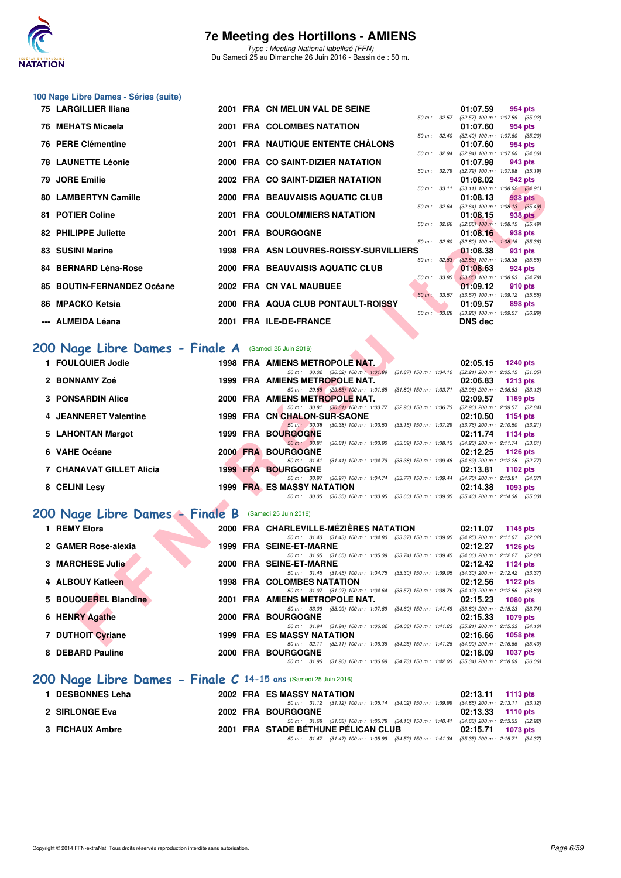# 7e Meeting des Hortillons - AMIENS

*Type : Meeting National labellisé (FFN)*
Du Samedi 25 au Dimanche 26 Juin 2016 - Bassin de : 50 m.

### 100 Nage Libre Dames - Séries (suite)

| Rang | Nom | Année | Nat | Club | Temps | Points | Splits |
|---|---|---|---|---|---|---|---|
| 75 | LARGILLIER Iliana | 2001 | FRA | CN MELUN VAL DE SEINE | 01:07.59 | 954 pts | 50 m : 32.57 (32.57) 100 m : 1:07.59 (35.02) |
| 76 | MEHATS Micaela | 2001 | FRA | COLOMBES NATATION | 01:07.60 | 954 pts | 50 m : 32.40 (32.40) 100 m : 1:07.60 (35.20) |
| 76 | PERE Clémentine | 2001 | FRA | NAUTIQUE ENTENTE CHÂLONS | 01:07.60 | 954 pts | 50 m : 32.94 (32.94) 100 m : 1:07.60 (34.66) |
| 78 | LAUNETTE Léonie | 2000 | FRA | CO SAINT-DIZIER NATATION | 01:07.98 | 943 pts | 50 m : 32.79 (32.79) 100 m : 1:07.98 (35.19) |
| 79 | JORE Emilie | 2002 | FRA | CO SAINT-DIZIER NATATION | 01:08.02 | 942 pts | 50 m : 33.11 (33.11) 100 m : 1:08.02 (34.91) |
| 80 | LAMBERTYN Camille | 2000 | FRA | BEAUVAISIS AQUATIC CLUB | 01:08.13 | 938 pts | 50 m : 32.64 (32.64) 100 m : 1:08.13 (35.49) |
| 81 | POTIER Coline | 2001 | FRA | COULOMMIERS NATATION | 01:08.15 | 938 pts | 50 m : 32.66 (32.66) 100 m : 1:08.15 (35.49) |
| 82 | PHILIPPE Juliette | 2001 | FRA | BOURGOGNE | 01:08.16 | 938 pts | 50 m : 32.80 (32.80) 100 m : 1:08.16 (35.36) |
| 83 | SUSINI Marine | 1998 | FRA | ASN LOUVRES-ROISSY-SURVILLIERS | 01:08.38 | 931 pts | 50 m : 32.83 (32.83) 100 m : 1:08.38 (35.55) |
| 84 | BERNARD Léna-Rose | 2000 | FRA | BEAUVAISIS AQUATIC CLUB | 01:08.63 | 924 pts | 50 m : 33.85 (33.85) 100 m : 1:08.63 (34.78) |
| 85 | BOUTIN-FERNANDEZ Océane | 2002 | FRA | CN VAL MAUBUEE | 01:09.12 | 910 pts | 50 m : 33.57 (33.57) 100 m : 1:09.12 (35.55) |
| 86 | MPACKO Ketsia | 2000 | FRA | AQUA CLUB PONTAULT-ROISSY | 01:09.57 | 898 pts | 50 m : 33.28 (33.28) 100 m : 1:09.57 (36.29) |
| --- | ALMEIDA Léana | 2001 | FRA | ILE-DE-FRANCE | DNS dec | | |

## 200 Nage Libre Dames - Finale A (Samedi 25 Juin 2016)

| Rang | Nom | Année | Nat | Club | Temps | Points | Splits |
|---|---|---|---|---|---|---|---|
| 1 | FOULQUIER Jodie | 1998 | FRA | AMIENS METROPOLE NAT. | 02:05.15 | 1240 pts | 50 m : 30.02 (30.02) 100 m : 1:01.89 (31.87) 150 m : 1:34.10 (32.21) 200 m : 2:05.15 (31.05) |
| 2 | BONNAMY Zoé | 1999 | FRA | AMIENS METROPOLE NAT. | 02:06.83 | 1213 pts | 50 m : 29.85 (29.85) 100 m : 1:01.65 (31.80) 150 m : 1:33.71 (32.06) 200 m : 2:06.83 (33.12) |
| 3 | PONSARDIN Alice | 2000 | FRA | AMIENS METROPOLE NAT. | 02:09.57 | 1169 pts | 50 m : 30.81 (30.81) 100 m : 1:03.77 (32.96) 150 m : 1:36.73 (32.96) 200 m : 2:09.57 (32.84) |
| 4 | JEANNERET Valentine | 1999 | FRA | CN CHALON-SUR-SAONE | 02:10.50 | 1154 pts | 50 m : 30.38 (30.38) 100 m : 1:03.53 (33.15) 150 m : 1:37.29 (33.76) 200 m : 2:10.50 (33.21) |
| 5 | LAHONTAN Margot | 1999 | FRA | BOURGOGNE | 02:11.74 | 1134 pts | 50 m : 30.81 (30.81) 100 m : 1:03.90 (33.09) 150 m : 1:38.13 (34.23) 200 m : 2:11.74 (33.61) |
| 6 | VAHE Océane | 2000 | FRA | BOURGOGNE | 02:12.25 | 1126 pts | 50 m : 31.41 (31.41) 100 m : 1:04.79 (33.38) 150 m : 1:39.48 (34.69) 200 m : 2:12.25 (32.77) |
| 7 | CHANAVAT GILLET Alicia | 1999 | FRA | BOURGOGNE | 02:13.81 | 1102 pts | 50 m : 30.97 (30.97) 100 m : 1:04.74 (33.77) 150 m : 1:39.44 (34.70) 200 m : 2:13.81 (34.37) |
| 8 | CELINI Lesy | 1999 | FRA | ES MASSY NATATION | 02:14.38 | 1093 pts | 50 m : 30.35 (30.35) 100 m : 1:03.95 (33.60) 150 m : 1:39.35 (35.40) 200 m : 2:14.38 (35.03) |

## 200 Nage Libre Dames - Finale B (Samedi 25 Juin 2016)

| Rang | Nom | Année | Nat | Club | Temps | Points | Splits |
|---|---|---|---|---|---|---|---|
| 1 | REMY Elora | 2000 | FRA | CHARLEVILLE-MÉZIÈRES NATATION | 02:11.07 | 1145 pts | 50 m : 31.43 (31.43) 100 m : 1:04.80 (33.37) 150 m : 1:39.05 (34.25) 200 m : 2:11.07 (32.02) |
| 2 | GAMER Rose-alexia | 1999 | FRA | SEINE-ET-MARNE | 02:12.27 | 1126 pts | 50 m : 31.65 (31.65) 100 m : 1:05.39 (33.74) 150 m : 1:39.45 (34.06) 200 m : 2:12.27 (32.82) |
| 3 | MARCHESE Julie | 2000 | FRA | SEINE-ET-MARNE | 02:12.42 | 1124 pts | 50 m : 31.45 (31.45) 100 m : 1:04.75 (33.30) 150 m : 1:39.05 (34.30) 200 m : 2:12.42 (33.37) |
| 4 | ALBOUY Katleen | 1998 | FRA | COLOMBES NATATION | 02:12.56 | 1122 pts | 50 m : 31.07 (31.07) 100 m : 1:04.64 (33.57) 150 m : 1:38.76 (34.12) 200 m : 2:12.56 (33.80) |
| 5 | BOUQUEREL Blandine | 2001 | FRA | AMIENS METROPOLE NAT. | 02:15.23 | 1080 pts | 50 m : 33.09 (33.09) 100 m : 1:07.69 (34.60) 150 m : 1:41.49 (33.80) 200 m : 2:15.23 (33.74) |
| 6 | HENRY Agathe | 2000 | FRA | BOURGOGNE | 02:15.33 | 1079 pts | 50 m : 31.94 (31.94) 100 m : 1:06.02 (34.08) 150 m : 1:41.23 (35.21) 200 m : 2:15.33 (34.10) |
| 7 | DUTHOIT Cyriane | 1999 | FRA | ES MASSY NATATION | 02:16.66 | 1058 pts | 50 m : 32.11 (32.11) 100 m : 1:06.36 (34.25) 150 m : 1:41.26 (34.90) 200 m : 2:16.66 (35.40) |
| 8 | DEBARD Pauline | 2000 | FRA | BOURGOGNE | 02:18.09 | 1037 pts | 50 m : 31.96 (31.96) 100 m : 1:06.69 (34.73) 150 m : 1:42.03 (35.34) 200 m : 2:18.09 (36.06) |

## 200 Nage Libre Dames - Finale C 14-15 ans (Samedi 25 Juin 2016)

| Rang | Nom | Année | Nat | Club | Temps | Points | Splits |
|---|---|---|---|---|---|---|---|
| 1 | DESBONNES Leha | 2002 | FRA | ES MASSY NATATION | 02:13.11 | 1113 pts | 50 m : 31.12 (31.12) 100 m : 1:05.14 (34.02) 150 m : 1:39.99 (34.85) 200 m : 2:13.11 (33.12) |
| 2 | SIRLONGE Eva | 2002 | FRA | BOURGOGNE | 02:13.33 | 1110 pts | 50 m : 31.68 (31.68) 100 m : 1:05.78 (34.10) 150 m : 1:40.41 (34.63) 200 m : 2:13.33 (32.92) |
| 3 | FICHAUX Ambre | 2001 | FRA | STADE BÉTHUNE PÉLICAN CLUB | 02:15.71 | 1073 pts | 50 m : 31.47 (31.47) 100 m : 1:05.99 (34.52) 150 m : 1:41.34 (35.35) 200 m : 2:15.71 (34.37) |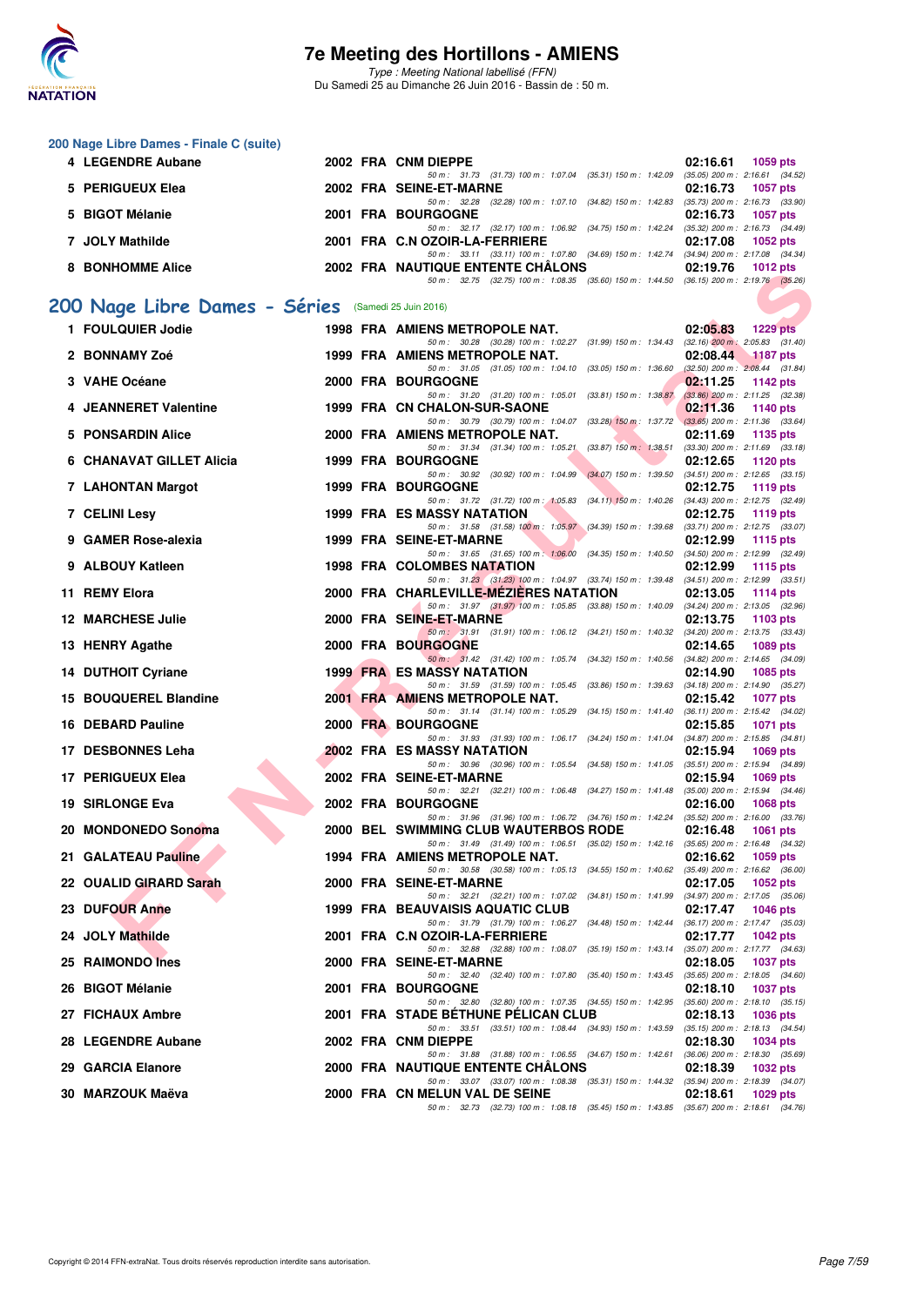## 200 Nage Libre Dames - Finale C (suite)

| Rang | Nom | Année | Nat | Club | Temps | Points |
|---|---|---|---|---|---|---|
| 4 | LEGENDRE Aubane | 2002 | FRA | CNM DIEPPE | 02:16.61 | 1059 pts |
| | *50 m : 31.73 (31.73) 100 m : 1:07.04 (35.31) 150 m : 1:42.09 (35.05) 200 m : 2:16.61 (34.52)* | | | | | |
| 5 | PERIGUEUX Elea | 2002 | FRA | SEINE-ET-MARNE | 02:16.73 | 1057 pts |
| | *50 m : 32.28 (32.28) 100 m : 1:07.10 (34.82) 150 m : 1:42.83 (35.73) 200 m : 2:16.73 (33.90)* | | | | | |
| 5 | BIGOT Mélanie | 2001 | FRA | BOURGOGNE | 02:16.73 | 1057 pts |
| | *50 m : 32.17 (32.17) 100 m : 1:06.92 (34.75) 150 m : 1:42.24 (35.32) 200 m : 2:16.73 (34.49)* | | | | | |
| 7 | JOLY Mathilde | 2001 | FRA | C.N OZOIR-LA-FERRIERE | 02:17.08 | 1052 pts |
| | *50 m : 33.11 (33.11) 100 m : 1:07.80 (34.69) 150 m : 1:42.74 (34.94) 200 m : 2:17.08 (34.34)* | | | | | |
| 8 | BONHOMME Alice | 2002 | FRA | NAUTIQUE ENTENTE CHÂLONS | 02:19.76 | 1012 pts |
| | *50 m : 32.75 (32.75) 100 m : 1:08.35 (35.60) 150 m : 1:44.50 (36.15) 200 m : 2:19.76 (35.26)* | | | | | |

## 200 Nage Libre Dames - Séries (Samedi 25 Juin 2016)

| Rang | Nom | Année | Nat | Club | Temps | Points |
|---|---|---|---|---|---|---|
| 1 | FOULQUIER Jodie | 1998 | FRA | AMIENS METROPOLE NAT. | 02:05.83 | 1229 pts |
| | *50 m : 30.28 (30.28) 100 m : 1:02.27 (31.99) 150 m : 1:34.43 (32.16) 200 m : 2:05.83 (31.40)* | | | | | |
| 2 | BONNAMY Zoé | 1999 | FRA | AMIENS METROPOLE NAT. | 02:08.44 | 1187 pts |
| | *50 m : 31.05 (31.05) 100 m : 1:04.10 (33.05) 150 m : 1:36.60 (32.50) 200 m : 2:08.44 (31.84)* | | | | | |
| 3 | VAHE Océane | 2000 | FRA | BOURGOGNE | 02:11.25 | 1142 pts |
| | *50 m : 31.20 (31.20) 100 m : 1:05.01 (33.81) 150 m : 1:38.87 (33.86) 200 m : 2:11.25 (32.38)* | | | | | |
| 4 | JEANNERET Valentine | 1999 | FRA | CN CHALON-SUR-SAONE | 02:11.36 | 1140 pts |
| | *50 m : 30.79 (30.79) 100 m : 1:04.07 (33.28) 150 m : 1:37.72 (33.65) 200 m : 2:11.36 (33.64)* | | | | | |
| 5 | PONSARDIN Alice | 2000 | FRA | AMIENS METROPOLE NAT. | 02:11.69 | 1135 pts |
| | *50 m : 31.34 (31.34) 100 m : 1:05.21 (33.87) 150 m : 1:38.51 (33.30) 200 m : 2:11.69 (33.18)* | | | | | |
| 6 | CHANAVAT GILLET Alicia | 1999 | FRA | BOURGOGNE | 02:12.65 | 1120 pts |
| | *50 m : 30.92 (30.92) 100 m : 1:04.99 (34.07) 150 m : 1:39.50 (34.51) 200 m : 2:12.65 (33.15)* | | | | | |
| 7 | LAHONTAN Margot | 1999 | FRA | BOURGOGNE | 02:12.75 | 1119 pts |
| | *50 m : 31.72 (31.72) 100 m : 1:05.83 (34.11) 150 m : 1:40.26 (34.43) 200 m : 2:12.75 (32.49)* | | | | | |
| 7 | CELINI Lesy | 1999 | FRA | ES MASSY NATATION | 02:12.75 | 1119 pts |
| | *50 m : 31.58 (31.58) 100 m : 1:05.97 (34.39) 150 m : 1:39.68 (33.71) 200 m : 2:12.75 (33.07)* | | | | | |
| 9 | GAMER Rose-alexia | 1999 | FRA | SEINE-ET-MARNE | 02:12.99 | 1115 pts |
| | *50 m : 31.65 (31.65) 100 m : 1:06.00 (34.35) 150 m : 1:40.50 (34.50) 200 m : 2:12.99 (32.49)* | | | | | |
| 9 | ALBOUY Katleen | 1998 | FRA | COLOMBES NATATION | 02:12.99 | 1115 pts |
| | *50 m : 31.23 (31.23) 100 m : 1:04.97 (33.74) 150 m : 1:39.48 (34.51) 200 m : 2:12.99 (33.51)* | | | | | |
| 11 | REMY Elora | 2000 | FRA | CHARLEVILLE-MÉZIÈRES NATATION | 02:13.05 | 1114 pts |
| | *50 m : 31.97 (31.97) 100 m : 1:05.85 (33.88) 150 m : 1:40.09 (34.24) 200 m : 2:13.05 (32.96)* | | | | | |
| 12 | MARCHESE Julie | 2000 | FRA | SEINE-ET-MARNE | 02:13.75 | 1103 pts |
| | *50 m : 31.91 (31.91) 100 m : 1:06.12 (34.21) 150 m : 1:40.32 (34.20) 200 m : 2:13.75 (33.43)* | | | | | |
| 13 | HENRY Agathe | 2000 | FRA | BOURGOGNE | 02:14.65 | 1089 pts |
| | *50 m : 31.42 (31.42) 100 m : 1:05.74 (34.32) 150 m : 1:40.56 (34.82) 200 m : 2:14.65 (34.09)* | | | | | |
| 14 | DUTHOIT Cyriane | 1999 | FRA | ES MASSY NATATION | 02:14.90 | 1085 pts |
| | *50 m : 31.59 (31.59) 100 m : 1:05.45 (33.86) 150 m : 1:39.63 (34.18) 200 m : 2:14.90 (35.27)* | | | | | |
| 15 | BOUQUEREL Blandine | 2001 | FRA | AMIENS METROPOLE NAT. | 02:15.42 | 1077 pts |
| | *50 m : 31.14 (31.14) 100 m : 1:05.29 (34.15) 150 m : 1:41.40 (36.11) 200 m : 2:15.42 (34.02)* | | | | | |
| 16 | DEBARD Pauline | 2000 | FRA | BOURGOGNE | 02:15.85 | 1071 pts |
| | *50 m : 31.93 (31.93) 100 m : 1:06.17 (34.24) 150 m : 1:41.04 (34.87) 200 m : 2:15.85 (34.81)* | | | | | |
| 17 | DESBONNES Leha | 2002 | FRA | ES MASSY NATATION | 02:15.94 | 1069 pts |
| | *50 m : 30.96 (30.96) 100 m : 1:05.54 (34.58) 150 m : 1:41.05 (35.51) 200 m : 2:15.94 (34.89)* | | | | | |
| 17 | PERIGUEUX Elea | 2002 | FRA | SEINE-ET-MARNE | 02:15.94 | 1069 pts |
| | *50 m : 32.21 (32.21) 100 m : 1:06.48 (34.27) 150 m : 1:41.48 (35.00) 200 m : 2:15.94 (34.46)* | | | | | |
| 19 | SIRLONGE Eva | 2002 | FRA | BOURGOGNE | 02:16.00 | 1068 pts |
| | *50 m : 31.96 (31.96) 100 m : 1:06.72 (34.76) 150 m : 1:42.24 (35.52) 200 m : 2:16.00 (33.76)* | | | | | |
| 20 | MONDONEDO Sonoma | 2000 | BEL | SWIMMING CLUB WAUTERBOS RODE | 02:16.48 | 1061 pts |
| | *50 m : 31.49 (31.49) 100 m : 1:06.51 (35.02) 150 m : 1:42.16 (35.65) 200 m : 2:16.48 (34.32)* | | | | | |
| 21 | GALATEAU Pauline | 1994 | FRA | AMIENS METROPOLE NAT. | 02:16.62 | 1059 pts |
| | *50 m : 30.58 (30.58) 100 m : 1:05.13 (34.55) 150 m : 1:40.62 (35.49) 200 m : 2:16.62 (36.00)* | | | | | |
| 22 | OUALID GIRARD Sarah | 2000 | FRA | SEINE-ET-MARNE | 02:17.05 | 1052 pts |
| | *50 m : 32.21 (32.21) 100 m : 1:07.02 (34.81) 150 m : 1:41.99 (34.97) 200 m : 2:17.05 (35.06)* | | | | | |
| 23 | DUFOUR Anne | 1999 | FRA | BEAUVAISIS AQUATIC CLUB | 02:17.47 | 1046 pts |
| | *50 m : 31.79 (31.79) 100 m : 1:06.27 (34.48) 150 m : 1:42.44 (36.17) 200 m : 2:17.47 (35.03)* | | | | | |
| 24 | JOLY Mathilde | 2001 | FRA | C.N OZOIR-LA-FERRIERE | 02:17.77 | 1042 pts |
| | *50 m : 32.88 (32.88) 100 m : 1:08.07 (35.19) 150 m : 1:43.14 (35.07) 200 m : 2:17.77 (34.63)* | | | | | |
| 25 | RAIMONDO Ines | 2000 | FRA | SEINE-ET-MARNE | 02:18.05 | 1037 pts |
| | *50 m : 32.40 (32.40) 100 m : 1:07.80 (35.40) 150 m : 1:43.45 (35.65) 200 m : 2:18.05 (34.60)* | | | | | |
| 26 | BIGOT Mélanie | 2001 | FRA | BOURGOGNE | 02:18.10 | 1037 pts |
| | *50 m : 32.80 (32.80) 100 m : 1:07.35 (34.55) 150 m : 1:42.95 (35.60) 200 m : 2:18.10 (35.15)* | | | | | |
| 27 | FICHAUX Ambre | 2001 | FRA | STADE BÉTHUNE PÉLICAN CLUB | 02:18.13 | 1036 pts |
| | *50 m : 33.51 (33.51) 100 m : 1:08.44 (34.93) 150 m : 1:43.59 (35.15) 200 m : 2:18.13 (34.54)* | | | | | |
| 28 | LEGENDRE Aubane | 2002 | FRA | CNM DIEPPE | 02:18.30 | 1034 pts |
| | *50 m : 31.88 (31.88) 100 m : 1:06.55 (34.67) 150 m : 1:42.61 (36.06) 200 m : 2:18.30 (35.69)* | | | | | |
| 29 | GARCIA Elanore | 2000 | FRA | NAUTIQUE ENTENTE CHÂLONS | 02:18.39 | 1032 pts |
| | *50 m : 33.07 (33.07) 100 m : 1:08.38 (35.31) 150 m : 1:44.32 (35.94) 200 m : 2:18.39 (34.07)* | | | | | |
| 30 | MARZOUK Maëva | 2000 | FRA | CN MELUN VAL DE SEINE | 02:18.61 | 1029 pts |
| | *50 m : 32.73 (32.73) 100 m : 1:08.18 (35.45) 150 m : 1:43.85 (35.67) 200 m : 2:18.61 (34.76)* | | | | | |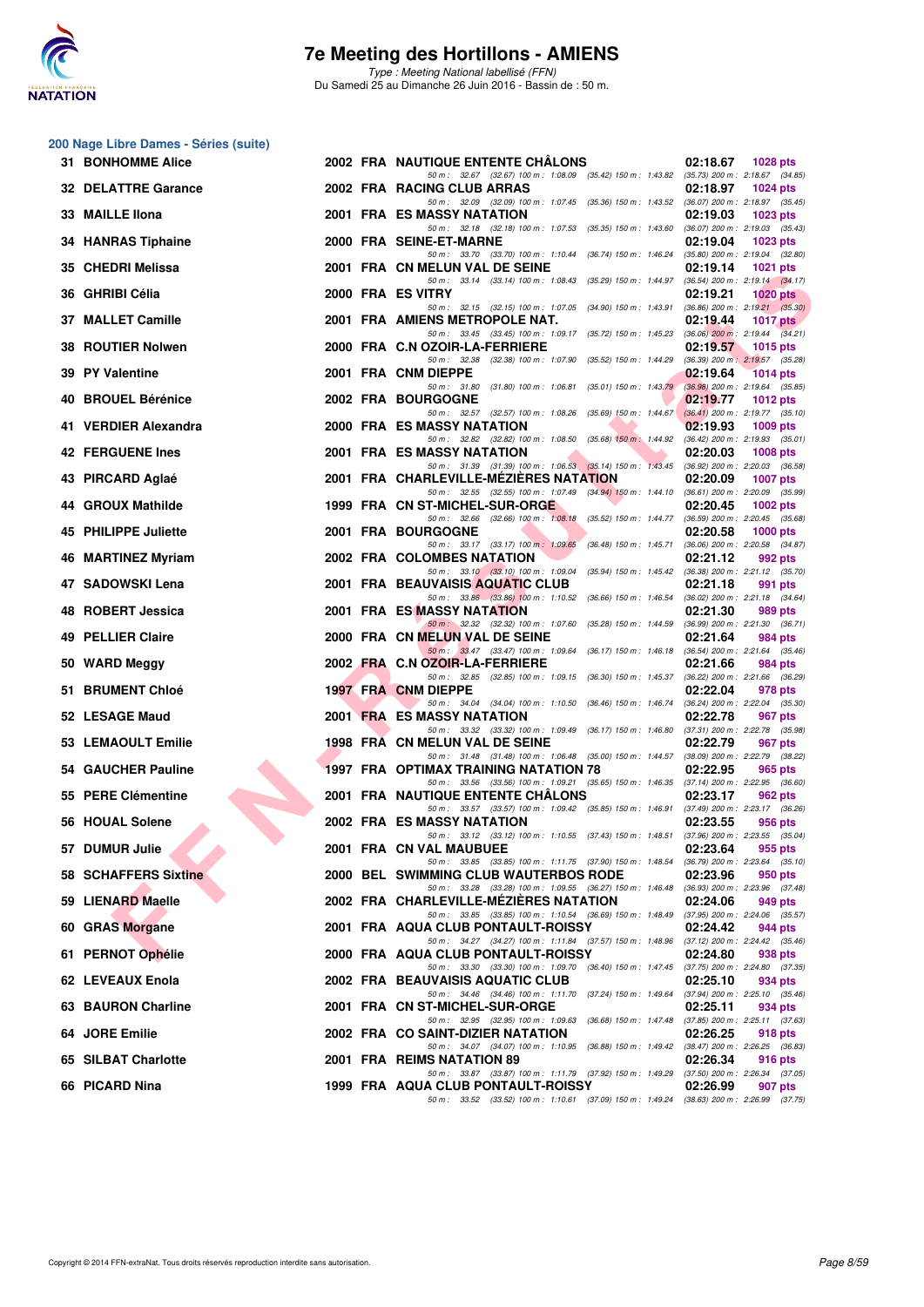## 200 Nage Libre Dames - Séries (suite)

| Rg | Nom | Année | Nat | Club | Temps | Points |
|---|---|---|---|---|---|---|
| 31 | BONHOMME Alice | 2002 | FRA | NAUTIQUE ENTENTE CHÂLONS | 02:18.67 | 1028 pts |
| | 50 m : 32.67 (32.67) 100 m : 1:08.09 (35.42) 150 m : 1:43.82 (35.73) 200 m : 2:18.67 (34.85) | | | | | |
| 32 | DELATTRE Garance | 2002 | FRA | RACING CLUB ARRAS | 02:18.97 | 1024 pts |
| | 50 m : 32.09 (32.09) 100 m : 1:07.45 (35.36) 150 m : 1:43.52 (36.07) 200 m : 2:18.97 (35.45) | | | | | |
| 33 | MAILLE Ilona | 2001 | FRA | ES MASSY NATATION | 02:19.03 | 1023 pts |
| | 50 m : 32.18 (32.18) 100 m : 1:07.53 (35.35) 150 m : 1:43.60 (36.07) 200 m : 2:19.03 (35.43) | | | | | |
| 34 | HANRAS Tiphaine | 2000 | FRA | SEINE-ET-MARNE | 02:19.04 | 1023 pts |
| | 50 m : 33.70 (33.70) 100 m : 1:10.44 (36.74) 150 m : 1:46.24 (35.80) 200 m : 2:19.04 (32.80) | | | | | |
| 35 | CHEDRI Melissa | 2001 | FRA | CN MELUN VAL DE SEINE | 02:19.14 | 1021 pts |
| | 50 m : 33.14 (33.14) 100 m : 1:08.43 (35.29) 150 m : 1:44.97 (36.54) 200 m : 2:19.14 (34.17) | | | | | |
| 36 | GHRIBI Célia | 2000 | FRA | ES VITRY | 02:19.21 | 1020 pts |
| | 50 m : 32.15 (32.15) 100 m : 1:07.05 (34.90) 150 m : 1:43.91 (36.86) 200 m : 2:19.21 (35.30) | | | | | |
| 37 | MALLET Camille | 2001 | FRA | AMIENS METROPOLE NAT. | 02:19.44 | 1017 pts |
| | 50 m : 33.45 (33.45) 100 m : 1:09.17 (35.72) 150 m : 1:45.23 (36.06) 200 m : 2:19.44 (34.21) | | | | | |
| 38 | ROUTIER Nolwen | 2000 | FRA | C.N OZOIR-LA-FERRIERE | 02:19.57 | 1015 pts |
| | 50 m : 32.38 (32.38) 100 m : 1:07.90 (35.52) 150 m : 1:44.29 (36.39) 200 m : 2:19.57 (35.28) | | | | | |
| 39 | PY Valentine | 2001 | FRA | CNM DIEPPE | 02:19.64 | 1014 pts |
| | 50 m : 31.80 (31.80) 100 m : 1:06.81 (35.01) 150 m : 1:43.79 (36.98) 200 m : 2:19.64 (35.85) | | | | | |
| 40 | BROUEL Bérénice | 2002 | FRA | BOURGOGNE | 02:19.77 | 1012 pts |
| | 50 m : 32.57 (32.57) 100 m : 1:08.26 (35.69) 150 m : 1:44.67 (36.41) 200 m : 2:19.77 (35.10) | | | | | |
| 41 | VERDIER Alexandra | 2000 | FRA | ES MASSY NATATION | 02:19.93 | 1009 pts |
| | 50 m : 32.82 (32.82) 100 m : 1:08.50 (35.68) 150 m : 1:44.92 (36.42) 200 m : 2:19.93 (35.01) | | | | | |
| 42 | FERGUENE Ines | 2001 | FRA | ES MASSY NATATION | 02:20.03 | 1008 pts |
| | 50 m : 31.39 (31.39) 100 m : 1:06.53 (35.14) 150 m : 1:43.45 (36.92) 200 m : 2:20.03 (36.58) | | | | | |
| 43 | PIRCARD Aglaé | 2001 | FRA | CHARLEVILLE-MÉZIÈRES NATATION | 02:20.09 | 1007 pts |
| | 50 m : 32.55 (32.55) 100 m : 1:07.49 (34.94) 150 m : 1:44.10 (36.61) 200 m : 2:20.09 (35.99) | | | | | |
| 44 | GROUX Mathilde | 1999 | FRA | CN ST-MICHEL-SUR-ORGE | 02:20.45 | 1002 pts |
| | 50 m : 32.66 (32.66) 100 m : 1:08.18 (35.52) 150 m : 1:44.77 (36.59) 200 m : 2:20.45 (35.68) | | | | | |
| 45 | PHILIPPE Juliette | 2001 | FRA | BOURGOGNE | 02:20.58 | 1000 pts |
| | 50 m : 33.17 (33.17) 100 m : 1:09.65 (36.48) 150 m : 1:45.71 (36.06) 200 m : 2:20.58 (34.87) | | | | | |
| 46 | MARTINEZ Myriam | 2002 | FRA | COLOMBES NATATION | 02:21.12 | 992 pts |
| | 50 m : 33.10 (33.10) 100 m : 1:09.04 (35.94) 150 m : 1:45.42 (36.38) 200 m : 2:21.12 (35.70) | | | | | |
| 47 | SADOWSKI Lena | 2001 | FRA | BEAUVAISIS AQUATIC CLUB | 02:21.18 | 991 pts |
| | 50 m : 33.86 (33.86) 100 m : 1:10.52 (36.66) 150 m : 1:46.54 (36.02) 200 m : 2:21.18 (34.64) | | | | | |
| 48 | ROBERT Jessica | 2001 | FRA | ES MASSY NATATION | 02:21.30 | 989 pts |
| | 50 m : 32.32 (32.32) 100 m : 1:07.60 (35.28) 150 m : 1:44.59 (36.99) 200 m : 2:21.30 (36.71) | | | | | |
| 49 | PELLIER Claire | 2000 | FRA | CN MELUN VAL DE SEINE | 02:21.64 | 984 pts |
| | 50 m : 33.47 (33.47) 100 m : 1:09.64 (36.17) 150 m : 1:46.18 (36.54) 200 m : 2:21.64 (35.46) | | | | | |
| 50 | WARD Meggy | 2002 | FRA | C.N OZOIR-LA-FERRIERE | 02:21.66 | 984 pts |
| | 50 m : 32.85 (32.85) 100 m : 1:09.15 (36.30) 150 m : 1:45.37 (36.22) 200 m : 2:21.66 (36.29) | | | | | |
| 51 | BRUMENT Chloé | 1997 | FRA | CNM DIEPPE | 02:22.04 | 978 pts |
| | 50 m : 34.04 (34.04) 100 m : 1:10.50 (36.46) 150 m : 1:46.74 (36.24) 200 m : 2:22.04 (35.30) | | | | | |
| 52 | LESAGE Maud | 2001 | FRA | ES MASSY NATATION | 02:22.78 | 967 pts |
| | 50 m : 33.32 (33.32) 100 m : 1:09.49 (36.17) 150 m : 1:46.80 (37.31) 200 m : 2:22.78 (35.98) | | | | | |
| 53 | LEMAOULT Emilie | 1998 | FRA | CN MELUN VAL DE SEINE | 02:22.79 | 967 pts |
| | 50 m : 31.48 (31.48) 100 m : 1:06.48 (35.00) 150 m : 1:44.57 (38.09) 200 m : 2:22.79 (38.22) | | | | | |
| 54 | GAUCHER Pauline | 1997 | FRA | OPTIMAX TRAINING NATATION 78 | 02:22.95 | 965 pts |
| | 50 m : 33.56 (33.56) 100 m : 1:09.21 (35.65) 150 m : 1:46.35 (37.14) 200 m : 2:22.95 (36.60) | | | | | |
| 55 | PERE Clémentine | 2001 | FRA | NAUTIQUE ENTENTE CHÂLONS | 02:23.17 | 962 pts |
| | 50 m : 33.57 (33.57) 100 m : 1:09.42 (35.85) 150 m : 1:46.91 (37.49) 200 m : 2:23.17 (36.26) | | | | | |
| 56 | HOUAL Solene | 2002 | FRA | ES MASSY NATATION | 02:23.55 | 956 pts |
| | 50 m : 33.12 (33.12) 100 m : 1:10.55 (37.43) 150 m : 1:48.51 (37.96) 200 m : 2:23.55 (35.04) | | | | | |
| 57 | DUMUR Julie | 2001 | FRA | CN VAL MAUBUEE | 02:23.64 | 955 pts |
| | 50 m : 33.85 (33.85) 100 m : 1:11.75 (37.90) 150 m : 1:48.54 (36.79) 200 m : 2:23.64 (35.10) | | | | | |
| 58 | SCHAFFERS Sixtine | 2000 | BEL | SWIMMING CLUB WAUTERBOS RODE | 02:23.96 | 950 pts |
| | 50 m : 33.28 (33.28) 100 m : 1:09.55 (36.27) 150 m : 1:46.48 (36.93) 200 m : 2:23.96 (37.48) | | | | | |
| 59 | LIENARD Maelle | 2002 | FRA | CHARLEVILLE-MÉZIÈRES NATATION | 02:24.06 | 949 pts |
| | 50 m : 33.85 (33.85) 100 m : 1:10.54 (36.69) 150 m : 1:48.49 (37.95) 200 m : 2:24.06 (35.57) | | | | | |
| 60 | GRAS Morgane | 2001 | FRA | AQUA CLUB PONTAULT-ROISSY | 02:24.42 | 944 pts |
| | 50 m : 34.27 (34.27) 100 m : 1:11.84 (37.57) 150 m : 1:48.96 (37.12) 200 m : 2:24.42 (35.46) | | | | | |
| 61 | PERNOT Ophélie | 2000 | FRA | AQUA CLUB PONTAULT-ROISSY | 02:24.80 | 938 pts |
| | 50 m : 33.30 (33.30) 100 m : 1:09.70 (36.40) 150 m : 1:47.45 (37.75) 200 m : 2:24.80 (37.35) | | | | | |
| 62 | LEVEAUX Enola | 2002 | FRA | BEAUVAISIS AQUATIC CLUB | 02:25.10 | 934 pts |
| | 50 m : 34.46 (34.46) 100 m : 1:11.70 (37.24) 150 m : 1:49.64 (37.94) 200 m : 2:25.10 (35.46) | | | | | |
| 63 | BAURON Charline | 2001 | FRA | CN ST-MICHEL-SUR-ORGE | 02:25.11 | 934 pts |
| | 50 m : 32.95 (32.95) 100 m : 1:09.63 (36.68) 150 m : 1:47.48 (37.85) 200 m : 2:25.11 (37.63) | | | | | |
| 64 | JORE Emilie | 2002 | FRA | CO SAINT-DIZIER NATATION | 02:26.25 | 918 pts |
| | 50 m : 34.07 (34.07) 100 m : 1:10.95 (36.88) 150 m : 1:49.42 (38.47) 200 m : 2:26.25 (36.83) | | | | | |
| 65 | SILBAT Charlotte | 2001 | FRA | REIMS NATATION 89 | 02:26.34 | 916 pts |
| | 50 m : 33.87 (33.87) 100 m : 1:11.79 (37.92) 150 m : 1:49.29 (37.50) 200 m : 2:26.34 (37.05) | | | | | |
| 66 | PICARD Nina | 1999 | FRA | AQUA CLUB PONTAULT-ROISSY | 02:26.99 | 907 pts |
| | 50 m : 33.52 (33.52) 100 m : 1:10.61 (37.09) 150 m : 1:49.24 (38.63) 200 m : 2:26.99 (37.75) | | | | | |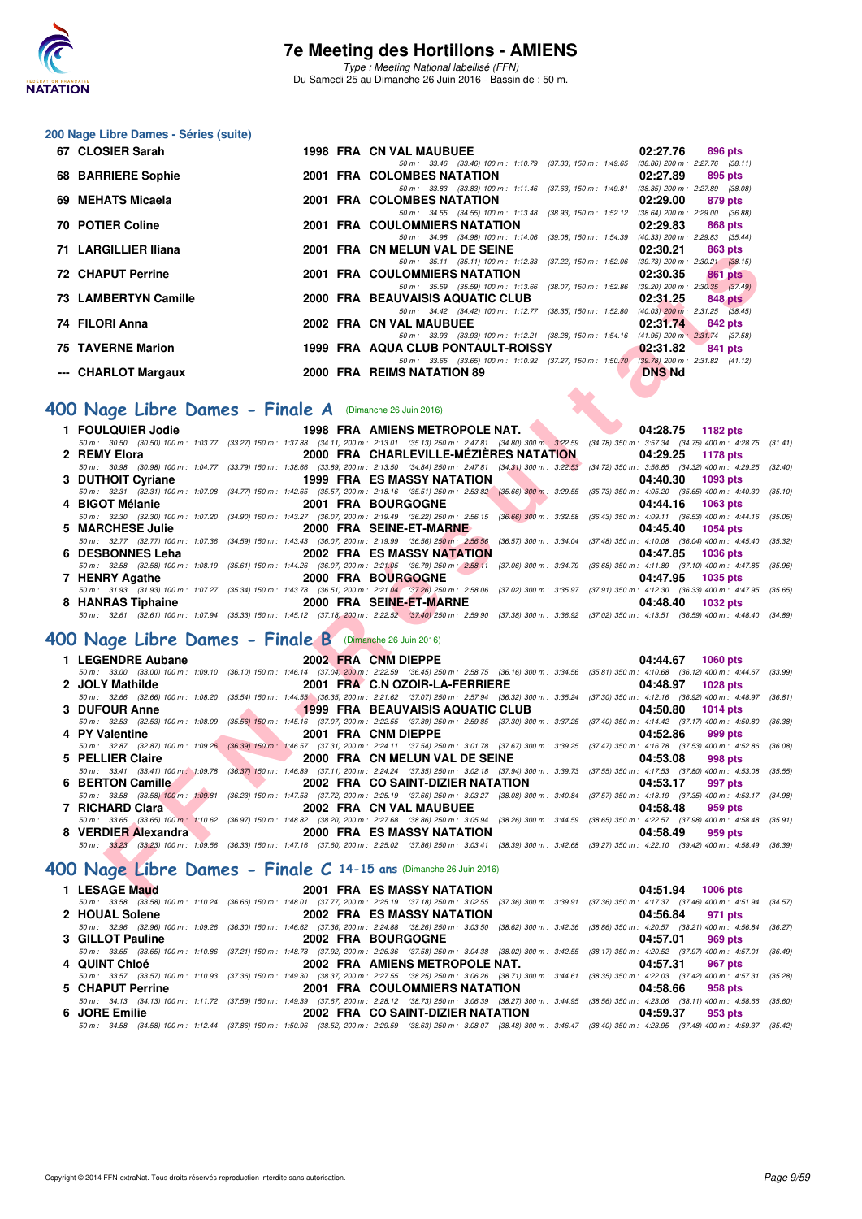# 7e Meeting des Hortillons - AMIENS

*Type : Meeting National labellisé (FFN)*
Du Samedi 25 au Dimanche 26 Juin 2016 - Bassin de : 50 m.

### 200 Nage Libre Dames - Séries (suite)

| Rg | Nom | Année | Nat | Club | Temps | Points |
|---|---|---|---|---|---|---|
| 67 | CLOSIER Sarah | 1998 | FRA | CN VAL MAUBUEE | 02:27.76 | 896 pts |
| | 50 m : 33.46 (33.46) 100 m : 1:10.79 (37.33) 150 m : 1:49.65 (38.86) 200 m : 2:27.76 (38.11) | | | | | |
| 68 | BARRIERE Sophie | 2001 | FRA | COLOMBES NATATION | 02:27.89 | 895 pts |
| | 50 m : 33.83 (33.83) 100 m : 1:11.46 (37.63) 150 m : 1:49.81 (38.35) 200 m : 2:27.89 (38.08) | | | | | |
| 69 | MEHATS Micaela | 2001 | FRA | COLOMBES NATATION | 02:29.00 | 879 pts |
| | 50 m : 34.55 (34.55) 100 m : 1:13.48 (38.93) 150 m : 1:52.12 (38.64) 200 m : 2:29.00 (36.88) | | | | | |
| 70 | POTIER Coline | 2001 | FRA | COULOMMIERS NATATION | 02:29.83 | 868 pts |
| | 50 m : 34.98 (34.98) 100 m : 1:14.06 (39.08) 150 m : 1:54.39 (40.33) 200 m : 2:29.83 (35.44) | | | | | |
| 71 | LARGILLIER Iliana | 2001 | FRA | CN MELUN VAL DE SEINE | 02:30.21 | 863 pts |
| | 50 m : 35.11 (35.11) 100 m : 1:12.33 (37.22) 150 m : 1:52.06 (39.73) 200 m : 2:30.21 (38.15) | | | | | |
| 72 | CHAPUT Perrine | 2001 | FRA | COULOMMIERS NATATION | 02:30.35 | 861 pts |
| | 50 m : 35.59 (35.59) 100 m : 1:13.66 (38.07) 150 m : 1:52.86 (39.20) 200 m : 2:30.35 (37.49) | | | | | |
| 73 | LAMBERTYN Camille | 2000 | FRA | BEAUVAISIS AQUATIC CLUB | 02:31.25 | 848 pts |
| | 50 m : 34.42 (34.42) 100 m : 1:12.77 (38.35) 150 m : 1:52.80 (40.03) 200 m : 2:31.25 (38.45) | | | | | |
| 74 | FILORI Anna | 2002 | FRA | CN VAL MAUBUEE | 02:31.74 | 842 pts |
| | 50 m : 33.93 (33.93) 100 m : 1:12.21 (38.28) 150 m : 1:54.16 (41.95) 200 m : 2:31.74 (37.58) | | | | | |
| 75 | TAVERNE Marion | 1999 | FRA | AQUA CLUB PONTAULT-ROISSY | 02:31.82 | 841 pts |
| | 50 m : 33.65 (33.65) 100 m : 1:10.92 (37.27) 150 m : 1:50.70 (39.78) 200 m : 2:31.82 (41.12) | | | | | |
| --- | CHARLOT Margaux | 2000 | FRA | REIMS NATATION 89 | DNS Nd | |

## 400 Nage Libre Dames - Finale A (Dimanche 26 Juin 2016)

| Rg | Nom | Année | Nat | Club | Temps | Points |
|---|---|---|---|---|---|---|
| 1 | FOULQUIER Jodie | 1998 | FRA | AMIENS METROPOLE NAT. | 04:28.75 | 1182 pts |
| | 50 m : 30.50 (30.50) 100 m : 1:03.77 (33.27) 150 m : 1:37.88 (34.11) 200 m : 2:13.01 (35.13) 250 m : 2:47.81 (34.80) 300 m : 3:22.59 (34.78) 350 m : 3:57.34 (34.75) 400 m : 4:28.75 (31.41) | | | | | |
| 2 | REMY Elora | 2000 | FRA | CHARLEVILLE-MÉZIÈRES NATATION | 04:29.25 | 1178 pts |
| | 50 m : 30.98 (30.98) 100 m : 1:04.77 (33.79) 150 m : 1:38.66 (33.89) 200 m : 2:13.50 (34.84) 250 m : 2:47.81 (34.31) 300 m : 3:22.53 (34.72) 350 m : 3:56.85 (34.32) 400 m : 4:29.25 (32.40) | | | | | |
| 3 | DUTHOIT Cyriane | 1999 | FRA | ES MASSY NATATION | 04:40.30 | 1093 pts |
| | 50 m : 32.31 (32.31) 100 m : 1:07.08 (34.77) 150 m : 1:42.65 (35.57) 200 m : 2:18.16 (35.51) 250 m : 2:53.82 (35.66) 300 m : 3:29.55 (35.73) 350 m : 4:05.20 (35.65) 400 m : 4:40.30 (35.10) | | | | | |
| 4 | BIGOT Mélanie | 2001 | FRA | BOURGOGNE | 04:44.16 | 1063 pts |
| | 50 m : 32.30 (32.30) 100 m : 1:07.20 (34.90) 150 m : 1:43.27 (36.07) 200 m : 2:19.49 (36.22) 250 m : 2:56.15 (36.66) 300 m : 3:32.58 (36.43) 350 m : 4:09.11 (36.53) 400 m : 4:44.16 (35.05) | | | | | |
| 5 | MARCHESE Julie | 2000 | FRA | SEINE-ET-MARNE | 04:45.40 | 1054 pts |
| | 50 m : 32.77 (32.77) 100 m : 1:07.36 (34.59) 150 m : 1:43.43 (36.07) 200 m : 2:19.99 (36.56) 250 m : 2:56.56 (36.57) 300 m : 3:34.04 (37.48) 350 m : 4:10.08 (36.04) 400 m : 4:45.40 (35.32) | | | | | |
| 6 | DESBONNES Leha | 2002 | FRA | ES MASSY NATATION | 04:47.85 | 1036 pts |
| | 50 m : 32.58 (32.58) 100 m : 1:08.19 (35.61) 150 m : 1:44.26 (36.07) 200 m : 2:21.05 (36.79) 250 m : 2:58.11 (37.06) 300 m : 3:34.79 (36.68) 350 m : 4:11.89 (37.10) 400 m : 4:47.85 (35.96) | | | | | |
| 7 | HENRY Agathe | 2000 | FRA | BOURGOGNE | 04:47.95 | 1035 pts |
| | 50 m : 31.93 (31.93) 100 m : 1:07.27 (35.34) 150 m : 1:43.78 (36.51) 200 m : 2:21.04 (37.26) 250 m : 2:58.06 (37.02) 300 m : 3:35.97 (37.91) 350 m : 4:12.30 (36.33) 400 m : 4:47.95 (35.65) | | | | | |
| 8 | HANRAS Tiphaine | 2000 | FRA | SEINE-ET-MARNE | 04:48.40 | 1032 pts |
| | 50 m : 32.61 (32.61) 100 m : 1:07.94 (35.33) 150 m : 1:45.12 (37.18) 200 m : 2:22.52 (37.40) 250 m : 2:59.90 (37.38) 300 m : 3:36.92 (37.02) 350 m : 4:13.51 (36.59) 400 m : 4:48.40 (34.89) | | | | | |

## 400 Nage Libre Dames - Finale B (Dimanche 26 Juin 2016)

| Rg | Nom | Année | Nat | Club | Temps | Points |
|---|---|---|---|---|---|---|
| 1 | LEGENDRE Aubane | 2002 | FRA | CNM DIEPPE | 04:44.67 | 1060 pts |
| | 50 m : 33.00 (33.00) 100 m : 1:09.10 (36.10) 150 m : 1:46.14 (37.04) 200 m : 2:22.59 (36.45) 250 m : 2:58.75 (36.16) 300 m : 3:34.56 (35.81) 350 m : 4:10.68 (36.12) 400 m : 4:44.67 (33.99) | | | | | |
| 2 | JOLY Mathilde | 2001 | FRA | C.N OZOIR-LA-FERRIERE | 04:48.97 | 1028 pts |
| | 50 m : 32.66 (32.66) 100 m : 1:08.20 (35.54) 150 m : 1:44.55 (36.35) 200 m : 2:21.62 (37.07) 250 m : 2:57.94 (36.32) 300 m : 3:35.24 (37.30) 350 m : 4:12.16 (36.92) 400 m : 4:48.97 (36.81) | | | | | |
| 3 | DUFOUR Anne | 1999 | FRA | BEAUVAISIS AQUATIC CLUB | 04:50.80 | 1014 pts |
| | 50 m : 32.53 (32.53) 100 m : 1:08.09 (35.56) 150 m : 1:45.16 (37.07) 200 m : 2:22.55 (37.39) 250 m : 2:59.85 (37.30) 300 m : 3:37.25 (37.40) 350 m : 4:14.42 (37.17) 400 m : 4:50.80 (36.38) | | | | | |
| 4 | PY Valentine | 2001 | FRA | CNM DIEPPE | 04:52.86 | 999 pts |
| | 50 m : 32.87 (32.87) 100 m : 1:09.26 (36.39) 150 m : 1:46.57 (37.31) 200 m : 2:24.11 (37.54) 250 m : 3:01.78 (37.67) 300 m : 3:39.25 (37.47) 350 m : 4:16.78 (37.53) 400 m : 4:52.86 (36.08) | | | | | |
| 5 | PELLIER Claire | 2000 | FRA | CN MELUN VAL DE SEINE | 04:53.08 | 998 pts |
| | 50 m : 33.41 (33.41) 100 m : 1:09.78 (36.37) 150 m : 1:46.89 (37.11) 200 m : 2:24.24 (37.35) 250 m : 3:02.18 (37.94) 300 m : 3:39.73 (37.55) 350 m : 4:17.53 (37.80) 400 m : 4:53.08 (35.55) | | | | | |
| 6 | BERTON Camille | 2002 | FRA | CO SAINT-DIZIER NATATION | 04:53.17 | 997 pts |
| | 50 m : 33.58 (33.58) 100 m : 1:09.81 (36.23) 150 m : 1:47.53 (37.72) 200 m : 2:25.19 (37.66) 250 m : 3:03.27 (38.08) 300 m : 3:40.84 (37.57) 350 m : 4:18.19 (37.35) 400 m : 4:53.17 (34.98) | | | | | |
| 7 | RICHARD Clara | 2002 | FRA | CN VAL MAUBUEE | 04:58.48 | 959 pts |
| | 50 m : 33.65 (33.65) 100 m : 1:10.62 (36.97) 150 m : 1:48.82 (38.20) 200 m : 2:27.68 (38.86) 250 m : 3:05.94 (38.26) 300 m : 3:44.59 (38.65) 350 m : 4:22.57 (37.98) 400 m : 4:58.48 (35.91) | | | | | |
| 8 | VERDIER Alexandra | 2000 | FRA | ES MASSY NATATION | 04:58.49 | 959 pts |
| | 50 m : 33.23 (33.23) 100 m : 1:09.56 (36.33) 150 m : 1:47.16 (37.60) 200 m : 2:25.02 (37.86) 250 m : 3:03.41 (38.39) 300 m : 3:42.68 (39.27) 350 m : 4:22.10 (39.42) 400 m : 4:58.49 (36.39) | | | | | |

## 400 Nage Libre Dames - Finale C 14-15 ans (Dimanche 26 Juin 2016)

| Rg | Nom | Année | Nat | Club | Temps | Points |
|---|---|---|---|---|---|---|
| 1 | LESAGE Maud | 2001 | FRA | ES MASSY NATATION | 04:51.94 | 1006 pts |
| | 50 m : 33.58 (33.58) 100 m : 1:10.24 (36.66) 150 m : 1:48.01 (37.77) 200 m : 2:25.19 (37.18) 250 m : 3:02.55 (37.36) 300 m : 3:39.91 (37.36) 350 m : 4:17.37 (37.46) 400 m : 4:51.94 (34.57) | | | | | |
| 2 | HOUAL Solene | 2002 | FRA | ES MASSY NATATION | 04:56.84 | 971 pts |
| | 50 m : 32.96 (32.96) 100 m : 1:09.26 (36.30) 150 m : 1:46.62 (37.36) 200 m : 2:24.88 (38.26) 250 m : 3:03.50 (38.62) 300 m : 3:42.36 (38.86) 350 m : 4:20.57 (38.21) 400 m : 4:56.84 (36.27) | | | | | |
| 3 | GILLOT Pauline | 2002 | FRA | BOURGOGNE | 04:57.01 | 969 pts |
| | 50 m : 33.65 (33.65) 100 m : 1:10.86 (37.21) 150 m : 1:48.78 (37.92) 200 m : 2:26.36 (37.58) 250 m : 3:04.38 (38.02) 300 m : 3:42.55 (38.17) 350 m : 4:20.52 (37.97) 400 m : 4:57.01 (36.49) | | | | | |
| 4 | QUINT Chloé | 2002 | FRA | AMIENS METROPOLE NAT. | 04:57.31 | 967 pts |
| | 50 m : 33.57 (33.57) 100 m : 1:10.93 (37.36) 150 m : 1:49.30 (38.37) 200 m : 2:27.55 (38.25) 250 m : 3:06.26 (38.71) 300 m : 3:44.61 (38.35) 350 m : 4:22.03 (37.42) 400 m : 4:57.31 (35.28) | | | | | |
| 5 | CHAPUT Perrine | 2001 | FRA | COULOMMIERS NATATION | 04:58.66 | 958 pts |
| | 50 m : 34.13 (34.13) 100 m : 1:11.72 (37.59) 150 m : 1:49.39 (37.67) 200 m : 2:28.12 (38.73) 250 m : 3:06.39 (38.27) 300 m : 3:44.95 (38.56) 350 m : 4:23.06 (38.11) 400 m : 4:58.66 (35.60) | | | | | |
| 6 | JORE Emilie | 2002 | FRA | CO SAINT-DIZIER NATATION | 04:59.37 | 953 pts |
| | 50 m : 34.58 (34.58) 100 m : 1:12.44 (37.86) 150 m : 1:50.96 (38.52) 200 m : 2:29.59 (38.63) 250 m : 3:08.07 (38.48) 300 m : 3:46.47 (38.40) 350 m : 4:23.95 (37.48) 400 m : 4:59.37 (35.42) | | | | | |

Copyright © 2014 FFN-extraNat. Tous droits réservés reproduction interdite sans autorisation.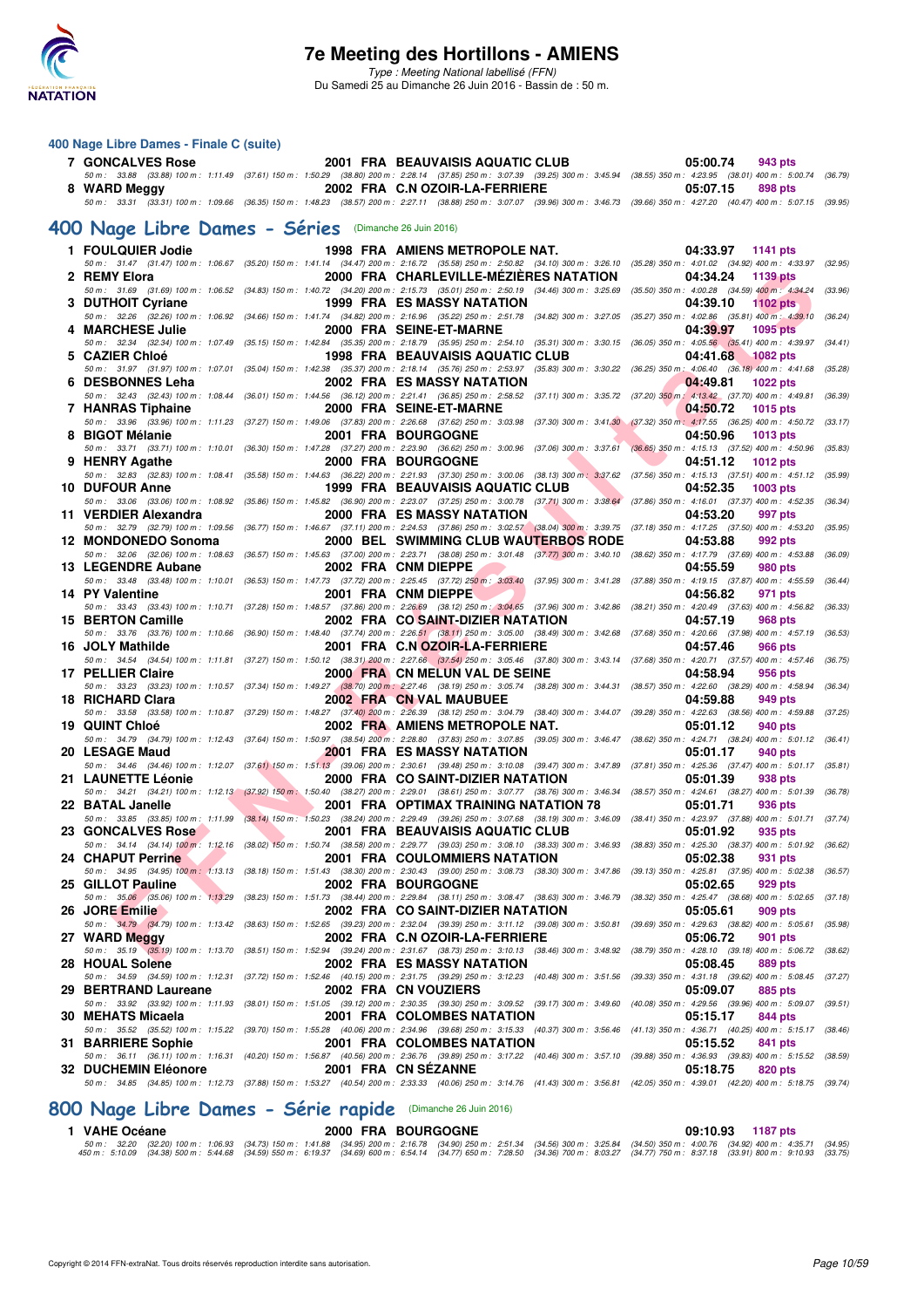## 400 Nage Libre Dames - Finale C (suite)

| Rang | Nom | Année | Nat | Club | Temps | Points |
|---|---|---|---|---|---|---|
| 7 | GONCALVES Rose | 2001 | FRA | BEAUVAISIS AQUATIC CLUB | 05:00.74 | 943 pts |
| | 50 m : 33.88 (33.88) 100 m : 1:11.49 (37.61) 150 m : 1:50.29 (38.80) 200 m : 2:28.14 (37.85) 250 m : 3:07.39 (39.25) 300 m : 3:45.94 (38.55) 350 m : 4:23.95 (38.01) 400 m : 5:00.74 (36.79) | | | | | |
| 8 | WARD Meggy | 2002 | FRA | C.N OZOIR-LA-FERRIERE | 05:07.15 | 898 pts |
| | 50 m : 33.31 (33.31) 100 m : 1:09.66 (36.35) 150 m : 1:48.23 (38.57) 200 m : 2:27.11 (38.88) 250 m : 3:07.07 (39.96) 300 m : 3:46.73 (39.66) 350 m : 4:27.20 (40.47) 400 m : 5:07.15 (39.95) | | | | | |

## 400 Nage Libre Dames - Séries (Dimanche 26 Juin 2016)

| Rang | Nom | Année | Nat | Club | Temps | Points |
|---|---|---|---|---|---|---|
| 1 | FOULQUIER Jodie | 1998 | FRA | AMIENS METROPOLE NAT. | 04:33.97 | 1141 pts |
| | 50 m : 31.47 (31.47) 100 m : 1:06.67 (35.20) 150 m : 1:41.14 (34.47) 200 m : 2:16.72 (35.58) 250 m : 2:50.82 (34.10) 300 m : 3:26.10 (35.28) 350 m : 4:01.02 (34.92) 400 m : 4:33.97 (32.95) | | | | | |
| 2 | REMY Elora | 2000 | FRA | CHARLEVILLE-MÉZIÈRES NATATION | 04:34.24 | 1139 pts |
| | 50 m : 31.69 (31.69) 100 m : 1:06.52 (34.83) 150 m : 1:40.72 (34.20) 200 m : 2:15.73 (35.01) 250 m : 2:50.19 (34.46) 300 m : 3:25.69 (35.50) 350 m : 4:00.28 (34.59) 400 m : 4:34.24 (33.96) | | | | | |
| 3 | DUTHOIT Cyriane | 1999 | FRA | ES MASSY NATATION | 04:39.10 | 1102 pts |
| | 50 m : 32.26 (32.26) 100 m : 1:06.92 (34.66) 150 m : 1:41.74 (34.82) 200 m : 2:16.96 (35.22) 250 m : 2:51.78 (34.82) 300 m : 3:27.05 (35.27) 350 m : 4:02.86 (35.81) 400 m : 4:39.10 (36.24) | | | | | |
| 4 | MARCHESE Julie | 2000 | FRA | SEINE-ET-MARNE | 04:39.97 | 1095 pts |
| | 50 m : 32.34 (32.34) 100 m : 1:07.49 (35.15) 150 m : 1:42.84 (35.35) 200 m : 2:18.79 (35.95) 250 m : 2:54.10 (35.31) 300 m : 3:30.15 (36.05) 350 m : 4:05.56 (35.41) 400 m : 4:39.97 (34.41) | | | | | |
| 5 | CAZIER Chloé | 1998 | FRA | BEAUVAISIS AQUATIC CLUB | 04:41.68 | 1082 pts |
| | 50 m : 31.97 (31.97) 100 m : 1:07.01 (35.04) 150 m : 1:42.38 (35.37) 200 m : 2:18.14 (35.76) 250 m : 2:53.97 (35.83) 300 m : 3:30.22 (36.25) 350 m : 4:06.40 (36.18) 400 m : 4:41.68 (35.28) | | | | | |
| 6 | DESBONNES Leha | 2002 | FRA | ES MASSY NATATION | 04:49.81 | 1022 pts |
| | 50 m : 32.43 (32.43) 100 m : 1:08.44 (36.01) 150 m : 1:44.56 (36.12) 200 m : 2:21.41 (36.85) 250 m : 2:58.52 (37.11) 300 m : 3:35.72 (37.20) 350 m : 4:13.42 (37.70) 400 m : 4:49.81 (36.39) | | | | | |
| 7 | HANRAS Tiphaine | 2000 | FRA | SEINE-ET-MARNE | 04:50.72 | 1015 pts |
| | 50 m : 33.96 (33.96) 100 m : 1:11.23 (37.27) 150 m : 1:49.06 (37.83) 200 m : 2:26.68 (37.62) 250 m : 3:03.98 (37.30) 300 m : 3:41.30 (37.32) 350 m : 4:17.55 (36.25) 400 m : 4:50.72 (33.17) | | | | | |
| 8 | BIGOT Mélanie | 2001 | FRA | BOURGOGNE | 04:50.96 | 1013 pts |
| | 50 m : 33.71 (33.71) 100 m : 1:10.01 (36.30) 150 m : 1:47.28 (37.27) 200 m : 2:23.90 (36.62) 250 m : 3:00.96 (37.06) 300 m : 3:37.61 (36.65) 350 m : 4:15.13 (37.52) 400 m : 4:50.96 (35.83) | | | | | |
| 9 | HENRY Agathe | 2000 | FRA | BOURGOGNE | 04:51.12 | 1012 pts |
| | 50 m : 32.83 (32.83) 100 m : 1:08.41 (35.58) 150 m : 1:44.63 (36.22) 200 m : 2:21.93 (37.30) 250 m : 3:00.06 (38.13) 300 m : 3:37.62 (37.56) 350 m : 4:15.13 (37.51) 400 m : 4:51.12 (35.99) | | | | | |
| 10 | DUFOUR Anne | 1999 | FRA | BEAUVAISIS AQUATIC CLUB | 04:52.35 | 1003 pts |
| | 50 m : 33.06 (33.06) 100 m : 1:08.92 (35.86) 150 m : 1:45.82 (36.90) 200 m : 2:23.07 (37.25) 250 m : 3:00.78 (37.71) 300 m : 3:38.64 (37.86) 350 m : 4:16.01 (37.37) 400 m : 4:52.35 (36.34) | | | | | |
| 11 | VERDIER Alexandra | 2000 | FRA | ES MASSY NATATION | 04:53.20 | 997 pts |
| | 50 m : 32.79 (32.79) 100 m : 1:09.56 (36.77) 150 m : 1:46.67 (37.11) 200 m : 2:24.53 (37.86) 250 m : 3:02.57 (38.04) 300 m : 3:39.75 (37.18) 350 m : 4:17.25 (37.50) 400 m : 4:53.20 (35.95) | | | | | |
| 12 | MONDONEDO Sonoma | 2000 | BEL | SWIMMING CLUB WAUTERBOS RODE | 04:53.88 | 992 pts |
| | 50 m : 32.06 (32.06) 100 m : 1:08.63 (36.57) 150 m : 1:45.63 (37.00) 200 m : 2:23.71 (38.08) 250 m : 3:01.48 (37.77) 300 m : 3:40.10 (38.62) 350 m : 4:17.79 (37.69) 400 m : 4:53.88 (36.09) | | | | | |
| 13 | LEGENDRE Aubane | 2002 | FRA | CNM DIEPPE | 04:55.59 | 980 pts |
| | 50 m : 33.48 (33.48) 100 m : 1:10.01 (36.53) 150 m : 1:47.73 (37.72) 200 m : 2:25.45 (37.72) 250 m : 3:03.40 (37.95) 300 m : 3:41.28 (37.88) 350 m : 4:19.15 (37.87) 400 m : 4:55.59 (36.44) | | | | | |
| 14 | PY Valentine | 2001 | FRA | CNM DIEPPE | 04:56.82 | 971 pts |
| | 50 m : 33.43 (33.43) 100 m : 1:10.71 (37.28) 150 m : 1:48.57 (37.86) 200 m : 2:26.69 (38.12) 250 m : 3:04.65 (37.96) 300 m : 3:42.86 (38.21) 350 m : 4:20.49 (37.63) 400 m : 4:56.82 (36.33) | | | | | |
| 15 | BERTON Camille | 2002 | FRA | CO SAINT-DIZIER NATATION | 04:57.19 | 968 pts |
| | 50 m : 33.76 (33.76) 100 m : 1:10.66 (36.90) 150 m : 1:48.40 (37.74) 200 m : 2:26.51 (38.11) 250 m : 3:05.00 (38.49) 300 m : 3:42.68 (37.68) 350 m : 4:20.66 (37.98) 400 m : 4:57.19 (36.53) | | | | | |
| 16 | JOLY Mathilde | 2001 | FRA | C.N OZOIR-LA-FERRIERE | 04:57.46 | 966 pts |
| | 50 m : 34.54 (34.54) 100 m : 1:11.81 (37.27) 150 m : 1:50.12 (38.31) 200 m : 2:27.66 (37.54) 250 m : 3:05.46 (37.80) 300 m : 3:43.14 (37.68) 350 m : 4:20.71 (37.57) 400 m : 4:57.46 (36.75) | | | | | |
| 17 | PELLIER Claire | 2000 | FRA | CN MELUN VAL DE SEINE | 04:58.94 | 956 pts |
| | 50 m : 33.23 (33.23) 100 m : 1:10.57 (37.34) 150 m : 1:49.27 (38.70) 200 m : 2:27.46 (38.19) 250 m : 3:05.74 (38.28) 300 m : 3:44.31 (38.57) 350 m : 4:22.60 (38.29) 400 m : 4:58.94 (36.34) | | | | | |
| 18 | RICHARD Clara | 2002 | FRA | CN VAL MAUBUEE | 04:59.88 | 949 pts |
| | 50 m : 33.58 (33.58) 100 m : 1:10.87 (37.29) 150 m : 1:48.27 (37.40) 200 m : 2:26.39 (38.12) 250 m : 3:04.79 (38.40) 300 m : 3:44.07 (39.28) 350 m : 4:22.63 (38.56) 400 m : 4:59.88 (37.25) | | | | | |
| 19 | QUINT Chloé | 2002 | FRA | AMIENS METROPOLE NAT. | 05:01.12 | 940 pts |
| | 50 m : 34.79 (34.79) 100 m : 1:12.43 (37.64) 150 m : 1:50.97 (38.54) 200 m : 2:28.80 (37.83) 250 m : 3:07.85 (39.05) 300 m : 3:46.47 (38.62) 350 m : 4:24.71 (38.24) 400 m : 5:01.12 (36.41) | | | | | |
| 20 | LESAGE Maud | 2001 | FRA | ES MASSY NATATION | 05:01.17 | 940 pts |
| | 50 m : 34.46 (34.46) 100 m : 1:12.07 (37.61) 150 m : 1:51.13 (39.06) 200 m : 2:30.61 (39.48) 250 m : 3:10.08 (39.47) 300 m : 3:47.89 (37.81) 350 m : 4:25.36 (37.47) 400 m : 5:01.17 (35.81) | | | | | |
| 21 | LAUNETTE Léonie | 2000 | FRA | CO SAINT-DIZIER NATATION | 05:01.39 | 938 pts |
| | 50 m : 34.21 (34.21) 100 m : 1:12.13 (37.92) 150 m : 1:50.40 (38.27) 200 m : 2:29.01 (38.61) 250 m : 3:07.77 (38.76) 300 m : 3:46.34 (38.57) 350 m : 4:24.61 (38.27) 400 m : 5:01.39 (36.78) | | | | | |
| 22 | BATAL Janelle | 2001 | FRA | OPTIMAX TRAINING NATATION 78 | 05:01.71 | 936 pts |
| | 50 m : 33.85 (33.85) 100 m : 1:11.99 (38.14) 150 m : 1:50.23 (38.24) 200 m : 2:29.49 (39.26) 250 m : 3:07.68 (38.19) 300 m : 3:46.09 (38.41) 350 m : 4:23.97 (37.88) 400 m : 5:01.71 (37.74) | | | | | |
| 23 | GONCALVES Rose | 2001 | FRA | BEAUVAISIS AQUATIC CLUB | 05:01.92 | 935 pts |
| | 50 m : 34.14 (34.14) 100 m : 1:12.16 (38.02) 150 m : 1:50.74 (38.58) 200 m : 2:29.77 (39.03) 250 m : 3:08.10 (38.33) 300 m : 3:46.93 (38.83) 350 m : 4:25.30 (38.37) 400 m : 5:01.92 (36.62) | | | | | |
| 24 | CHAPUT Perrine | 2001 | FRA | COULOMMIERS NATATION | 05:02.38 | 931 pts |
| | 50 m : 34.95 (34.95) 100 m : 1:13.13 (38.18) 150 m : 1:51.43 (38.30) 200 m : 2:30.43 (39.00) 250 m : 3:08.73 (38.30) 300 m : 3:47.86 (39.13) 350 m : 4:25.81 (37.95) 400 m : 5:02.38 (36.57) | | | | | |
| 25 | GILLOT Pauline | 2002 | FRA | BOURGOGNE | 05:02.65 | 929 pts |
| | 50 m : 35.06 (35.06) 100 m : 1:13.29 (38.23) 150 m : 1:51.73 (38.44) 200 m : 2:29.84 (38.11) 250 m : 3:08.47 (38.63) 300 m : 3:46.79 (38.32) 350 m : 4:25.47 (38.68) 400 m : 5:02.65 (37.18) | | | | | |
| 26 | JORE Emilie | 2002 | FRA | CO SAINT-DIZIER NATATION | 05:05.61 | 909 pts |
| | 50 m : 34.79 (34.79) 100 m : 1:13.42 (38.63) 150 m : 1:52.65 (39.23) 200 m : 2:32.04 (39.39) 250 m : 3:11.12 (39.08) 300 m : 3:50.81 (39.69) 350 m : 4:29.63 (38.82) 400 m : 5:05.61 (35.98) | | | | | |
| 27 | WARD Meggy | 2002 | FRA | C.N OZOIR-LA-FERRIERE | 05:06.72 | 901 pts |
| | 50 m : 35.19 (35.19) 100 m : 1:13.70 (38.51) 150 m : 1:52.94 (39.24) 200 m : 2:31.67 (38.73) 250 m : 3:10.13 (38.46) 300 m : 3:48.92 (38.79) 350 m : 4:28.10 (39.18) 400 m : 5:06.72 (38.62) | | | | | |
| 28 | HOUAL Solene | 2002 | FRA | ES MASSY NATATION | 05:08.45 | 889 pts |
| | 50 m : 34.59 (34.59) 100 m : 1:12.31 (37.72) 150 m : 1:52.46 (40.15) 200 m : 2:31.75 (39.29) 250 m : 3:12.23 (40.48) 300 m : 3:51.56 (39.33) 350 m : 4:31.18 (39.62) 400 m : 5:08.45 (37.27) | | | | | |
| 29 | BERTRAND Laureane | 2002 | FRA | CN VOUZIERS | 05:09.07 | 885 pts |
| | 50 m : 33.92 (33.92) 100 m : 1:11.93 (38.01) 150 m : 1:51.05 (39.12) 200 m : 2:30.35 (39.30) 250 m : 3:09.52 (39.17) 300 m : 3:49.60 (40.08) 350 m : 4:29.56 (39.96) 400 m : 5:09.07 (39.51) | | | | | |
| 30 | MEHATS Micaela | 2001 | FRA | COLOMBES NATATION | 05:15.17 | 844 pts |
| | 50 m : 35.52 (35.52) 100 m : 1:15.22 (39.70) 150 m : 1:55.28 (40.06) 200 m : 2:34.96 (39.68) 250 m : 3:15.33 (40.37) 300 m : 3:56.46 (41.13) 350 m : 4:36.71 (40.25) 400 m : 5:15.17 (38.46) | | | | | |
| 31 | BARRIERE Sophie | 2001 | FRA | COLOMBES NATATION | 05:15.52 | 841 pts |
| | 50 m : 36.11 (36.11) 100 m : 1:16.31 (40.20) 150 m : 1:56.87 (40.56) 200 m : 2:36.76 (39.89) 250 m : 3:17.22 (40.46) 300 m : 3:57.10 (39.88) 350 m : 4:36.93 (39.83) 400 m : 5:15.52 (38.59) | | | | | |
| 32 | DUCHEMIN Eléonore | 2001 | FRA | CN SÉZANNE | 05:18.75 | 820 pts |
| | 50 m : 34.85 (34.85) 100 m : 1:12.73 (37.88) 150 m : 1:53.27 (40.54) 200 m : 2:33.33 (40.06) 250 m : 3:14.76 (41.43) 300 m : 3:56.81 (42.05) 350 m : 4:39.01 (42.20) 400 m : 5:18.75 (39.74) | | | | | |

## 800 Nage Libre Dames - Série rapide (Dimanche 26 Juin 2016)

| Rang | Nom | Année | Nat | Club | Temps | Points |
|---|---|---|---|---|---|---|
| 1 | VAHE Océane | 2000 | FRA | BOURGOGNE | 09:10.93 | 1187 pts |
| | 50 m : 32.20 (32.20) 100 m : 1:06.93 (34.73) 150 m : 1:41.88 (34.95) 200 m : 2:16.78 (34.90) 250 m : 2:51.34 (34.56) 300 m : 3:25.84 (34.50) 350 m : 4:00.76 (34.92) 400 m : 4:35.71 (34.95) 450 m : 5:10.09 (34.38) 500 m : 5:44.68 (34.59) 550 m : 6:19.37 (34.69) 600 m : 6:54.14 (34.77) 650 m : 7:28.50 (34.36) 700 m : 8:03.27 (34.77) 750 m : 8:37.18 (33.91) 800 m : 9:10.93 (33.75) | | | | | |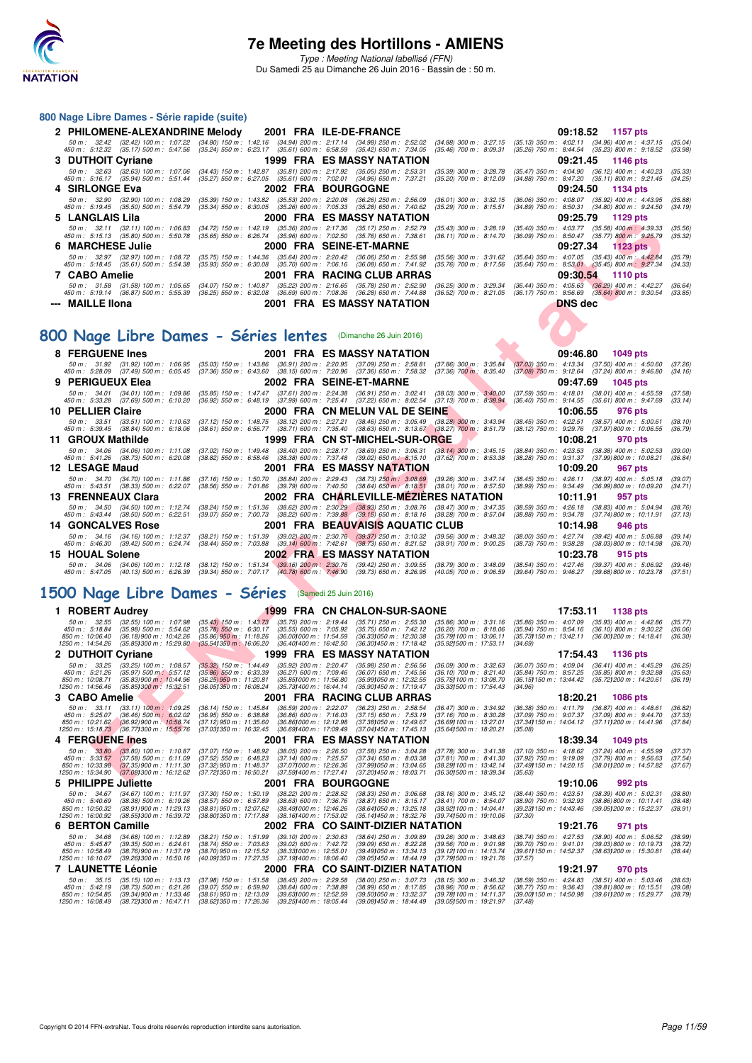# 7e Meeting des Hortillons - AMIENS

*Type : Meeting National labellisé (FFN)*

Du Samedi 25 au Dimanche 26 Juin 2016 - Bassin de : 50 m.

## 800 Nage Libre Dames - Série rapide (suite)

**2 PHILOMENE-ALEXANDRINE Melody** 2001 FRA ILE-DE-FRANCE **09:18.52** **1157 pts**

50 m : 32.42 (32.42) 100 m : 1:07.22 (34.80) 150 m : 1:42.16 (34.94) 200 m : 2:17.14 (34.98) 250 m : 2:52.02 (34.88) 300 m : 3:27.15 (35.13) 350 m : 4:02.11 (34.96) 400 m : 4:37.15 (35.04)
450 m : 5:12.32 (35.17) 500 m : 5:47.56 (35.24) 550 m : 6:23.17 (35.61) 600 m : 6:58.59 (35.42) 650 m : 7:34.05 (35.46) 700 m : 8:09.31 (35.26) 750 m : 8:44.54 (35.23) 800 m : 9:18.52 (33.98)

**3 DUTHOIT Cyriane** 1999 FRA ES MASSY NATATION **09:21.45** **1146 pts**

50 m : 32.63 (32.63) 100 m : 1:07.06 (34.43) 150 m : 1:42.87 (35.81) 200 m : 2:17.92 (35.05) 250 m : 2:53.31 (35.39) 300 m : 3:28.78 (35.47) 350 m : 4:04.90 (36.12) 400 m : 4:40.23 (35.33)
450 m : 5:16.17 (35.94) 500 m : 5:51.44 (35.27) 550 m : 6:27.05 (35.61) 600 m : 7:02.01 (34.96) 650 m : 7:37.21 (35.20) 700 m : 8:12.09 (34.88) 750 m : 8:47.20 (35.11) 800 m : 9:21.45 (34.25)

**4 SIRLONGE Eva** 2002 FRA BOURGOGNE **09:24.50** **1134 pts**

50 m : 32.90 (32.90) 100 m : 1:08.29 (35.39) 150 m : 1:43.82 (35.53) 200 m : 2:20.08 (36.26) 250 m : 2:56.09 (36.01) 300 m : 3:32.15 (36.06) 350 m : 4:08.07 (35.92) 400 m : 4:43.95 (35.88)
450 m : 5:19.45 (35.50) 500 m : 5:54.79 (35.34) 550 m : 6:30.05 (35.26) 600 m : 7:05.33 (35.28) 650 m : 7:40.62 (35.29) 700 m : 8:15.51 (34.89) 750 m : 8:50.31 (34.80) 800 m : 9:24.50 (34.19)

**5 LANGLAIS Lila** 2000 FRA ES MASSY NATATION **09:25.79** **1129 pts**

50 m : 32.11 (32.11) 100 m : 1:06.83 (34.72) 150 m : 1:42.19 (35.36) 200 m : 2:17.36 (35.17) 250 m : 2:52.79 (35.43) 300 m : 3:28.19 (35.40) 350 m : 4:03.77 (35.58) 400 m : 4:39.33 (35.56)
450 m : 5:15.13 (35.80) 500 m : 5:50.78 (35.65) 550 m : 6:26.74 (35.96) 600 m : 7:02.50 (35.76) 650 m : 7:38.61 (36.11) 700 m : 8:14.70 (36.09) 750 m : 8:50.47 (35.77) 800 m : 9:25.79 (35.32)

**6 MARCHESE Julie** 2000 FRA SEINE-ET-MARNE **09:27.34** **1123 pts**

50 m : 32.97 (32.97) 100 m : 1:08.72 (35.75) 150 m : 1:44.36 (35.64) 200 m : 2:20.42 (36.06) 250 m : 2:55.98 (35.56) 300 m : 3:31.62 (35.64) 350 m : 4:07.05 (35.43) 400 m : 4:42.84 (35.79)
450 m : 5:18.45 (35.61) 500 m : 5:54.38 (35.93) 550 m : 6:30.08 (35.70) 600 m : 7:06.16 (36.08) 650 m : 7:41.92 (35.76) 700 m : 8:17.56 (35.64) 750 m : 8:53.01 (35.45) 800 m : 9:27.34 (34.33)

**7 CABO Amelie** 2001 FRA RACING CLUB ARRAS **09:30.54** **1110 pts**

50 m : 31.58 (31.58) 100 m : 1:05.65 (34.07) 150 m : 1:40.87 (35.22) 200 m : 2:16.65 (35.78) 250 m : 2:52.90 (36.25) 300 m : 3:29.34 (36.44) 350 m : 4:05.63 (36.29) 400 m : 4:42.27 (36.64)
450 m : 5:19.14 (36.87) 500 m : 5:55.39 (36.25) 550 m : 6:32.08 (36.69) 600 m : 7:08.36 (36.28) 650 m : 7:44.88 (36.52) 700 m : 8:21.05 (36.17) 750 m : 8:56.69 (35.64) 800 m : 9:30.54 (33.85)

**--- MAILLE Ilona** 2001 FRA ES MASSY NATATION **DNS dec**

## 800 Nage Libre Dames - Séries lentes (Dimanche 26 Juin 2016)

**8 FERGUENE Ines** 2001 FRA ES MASSY NATATION **09:46.80** **1049 pts**

50 m : 31.92 (31.92) 100 m : 1:06.95 (35.03) 150 m : 1:43.86 (36.91) 200 m : 2:20.95 (37.09) 250 m : 2:58.81 (37.86) 300 m : 3:35.84 (37.03) 350 m : 4:13.34 (37.50) 400 m : 4:50.60 (37.26)
450 m : 5:28.09 (37.49) 500 m : 6:05.45 (37.36) 550 m : 6:43.60 (38.15) 600 m : 7:20.96 (37.36) 650 m : 7:58.32 (37.36) 700 m : 8:35.40 (37.08) 750 m : 9:12.64 (37.24) 800 m : 9:46.80 (34.16)

**9 PERIGUEUX Elea** 2002 FRA SEINE-ET-MARNE **09:47.69** **1045 pts**

50 m : 34.01 (34.01) 100 m : 1:09.86 (35.85) 150 m : 1:47.47 (37.61) 200 m : 2:24.38 (36.91) 250 m : 3:02.41 (38.03) 300 m : 3:40.00 (37.59) 350 m : 4:18.01 (38.01) 400 m : 4:55.59 (37.58)
450 m : 5:33.28 (37.69) 500 m : 6:10.20 (36.92) 550 m : 6:48.19 (37.99) 600 m : 7:25.41 (37.22) 650 m : 8:02.54 (37.13) 700 m : 8:38.94 (36.40) 750 m : 9:14.55 (35.61) 800 m : 9:47.69 (33.14)

**10 PELLIER Claire** 2000 FRA CN MELUN VAL DE SEINE **10:06.55** **976 pts**

50 m : 33.51 (33.51) 100 m : 1:10.63 (37.12) 150 m : 1:48.75 (38.12) 200 m : 2:27.21 (38.46) 250 m : 3:05.49 (38.28) 300 m : 3:43.94 (38.45) 350 m : 4:22.51 (38.57) 400 m : 5:00.61 (38.10)
450 m : 5:39.45 (38.84) 500 m : 6:18.06 (38.61) 550 m : 6:56.77 (38.71) 600 m : 7:35.40 (38.63) 650 m : 8:13.67 (38.27) 700 m : 8:51.79 (38.12) 750 m : 9:29.76 (37.97) 800 m : 10:06.55 (36.79)

**11 GROUX Mathilde** 1999 FRA CN ST-MICHEL-SUR-ORGE **10:08.21** **970 pts**

50 m : 34.06 (34.06) 100 m : 1:11.08 (37.02) 150 m : 1:49.48 (38.40) 200 m : 2:28.17 (38.69) 250 m : 3:06.31 (38.14) 300 m : 3:45.15 (38.84) 350 m : 4:23.53 (38.38) 400 m : 5:02.53 (39.00)
450 m : 5:41.26 (38.73) 500 m : 6:20.08 (38.82) 550 m : 6:58.46 (38.38) 600 m : 7:37.48 (39.02) 650 m : 8:15.10 (37.62) 700 m : 8:53.38 (38.28) 750 m : 9:31.37 (37.99) 800 m : 10:08.21 (36.84)

**12 LESAGE Maud** 2001 FRA ES MASSY NATATION **10:09.20** **967 pts**

50 m : 34.70 (34.70) 100 m : 1:11.86 (37.16) 150 m : 1:50.70 (38.84) 200 m : 2:29.43 (38.73) 250 m : 3:08.69 (39.26) 300 m : 3:47.14 (38.45) 350 m : 4:26.11 (38.97) 400 m : 5:05.18 (39.07)
450 m : 5:43.51 (38.33) 500 m : 6:22.07 (38.56) 550 m : 7:01.86 (39.79) 600 m : 7:40.50 (38.64) 650 m : 8:18.51 (38.01) 700 m : 8:57.50 (38.99) 750 m : 9:34.49 (36.99) 800 m : 10:09.20 (34.71)

**13 FRENNEAUX Clara** 2002 FRA CHARLEVILLE-MÉZIÈRES NATATION **10:11.91** **957 pts**

50 m : 34.50 (34.50) 100 m : 1:12.74 (38.24) 150 m : 1:51.36 (38.62) 200 m : 2:30.29 (38.93) 250 m : 3:08.76 (38.47) 300 m : 3:47.35 (38.59) 350 m : 4:26.18 (38.83) 400 m : 5:04.94 (38.76)
450 m : 5:43.44 (38.50) 500 m : 6:22.51 (39.07) 550 m : 7:00.73 (38.22) 600 m : 7:39.88 (39.15) 650 m : 8:18.16 (38.28) 700 m : 8:57.04 (38.88) 750 m : 9:34.78 (37.74) 800 m : 10:11.91 (37.13)

**14 GONCALVES Rose** 2001 FRA BEAUVAISIS AQUATIC CLUB **10:14.98** **946 pts**

50 m : 34.16 (34.16) 100 m : 1:12.37 (38.21) 150 m : 1:51.39 (39.02) 200 m : 2:30.76 (39.37) 250 m : 3:10.32 (39.56) 300 m : 3:48.32 (38.00) 350 m : 4:27.74 (39.42) 400 m : 5:06.88 (39.14)
450 m : 5:46.30 (39.42) 500 m : 6:24.74 (38.44) 550 m : 7:03.88 (39.14) 600 m : 7:42.61 (38.73) 650 m : 8:21.52 (38.91) 700 m : 9:00.25 (38.73) 750 m : 9:38.28 (38.03) 800 m : 10:14.98 (36.70)

**15 HOUAL Solene** 2002 FRA ES MASSY NATATION **10:23.78** **915 pts**

50 m : 34.06 (34.06) 100 m : 1:12.18 (38.12) 150 m : 1:51.34 (39.16) 200 m : 2:30.76 (39.42) 250 m : 3:09.55 (38.79) 300 m : 3:48.09 (38.54) 350 m : 4:27.46 (39.37) 400 m : 5:06.92 (39.46)
450 m : 5:47.05 (40.13) 500 m : 6:26.39 (39.34) 550 m : 7:07.17 (40.78) 600 m : 7:46.90 (39.73) 650 m : 8:26.95 (40.05) 700 m : 9:06.59 (39.64) 750 m : 9:46.27 (39.68) 800 m : 10:23.78 (37.51)

## 1500 Nage Libre Dames - Séries (Samedi 25 Juin 2016)

**1 ROBERT Audrey** 1999 FRA CN CHALON-SUR-SAONE **17:53.11** **1138 pts**

50 m : 32.55 (32.55) 100 m : 1:07.98 (35.43) 150 m : 1:43.73 (35.75) 200 m : 2:19.44 (35.71) 250 m : 2:55.30 (35.86) 300 m : 3:31.16 (35.86) 350 m : 4:07.09 (35.93) 400 m : 4:42.86 (35.77)
450 m : 5:18.84 (35.98) 500 m : 5:54.62 (35.78) 550 m : 6:30.17 (35.55) 600 m : 7:05.92 (35.75) 650 m : 7:42.12 (36.20) 700 m : 8:18.06 (35.94) 750 m : 8:54.16 (36.10) 800 m : 9:30.22 (36.06)
850 m : 10:06.40 (36.18) 900 m : 10:42.26 (35.86) 950 m : 11:18.26 (36.00) 1000 m : 11:54.59 (36.33) 1050 m : 12:30.38 (35.79) 1100 m : 13:06.11 (35.73) 1150 m : 13:42.11 (36.00) 1200 m : 14:18.41 (36.30)
1250 m : 14:54.26 (35.85) 1300 m : 15:29.80 (35.54) 1350 m : 16:06.20 (36.40) 1400 m : 16:42.50 (36.30) 1450 m : 17:18.42 (35.92) 1500 m : 17:53.11 (34.69)

**2 DUTHOIT Cyriane** 1999 FRA ES MASSY NATATION **17:54.43** **1136 pts**

50 m : 33.25 (33.25) 100 m : 1:08.57 (35.32) 150 m : 1:44.49 (35.92) 200 m : 2:20.47 (35.98) 250 m : 2:56.56 (36.09) 300 m : 3:32.63 (36.07) 350 m : 4:09.04 (36.41) 400 m : 4:45.29 (36.25)
450 m : 5:21.26 (35.97) 500 m : 5:57.12 (35.86) 550 m : 6:33.39 (36.27) 600 m : 7:09.46 (36.07) 650 m : 7:45.56 (36.10) 700 m : 8:21.40 (35.84) 750 m : 8:57.25 (35.85) 800 m : 9:32.88 (35.63)
850 m : 10:08.71 (35.83) 900 m : 10:44.96 (36.25) 950 m : 11:20.81 (35.85) 1000 m : 11:56.80 (35.99) 1050 m : 12:32.55 (35.75) 1100 m : 13:08.70 (36.15) 1150 m : 13:44.42 (35.72) 1200 m : 14:20.61 (36.19)
1250 m : 14:56.46 (35.85) 1300 m : 15:32.51 (36.05) 1350 m : 16:08.24 (35.73) 1400 m : 16:44.14 (35.90) 1450 m : 17:19.47 (35.33) 1500 m : 17:54.43 (34.96)

**3 CABO Amelie** 2001 FRA RACING CLUB ARRAS **18:20.21** **1086 pts**

50 m : 33.11 (33.11) 100 m : 1:09.25 (36.14) 150 m : 1:45.84 (36.59) 200 m : 2:22.07 (36.23) 250 m : 2:58.54 (36.47) 300 m : 3:34.92 (36.38) 350 m : 4:11.79 (36.87) 400 m : 4:48.61 (36.82)
450 m : 5:25.07 (36.46) 500 m : 6:02.02 (36.95) 550 m : 6:38.88 (36.86) 600 m : 7:16.03 (37.15) 650 m : 7:53.19 (37.16) 700 m : 8:30.28 (37.09) 750 m : 9:07.37 (37.09) 800 m : 9:44.70 (37.33)
850 m : 10:21.62 (36.92) 900 m : 10:58.74 (37.12) 950 m : 11:35.60 (36.86) 1000 m : 12:12.98 (37.38) 1050 m : 12:49.67 (36.69) 1100 m : 13:27.01 (37.34) 1150 m : 14:04.12 (37.11) 1200 m : 14:41.96 (37.84)
1250 m : 15:18.73 (36.77) 1300 m : 15:55.76 (37.03) 1350 m : 16:32.45 (36.69) 1400 m : 17:09.49 (37.04) 1450 m : 17:45.13 (35.64) 1500 m : 18:20.21 (35.08)

**4 FERGUENE Ines** 2001 FRA ES MASSY NATATION **18:39.34** **1049 pts**

50 m : 33.80 (33.80) 100 m : 1:10.87 (37.07) 150 m : 1:48.92 (38.05) 200 m : 2:26.50 (37.58) 250 m : 3:04.28 (37.78) 300 m : 3:41.38 (37.10) 350 m : 4:18.62 (37.24) 400 m : 4:55.99 (37.37)
450 m : 5:33.57 (37.58) 500 m : 6:11.09 (37.52) 550 m : 6:48.23 (37.14) 600 m : 7:25.57 (37.34) 650 m : 8:03.38 (37.81) 700 m : 8:41.30 (37.92) 750 m : 9:19.09 (37.79) 800 m : 9:56.63 (37.54)
850 m : 10:33.98 (37.35) 900 m : 11:11.30 (37.32) 950 m : 11:48.37 (37.07) 1000 m : 12:26.36 (37.99) 1050 m : 13:04.65 (38.29) 1100 m : 13:42.14 (37.49) 1150 m : 14:20.15 (38.01) 1200 m : 14:57.82 (37.67)
1250 m : 15:34.90 (37.08) 1300 m : 16:12.62 (37.72) 1350 m : 16:50.21 (37.59) 1400 m : 17:27.41 (37.20) 1450 m : 18:03.71 (36.30) 1500 m : 18:39.34 (35.63)

**5 PHILIPPE Juliette** 2001 FRA BOURGOGNE **19:10.06** **992 pts**

50 m : 34.67 (34.67) 100 m : 1:11.97 (37.30) 150 m : 1:50.19 (38.22) 200 m : 2:28.52 (38.33) 250 m : 3:06.68 (38.16) 300 m : 3:45.12 (38.44) 350 m : 4:23.51 (38.39) 400 m : 5:02.31 (38.80)
450 m : 5:40.69 (38.38) 500 m : 6:19.26 (38.57) 550 m : 6:57.89 (38.63) 600 m : 7:36.76 (38.87) 650 m : 8:15.17 (38.41) 700 m : 8:54.07 (38.90) 750 m : 9:32.93 (38.86) 800 m : 10:11.41 (38.48)
850 m : 10:50.32 (38.91) 900 m : 11:29.13 (38.81) 950 m : 12:07.62 (38.49) 1000 m : 12:46.26 (38.64) 1050 m : 13:25.18 (38.92) 1100 m : 14:04.41 (39.23) 1150 m : 14:43.46 (39.05) 1200 m : 15:22.37 (38.91)
1250 m : 16:00.92 (38.55) 1300 m : 16:39.72 (38.80) 1350 m : 17:17.88 (38.16) 1400 m : 17:53.02 (35.14) 1450 m : 18:32.76 (39.74) 1500 m : 19:10.06 (37.30)

**6 BERTON Camille** 2002 FRA CO SAINT-DIZIER NATATION **19:21.76** **971 pts**

50 m : 34.68 (34.68) 100 m : 1:12.89 (38.21) 150 m : 1:51.99 (39.10) 200 m : 2:30.63 (38.64) 250 m : 3:09.89 (39.26) 300 m : 3:48.63 (38.74) 350 m : 4:27.53 (38.90) 400 m : 5:06.52 (38.99)
450 m : 5:45.87 (39.35) 500 m : 6:24.61 (38.74) 550 m : 7:03.63 (39.02) 600 m : 7:42.72 (39.09) 650 m : 8:22.28 (39.56) 700 m : 9:01.98 (39.70) 750 m : 9:41.01 (39.03) 800 m : 10:19.73 (38.72)
850 m : 10:58.49 (38.76) 900 m : 11:37.19 (38.70) 950 m : 12:15.52 (38.33) 1000 m : 12:55.01 (39.49) 1050 m : 13:34.13 (39.12) 1100 m : 14:13.74 (39.61) 1150 m : 14:52.37 (38.63) 1200 m : 15:30.81 (38.44)
1250 m : 16:10.07 (39.26) 1300 m : 16:50.16 (40.09) 1350 m : 17:27.35 (37.19) 1400 m : 18:06.40 (39.05) 1450 m : 18:44.19 (37.79) 1500 m : 19:21.76 (37.57)

**7 LAUNETTE Léonie** 2000 FRA CO SAINT-DIZIER NATATION **19:21.97** **970 pts**

50 m : 35.15 (35.15) 100 m : 1:13.13 (37.98) 150 m : 1:51.58 (38.45) 200 m : 2:29.58 (38.00) 250 m : 3:07.73 (38.15) 300 m : 3:46.32 (38.59) 350 m : 4:24.83 (38.51) 400 m : 5:03.46 (38.63)
450 m : 5:42.19 (38.73) 500 m : 6:21.26 (39.07) 550 m : 6:59.90 (38.64) 600 m : 7:38.89 (38.99) 650 m : 8:17.85 (38.96) 700 m : 8:56.62 (38.77) 750 m : 9:36.43 (39.81) 800 m : 10:15.51 (39.08)
850 m : 10:54.85 (39.34) 900 m : 11:33.46 (38.61) 950 m : 12:13.09 (39.63) 1000 m : 12:52.59 (39.50) 1050 m : 13:32.37 (39.78) 1100 m : 14:11.37 (39.00) 1150 m : 14:50.98 (39.61) 1200 m : 15:29.77 (38.79)
1250 m : 16:08.49 (38.72) 1300 m : 16:47.11 (38.62) 1350 m : 17:26.36 (39.25) 1400 m : 18:05.44 (39.08) 1450 m : 18:44.49 (39.05) 1500 m : 19:21.97 (37.48)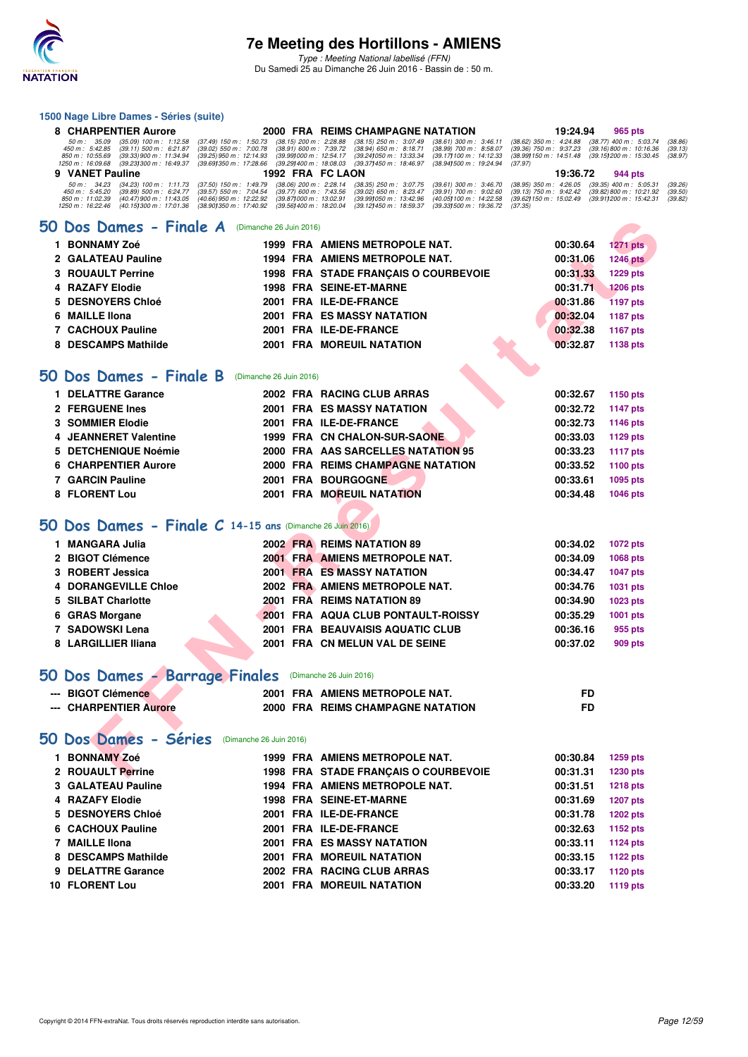### 1500 Nage Libre Dames - Séries (suite)

| | | | | | | |
|---|---|---|---|---|---|---|
| 8 | CHARPENTIER Aurore | 2000 | FRA | REIMS CHAMPAGNE NATATION | 19:24.94 | 965 pts |

50 m : 35.09 (35.09) 100 m : 1:12.58 (37.49) 150 m : 1:50.73 (38.15) 200 m : 2:28.88 (38.15) 250 m : 3:07.49 (38.61) 300 m : 3:46.11 (38.62) 350 m : 4:24.88 (38.77) 400 m : 5:03.74 (38.86)
450 m : 5:42.85 (39.11) 500 m : 6:21.87 (39.02) 550 m : 7:00.78 (38.91) 600 m : 7:39.72 (38.94) 650 m : 8:18.71 (38.99) 700 m : 8:58.07 (39.36) 750 m : 9:37.23 (39.16) 800 m : 10:16.36 (39.13)
850 m : 10:55.69 (39.33) 900 m : 11:34.94 (39.25) 950 m : 12:14.93 (39.99) 1000 m : 12:54.17 (39.24) 1050 m : 13:33.34 (39.17) 1100 m : 14:12.33 (38.99) 1150 m : 14:51.48 (39.15) 1200 m : 15:30.45 (38.97)
1250 m : 16:09.68 (39.23) 1300 m : 16:49.37 (39.69) 1350 m : 17:28.66 (39.29) 1400 m : 18:08.03 (39.37) 1450 m : 18:46.97 (38.94) 1500 m : 19:24.94 (37.97)

| | | | | | | |
|---|---|---|---|---|---|---|
| 9 | VANET Pauline | 1992 | FRA | FC LAON | 19:36.72 | 944 pts |

50 m : 34.23 (34.23) 100 m : 1:11.73 (37.50) 150 m : 1:49.79 (38.06) 200 m : 2:28.14 (38.35) 250 m : 3:07.75 (39.61) 300 m : 3:46.70 (38.95) 350 m : 4:26.05 (39.35) 400 m : 5:05.31 (39.26)
450 m : 5:45.20 (39.89) 500 m : 6:24.77 (39.57) 550 m : 7:04.54 (39.77) 600 m : 7:43.56 (39.02) 650 m : 8:23.47 (39.91) 700 m : 9:02.60 (39.13) 750 m : 9:42.42 (39.82) 800 m : 10:21.92 (39.50)
850 m : 11:02.39 (40.47) 900 m : 11:43.05 (40.66) 950 m : 12:22.92 (39.87) 1000 m : 13:02.91 (39.99) 1050 m : 13:42.96 (40.05) 1100 m : 14:22.58 (39.62) 1150 m : 15:02.49 (39.91) 1200 m : 15:42.31 (39.82)
1250 m : 16:22.46 (40.15) 1300 m : 17:01.36 (38.90) 1350 m : 17:40.92 (39.56) 1400 m : 18:20.04 (39.12) 1450 m : 18:59.37 (39.33) 1500 m : 19:36.72 (37.35)

## 50 Dos Dames - Finale A (Dimanche 26 Juin 2016)

| | | | | | | |
|---|---|---|---|---|---|---|
| 1 | BONNAMY Zoé | 1999 | FRA | AMIENS METROPOLE NAT. | 00:30.64 | 1271 pts |
| 2 | GALATEAU Pauline | 1994 | FRA | AMIENS METROPOLE NAT. | 00:31.06 | 1246 pts |
| 3 | ROUAULT Perrine | 1998 | FRA | STADE FRANÇAIS O COURBEVOIE | 00:31.33 | 1229 pts |
| 4 | RAZAFY Elodie | 1998 | FRA | SEINE-ET-MARNE | 00:31.71 | 1206 pts |
| 5 | DESNOYERS Chloé | 2001 | FRA | ILE-DE-FRANCE | 00:31.86 | 1197 pts |
| 6 | MAILLE Ilona | 2001 | FRA | ES MASSY NATATION | 00:32.04 | 1187 pts |
| 7 | CACHOUX Pauline | 2001 | FRA | ILE-DE-FRANCE | 00:32.38 | 1167 pts |
| 8 | DESCAMPS Mathilde | 2001 | FRA | MOREUIL NATATION | 00:32.87 | 1138 pts |

## 50 Dos Dames - Finale B (Dimanche 26 Juin 2016)

| | | | | | | |
|---|---|---|---|---|---|---|
| 1 | DELATTRE Garance | 2002 | FRA | RACING CLUB ARRAS | 00:32.67 | 1150 pts |
| 2 | FERGUENE Ines | 2001 | FRA | ES MASSY NATATION | 00:32.72 | 1147 pts |
| 3 | SOMMIER Elodie | 2001 | FRA | ILE-DE-FRANCE | 00:32.73 | 1146 pts |
| 4 | JEANNERET Valentine | 1999 | FRA | CN CHALON-SUR-SAONE | 00:33.03 | 1129 pts |
| 5 | DETCHENIQUE Noémie | 2000 | FRA | AAS SARCELLES NATATION 95 | 00:33.23 | 1117 pts |
| 6 | CHARPENTIER Aurore | 2000 | FRA | REIMS CHAMPAGNE NATATION | 00:33.52 | 1100 pts |
| 7 | GARCIN Pauline | 2001 | FRA | BOURGOGNE | 00:33.61 | 1095 pts |
| 8 | FLORENT Lou | 2001 | FRA | MOREUIL NATATION | 00:34.48 | 1046 pts |

## 50 Dos Dames - Finale C 14-15 ans (Dimanche 26 Juin 2016)

| | | | | | | |
|---|---|---|---|---|---|---|
| 1 | MANGARA Julia | 2002 | FRA | REIMS NATATION 89 | 00:34.02 | 1072 pts |
| 2 | BIGOT Clémence | 2001 | FRA | AMIENS METROPOLE NAT. | 00:34.09 | 1068 pts |
| 3 | ROBERT Jessica | 2001 | FRA | ES MASSY NATATION | 00:34.47 | 1047 pts |
| 4 | DORANGEVILLE Chloe | 2002 | FRA | AMIENS METROPOLE NAT. | 00:34.76 | 1031 pts |
| 5 | SILBAT Charlotte | 2001 | FRA | REIMS NATATION 89 | 00:34.90 | 1023 pts |
| 6 | GRAS Morgane | 2001 | FRA | AQUA CLUB PONTAULT-ROISSY | 00:35.29 | 1001 pts |
| 7 | SADOWSKI Lena | 2001 | FRA | BEAUVAISIS AQUATIC CLUB | 00:36.16 | 955 pts |
| 8 | LARGILLIER Iliana | 2001 | FRA | CN MELUN VAL DE SEINE | 00:37.02 | 909 pts |

## 50 Dos Dames - Barrage Finales (Dimanche 26 Juin 2016)

| | | | | | |
|---|---|---|---|---|---|
| --- | BIGOT Clémence | 2001 | FRA | AMIENS METROPOLE NAT. | FD |
| --- | CHARPENTIER Aurore | 2000 | FRA | REIMS CHAMPAGNE NATATION | FD |

## 50 Dos Dames - Séries (Dimanche 26 Juin 2016)

| | | | | | | |
|---|---|---|---|---|---|---|
| 1 | BONNAMY Zoé | 1999 | FRA | AMIENS METROPOLE NAT. | 00:30.84 | 1259 pts |
| 2 | ROUAULT Perrine | 1998 | FRA | STADE FRANÇAIS O COURBEVOIE | 00:31.31 | 1230 pts |
| 3 | GALATEAU Pauline | 1994 | FRA | AMIENS METROPOLE NAT. | 00:31.51 | 1218 pts |
| 4 | RAZAFY Elodie | 1998 | FRA | SEINE-ET-MARNE | 00:31.69 | 1207 pts |
| 5 | DESNOYERS Chloé | 2001 | FRA | ILE-DE-FRANCE | 00:31.78 | 1202 pts |
| 6 | CACHOUX Pauline | 2001 | FRA | ILE-DE-FRANCE | 00:32.63 | 1152 pts |
| 7 | MAILLE Ilona | 2001 | FRA | ES MASSY NATATION | 00:33.11 | 1124 pts |
| 8 | DESCAMPS Mathilde | 2001 | FRA | MOREUIL NATATION | 00:33.15 | 1122 pts |
| 9 | DELATTRE Garance | 2002 | FRA | RACING CLUB ARRAS | 00:33.17 | 1120 pts |
| 10 | FLORENT Lou | 2001 | FRA | MOREUIL NATATION | 00:33.20 | 1119 pts |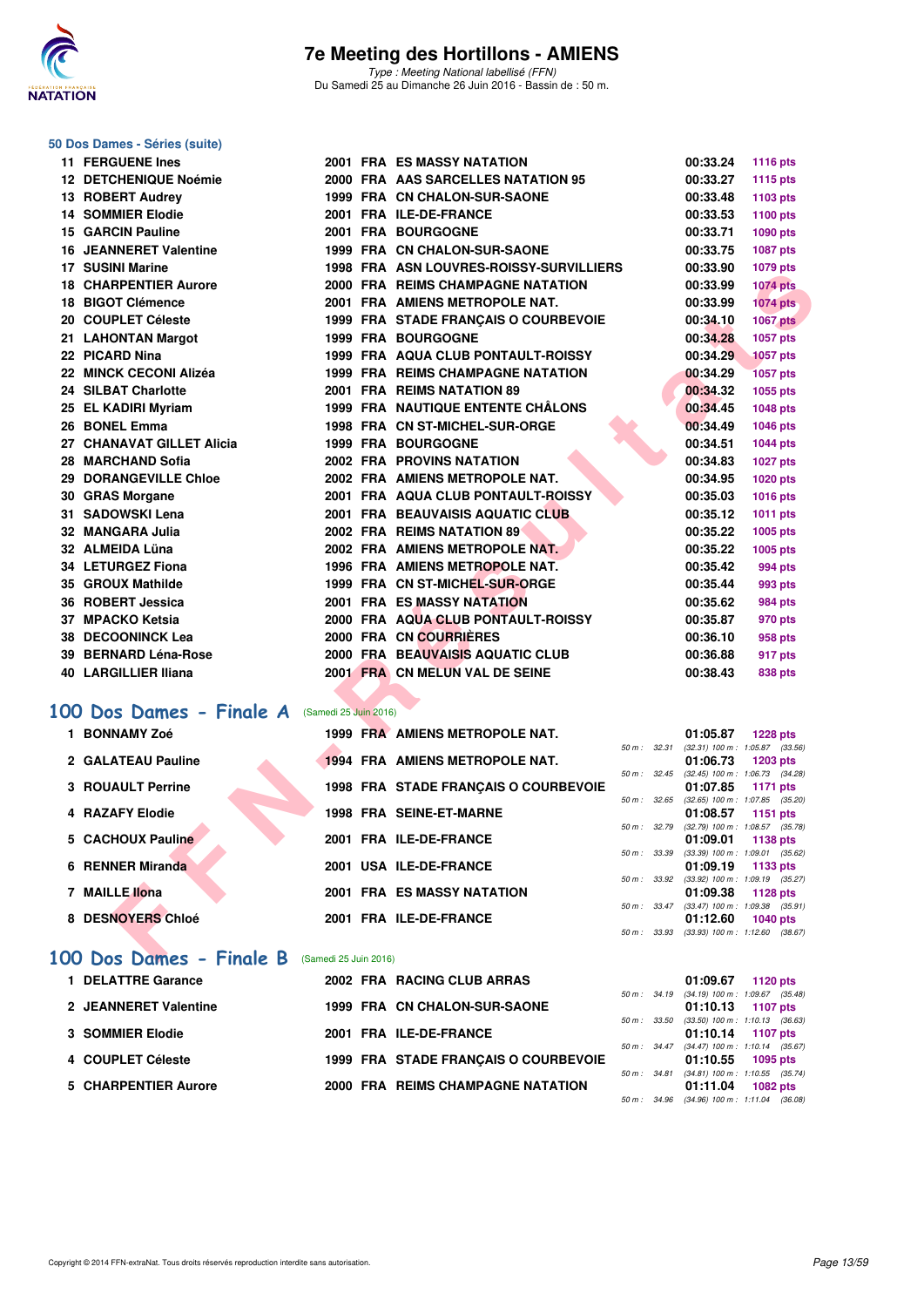# 7e Meeting des Hortillons - AMIENS

*Type : Meeting National labellisé (FFN)*
Du Samedi 25 au Dimanche 26 Juin 2016 - Bassin de : 50 m.

### 50 Dos Dames - Séries (suite)

| Rang | Nom | Année | Nat. | Club | Temps | Points |
|---|---|---|---|---|---|---|
| 11 | FERGUENE Ines | 2001 | FRA | ES MASSY NATATION | 00:33.24 | 1116 pts |
| 12 | DETCHENIQUE Noémie | 2000 | FRA | AAS SARCELLES NATATION 95 | 00:33.27 | 1115 pts |
| 13 | ROBERT Audrey | 1999 | FRA | CN CHALON-SUR-SAONE | 00:33.48 | 1103 pts |
| 14 | SOMMIER Elodie | 2001 | FRA | ILE-DE-FRANCE | 00:33.53 | 1100 pts |
| 15 | GARCIN Pauline | 2001 | FRA | BOURGOGNE | 00:33.71 | 1090 pts |
| 16 | JEANNERET Valentine | 1999 | FRA | CN CHALON-SUR-SAONE | 00:33.75 | 1087 pts |
| 17 | SUSINI Marine | 1998 | FRA | ASN LOUVRES-ROISSY-SURVILLIERS | 00:33.90 | 1079 pts |
| 18 | CHARPENTIER Aurore | 2000 | FRA | REIMS CHAMPAGNE NATATION | 00:33.99 | 1074 pts |
| 18 | BIGOT Clémence | 2001 | FRA | AMIENS METROPOLE NAT. | 00:33.99 | 1074 pts |
| 20 | COUPLET Céleste | 1999 | FRA | STADE FRANÇAIS O COURBEVOIE | 00:34.10 | 1067 pts |
| 21 | LAHONTAN Margot | 1999 | FRA | BOURGOGNE | 00:34.28 | 1057 pts |
| 22 | PICARD Nina | 1999 | FRA | AQUA CLUB PONTAULT-ROISSY | 00:34.29 | 1057 pts |
| 22 | MINCK CECONI Alizéa | 1999 | FRA | REIMS CHAMPAGNE NATATION | 00:34.29 | 1057 pts |
| 24 | SILBAT Charlotte | 2001 | FRA | REIMS NATATION 89 | 00:34.32 | 1055 pts |
| 25 | EL KADIRI Myriam | 1999 | FRA | NAUTIQUE ENTENTE CHÂLONS | 00:34.45 | 1048 pts |
| 26 | BONEL Emma | 1998 | FRA | CN ST-MICHEL-SUR-ORGE | 00:34.49 | 1046 pts |
| 27 | CHANAVAT GILLET Alicia | 1999 | FRA | BOURGOGNE | 00:34.51 | 1044 pts |
| 28 | MARCHAND Sofia | 2002 | FRA | PROVINS NATATION | 00:34.83 | 1027 pts |
| 29 | DORANGEVILLE Chloe | 2002 | FRA | AMIENS METROPOLE NAT. | 00:34.95 | 1020 pts |
| 30 | GRAS Morgane | 2001 | FRA | AQUA CLUB PONTAULT-ROISSY | 00:35.03 | 1016 pts |
| 31 | SADOWSKI Lena | 2001 | FRA | BEAUVAISIS AQUATIC CLUB | 00:35.12 | 1011 pts |
| 32 | MANGARA Julia | 2002 | FRA | REIMS NATATION 89 | 00:35.22 | 1005 pts |
| 32 | ALMEIDA Lüna | 2002 | FRA | AMIENS METROPOLE NAT. | 00:35.22 | 1005 pts |
| 34 | LETURGEZ Fiona | 1996 | FRA | AMIENS METROPOLE NAT. | 00:35.42 | 994 pts |
| 35 | GROUX Mathilde | 1999 | FRA | CN ST-MICHEL-SUR-ORGE | 00:35.44 | 993 pts |
| 36 | ROBERT Jessica | 2001 | FRA | ES MASSY NATATION | 00:35.62 | 984 pts |
| 37 | MPACKO Ketsia | 2000 | FRA | AQUA CLUB PONTAULT-ROISSY | 00:35.87 | 970 pts |
| 38 | DECOONINCK Lea | 2000 | FRA | CN COURRIÈRES | 00:36.10 | 958 pts |
| 39 | BERNARD Léna-Rose | 2000 | FRA | BEAUVAISIS AQUATIC CLUB | 00:36.88 | 917 pts |
| 40 | LARGILLIER Iliana | 2001 | FRA | CN MELUN VAL DE SEINE | 00:38.43 | 838 pts |

## 100 Dos Dames - Finale A (Samedi 25 Juin 2016)

| Rang | Nom | Année | Nat. | Club | Temps | Points | Intermédiaires |
|---|---|---|---|---|---|---|---|
| 1 | BONNAMY Zoé | 1999 | FRA | AMIENS METROPOLE NAT. | 01:05.87 | 1228 pts | 50 m : 32.31 (32.31) 100 m : 1:05.87 (33.56) |
| 2 | GALATEAU Pauline | 1994 | FRA | AMIENS METROPOLE NAT. | 01:06.73 | 1203 pts | 50 m : 32.45 (32.45) 100 m : 1:06.73 (34.28) |
| 3 | ROUAULT Perrine | 1998 | FRA | STADE FRANÇAIS O COURBEVOIE | 01:07.85 | 1171 pts | 50 m : 32.65 (32.65) 100 m : 1:07.85 (35.20) |
| 4 | RAZAFY Elodie | 1998 | FRA | SEINE-ET-MARNE | 01:08.57 | 1151 pts | 50 m : 32.79 (32.79) 100 m : 1:08.57 (35.78) |
| 5 | CACHOUX Pauline | 2001 | FRA | ILE-DE-FRANCE | 01:09.01 | 1138 pts | 50 m : 33.39 (33.39) 100 m : 1:09.01 (35.62) |
| 6 | RENNER Miranda | 2001 | USA | ILE-DE-FRANCE | 01:09.19 | 1133 pts | 50 m : 33.92 (33.92) 100 m : 1:09.19 (35.27) |
| 7 | MAILLE Ilona | 2001 | FRA | ES MASSY NATATION | 01:09.38 | 1128 pts | 50 m : 33.47 (33.47) 100 m : 1:09.38 (35.91) |
| 8 | DESNOYERS Chloé | 2001 | FRA | ILE-DE-FRANCE | 01:12.60 | 1040 pts | 50 m : 33.93 (33.93) 100 m : 1:12.60 (38.67) |

## 100 Dos Dames - Finale B (Samedi 25 Juin 2016)

| Rang | Nom | Année | Nat. | Club | Temps | Points | Intermédiaires |
|---|---|---|---|---|---|---|---|
| 1 | DELATTRE Garance | 2002 | FRA | RACING CLUB ARRAS | 01:09.67 | 1120 pts | 50 m : 34.19 (34.19) 100 m : 1:09.67 (35.48) |
| 2 | JEANNERET Valentine | 1999 | FRA | CN CHALON-SUR-SAONE | 01:10.13 | 1107 pts | 50 m : 33.50 (33.50) 100 m : 1:10.13 (36.63) |
| 3 | SOMMIER Elodie | 2001 | FRA | ILE-DE-FRANCE | 01:10.14 | 1107 pts | 50 m : 34.47 (34.47) 100 m : 1:10.14 (35.67) |
| 4 | COUPLET Céleste | 1999 | FRA | STADE FRANÇAIS O COURBEVOIE | 01:10.55 | 1095 pts | 50 m : 34.81 (34.81) 100 m : 1:10.55 (35.74) |
| 5 | CHARPENTIER Aurore | 2000 | FRA | REIMS CHAMPAGNE NATATION | 01:11.04 | 1082 pts | 50 m : 34.96 (34.96) 100 m : 1:11.04 (36.08) |

Copyright © 2014 FFN-extraNat. Tous droits réservés reproduction interdite sans autorisation.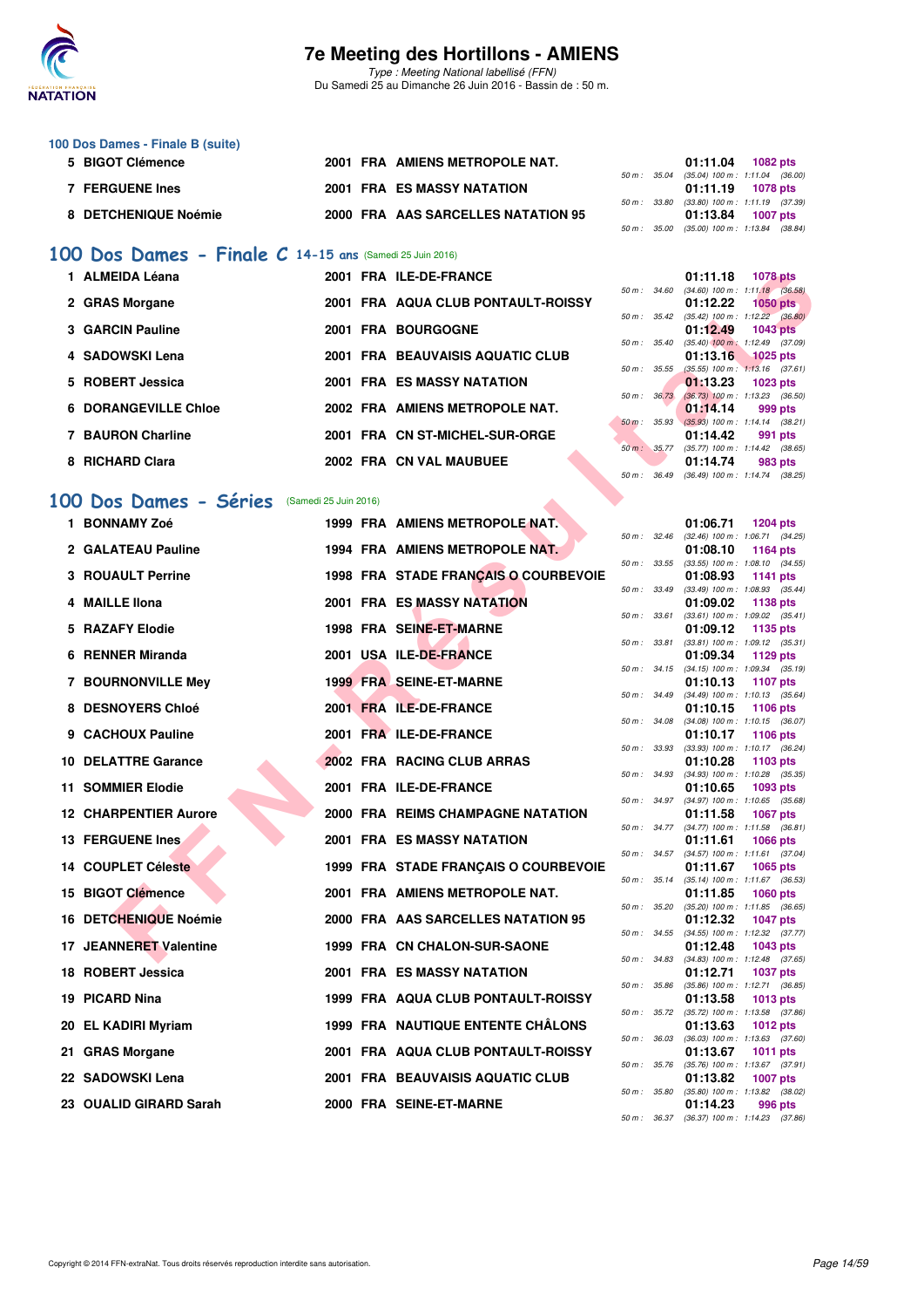# 7e Meeting des Hortillons - AMIENS

*Type : Meeting National labellisé (FFN)*
Du Samedi 25 au Dimanche 26 Juin 2016 - Bassin de : 50 m.

### 100 Dos Dames - Finale B (suite)

| Rang | Nom | Année | Nat. | Club | Temps | Points | Splits |
|---|---|---|---|---|---|---|---|
| 5 | BIGOT Clémence | 2001 | FRA | AMIENS METROPOLE NAT. | 01:11.04 | 1082 pts | 50 m : 35.04 (35.04) 100 m : 1:11.04 (36.00) |
| 7 | FERGUENE Ines | 2001 | FRA | ES MASSY NATATION | 01:11.19 | 1078 pts | 50 m : 33.80 (33.80) 100 m : 1:11.19 (37.39) |
| 8 | DETCHENIQUE Noémie | 2000 | FRA | AAS SARCELLES NATATION 95 | 01:13.84 | 1007 pts | 50 m : 35.00 (35.00) 100 m : 1:13.84 (38.84) |

## 100 Dos Dames - Finale C 14-15 ans (Samedi 25 Juin 2016)

| Rang | Nom | Année | Nat. | Club | Temps | Points | Splits |
|---|---|---|---|---|---|---|---|
| 1 | ALMEIDA Léana | 2001 | FRA | ILE-DE-FRANCE | 01:11.18 | 1078 pts | 50 m : 34.60 (34.60) 100 m : 1:11.18 (36.58) |
| 2 | GRAS Morgane | 2001 | FRA | AQUA CLUB PONTAULT-ROISSY | 01:12.22 | 1050 pts | 50 m : 35.42 (35.42) 100 m : 1:12.22 (36.80) |
| 3 | GARCIN Pauline | 2001 | FRA | BOURGOGNE | 01:12.49 | 1043 pts | 50 m : 35.40 (35.40) 100 m : 1:12.49 (37.09) |
| 4 | SADOWSKI Lena | 2001 | FRA | BEAUVAISIS AQUATIC CLUB | 01:13.16 | 1025 pts | 50 m : 35.55 (35.55) 100 m : 1:13.16 (37.61) |
| 5 | ROBERT Jessica | 2001 | FRA | ES MASSY NATATION | 01:13.23 | 1023 pts | 50 m : 36.73 (36.73) 100 m : 1:13.23 (36.50) |
| 6 | DORANGEVILLE Chloe | 2002 | FRA | AMIENS METROPOLE NAT. | 01:14.14 | 999 pts | 50 m : 35.93 (35.93) 100 m : 1:14.14 (38.21) |
| 7 | BAURON Charline | 2001 | FRA | CN ST-MICHEL-SUR-ORGE | 01:14.42 | 991 pts | 50 m : 35.77 (35.77) 100 m : 1:14.42 (38.65) |
| 8 | RICHARD Clara | 2002 | FRA | CN VAL MAUBUEE | 01:14.74 | 983 pts | 50 m : 36.49 (36.49) 100 m : 1:14.74 (38.25) |

## 100 Dos Dames - Séries (Samedi 25 Juin 2016)

| Rang | Nom | Année | Nat. | Club | Temps | Points | Splits |
|---|---|---|---|---|---|---|---|
| 1 | BONNAMY Zoé | 1999 | FRA | AMIENS METROPOLE NAT. | 01:06.71 | 1204 pts | 50 m : 32.46 (32.46) 100 m : 1:06.71 (34.25) |
| 2 | GALATEAU Pauline | 1994 | FRA | AMIENS METROPOLE NAT. | 01:08.10 | 1164 pts | 50 m : 33.55 (33.55) 100 m : 1:08.10 (34.55) |
| 3 | ROUAULT Perrine | 1998 | FRA | STADE FRANÇAIS O COURBEVOIE | 01:08.93 | 1141 pts | 50 m : 33.49 (33.49) 100 m : 1:08.93 (35.44) |
| 4 | MAILLE Ilona | 2001 | FRA | ES MASSY NATATION | 01:09.02 | 1138 pts | 50 m : 33.61 (33.61) 100 m : 1:09.02 (35.41) |
| 5 | RAZAFY Elodie | 1998 | FRA | SEINE-ET-MARNE | 01:09.12 | 1135 pts | 50 m : 33.81 (33.81) 100 m : 1:09.12 (35.31) |
| 6 | RENNER Miranda | 2001 | USA | ILE-DE-FRANCE | 01:09.34 | 1129 pts | 50 m : 34.15 (34.15) 100 m : 1:09.34 (35.19) |
| 7 | BOURNONVILLE Mey | 1999 | FRA | SEINE-ET-MARNE | 01:10.13 | 1107 pts | 50 m : 34.49 (34.49) 100 m : 1:10.13 (35.64) |
| 8 | DESNOYERS Chloé | 2001 | FRA | ILE-DE-FRANCE | 01:10.15 | 1106 pts | 50 m : 34.08 (34.08) 100 m : 1:10.15 (36.07) |
| 9 | CACHOUX Pauline | 2001 | FRA | ILE-DE-FRANCE | 01:10.17 | 1106 pts | 50 m : 33.93 (33.93) 100 m : 1:10.17 (36.24) |
| 10 | DELATTRE Garance | 2002 | FRA | RACING CLUB ARRAS | 01:10.28 | 1103 pts | 50 m : 34.93 (34.93) 100 m : 1:10.28 (35.35) |
| 11 | SOMMIER Elodie | 2001 | FRA | ILE-DE-FRANCE | 01:10.65 | 1093 pts | 50 m : 34.97 (34.97) 100 m : 1:10.65 (35.68) |
| 12 | CHARPENTIER Aurore | 2000 | FRA | REIMS CHAMPAGNE NATATION | 01:11.58 | 1067 pts | 50 m : 34.77 (34.77) 100 m : 1:11.58 (36.81) |
| 13 | FERGUENE Ines | 2001 | FRA | ES MASSY NATATION | 01:11.61 | 1066 pts | 50 m : 34.57 (34.57) 100 m : 1:11.61 (37.04) |
| 14 | COUPLET Céleste | 1999 | FRA | STADE FRANÇAIS O COURBEVOIE | 01:11.67 | 1065 pts | 50 m : 35.14 (35.14) 100 m : 1:11.67 (36.53) |
| 15 | BIGOT Clémence | 2001 | FRA | AMIENS METROPOLE NAT. | 01:11.85 | 1060 pts | 50 m : 35.20 (35.20) 100 m : 1:11.85 (36.65) |
| 16 | DETCHENIQUE Noémie | 2000 | FRA | AAS SARCELLES NATATION 95 | 01:12.32 | 1047 pts | 50 m : 34.55 (34.55) 100 m : 1:12.32 (37.77) |
| 17 | JEANNERET Valentine | 1999 | FRA | CN CHALON-SUR-SAONE | 01:12.48 | 1043 pts | 50 m : 34.83 (34.83) 100 m : 1:12.48 (37.65) |
| 18 | ROBERT Jessica | 2001 | FRA | ES MASSY NATATION | 01:12.71 | 1037 pts | 50 m : 35.86 (35.86) 100 m : 1:12.71 (36.85) |
| 19 | PICARD Nina | 1999 | FRA | AQUA CLUB PONTAULT-ROISSY | 01:13.58 | 1013 pts | 50 m : 35.72 (35.72) 100 m : 1:13.58 (37.86) |
| 20 | EL KADIRI Myriam | 1999 | FRA | NAUTIQUE ENTENTE CHÂLONS | 01:13.63 | 1012 pts | 50 m : 36.03 (36.03) 100 m : 1:13.63 (37.60) |
| 21 | GRAS Morgane | 2001 | FRA | AQUA CLUB PONTAULT-ROISSY | 01:13.67 | 1011 pts | 50 m : 35.76 (35.76) 100 m : 1:13.67 (37.91) |
| 22 | SADOWSKI Lena | 2001 | FRA | BEAUVAISIS AQUATIC CLUB | 01:13.82 | 1007 pts | 50 m : 35.80 (35.80) 100 m : 1:13.82 (38.02) |
| 23 | OUALID GIRARD Sarah | 2000 | FRA | SEINE-ET-MARNE | 01:14.23 | 996 pts | 50 m : 36.37 (36.37) 100 m : 1:14.23 (37.86) |

Copyright © 2014 FFN-extraNat. Tous droits réservés reproduction interdite sans autorisation.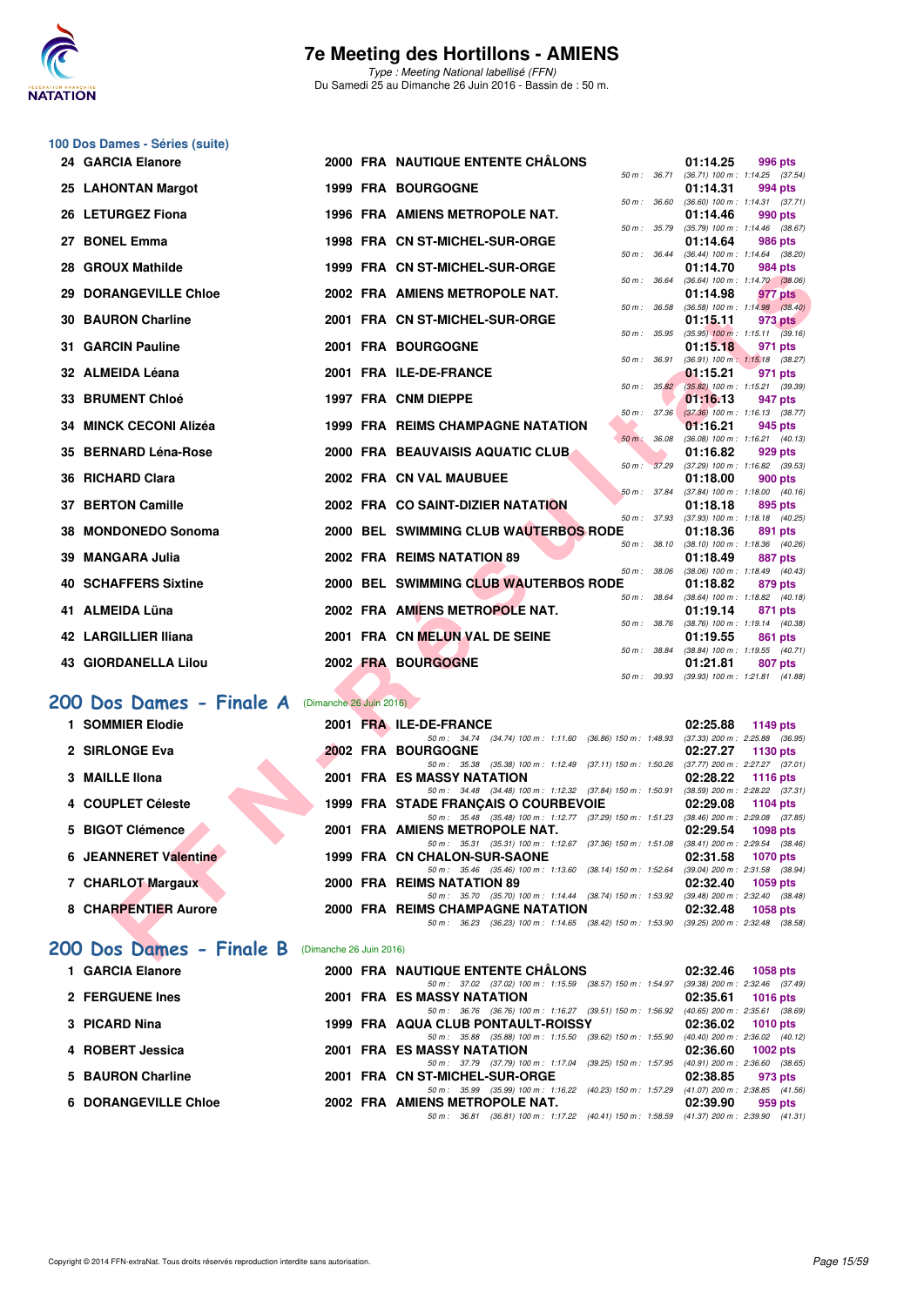## 100 Dos Dames - Séries (suite)

| Rang | Nom | Année | Nat. | Club | Temps | Points |
|---|---|---|---|---|---|---|
| 24 | GARCIA Elanore | 2000 | FRA | NAUTIQUE ENTENTE CHÂLONS | 01:14.25 | 996 pts |
| | | | | 50 m : 36.71 (36.71) 100 m : 1:14.25 (37.54) | | |
| 25 | LAHONTAN Margot | 1999 | FRA | BOURGOGNE | 01:14.31 | 994 pts |
| | | | | 50 m : 36.60 (36.60) 100 m : 1:14.31 (37.71) | | |
| 26 | LETURGEZ Fiona | 1996 | FRA | AMIENS METROPOLE NAT. | 01:14.46 | 990 pts |
| | | | | 50 m : 35.79 (35.79) 100 m : 1:14.46 (38.67) | | |
| 27 | BONEL Emma | 1998 | FRA | CN ST-MICHEL-SUR-ORGE | 01:14.64 | 986 pts |
| | | | | 50 m : 36.44 (36.44) 100 m : 1:14.64 (38.20) | | |
| 28 | GROUX Mathilde | 1999 | FRA | CN ST-MICHEL-SUR-ORGE | 01:14.70 | 984 pts |
| | | | | 50 m : 36.64 (36.64) 100 m : 1:14.70 (38.06) | | |
| 29 | DORANGEVILLE Chloe | 2002 | FRA | AMIENS METROPOLE NAT. | 01:14.98 | 977 pts |
| | | | | 50 m : 36.58 (36.58) 100 m : 1:14.98 (38.40) | | |
| 30 | BAURON Charline | 2001 | FRA | CN ST-MICHEL-SUR-ORGE | 01:15.11 | 973 pts |
| | | | | 50 m : 35.95 (35.95) 100 m : 1:15.11 (39.16) | | |
| 31 | GARCIN Pauline | 2001 | FRA | BOURGOGNE | 01:15.18 | 971 pts |
| | | | | 50 m : 36.91 (36.91) 100 m : 1:15.18 (38.27) | | |
| 32 | ALMEIDA Léana | 2001 | FRA | ILE-DE-FRANCE | 01:15.21 | 971 pts |
| | | | | 50 m : 35.82 (35.82) 100 m : 1:15.21 (39.39) | | |
| 33 | BRUMENT Chloé | 1997 | FRA | CNM DIEPPE | 01:16.13 | 947 pts |
| | | | | 50 m : 37.36 (37.36) 100 m : 1:16.13 (38.77) | | |
| 34 | MINCK CECONI Alizéa | 1999 | FRA | REIMS CHAMPAGNE NATATION | 01:16.21 | 945 pts |
| | | | | 50 m : 36.08 (36.08) 100 m : 1:16.21 (40.13) | | |
| 35 | BERNARD Léna-Rose | 2000 | FRA | BEAUVAISIS AQUATIC CLUB | 01:16.82 | 929 pts |
| | | | | 50 m : 37.29 (37.29) 100 m : 1:16.82 (39.53) | | |
| 36 | RICHARD Clara | 2002 | FRA | CN VAL MAUBUEE | 01:18.00 | 900 pts |
| | | | | 50 m : 37.84 (37.84) 100 m : 1:18.00 (40.16) | | |
| 37 | BERTON Camille | 2002 | FRA | CO SAINT-DIZIER NATATION | 01:18.18 | 895 pts |
| | | | | 50 m : 37.93 (37.93) 100 m : 1:18.18 (40.25) | | |
| 38 | MONDONEDO Sonoma | 2000 | BEL | SWIMMING CLUB WAUTERBOS RODE | 01:18.36 | 891 pts |
| | | | | 50 m : 38.10 (38.10) 100 m : 1:18.36 (40.26) | | |
| 39 | MANGARA Julia | 2002 | FRA | REIMS NATATION 89 | 01:18.49 | 887 pts |
| | | | | 50 m : 38.06 (38.06) 100 m : 1:18.49 (40.43) | | |
| 40 | SCHAFFERS Sixtine | 2000 | BEL | SWIMMING CLUB WAUTERBOS RODE | 01:18.82 | 879 pts |
| | | | | 50 m : 38.64 (38.64) 100 m : 1:18.82 (40.18) | | |
| 41 | ALMEIDA Lüna | 2002 | FRA | AMIENS METROPOLE NAT. | 01:19.14 | 871 pts |
| | | | | 50 m : 38.76 (38.76) 100 m : 1:19.14 (40.38) | | |
| 42 | LARGILLIER Iliana | 2001 | FRA | CN MELUN VAL DE SEINE | 01:19.55 | 861 pts |
| | | | | 50 m : 38.84 (38.84) 100 m : 1:19.55 (40.71) | | |
| 43 | GIORDANELLA Lilou | 2002 | FRA | BOURGOGNE | 01:21.81 | 807 pts |
| | | | | 50 m : 39.93 (39.93) 100 m : 1:21.81 (41.88) | | |

## 200 Dos Dames - Finale A (Dimanche 26 Juin 2016)

| Rang | Nom | Année | Nat. | Club | Temps | Points |
|---|---|---|---|---|---|---|
| 1 | SOMMIER Elodie | 2001 | FRA | ILE-DE-FRANCE | 02:25.88 | 1149 pts |
| | | | | 50 m : 34.74 (34.74) 100 m : 1:11.60 (36.86) 150 m : 1:48.93 (37.33) 200 m : 2:25.88 (36.95) | | |
| 2 | SIRLONGE Eva | 2002 | FRA | BOURGOGNE | 02:27.27 | 1130 pts |
| | | | | 50 m : 35.38 (35.38) 100 m : 1:12.49 (37.11) 150 m : 1:50.26 (37.77) 200 m : 2:27.27 (37.01) | | |
| 3 | MAILLE Ilona | 2001 | FRA | ES MASSY NATATION | 02:28.22 | 1116 pts |
| | | | | 50 m : 34.48 (34.48) 100 m : 1:12.32 (37.84) 150 m : 1:50.91 (38.59) 200 m : 2:28.22 (37.31) | | |
| 4 | COUPLET Céleste | 1999 | FRA | STADE FRANÇAIS O COURBEVOIE | 02:29.08 | 1104 pts |
| | | | | 50 m : 35.48 (35.48) 100 m : 1:12.77 (37.29) 150 m : 1:51.23 (38.46) 200 m : 2:29.08 (37.85) | | |
| 5 | BIGOT Clémence | 2001 | FRA | AMIENS METROPOLE NAT. | 02:29.54 | 1098 pts |
| | | | | 50 m : 35.31 (35.31) 100 m : 1:12.67 (37.36) 150 m : 1:51.08 (38.41) 200 m : 2:29.54 (38.46) | | |
| 6 | JEANNERET Valentine | 1999 | FRA | CN CHALON-SUR-SAONE | 02:31.58 | 1070 pts |
| | | | | 50 m : 35.46 (35.46) 100 m : 1:13.60 (38.14) 150 m : 1:52.64 (39.04) 200 m : 2:31.58 (38.94) | | |
| 7 | CHARLOT Margaux | 2000 | FRA | REIMS NATATION 89 | 02:32.40 | 1059 pts |
| | | | | 50 m : 35.70 (35.70) 100 m : 1:14.44 (38.74) 150 m : 1:53.92 (39.48) 200 m : 2:32.40 (38.48) | | |
| 8 | CHARPENTIER Aurore | 2000 | FRA | REIMS CHAMPAGNE NATATION | 02:32.48 | 1058 pts |
| | | | | 50 m : 36.23 (36.23) 100 m : 1:14.65 (38.42) 150 m : 1:53.90 (39.25) 200 m : 2:32.48 (38.58) | | |

## 200 Dos Dames - Finale B (Dimanche 26 Juin 2016)

| Rang | Nom | Année | Nat. | Club | Temps | Points |
|---|---|---|---|---|---|---|
| 1 | GARCIA Elanore | 2000 | FRA | NAUTIQUE ENTENTE CHÂLONS | 02:32.46 | 1058 pts |
| | | | | 50 m : 37.02 (37.02) 100 m : 1:15.59 (38.57) 150 m : 1:54.97 (39.38) 200 m : 2:32.46 (37.49) | | |
| 2 | FERGUENE Ines | 2001 | FRA | ES MASSY NATATION | 02:35.61 | 1016 pts |
| | | | | 50 m : 36.76 (36.76) 100 m : 1:16.27 (39.51) 150 m : 1:56.92 (40.65) 200 m : 2:35.61 (38.69) | | |
| 3 | PICARD Nina | 1999 | FRA | AQUA CLUB PONTAULT-ROISSY | 02:36.02 | 1010 pts |
| | | | | 50 m : 35.88 (35.88) 100 m : 1:15.50 (39.62) 150 m : 1:55.90 (40.40) 200 m : 2:36.02 (40.12) | | |
| 4 | ROBERT Jessica | 2001 | FRA | ES MASSY NATATION | 02:36.60 | 1002 pts |
| | | | | 50 m : 37.79 (37.79) 100 m : 1:17.04 (39.25) 150 m : 1:57.95 (40.91) 200 m : 2:36.60 (38.65) | | |
| 5 | BAURON Charline | 2001 | FRA | CN ST-MICHEL-SUR-ORGE | 02:38.85 | 973 pts |
| | | | | 50 m : 35.99 (35.99) 100 m : 1:16.22 (40.23) 150 m : 1:57.29 (41.07) 200 m : 2:38.85 (41.56) | | |
| 6 | DORANGEVILLE Chloe | 2002 | FRA | AMIENS METROPOLE NAT. | 02:39.90 | 959 pts |
| | | | | 50 m : 36.81 (36.81) 100 m : 1:17.22 (40.41) 150 m : 1:58.59 (41.37) 200 m : 2:39.90 (41.31) | | |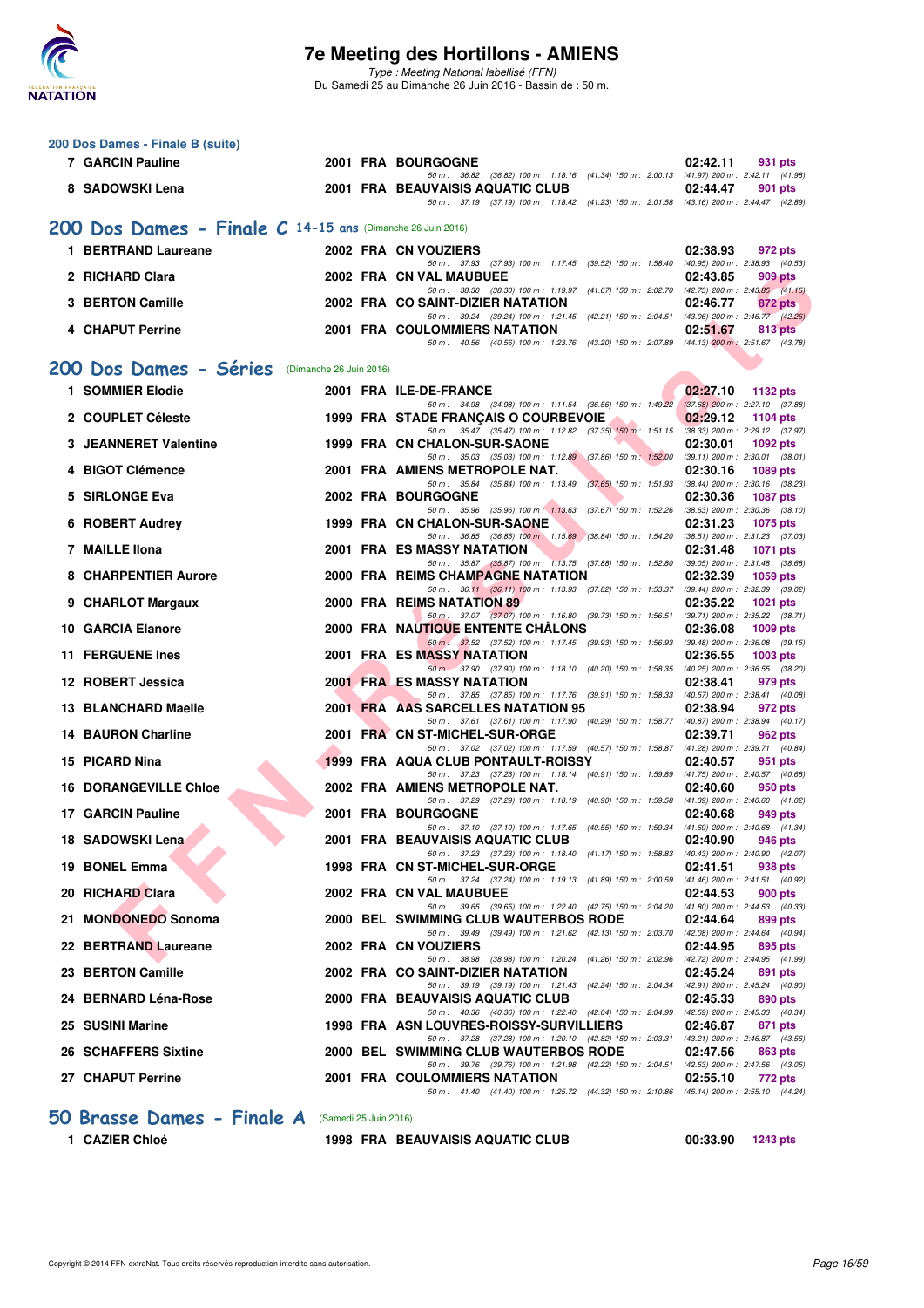# 7e Meeting des Hortillons - AMIENS

*Type : Meeting National labellisé (FFN)*

Du Samedi 25 au Dimanche 26 Juin 2016 - Bassin de : 50 m.

### 200 Dos Dames - Finale B (suite)

| Rang | Nom | Année | Nat | Club | Temps | Points |
|---|---|---|---|---|---|---|
| 7 | GARCIN Pauline | 2001 | FRA | BOURGOGNE | 02:42.11 | 931 pts |
| | 50 m : 36.82 (36.82) 100 m : 1:18.16 (41.34) 150 m : 2:00.13 (41.97) 200 m : 2:42.11 (41.98) | | | | | |
| 8 | SADOWSKI Lena | 2001 | FRA | BEAUVAISIS AQUATIC CLUB | 02:44.47 | 901 pts |
| | 50 m : 37.19 (37.19) 100 m : 1:18.42 (41.23) 150 m : 2:01.58 (43.16) 200 m : 2:44.47 (42.89) | | | | | |

## 200 Dos Dames - Finale C 14-15 ans (Dimanche 26 Juin 2016)

| Rang | Nom | Année | Nat | Club | Temps | Points |
|---|---|---|---|---|---|---|
| 1 | BERTRAND Laureane | 2002 | FRA | CN VOUZIERS | 02:38.93 | 972 pts |
| | 50 m : 37.93 (37.93) 100 m : 1:17.45 (39.52) 150 m : 1:58.40 (40.95) 200 m : 2:38.93 (40.53) | | | | | |
| 2 | RICHARD Clara | 2002 | FRA | CN VAL MAUBUEE | 02:43.85 | 909 pts |
| | 50 m : 38.30 (38.30) 100 m : 1:19.97 (41.67) 150 m : 2:02.70 (42.73) 200 m : 2:43.85 (41.15) | | | | | |
| 3 | BERTON Camille | 2002 | FRA | CO SAINT-DIZIER NATATION | 02:46.77 | 872 pts |
| | 50 m : 39.24 (39.24) 100 m : 1:21.45 (42.21) 150 m : 2:04.51 (43.06) 200 m : 2:46.77 (42.26) | | | | | |
| 4 | CHAPUT Perrine | 2001 | FRA | COULOMMIERS NATATION | 02:51.67 | 813 pts |
| | 50 m : 40.56 (40.56) 100 m : 1:23.76 (43.20) 150 m : 2:07.89 (44.13) 200 m : 2:51.67 (43.78) | | | | | |

## 200 Dos Dames - Séries (Dimanche 26 Juin 2016)

| Rang | Nom | Année | Nat | Club | Temps | Points |
|---|---|---|---|---|---|---|
| 1 | SOMMIER Elodie | 2001 | FRA | ILE-DE-FRANCE | 02:27.10 | 1132 pts |
| | 50 m : 34.98 (34.98) 100 m : 1:11.54 (36.56) 150 m : 1:49.22 (37.68) 200 m : 2:27.10 (37.88) | | | | | |
| 2 | COUPLET Céleste | 1999 | FRA | STADE FRANÇAIS O COURBEVOIE | 02:29.12 | 1104 pts |
| | 50 m : 35.47 (35.47) 100 m : 1:12.82 (37.35) 150 m : 1:51.15 (38.33) 200 m : 2:29.12 (37.97) | | | | | |
| 3 | JEANNERET Valentine | 1999 | FRA | CN CHALON-SUR-SAONE | 02:30.01 | 1092 pts |
| | 50 m : 35.03 (35.03) 100 m : 1:12.89 (37.86) 150 m : 1:52.00 (39.11) 200 m : 2:30.01 (38.01) | | | | | |
| 4 | BIGOT Clémence | 2001 | FRA | AMIENS METROPOLE NAT. | 02:30.16 | 1089 pts |
| | 50 m : 35.84 (35.84) 100 m : 1:13.49 (37.65) 150 m : 1:51.93 (38.44) 200 m : 2:30.16 (38.23) | | | | | |
| 5 | SIRLONGE Eva | 2002 | FRA | BOURGOGNE | 02:30.36 | 1087 pts |
| | 50 m : 35.96 (35.96) 100 m : 1:13.63 (37.67) 150 m : 1:52.26 (38.63) 200 m : 2:30.36 (38.10) | | | | | |
| 6 | ROBERT Audrey | 1999 | FRA | CN CHALON-SUR-SAONE | 02:31.23 | 1075 pts |
| | 50 m : 36.85 (36.85) 100 m : 1:15.69 (38.84) 150 m : 1:54.20 (38.51) 200 m : 2:31.23 (37.03) | | | | | |
| 7 | MAILLE Ilona | 2001 | FRA | ES MASSY NATATION | 02:31.48 | 1071 pts |
| | 50 m : 35.87 (35.87) 100 m : 1:13.75 (37.88) 150 m : 1:52.80 (39.05) 200 m : 2:31.48 (38.68) | | | | | |
| 8 | CHARPENTIER Aurore | 2000 | FRA | REIMS CHAMPAGNE NATATION | 02:32.39 | 1059 pts |
| | 50 m : 36.11 (36.11) 100 m : 1:13.93 (37.82) 150 m : 1:53.37 (39.44) 200 m : 2:32.39 (39.02) | | | | | |
| 9 | CHARLOT Margaux | 2000 | FRA | REIMS NATATION 89 | 02:35.22 | 1021 pts |
| | 50 m : 37.07 (37.07) 100 m : 1:16.80 (39.73) 150 m : 1:56.51 (39.71) 200 m : 2:35.22 (38.71) | | | | | |
| 10 | GARCIA Elanore | 2000 | FRA | NAUTIQUE ENTENTE CHÂLONS | 02:36.08 | 1009 pts |
| | 50 m : 37.52 (37.52) 100 m : 1:17.45 (39.93) 150 m : 1:56.93 (39.48) 200 m : 2:36.08 (39.15) | | | | | |
| 11 | FERGUENE Ines | 2001 | FRA | ES MASSY NATATION | 02:36.55 | 1003 pts |
| | 50 m : 37.90 (37.90) 100 m : 1:18.10 (40.20) 150 m : 1:58.35 (40.25) 200 m : 2:36.55 (38.20) | | | | | |
| 12 | ROBERT Jessica | 2001 | FRA | ES MASSY NATATION | 02:38.41 | 979 pts |
| | 50 m : 37.85 (37.85) 100 m : 1:17.76 (39.91) 150 m : 1:58.33 (40.57) 200 m : 2:38.41 (40.08) | | | | | |
| 13 | BLANCHARD Maelle | 2001 | FRA | AAS SARCELLES NATATION 95 | 02:38.94 | 972 pts |
| | 50 m : 37.61 (37.61) 100 m : 1:17.90 (40.29) 150 m : 1:58.77 (40.87) 200 m : 2:38.94 (40.17) | | | | | |
| 14 | BAURON Charline | 2001 | FRA | CN ST-MICHEL-SUR-ORGE | 02:39.71 | 962 pts |
| | 50 m : 37.02 (37.02) 100 m : 1:17.59 (40.57) 150 m : 1:58.87 (41.28) 200 m : 2:39.71 (40.84) | | | | | |
| 15 | PICARD Nina | 1999 | FRA | AQUA CLUB PONTAULT-ROISSY | 02:40.57 | 951 pts |
| | 50 m : 37.23 (37.23) 100 m : 1:18.14 (40.91) 150 m : 1:59.89 (41.75) 200 m : 2:40.57 (40.68) | | | | | |
| 16 | DORANGEVILLE Chloe | 2002 | FRA | AMIENS METROPOLE NAT. | 02:40.60 | 950 pts |
| | 50 m : 37.29 (37.29) 100 m : 1:18.19 (40.90) 150 m : 1:59.58 (41.39) 200 m : 2:40.60 (41.02) | | | | | |
| 17 | GARCIN Pauline | 2001 | FRA | BOURGOGNE | 02:40.68 | 949 pts |
| | 50 m : 37.10 (37.10) 100 m : 1:17.65 (40.55) 150 m : 1:59.34 (41.69) 200 m : 2:40.68 (41.34) | | | | | |
| 18 | SADOWSKI Lena | 2001 | FRA | BEAUVAISIS AQUATIC CLUB | 02:40.90 | 946 pts |
| | 50 m : 37.23 (37.23) 100 m : 1:18.40 (41.17) 150 m : 1:58.83 (40.43) 200 m : 2:40.90 (42.07) | | | | | |
| 19 | BONEL Emma | 1998 | FRA | CN ST-MICHEL-SUR-ORGE | 02:41.51 | 938 pts |
| | 50 m : 37.24 (37.24) 100 m : 1:19.13 (41.89) 150 m : 2:00.59 (41.46) 200 m : 2:41.51 (40.92) | | | | | |
| 20 | RICHARD Clara | 2002 | FRA | CN VAL MAUBUEE | 02:44.53 | 900 pts |
| | 50 m : 39.65 (39.65) 100 m : 1:22.40 (42.75) 150 m : 2:04.20 (41.80) 200 m : 2:44.53 (40.33) | | | | | |
| 21 | MONDONEDO Sonoma | 2000 | BEL | SWIMMING CLUB WAUTERBOS RODE | 02:44.64 | 899 pts |
| | 50 m : 39.49 (39.49) 100 m : 1:21.62 (42.13) 150 m : 2:03.70 (42.08) 200 m : 2:44.64 (40.94) | | | | | |
| 22 | BERTRAND Laureane | 2002 | FRA | CN VOUZIERS | 02:44.95 | 895 pts |
| | 50 m : 38.98 (38.98) 100 m : 1:20.24 (41.26) 150 m : 2:02.96 (42.72) 200 m : 2:44.95 (41.99) | | | | | |
| 23 | BERTON Camille | 2002 | FRA | CO SAINT-DIZIER NATATION | 02:45.24 | 891 pts |
| | 50 m : 39.19 (39.19) 100 m : 1:21.43 (42.24) 150 m : 2:04.34 (42.91) 200 m : 2:45.24 (40.90) | | | | | |
| 24 | BERNARD Léna-Rose | 2000 | FRA | BEAUVAISIS AQUATIC CLUB | 02:45.33 | 890 pts |
| | 50 m : 40.36 (40.36) 100 m : 1:22.40 (42.04) 150 m : 2:04.99 (42.59) 200 m : 2:45.33 (40.34) | | | | | |
| 25 | SUSINI Marine | 1998 | FRA | ASN LOUVRES-ROISSY-SURVILLIERS | 02:46.87 | 871 pts |
| | 50 m : 37.28 (37.28) 100 m : 1:20.10 (42.82) 150 m : 2:03.31 (43.21) 200 m : 2:46.87 (43.56) | | | | | |
| 26 | SCHAFFERS Sixtine | 2000 | BEL | SWIMMING CLUB WAUTERBOS RODE | 02:47.56 | 863 pts |
| | 50 m : 39.76 (39.76) 100 m : 1:21.98 (42.22) 150 m : 2:04.51 (42.53) 200 m : 2:47.56 (43.05) | | | | | |
| 27 | CHAPUT Perrine | 2001 | FRA | COULOMMIERS NATATION | 02:55.10 | 772 pts |
| | 50 m : 41.40 (41.40) 100 m : 1:25.72 (44.32) 150 m : 2:10.86 (45.14) 200 m : 2:55.10 (44.24) | | | | | |

## 50 Brasse Dames - Finale A (Samedi 25 Juin 2016)

| Rang | Nom | Année | Nat | Club | Temps | Points |
|---|---|---|---|---|---|---|
| 1 | CAZIER Chloé | 1998 | FRA | BEAUVAISIS AQUATIC CLUB | 00:33.90 | 1243 pts |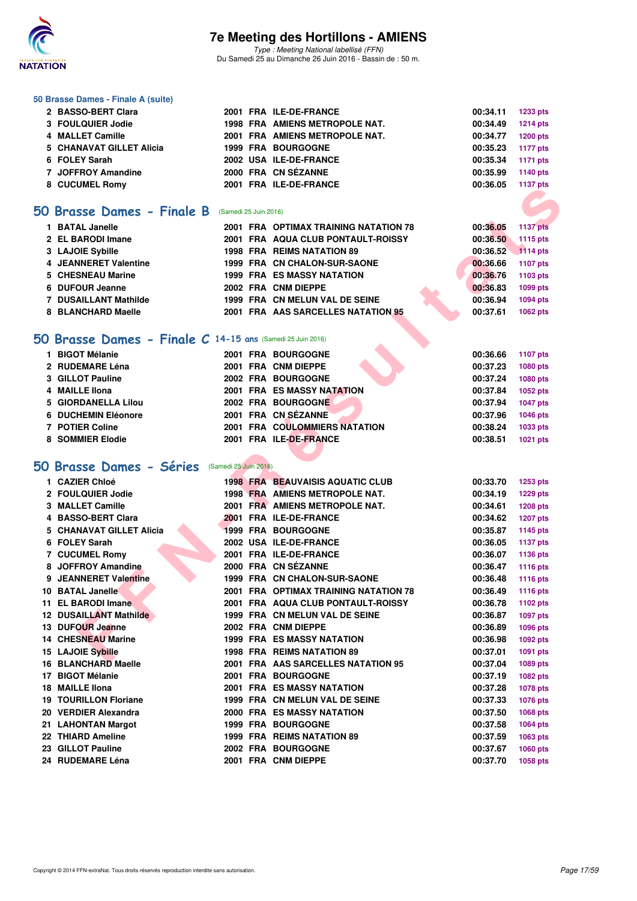### 50 Brasse Dames - Finale A (suite)

| | | | | | | |
|---|---|---|---|---|---|---|
| 2 | BASSO-BERT Clara | 2001 | FRA | ILE-DE-FRANCE | 00:34.11 | 1233 pts |
| 3 | FOULQUIER Jodie | 1998 | FRA | AMIENS METROPOLE NAT. | 00:34.49 | 1214 pts |
| 4 | MALLET Camille | 2001 | FRA | AMIENS METROPOLE NAT. | 00:34.77 | 1200 pts |
| 5 | CHANAVAT GILLET Alicia | 1999 | FRA | BOURGOGNE | 00:35.23 | 1177 pts |
| 6 | FOLEY Sarah | 2002 | USA | ILE-DE-FRANCE | 00:35.34 | 1171 pts |
| 7 | JOFFROY Amandine | 2000 | FRA | CN SÉZANNE | 00:35.99 | 1140 pts |
| 8 | CUCUMEL Romy | 2001 | FRA | ILE-DE-FRANCE | 00:36.05 | 1137 pts |

## 50 Brasse Dames - Finale B (Samedi 25 Juin 2016)

| | | | | | | |
|---|---|---|---|---|---|---|
| 1 | BATAL Janelle | 2001 | FRA | OPTIMAX TRAINING NATATION 78 | 00:36.05 | 1137 pts |
| 2 | EL BARODI Imane | 2001 | FRA | AQUA CLUB PONTAULT-ROISSY | 00:36.50 | 1115 pts |
| 3 | LAJOIE Sybille | 1998 | FRA | REIMS NATATION 89 | 00:36.52 | 1114 pts |
| 4 | JEANNERET Valentine | 1999 | FRA | CN CHALON-SUR-SAONE | 00:36.66 | 1107 pts |
| 5 | CHESNEAU Marine | 1999 | FRA | ES MASSY NATATION | 00:36.76 | 1103 pts |
| 6 | DUFOUR Jeanne | 2002 | FRA | CNM DIEPPE | 00:36.83 | 1099 pts |
| 7 | DUSAILLANT Mathilde | 1999 | FRA | CN MELUN VAL DE SEINE | 00:36.94 | 1094 pts |
| 8 | BLANCHARD Maelle | 2001 | FRA | AAS SARCELLES NATATION 95 | 00:37.61 | 1062 pts |

## 50 Brasse Dames - Finale C 14-15 ans (Samedi 25 Juin 2016)

| | | | | | | |
|---|---|---|---|---|---|---|
| 1 | BIGOT Mélanie | 2001 | FRA | BOURGOGNE | 00:36.66 | 1107 pts |
| 2 | RUDEMARE Léna | 2001 | FRA | CNM DIEPPE | 00:37.23 | 1080 pts |
| 3 | GILLOT Pauline | 2002 | FRA | BOURGOGNE | 00:37.24 | 1080 pts |
| 4 | MAILLE Ilona | 2001 | FRA | ES MASSY NATATION | 00:37.84 | 1052 pts |
| 5 | GIORDANELLA Lilou | 2002 | FRA | BOURGOGNE | 00:37.94 | 1047 pts |
| 6 | DUCHEMIN Eléonore | 2001 | FRA | CN SÉZANNE | 00:37.96 | 1046 pts |
| 7 | POTIER Coline | 2001 | FRA | COULOMMIERS NATATION | 00:38.24 | 1033 pts |
| 8 | SOMMIER Elodie | 2001 | FRA | ILE-DE-FRANCE | 00:38.51 | 1021 pts |

## 50 Brasse Dames - Séries (Samedi 25 Juin 2016)

| | | | | | | |
|---|---|---|---|---|---|---|
| 1 | CAZIER Chloé | 1998 | FRA | BEAUVAISIS AQUATIC CLUB | 00:33.70 | 1253 pts |
| 2 | FOULQUIER Jodie | 1998 | FRA | AMIENS METROPOLE NAT. | 00:34.19 | 1229 pts |
| 3 | MALLET Camille | 2001 | FRA | AMIENS METROPOLE NAT. | 00:34.61 | 1208 pts |
| 4 | BASSO-BERT Clara | 2001 | FRA | ILE-DE-FRANCE | 00:34.62 | 1207 pts |
| 5 | CHANAVAT GILLET Alicia | 1999 | FRA | BOURGOGNE | 00:35.87 | 1145 pts |
| 6 | FOLEY Sarah | 2002 | USA | ILE-DE-FRANCE | 00:36.05 | 1137 pts |
| 7 | CUCUMEL Romy | 2001 | FRA | ILE-DE-FRANCE | 00:36.07 | 1136 pts |
| 8 | JOFFROY Amandine | 2000 | FRA | CN SÉZANNE | 00:36.47 | 1116 pts |
| 9 | JEANNERET Valentine | 1999 | FRA | CN CHALON-SUR-SAONE | 00:36.48 | 1116 pts |
| 10 | BATAL Janelle | 2001 | FRA | OPTIMAX TRAINING NATATION 78 | 00:36.49 | 1116 pts |
| 11 | EL BARODI Imane | 2001 | FRA | AQUA CLUB PONTAULT-ROISSY | 00:36.78 | 1102 pts |
| 12 | DUSAILLANT Mathilde | 1999 | FRA | CN MELUN VAL DE SEINE | 00:36.87 | 1097 pts |
| 13 | DUFOUR Jeanne | 2002 | FRA | CNM DIEPPE | 00:36.89 | 1096 pts |
| 14 | CHESNEAU Marine | 1999 | FRA | ES MASSY NATATION | 00:36.98 | 1092 pts |
| 15 | LAJOIE Sybille | 1998 | FRA | REIMS NATATION 89 | 00:37.01 | 1091 pts |
| 16 | BLANCHARD Maelle | 2001 | FRA | AAS SARCELLES NATATION 95 | 00:37.04 | 1089 pts |
| 17 | BIGOT Mélanie | 2001 | FRA | BOURGOGNE | 00:37.19 | 1082 pts |
| 18 | MAILLE Ilona | 2001 | FRA | ES MASSY NATATION | 00:37.28 | 1078 pts |
| 19 | TOURILLON Floriane | 1999 | FRA | CN MELUN VAL DE SEINE | 00:37.33 | 1076 pts |
| 20 | VERDIER Alexandra | 2000 | FRA | ES MASSY NATATION | 00:37.50 | 1068 pts |
| 21 | LAHONTAN Margot | 1999 | FRA | BOURGOGNE | 00:37.58 | 1064 pts |
| 22 | THIARD Ameline | 1999 | FRA | REIMS NATATION 89 | 00:37.59 | 1063 pts |
| 23 | GILLOT Pauline | 2002 | FRA | BOURGOGNE | 00:37.67 | 1060 pts |
| 24 | RUDEMARE Léna | 2001 | FRA | CNM DIEPPE | 00:37.70 | 1058 pts |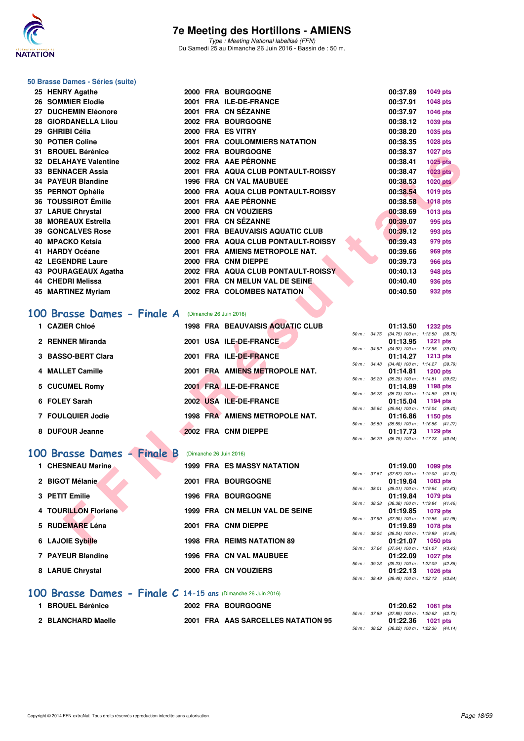### 50 Brasse Dames - Séries (suite)

| | | | | | | |
|---|---|---|---|---|---|---|
| 25 | HENRY Agathe | 2000 | FRA | BOURGOGNE | 00:37.89 | 1049 pts |
| 26 | SOMMIER Elodie | 2001 | FRA | ILE-DE-FRANCE | 00:37.91 | 1048 pts |
| 27 | DUCHEMIN Eléonore | 2001 | FRA | CN SÉZANNE | 00:37.97 | 1046 pts |
| 28 | GIORDANELLA Lilou | 2002 | FRA | BOURGOGNE | 00:38.12 | 1039 pts |
| 29 | GHRIBI Célia | 2000 | FRA | ES VITRY | 00:38.20 | 1035 pts |
| 30 | POTIER Coline | 2001 | FRA | COULOMMIERS NATATION | 00:38.35 | 1028 pts |
| 31 | BROUEL Bérénice | 2002 | FRA | BOURGOGNE | 00:38.37 | 1027 pts |
| 32 | DELAHAYE Valentine | 2002 | FRA | AAE PÉRONNE | 00:38.41 | 1025 pts |
| 33 | BENNACER Assia | 2001 | FRA | AQUA CLUB PONTAULT-ROISSY | 00:38.47 | 1023 pts |
| 34 | PAYEUR Blandine | 1996 | FRA | CN VAL MAUBUEE | 00:38.53 | 1020 pts |
| 35 | PERNOT Ophélie | 2000 | FRA | AQUA CLUB PONTAULT-ROISSY | 00:38.54 | 1019 pts |
| 36 | TOUSSIROT Émilie | 2001 | FRA | AAE PÉRONNE | 00:38.58 | 1018 pts |
| 37 | LARUE Chrystal | 2000 | FRA | CN VOUZIERS | 00:38.69 | 1013 pts |
| 38 | MOREAUX Estrella | 2001 | FRA | CN SÉZANNE | 00:39.07 | 995 pts |
| 39 | GONCALVES Rose | 2001 | FRA | BEAUVAISIS AQUATIC CLUB | 00:39.12 | 993 pts |
| 40 | MPACKO Ketsia | 2000 | FRA | AQUA CLUB PONTAULT-ROISSY | 00:39.43 | 979 pts |
| 41 | HARDY Océane | 2001 | FRA | AMIENS METROPOLE NAT. | 00:39.66 | 969 pts |
| 42 | LEGENDRE Laure | 2000 | FRA | CNM DIEPPE | 00:39.73 | 966 pts |
| 43 | POURAGEAUX Agatha | 2002 | FRA | AQUA CLUB PONTAULT-ROISSY | 00:40.13 | 948 pts |
| 44 | CHEDRI Melissa | 2001 | FRA | CN MELUN VAL DE SEINE | 00:40.40 | 936 pts |
| 45 | MARTINEZ Myriam | 2002 | FRA | COLOMBES NATATION | 00:40.50 | 932 pts |

## 100 Brasse Dames - Finale A (Dimanche 26 Juin 2016)

| | | | | | | | |
|---|---|---|---|---|---|---|---|
| 1 | CAZIER Chloé | 1998 | FRA | BEAUVAISIS AQUATIC CLUB | 01:13.50 | 1232 pts | 50 m : 34.75 (34.75) 100 m : 1:13.50 (38.75) |
| 2 | RENNER Miranda | 2001 | USA | ILE-DE-FRANCE | 01:13.95 | 1221 pts | 50 m : 34.92 (34.92) 100 m : 1:13.95 (39.03) |
| 3 | BASSO-BERT Clara | 2001 | FRA | ILE-DE-FRANCE | 01:14.27 | 1213 pts | 50 m : 34.48 (34.48) 100 m : 1:14.27 (39.79) |
| 4 | MALLET Camille | 2001 | FRA | AMIENS METROPOLE NAT. | 01:14.81 | 1200 pts | 50 m : 35.29 (35.29) 100 m : 1:14.81 (39.52) |
| 5 | CUCUMEL Romy | 2001 | FRA | ILE-DE-FRANCE | 01:14.89 | 1198 pts | 50 m : 35.73 (35.73) 100 m : 1:14.89 (39.16) |
| 6 | FOLEY Sarah | 2002 | USA | ILE-DE-FRANCE | 01:15.04 | 1194 pts | 50 m : 35.64 (35.64) 100 m : 1:15.04 (39.40) |
| 7 | FOULQUIER Jodie | 1998 | FRA | AMIENS METROPOLE NAT. | 01:16.86 | 1150 pts | 50 m : 35.59 (35.59) 100 m : 1:16.86 (41.27) |
| 8 | DUFOUR Jeanne | 2002 | FRA | CNM DIEPPE | 01:17.73 | 1129 pts | 50 m : 36.79 (36.79) 100 m : 1:17.73 (40.94) |

## 100 Brasse Dames - Finale B (Dimanche 26 Juin 2016)

| | | | | | | | |
|---|---|---|---|---|---|---|---|
| 1 | CHESNEAU Marine | 1999 | FRA | ES MASSY NATATION | 01:19.00 | 1099 pts | 50 m : 37.67 (37.67) 100 m : 1:19.00 (41.33) |
| 2 | BIGOT Mélanie | 2001 | FRA | BOURGOGNE | 01:19.64 | 1083 pts | 50 m : 38.01 (38.01) 100 m : 1:19.64 (41.63) |
| 3 | PETIT Emilie | 1996 | FRA | BOURGOGNE | 01:19.84 | 1079 pts | 50 m : 38.38 (38.38) 100 m : 1:19.84 (41.46) |
| 4 | TOURILLON Floriane | 1999 | FRA | CN MELUN VAL DE SEINE | 01:19.85 | 1079 pts | 50 m : 37.90 (37.90) 100 m : 1:19.85 (41.95) |
| 5 | RUDEMARE Léna | 2001 | FRA | CNM DIEPPE | 01:19.89 | 1078 pts | 50 m : 38.24 (38.24) 100 m : 1:19.89 (41.65) |
| 6 | LAJOIE Sybille | 1998 | FRA | REIMS NATATION 89 | 01:21.07 | 1050 pts | 50 m : 37.64 (37.64) 100 m : 1:21.07 (43.43) |
| 7 | PAYEUR Blandine | 1996 | FRA | CN VAL MAUBUEE | 01:22.09 | 1027 pts | 50 m : 39.23 (39.23) 100 m : 1:22.09 (42.86) |
| 8 | LARUE Chrystal | 2000 | FRA | CN VOUZIERS | 01:22.13 | 1026 pts | 50 m : 38.49 (38.49) 100 m : 1:22.13 (43.64) |

## 100 Brasse Dames - Finale C 14-15 ans (Dimanche 26 Juin 2016)

| | | | | | | | |
|---|---|---|---|---|---|---|---|
| 1 | BROUEL Bérénice | 2002 | FRA | BOURGOGNE | 01:20.62 | 1061 pts | 50 m : 37.89 (37.89) 100 m : 1:20.62 (42.73) |
| 2 | BLANCHARD Maelle | 2001 | FRA | AAS SARCELLES NATATION 95 | 01:22.36 | 1021 pts | 50 m : 38.22 (38.22) 100 m : 1:22.36 (44.14) |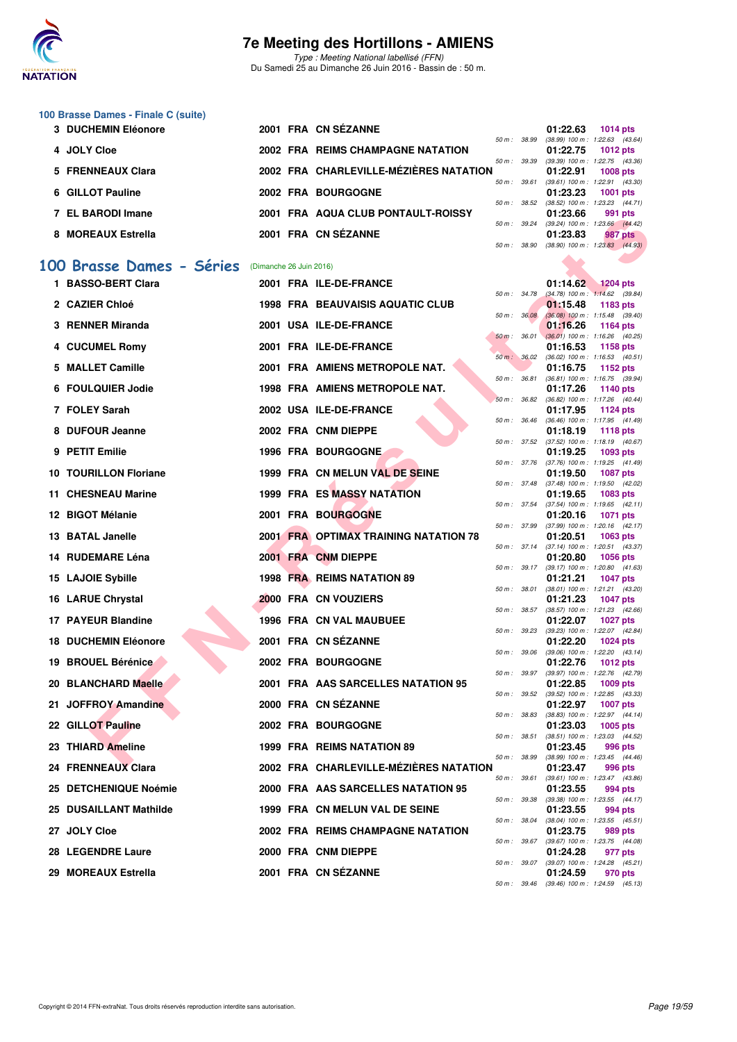### 100 Brasse Dames - Finale C (suite)

| Rg | Nom | Année | Nat | Club | Temps | Pts | Splits |
|---|---|---|---|---|---|---|---|
| 3 | DUCHEMIN Eléonore | 2001 | FRA | CN SÉZANNE | 01:22.63 | 1014 pts | 50 m : 38.99 (38.99) 100 m : 1:22.63 (43.64) |
| 4 | JOLY Cloe | 2002 | FRA | REIMS CHAMPAGNE NATATION | 01:22.75 | 1012 pts | 50 m : 39.39 (39.39) 100 m : 1:22.75 (43.36) |
| 5 | FRENNEAUX Clara | 2002 | FRA | CHARLEVILLE-MÉZIÈRES NATATION | 01:22.91 | 1008 pts | 50 m : 39.61 (39.61) 100 m : 1:22.91 (43.30) |
| 6 | GILLOT Pauline | 2002 | FRA | BOURGOGNE | 01:23.23 | 1001 pts | 50 m : 38.52 (38.52) 100 m : 1:23.23 (44.71) |
| 7 | EL BARODI Imane | 2001 | FRA | AQUA CLUB PONTAULT-ROISSY | 01:23.66 | 991 pts | 50 m : 39.24 (39.24) 100 m : 1:23.66 (44.42) |
| 8 | MOREAUX Estrella | 2001 | FRA | CN SÉZANNE | 01:23.83 | 987 pts | 50 m : 38.90 (38.90) 100 m : 1:23.83 (44.93) |

## 100 Brasse Dames - Séries (Dimanche 26 Juin 2016)

| Rg | Nom | Année | Nat | Club | Temps | Pts | Splits |
|---|---|---|---|---|---|---|---|
| 1 | BASSO-BERT Clara | 2001 | FRA | ILE-DE-FRANCE | 01:14.62 | 1204 pts | 50 m : 34.78 (34.78) 100 m : 1:14.62 (39.84) |
| 2 | CAZIER Chloé | 1998 | FRA | BEAUVAISIS AQUATIC CLUB | 01:15.48 | 1183 pts | 50 m : 36.08 (36.08) 100 m : 1:15.48 (39.40) |
| 3 | RENNER Miranda | 2001 | USA | ILE-DE-FRANCE | 01:16.26 | 1164 pts | 50 m : 36.01 (36.01) 100 m : 1:16.26 (40.25) |
| 4 | CUCUMEL Romy | 2001 | FRA | ILE-DE-FRANCE | 01:16.53 | 1158 pts | 50 m : 36.02 (36.02) 100 m : 1:16.53 (40.51) |
| 5 | MALLET Camille | 2001 | FRA | AMIENS METROPOLE NAT. | 01:16.75 | 1152 pts | 50 m : 36.81 (36.81) 100 m : 1:16.75 (39.94) |
| 6 | FOULQUIER Jodie | 1998 | FRA | AMIENS METROPOLE NAT. | 01:17.26 | 1140 pts | 50 m : 36.82 (36.82) 100 m : 1:17.26 (40.44) |
| 7 | FOLEY Sarah | 2002 | USA | ILE-DE-FRANCE | 01:17.95 | 1124 pts | 50 m : 36.46 (36.46) 100 m : 1:17.95 (41.49) |
| 8 | DUFOUR Jeanne | 2002 | FRA | CNM DIEPPE | 01:18.19 | 1118 pts | 50 m : 37.52 (37.52) 100 m : 1:18.19 (40.67) |
| 9 | PETIT Emilie | 1996 | FRA | BOURGOGNE | 01:19.25 | 1093 pts | 50 m : 37.76 (37.76) 100 m : 1:19.25 (41.49) |
| 10 | TOURILLON Floriane | 1999 | FRA | CN MELUN VAL DE SEINE | 01:19.50 | 1087 pts | 50 m : 37.48 (37.48) 100 m : 1:19.50 (42.02) |
| 11 | CHESNEAU Marine | 1999 | FRA | ES MASSY NATATION | 01:19.65 | 1083 pts | 50 m : 37.54 (37.54) 100 m : 1:19.65 (42.11) |
| 12 | BIGOT Mélanie | 2001 | FRA | BOURGOGNE | 01:20.16 | 1071 pts | 50 m : 37.99 (37.99) 100 m : 1:20.16 (42.17) |
| 13 | BATAL Janelle | 2001 | FRA | OPTIMAX TRAINING NATATION 78 | 01:20.51 | 1063 pts | 50 m : 37.14 (37.14) 100 m : 1:20.51 (43.37) |
| 14 | RUDEMARE Léna | 2001 | FRA | CNM DIEPPE | 01:20.80 | 1056 pts | 50 m : 39.17 (39.17) 100 m : 1:20.80 (41.63) |
| 15 | LAJOIE Sybille | 1998 | FRA | REIMS NATATION 89 | 01:21.21 | 1047 pts | 50 m : 38.01 (38.01) 100 m : 1:21.21 (43.20) |
| 16 | LARUE Chrystal | 2000 | FRA | CN VOUZIERS | 01:21.23 | 1047 pts | 50 m : 38.57 (38.57) 100 m : 1:21.23 (42.66) |
| 17 | PAYEUR Blandine | 1996 | FRA | CN VAL MAUBUEE | 01:22.07 | 1027 pts | 50 m : 39.23 (39.23) 100 m : 1:22.07 (42.84) |
| 18 | DUCHEMIN Eléonore | 2001 | FRA | CN SÉZANNE | 01:22.20 | 1024 pts | 50 m : 39.06 (39.06) 100 m : 1:22.20 (43.14) |
| 19 | BROUEL Bérénice | 2002 | FRA | BOURGOGNE | 01:22.76 | 1012 pts | 50 m : 39.97 (39.97) 100 m : 1:22.76 (42.79) |
| 20 | BLANCHARD Maelle | 2001 | FRA | AAS SARCELLES NATATION 95 | 01:22.85 | 1009 pts | 50 m : 39.52 (39.52) 100 m : 1:22.85 (43.33) |
| 21 | JOFFROY Amandine | 2000 | FRA | CN SÉZANNE | 01:22.97 | 1007 pts | 50 m : 38.83 (38.83) 100 m : 1:22.97 (44.14) |
| 22 | GILLOT Pauline | 2002 | FRA | BOURGOGNE | 01:23.03 | 1005 pts | 50 m : 38.51 (38.51) 100 m : 1:23.03 (44.52) |
| 23 | THIARD Ameline | 1999 | FRA | REIMS NATATION 89 | 01:23.45 | 996 pts | 50 m : 38.99 (38.99) 100 m : 1:23.45 (44.46) |
| 24 | FRENNEAUX Clara | 2002 | FRA | CHARLEVILLE-MÉZIÈRES NATATION | 01:23.47 | 996 pts | 50 m : 39.61 (39.61) 100 m : 1:23.47 (43.86) |
| 25 | DETCHENIQUE Noémie | 2000 | FRA | AAS SARCELLES NATATION 95 | 01:23.55 | 994 pts | 50 m : 39.38 (39.38) 100 m : 1:23.55 (44.17) |
| 25 | DUSAILLANT Mathilde | 1999 | FRA | CN MELUN VAL DE SEINE | 01:23.55 | 994 pts | 50 m : 38.04 (38.04) 100 m : 1:23.55 (45.51) |
| 27 | JOLY Cloe | 2002 | FRA | REIMS CHAMPAGNE NATATION | 01:23.75 | 989 pts | 50 m : 39.67 (39.67) 100 m : 1:23.75 (44.08) |
| 28 | LEGENDRE Laure | 2000 | FRA | CNM DIEPPE | 01:24.28 | 977 pts | 50 m : 39.07 (39.07) 100 m : 1:24.28 (45.21) |
| 29 | MOREAUX Estrella | 2001 | FRA | CN SÉZANNE | 01:24.59 | 970 pts | 50 m : 39.46 (39.46) 100 m : 1:24.59 (45.13) |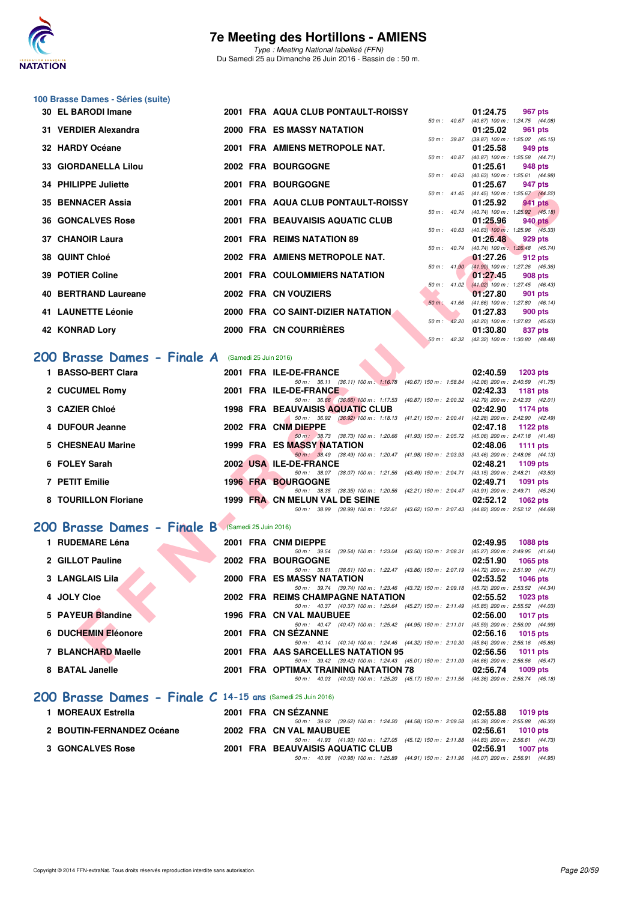# 7e Meeting des Hortillons - AMIENS

*Type : Meeting National labellisé (FFN)*
Du Samedi 25 au Dimanche 26 Juin 2016 - Bassin de : 50 m.

## 100 Brasse Dames - Séries (suite)

| Rang | Nom | Année | Nat | Club | Temps | Points | Splits |
|---|---|---|---|---|---|---|---|
| 30 | EL BARODI Imane | 2001 | FRA | AQUA CLUB PONTAULT-ROISSY | 01:24.75 | 967 pts | 50 m : 40.67 (40.67) 100 m : 1:24.75 (44.08) |
| 31 | VERDIER Alexandra | 2000 | FRA | ES MASSY NATATION | 01:25.02 | 961 pts | 50 m : 39.87 (39.87) 100 m : 1:25.02 (45.15) |
| 32 | HARDY Océane | 2001 | FRA | AMIENS METROPOLE NAT. | 01:25.58 | 949 pts | 50 m : 40.87 (40.87) 100 m : 1:25.58 (44.71) |
| 33 | GIORDANELLA Lilou | 2002 | FRA | BOURGOGNE | 01:25.61 | 948 pts | 50 m : 40.63 (40.63) 100 m : 1:25.61 (44.98) |
| 34 | PHILIPPE Juliette | 2001 | FRA | BOURGOGNE | 01:25.67 | 947 pts | 50 m : 41.45 (41.45) 100 m : 1:25.67 (44.22) |
| 35 | BENNACER Assia | 2001 | FRA | AQUA CLUB PONTAULT-ROISSY | 01:25.92 | 941 pts | 50 m : 40.74 (40.74) 100 m : 1:25.92 (45.18) |
| 36 | GONCALVES Rose | 2001 | FRA | BEAUVAISIS AQUATIC CLUB | 01:25.96 | 940 pts | 50 m : 40.63 (40.63) 100 m : 1:25.96 (45.33) |
| 37 | CHANOIR Laura | 2001 | FRA | REIMS NATATION 89 | 01:26.48 | 929 pts | 50 m : 40.74 (40.74) 100 m : 1:26.48 (45.74) |
| 38 | QUINT Chloé | 2002 | FRA | AMIENS METROPOLE NAT. | 01:27.26 | 912 pts | 50 m : 41.90 (41.90) 100 m : 1:27.26 (45.36) |
| 39 | POTIER Coline | 2001 | FRA | COULOMMIERS NATATION | 01:27.45 | 908 pts | 50 m : 41.02 (41.02) 100 m : 1:27.45 (46.43) |
| 40 | BERTRAND Laureane | 2002 | FRA | CN VOUZIERS | 01:27.80 | 901 pts | 50 m : 41.66 (41.66) 100 m : 1:27.80 (46.14) |
| 41 | LAUNETTE Léonie | 2000 | FRA | CO SAINT-DIZIER NATATION | 01:27.83 | 900 pts | 50 m : 42.20 (42.20) 100 m : 1:27.83 (45.63) |
| 42 | KONRAD Lory | 2000 | FRA | CN COURRIÈRES | 01:30.80 | 837 pts | 50 m : 42.32 (42.32) 100 m : 1:30.80 (48.48) |

## 200 Brasse Dames - Finale A (Samedi 25 Juin 2016)

| Rang | Nom | Année | Nat | Club | Temps | Points | Splits |
|---|---|---|---|---|---|---|---|
| 1 | BASSO-BERT Clara | 2001 | FRA | ILE-DE-FRANCE | 02:40.59 | 1203 pts | 50 m : 36.11 (36.11) 100 m : 1:16.78 (40.67) 150 m : 1:58.84 (42.06) 200 m : 2:40.59 (41.75) |
| 2 | CUCUMEL Romy | 2001 | FRA | ILE-DE-FRANCE | 02:42.33 | 1181 pts | 50 m : 36.66 (36.66) 100 m : 1:17.53 (40.87) 150 m : 2:00.32 (42.79) 200 m : 2:42.33 (42.01) |
| 3 | CAZIER Chloé | 1998 | FRA | BEAUVAISIS AQUATIC CLUB | 02:42.90 | 1174 pts | 50 m : 36.92 (36.92) 100 m : 1:18.13 (41.21) 150 m : 2:00.41 (42.28) 200 m : 2:42.90 (42.49) |
| 4 | DUFOUR Jeanne | 2002 | FRA | CNM DIEPPE | 02:47.18 | 1122 pts | 50 m : 38.73 (38.73) 100 m : 1:20.66 (41.93) 150 m : 2:05.72 (45.06) 200 m : 2:47.18 (41.46) |
| 5 | CHESNEAU Marine | 1999 | FRA | ES MASSY NATATION | 02:48.06 | 1111 pts | 50 m : 38.49 (38.49) 100 m : 1:20.47 (41.98) 150 m : 2:03.93 (43.46) 200 m : 2:48.06 (44.13) |
| 6 | FOLEY Sarah | 2002 | USA | ILE-DE-FRANCE | 02:48.21 | 1109 pts | 50 m : 38.07 (38.07) 100 m : 1:21.56 (43.49) 150 m : 2:04.71 (43.15) 200 m : 2:48.21 (43.50) |
| 7 | PETIT Emilie | 1996 | FRA | BOURGOGNE | 02:49.71 | 1091 pts | 50 m : 38.35 (38.35) 100 m : 1:20.56 (42.21) 150 m : 2:04.47 (43.91) 200 m : 2:49.71 (45.24) |
| 8 | TOURILLON Floriane | 1999 | FRA | CN MELUN VAL DE SEINE | 02:52.12 | 1062 pts | 50 m : 38.99 (38.99) 100 m : 1:22.61 (43.62) 150 m : 2:07.43 (44.82) 200 m : 2:52.12 (44.69) |

## 200 Brasse Dames - Finale B (Samedi 25 Juin 2016)

| Rang | Nom | Année | Nat | Club | Temps | Points | Splits |
|---|---|---|---|---|---|---|---|
| 1 | RUDEMARE Léna | 2001 | FRA | CNM DIEPPE | 02:49.95 | 1088 pts | 50 m : 39.54 (39.54) 100 m : 1:23.04 (43.50) 150 m : 2:08.31 (45.27) 200 m : 2:49.95 (41.64) |
| 2 | GILLOT Pauline | 2002 | FRA | BOURGOGNE | 02:51.90 | 1065 pts | 50 m : 38.61 (38.61) 100 m : 1:22.47 (43.86) 150 m : 2:07.19 (44.72) 200 m : 2:51.90 (44.71) |
| 3 | LANGLAIS Lila | 2000 | FRA | ES MASSY NATATION | 02:53.52 | 1046 pts | 50 m : 39.74 (39.74) 100 m : 1:23.46 (43.72) 150 m : 2:09.18 (45.72) 200 m : 2:53.52 (44.34) |
| 4 | JOLY Cloe | 2002 | FRA | REIMS CHAMPAGNE NATATION | 02:55.52 | 1023 pts | 50 m : 40.37 (40.37) 100 m : 1:25.64 (45.27) 150 m : 2:11.49 (45.85) 200 m : 2:55.52 (44.03) |
| 5 | PAYEUR Blandine | 1996 | FRA | CN VAL MAUBUEE | 02:56.00 | 1017 pts | 50 m : 40.47 (40.47) 100 m : 1:25.42 (44.95) 150 m : 2:11.01 (45.59) 200 m : 2:56.00 (44.99) |
| 6 | DUCHEMIN Eléonore | 2001 | FRA | CN SÉZANNE | 02:56.16 | 1015 pts | 50 m : 40.14 (40.14) 100 m : 1:24.46 (44.32) 150 m : 2:10.30 (45.84) 200 m : 2:56.16 (45.86) |
| 7 | BLANCHARD Maelle | 2001 | FRA | AAS SARCELLES NATATION 95 | 02:56.56 | 1011 pts | 50 m : 39.42 (39.42) 100 m : 1:24.43 (45.01) 150 m : 2:11.09 (46.66) 200 m : 2:56.56 (45.47) |
| 8 | BATAL Janelle | 2001 | FRA | OPTIMAX TRAINING NATATION 78 | 02:56.74 | 1009 pts | 50 m : 40.03 (40.03) 100 m : 1:25.20 (45.17) 150 m : 2:11.56 (46.36) 200 m : 2:56.74 (45.18) |

## 200 Brasse Dames - Finale C 14-15 ans (Samedi 25 Juin 2016)

| Rang | Nom | Année | Nat | Club | Temps | Points | Splits |
|---|---|---|---|---|---|---|---|
| 1 | MOREAUX Estrella | 2001 | FRA | CN SÉZANNE | 02:55.88 | 1019 pts | 50 m : 39.62 (39.62) 100 m : 1:24.20 (44.58) 150 m : 2:09.58 (45.38) 200 m : 2:55.88 (46.30) |
| 2 | BOUTIN-FERNANDEZ Océane | 2002 | FRA | CN VAL MAUBUEE | 02:56.61 | 1010 pts | 50 m : 41.93 (41.93) 100 m : 1:27.05 (45.12) 150 m : 2:11.88 (44.83) 200 m : 2:56.61 (44.73) |
| 3 | GONCALVES Rose | 2001 | FRA | BEAUVAISIS AQUATIC CLUB | 02:56.91 | 1007 pts | 50 m : 40.98 (40.98) 100 m : 1:25.89 (44.91) 150 m : 2:11.96 (46.07) 200 m : 2:56.91 (44.95) |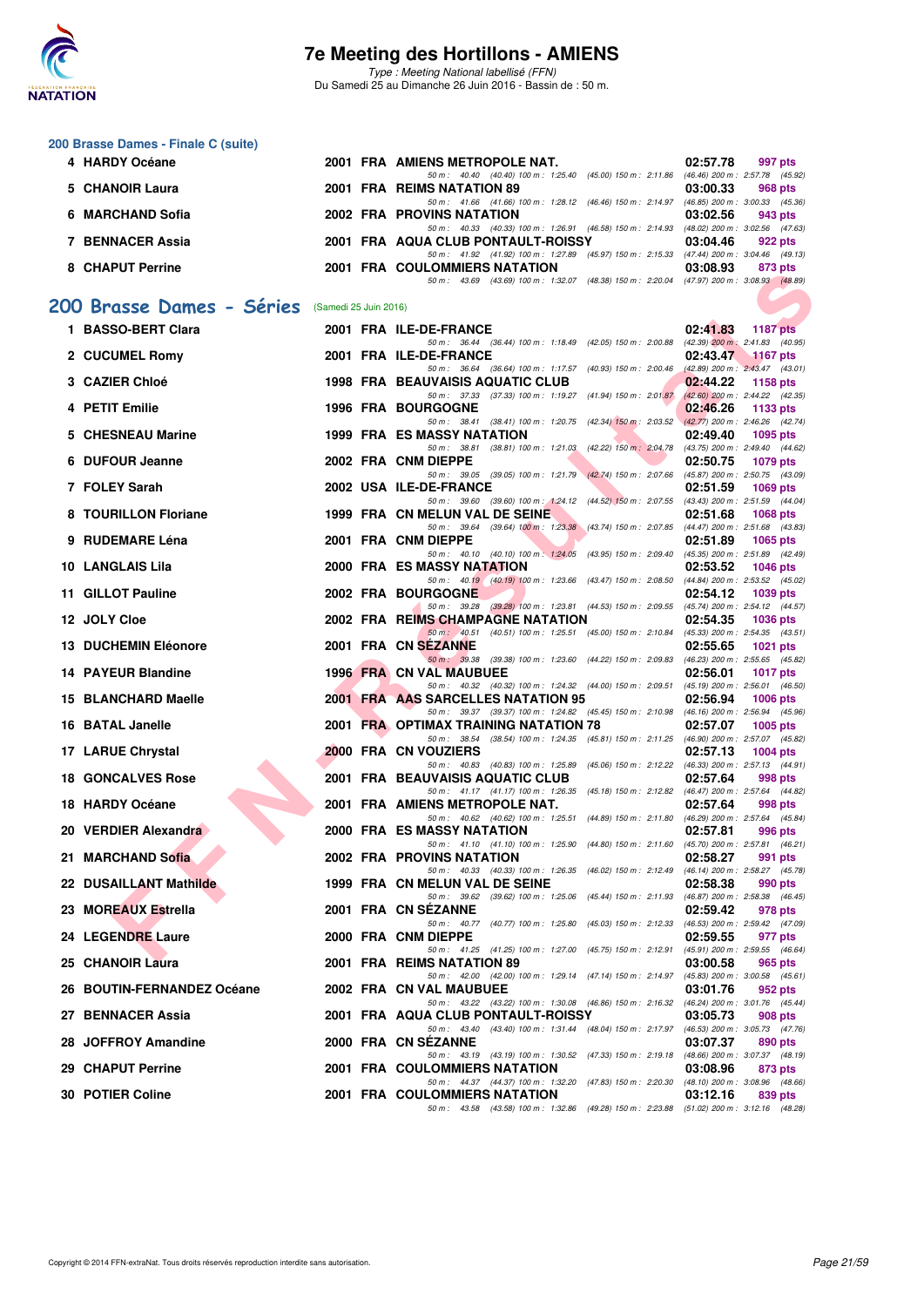### 200 Brasse Dames - Finale C (suite)

| Rang | Nom | Année | Nat. | Club | Temps | Points |
|---|---|---|---|---|---|---|
| 4 | HARDY Océane | 2001 | FRA | AMIENS METROPOLE NAT. | 02:57.78 | 997 pts |
| | 50 m : 40.40 (40.40) 100 m : 1:25.40 (45.00) 150 m : 2:11.86 (46.46) 200 m : 2:57.78 (45.92) | | | | | |
| 5 | CHANOIR Laura | 2001 | FRA | REIMS NATATION 89 | 03:00.33 | 968 pts |
| | 50 m : 41.66 (41.66) 100 m : 1:28.12 (46.46) 150 m : 2:14.97 (46.85) 200 m : 3:00.33 (45.36) | | | | | |
| 6 | MARCHAND Sofia | 2002 | FRA | PROVINS NATATION | 03:02.56 | 943 pts |
| | 50 m : 40.33 (40.33) 100 m : 1:26.91 (46.58) 150 m : 2:14.93 (48.02) 200 m : 3:02.56 (47.63) | | | | | |
| 7 | BENNACER Assia | 2001 | FRA | AQUA CLUB PONTAULT-ROISSY | 03:04.46 | 922 pts |
| | 50 m : 41.92 (41.92) 100 m : 1:27.89 (45.97) 150 m : 2:15.33 (47.44) 200 m : 3:04.46 (49.13) | | | | | |
| 8 | CHAPUT Perrine | 2001 | FRA | COULOMMIERS NATATION | 03:08.93 | 873 pts |
| | 50 m : 43.69 (43.69) 100 m : 1:32.07 (48.38) 150 m : 2:20.04 (47.97) 200 m : 3:08.93 (48.89) | | | | | |

## 200 Brasse Dames - Séries (Samedi 25 Juin 2016)

| Rang | Nom | Année | Nat. | Club | Temps | Points |
|---|---|---|---|---|---|---|
| 1 | BASSO-BERT Clara | 2001 | FRA | ILE-DE-FRANCE | 02:41.83 | 1187 pts |
| | 50 m : 36.44 (36.44) 100 m : 1:18.49 (42.05) 150 m : 2:00.88 (42.39) 200 m : 2:41.83 (40.95) | | | | | |
| 2 | CUCUMEL Romy | 2001 | FRA | ILE-DE-FRANCE | 02:43.47 | 1167 pts |
| | 50 m : 36.64 (36.64) 100 m : 1:17.57 (40.93) 150 m : 2:00.46 (42.89) 200 m : 2:43.47 (43.01) | | | | | |
| 3 | CAZIER Chloé | 1998 | FRA | BEAUVAISIS AQUATIC CLUB | 02:44.22 | 1158 pts |
| | 50 m : 37.33 (37.33) 100 m : 1:19.27 (41.94) 150 m : 2:01.87 (42.60) 200 m : 2:44.22 (42.35) | | | | | |
| 4 | PETIT Emilie | 1996 | FRA | BOURGOGNE | 02:46.26 | 1133 pts |
| | 50 m : 38.41 (38.41) 100 m : 1:20.75 (42.34) 150 m : 2:03.52 (42.77) 200 m : 2:46.26 (42.74) | | | | | |
| 5 | CHESNEAU Marine | 1999 | FRA | ES MASSY NATATION | 02:49.40 | 1095 pts |
| | 50 m : 38.81 (38.81) 100 m : 1:21.03 (42.22) 150 m : 2:04.78 (43.75) 200 m : 2:49.40 (44.62) | | | | | |
| 6 | DUFOUR Jeanne | 2002 | FRA | CNM DIEPPE | 02:50.75 | 1079 pts |
| | 50 m : 39.05 (39.05) 100 m : 1:21.79 (42.74) 150 m : 2:07.66 (45.87) 200 m : 2:50.75 (43.09) | | | | | |
| 7 | FOLEY Sarah | 2002 | USA | ILE-DE-FRANCE | 02:51.59 | 1069 pts |
| | 50 m : 39.60 (39.60) 100 m : 1:24.12 (44.52) 150 m : 2:07.55 (43.43) 200 m : 2:51.59 (44.04) | | | | | |
| 8 | TOURILLON Floriane | 1999 | FRA | CN MELUN VAL DE SEINE | 02:51.68 | 1068 pts |
| | 50 m : 39.64 (39.64) 100 m : 1:23.38 (43.74) 150 m : 2:07.85 (44.47) 200 m : 2:51.68 (43.83) | | | | | |
| 9 | RUDEMARE Léna | 2001 | FRA | CNM DIEPPE | 02:51.89 | 1065 pts |
| | 50 m : 40.10 (40.10) 100 m : 1:24.05 (43.95) 150 m : 2:09.40 (45.35) 200 m : 2:51.89 (42.49) | | | | | |
| 10 | LANGLAIS Lila | 2000 | FRA | ES MASSY NATATION | 02:53.52 | 1046 pts |
| | 50 m : 40.19 (40.19) 100 m : 1:23.66 (43.47) 150 m : 2:08.50 (44.84) 200 m : 2:53.52 (45.02) | | | | | |
| 11 | GILLOT Pauline | 2002 | FRA | BOURGOGNE | 02:54.12 | 1039 pts |
| | 50 m : 39.28 (39.28) 100 m : 1:23.81 (44.53) 150 m : 2:09.55 (45.74) 200 m : 2:54.12 (44.57) | | | | | |
| 12 | JOLY Cloe | 2002 | FRA | REIMS CHAMPAGNE NATATION | 02:54.35 | 1036 pts |
| | 50 m : 40.51 (40.51) 100 m : 1:25.51 (45.00) 150 m : 2:10.84 (45.33) 200 m : 2:54.35 (43.51) | | | | | |
| 13 | DUCHEMIN Eléonore | 2001 | FRA | CN SÉZANNE | 02:55.65 | 1021 pts |
| | 50 m : 39.38 (39.38) 100 m : 1:23.60 (44.22) 150 m : 2:09.83 (46.23) 200 m : 2:55.65 (45.82) | | | | | |
| 14 | PAYEUR Blandine | 1996 | FRA | CN VAL MAUBUEE | 02:56.01 | 1017 pts |
| | 50 m : 40.32 (40.32) 100 m : 1:24.32 (44.00) 150 m : 2:09.51 (45.19) 200 m : 2:56.01 (46.50) | | | | | |
| 15 | BLANCHARD Maelle | 2001 | FRA | AAS SARCELLES NATATION 95 | 02:56.94 | 1006 pts |
| | 50 m : 39.37 (39.37) 100 m : 1:24.82 (45.45) 150 m : 2:10.98 (46.16) 200 m : 2:56.94 (45.96) | | | | | |
| 16 | BATAL Janelle | 2001 | FRA | OPTIMAX TRAINING NATATION 78 | 02:57.07 | 1005 pts |
| | 50 m : 38.54 (38.54) 100 m : 1:24.35 (45.81) 150 m : 2:11.25 (46.90) 200 m : 2:57.07 (45.82) | | | | | |
| 17 | LARUE Chrystal | 2000 | FRA | CN VOUZIERS | 02:57.13 | 1004 pts |
| | 50 m : 40.83 (40.83) 100 m : 1:25.89 (45.06) 150 m : 2:12.22 (46.33) 200 m : 2:57.13 (44.91) | | | | | |
| 18 | GONCALVES Rose | 2001 | FRA | BEAUVAISIS AQUATIC CLUB | 02:57.64 | 998 pts |
| | 50 m : 41.17 (41.17) 100 m : 1:26.35 (45.18) 150 m : 2:12.82 (46.47) 200 m : 2:57.64 (44.82) | | | | | |
| 18 | HARDY Océane | 2001 | FRA | AMIENS METROPOLE NAT. | 02:57.64 | 998 pts |
| | 50 m : 40.62 (40.62) 100 m : 1:25.51 (44.89) 150 m : 2:11.80 (46.29) 200 m : 2:57.64 (45.84) | | | | | |
| 20 | VERDIER Alexandra | 2000 | FRA | ES MASSY NATATION | 02:57.81 | 996 pts |
| | 50 m : 41.10 (41.10) 100 m : 1:25.90 (44.80) 150 m : 2:11.60 (45.70) 200 m : 2:57.81 (46.21) | | | | | |
| 21 | MARCHAND Sofia | 2002 | FRA | PROVINS NATATION | 02:58.27 | 991 pts |
| | 50 m : 40.33 (40.33) 100 m : 1:26.35 (46.02) 150 m : 2:12.49 (46.14) 200 m : 2:58.27 (45.78) | | | | | |
| 22 | DUSAILLANT Mathilde | 1999 | FRA | CN MELUN VAL DE SEINE | 02:58.38 | 990 pts |
| | 50 m : 39.62 (39.62) 100 m : 1:25.06 (45.44) 150 m : 2:11.93 (46.87) 200 m : 2:58.38 (46.45) | | | | | |
| 23 | MOREAUX Estrella | 2001 | FRA | CN SÉZANNE | 02:59.42 | 978 pts |
| | 50 m : 40.77 (40.77) 100 m : 1:25.80 (45.03) 150 m : 2:12.33 (46.53) 200 m : 2:59.42 (47.09) | | | | | |
| 24 | LEGENDRE Laure | 2000 | FRA | CNM DIEPPE | 02:59.55 | 977 pts |
| | 50 m : 41.25 (41.25) 100 m : 1:27.00 (45.75) 150 m : 2:12.91 (45.91) 200 m : 2:59.55 (46.64) | | | | | |
| 25 | CHANOIR Laura | 2001 | FRA | REIMS NATATION 89 | 03:00.58 | 965 pts |
| | 50 m : 42.00 (42.00) 100 m : 1:29.14 (47.14) 150 m : 2:14.97 (45.83) 200 m : 3:00.58 (45.61) | | | | | |
| 26 | BOUTIN-FERNANDEZ Océane | 2002 | FRA | CN VAL MAUBUEE | 03:01.76 | 952 pts |
| | 50 m : 43.22 (43.22) 100 m : 1:30.08 (46.86) 150 m : 2:16.32 (46.24) 200 m : 3:01.76 (45.44) | | | | | |
| 27 | BENNACER Assia | 2001 | FRA | AQUA CLUB PONTAULT-ROISSY | 03:05.73 | 908 pts |
| | 50 m : 43.40 (43.40) 100 m : 1:31.44 (48.04) 150 m : 2:17.97 (46.53) 200 m : 3:05.73 (47.76) | | | | | |
| 28 | JOFFROY Amandine | 2000 | FRA | CN SÉZANNE | 03:07.37 | 890 pts |
| | 50 m : 43.19 (43.19) 100 m : 1:30.52 (47.33) 150 m : 2:19.18 (48.66) 200 m : 3:07.37 (48.19) | | | | | |
| 29 | CHAPUT Perrine | 2001 | FRA | COULOMMIERS NATATION | 03:08.96 | 873 pts |
| | 50 m : 44.37 (44.37) 100 m : 1:32.20 (47.83) 150 m : 2:20.30 (48.10) 200 m : 3:08.96 (48.66) | | | | | |
| 30 | POTIER Coline | 2001 | FRA | COULOMMIERS NATATION | 03:12.16 | 839 pts |
| | 50 m : 43.58 (43.58) 100 m : 1:32.86 (49.28) 150 m : 2:23.88 (51.02) 200 m : 3:12.16 (48.28) | | | | | |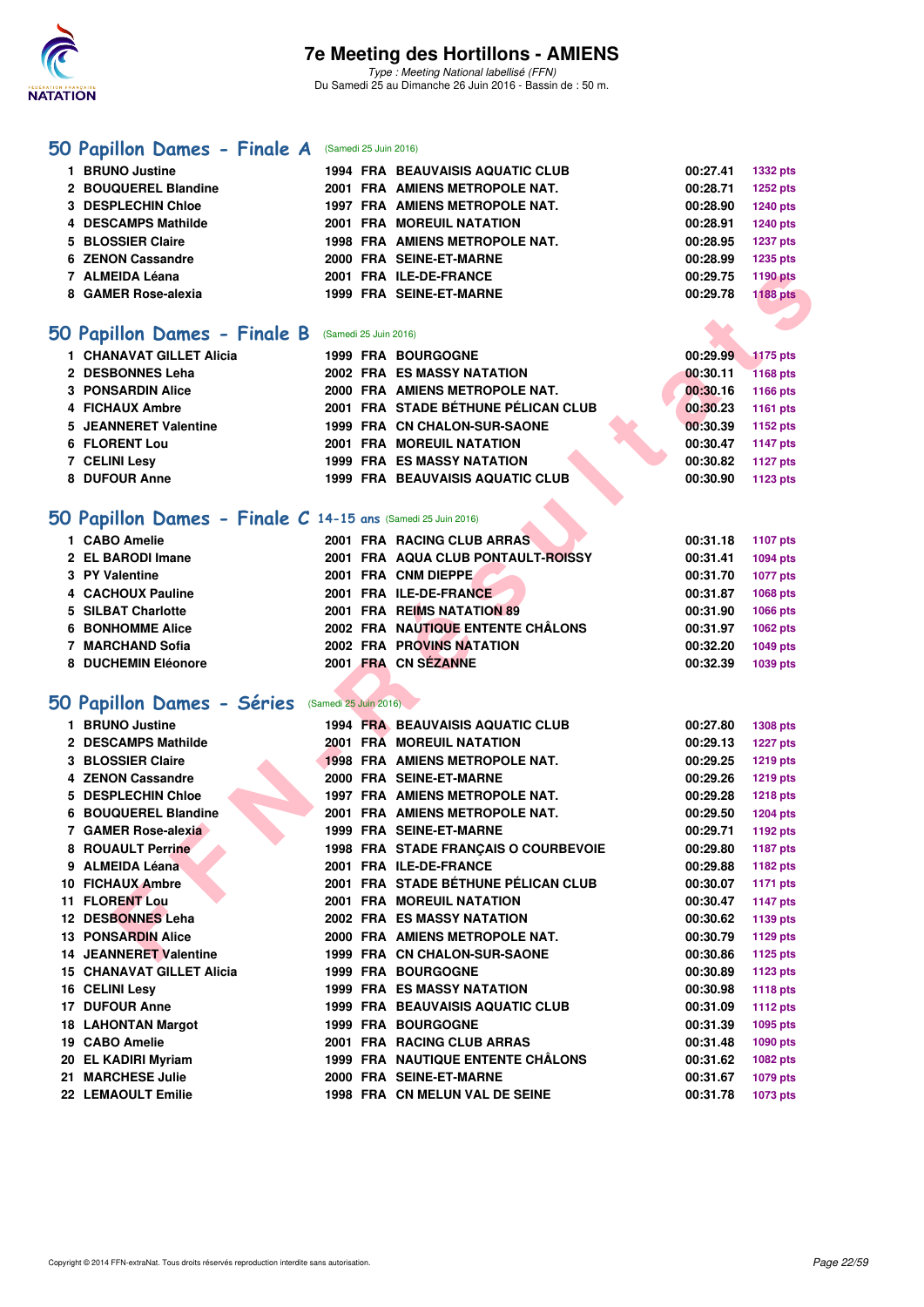# 7e Meeting des Hortillons - AMIENS

*Type : Meeting National labellisé (FFN)*
Du Samedi 25 au Dimanche 26 Juin 2016 - Bassin de : 50 m.

## 50 Papillon Dames - Finale A (Samedi 25 Juin 2016)

| | Nom | Année | Nat | Club | Temps | Points |
|---|---|---|---|---|---|---|
| 1 | BRUNO Justine | 1994 | FRA | BEAUVAISIS AQUATIC CLUB | 00:27.41 | 1332 pts |
| 2 | BOUQUEREL Blandine | 2001 | FRA | AMIENS METROPOLE NAT. | 00:28.71 | 1252 pts |
| 3 | DESPLECHIN Chloe | 1997 | FRA | AMIENS METROPOLE NAT. | 00:28.90 | 1240 pts |
| 4 | DESCAMPS Mathilde | 2001 | FRA | MOREUIL NATATION | 00:28.91 | 1240 pts |
| 5 | BLOSSIER Claire | 1998 | FRA | AMIENS METROPOLE NAT. | 00:28.95 | 1237 pts |
| 6 | ZENON Cassandre | 2000 | FRA | SEINE-ET-MARNE | 00:28.99 | 1235 pts |
| 7 | ALMEIDA Léana | 2001 | FRA | ILE-DE-FRANCE | 00:29.75 | 1190 pts |
| 8 | GAMER Rose-alexia | 1999 | FRA | SEINE-ET-MARNE | 00:29.78 | 1188 pts |

## 50 Papillon Dames - Finale B (Samedi 25 Juin 2016)

| | Nom | Année | Nat | Club | Temps | Points |
|---|---|---|---|---|---|---|
| 1 | CHANAVAT GILLET Alicia | 1999 | FRA | BOURGOGNE | 00:29.99 | 1175 pts |
| 2 | DESBONNES Leha | 2002 | FRA | ES MASSY NATATION | 00:30.11 | 1168 pts |
| 3 | PONSARDIN Alice | 2000 | FRA | AMIENS METROPOLE NAT. | 00:30.16 | 1166 pts |
| 4 | FICHAUX Ambre | 2001 | FRA | STADE BÉTHUNE PÉLICAN CLUB | 00:30.23 | 1161 pts |
| 5 | JEANNERET Valentine | 1999 | FRA | CN CHALON-SUR-SAONE | 00:30.39 | 1152 pts |
| 6 | FLORENT Lou | 2001 | FRA | MOREUIL NATATION | 00:30.47 | 1147 pts |
| 7 | CELINI Lesy | 1999 | FRA | ES MASSY NATATION | 00:30.82 | 1127 pts |
| 8 | DUFOUR Anne | 1999 | FRA | BEAUVAISIS AQUATIC CLUB | 00:30.90 | 1123 pts |

## 50 Papillon Dames - Finale C 14-15 ans (Samedi 25 Juin 2016)

| | Nom | Année | Nat | Club | Temps | Points |
|---|---|---|---|---|---|---|
| 1 | CABO Amelie | 2001 | FRA | RACING CLUB ARRAS | 00:31.18 | 1107 pts |
| 2 | EL BARODI Imane | 2001 | FRA | AQUA CLUB PONTAULT-ROISSY | 00:31.41 | 1094 pts |
| 3 | PY Valentine | 2001 | FRA | CNM DIEPPE | 00:31.70 | 1077 pts |
| 4 | CACHOUX Pauline | 2001 | FRA | ILE-DE-FRANCE | 00:31.87 | 1068 pts |
| 5 | SILBAT Charlotte | 2001 | FRA | REIMS NATATION 89 | 00:31.90 | 1066 pts |
| 6 | BONHOMME Alice | 2002 | FRA | NAUTIQUE ENTENTE CHÂLONS | 00:31.97 | 1062 pts |
| 7 | MARCHAND Sofia | 2002 | FRA | PROVINS NATATION | 00:32.20 | 1049 pts |
| 8 | DUCHEMIN Eléonore | 2001 | FRA | CN SÉZANNE | 00:32.39 | 1039 pts |

## 50 Papillon Dames - Séries (Samedi 25 Juin 2016)

| | Nom | Année | Nat | Club | Temps | Points |
|---|---|---|---|---|---|---|
| 1 | BRUNO Justine | 1994 | FRA | BEAUVAISIS AQUATIC CLUB | 00:27.80 | 1308 pts |
| 2 | DESCAMPS Mathilde | 2001 | FRA | MOREUIL NATATION | 00:29.13 | 1227 pts |
| 3 | BLOSSIER Claire | 1998 | FRA | AMIENS METROPOLE NAT. | 00:29.25 | 1219 pts |
| 4 | ZENON Cassandre | 2000 | FRA | SEINE-ET-MARNE | 00:29.26 | 1219 pts |
| 5 | DESPLECHIN Chloe | 1997 | FRA | AMIENS METROPOLE NAT. | 00:29.28 | 1218 pts |
| 6 | BOUQUEREL Blandine | 2001 | FRA | AMIENS METROPOLE NAT. | 00:29.50 | 1204 pts |
| 7 | GAMER Rose-alexia | 1999 | FRA | SEINE-ET-MARNE | 00:29.71 | 1192 pts |
| 8 | ROUAULT Perrine | 1998 | FRA | STADE FRANÇAIS O COURBEVOIE | 00:29.80 | 1187 pts |
| 9 | ALMEIDA Léana | 2001 | FRA | ILE-DE-FRANCE | 00:29.88 | 1182 pts |
| 10 | FICHAUX Ambre | 2001 | FRA | STADE BÉTHUNE PÉLICAN CLUB | 00:30.07 | 1171 pts |
| 11 | FLORENT Lou | 2001 | FRA | MOREUIL NATATION | 00:30.47 | 1147 pts |
| 12 | DESBONNES Leha | 2002 | FRA | ES MASSY NATATION | 00:30.62 | 1139 pts |
| 13 | PONSARDIN Alice | 2000 | FRA | AMIENS METROPOLE NAT. | 00:30.79 | 1129 pts |
| 14 | JEANNERET Valentine | 1999 | FRA | CN CHALON-SUR-SAONE | 00:30.86 | 1125 pts |
| 15 | CHANAVAT GILLET Alicia | 1999 | FRA | BOURGOGNE | 00:30.89 | 1123 pts |
| 16 | CELINI Lesy | 1999 | FRA | ES MASSY NATATION | 00:30.98 | 1118 pts |
| 17 | DUFOUR Anne | 1999 | FRA | BEAUVAISIS AQUATIC CLUB | 00:31.09 | 1112 pts |
| 18 | LAHONTAN Margot | 1999 | FRA | BOURGOGNE | 00:31.39 | 1095 pts |
| 19 | CABO Amelie | 2001 | FRA | RACING CLUB ARRAS | 00:31.48 | 1090 pts |
| 20 | EL KADIRI Myriam | 1999 | FRA | NAUTIQUE ENTENTE CHÂLONS | 00:31.62 | 1082 pts |
| 21 | MARCHESE Julie | 2000 | FRA | SEINE-ET-MARNE | 00:31.67 | 1079 pts |
| 22 | LEMAOULT Emilie | 1998 | FRA | CN MELUN VAL DE SEINE | 00:31.78 | 1073 pts |

Copyright © 2014 FFN-extraNat. Tous droits réservés reproduction interdite sans autorisation.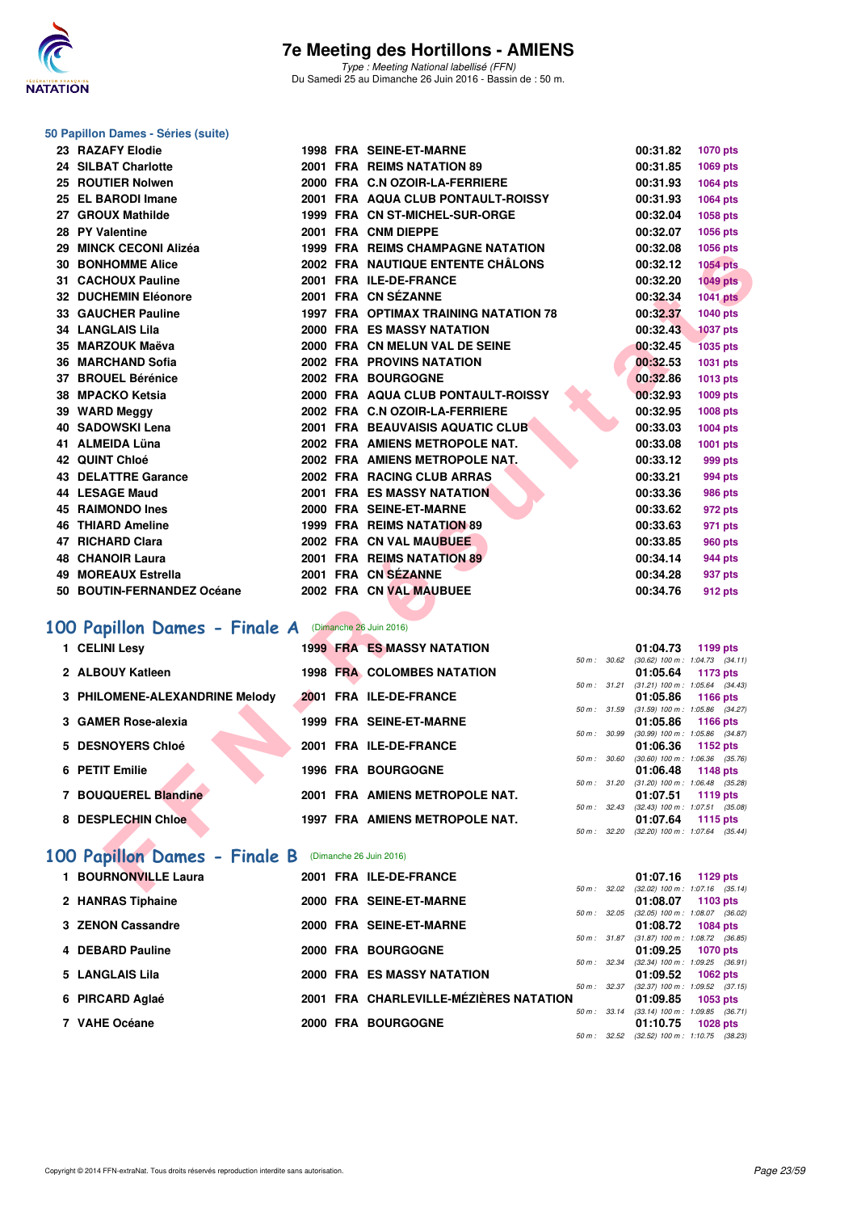# 7e Meeting des Hortillons - AMIENS

*Type : Meeting National labellisé (FFN)*
Du Samedi 25 au Dimanche 26 Juin 2016 - Bassin de : 50 m.

### 50 Papillon Dames - Séries (suite)

| Rang | Nom | Année | Nat | Club | Temps | Points |
|---|---|---|---|---|---|---|
| 23 | RAZAFY Elodie | 1998 | FRA | SEINE-ET-MARNE | 00:31.82 | 1070 pts |
| 24 | SILBAT Charlotte | 2001 | FRA | REIMS NATATION 89 | 00:31.85 | 1069 pts |
| 25 | ROUTIER Nolwen | 2000 | FRA | C.N OZOIR-LA-FERRIERE | 00:31.93 | 1064 pts |
| 25 | EL BARODI Imane | 2001 | FRA | AQUA CLUB PONTAULT-ROISSY | 00:31.93 | 1064 pts |
| 27 | GROUX Mathilde | 1999 | FRA | CN ST-MICHEL-SUR-ORGE | 00:32.04 | 1058 pts |
| 28 | PY Valentine | 2001 | FRA | CNM DIEPPE | 00:32.07 | 1056 pts |
| 29 | MINCK CECONI Alizéa | 1999 | FRA | REIMS CHAMPAGNE NATATION | 00:32.08 | 1056 pts |
| 30 | BONHOMME Alice | 2002 | FRA | NAUTIQUE ENTENTE CHÂLONS | 00:32.12 | 1054 pts |
| 31 | CACHOUX Pauline | 2001 | FRA | ILE-DE-FRANCE | 00:32.20 | 1049 pts |
| 32 | DUCHEMIN Eléonore | 2001 | FRA | CN SÉZANNE | 00:32.34 | 1041 pts |
| 33 | GAUCHER Pauline | 1997 | FRA | OPTIMAX TRAINING NATATION 78 | 00:32.37 | 1040 pts |
| 34 | LANGLAIS Lila | 2000 | FRA | ES MASSY NATATION | 00:32.43 | 1037 pts |
| 35 | MARZOUK Maëva | 2000 | FRA | CN MELUN VAL DE SEINE | 00:32.45 | 1035 pts |
| 36 | MARCHAND Sofia | 2002 | FRA | PROVINS NATATION | 00:32.53 | 1031 pts |
| 37 | BROUEL Bérénice | 2002 | FRA | BOURGOGNE | 00:32.86 | 1013 pts |
| 38 | MPACKO Ketsia | 2000 | FRA | AQUA CLUB PONTAULT-ROISSY | 00:32.93 | 1009 pts |
| 39 | WARD Meggy | 2002 | FRA | C.N OZOIR-LA-FERRIERE | 00:32.95 | 1008 pts |
| 40 | SADOWSKI Lena | 2001 | FRA | BEAUVAISIS AQUATIC CLUB | 00:33.03 | 1004 pts |
| 41 | ALMEIDA Lüna | 2002 | FRA | AMIENS METROPOLE NAT. | 00:33.08 | 1001 pts |
| 42 | QUINT Chloé | 2002 | FRA | AMIENS METROPOLE NAT. | 00:33.12 | 999 pts |
| 43 | DELATTRE Garance | 2002 | FRA | RACING CLUB ARRAS | 00:33.21 | 994 pts |
| 44 | LESAGE Maud | 2001 | FRA | ES MASSY NATATION | 00:33.36 | 986 pts |
| 45 | RAIMONDO Ines | 2000 | FRA | SEINE-ET-MARNE | 00:33.62 | 972 pts |
| 46 | THIARD Ameline | 1999 | FRA | REIMS NATATION 89 | 00:33.63 | 971 pts |
| 47 | RICHARD Clara | 2002 | FRA | CN VAL MAUBUEE | 00:33.85 | 960 pts |
| 48 | CHANOIR Laura | 2001 | FRA | REIMS NATATION 89 | 00:34.14 | 944 pts |
| 49 | MOREAUX Estrella | 2001 | FRA | CN SÉZANNE | 00:34.28 | 937 pts |
| 50 | BOUTIN-FERNANDEZ Océane | 2002 | FRA | CN VAL MAUBUEE | 00:34.76 | 912 pts |

## 100 Papillon Dames - Finale A (Dimanche 26 Juin 2016)

| Rang | Nom | Année | Nat | Club | Temps | Points | Intermédiaires |
|---|---|---|---|---|---|---|---|
| 1 | CELINI Lesy | 1999 | FRA | ES MASSY NATATION | 01:04.73 | 1199 pts | 50 m : 30.62 (30.62) 100 m : 1:04.73 (34.11) |
| 2 | ALBOUY Katleen | 1998 | FRA | COLOMBES NATATION | 01:05.64 | 1173 pts | 50 m : 31.21 (31.21) 100 m : 1:05.64 (34.43) |
| 3 | PHILOMENE-ALEXANDRINE Melody | 2001 | FRA | ILE-DE-FRANCE | 01:05.86 | 1166 pts | 50 m : 31.59 (31.59) 100 m : 1:05.86 (34.27) |
| 3 | GAMER Rose-alexia | 1999 | FRA | SEINE-ET-MARNE | 01:05.86 | 1166 pts | 50 m : 30.99 (30.99) 100 m : 1:05.86 (34.87) |
| 5 | DESNOYERS Chloé | 2001 | FRA | ILE-DE-FRANCE | 01:06.36 | 1152 pts | 50 m : 30.60 (30.60) 100 m : 1:06.36 (35.76) |
| 6 | PETIT Emilie | 1996 | FRA | BOURGOGNE | 01:06.48 | 1148 pts | 50 m : 31.20 (31.20) 100 m : 1:06.48 (35.28) |
| 7 | BOUQUEREL Blandine | 2001 | FRA | AMIENS METROPOLE NAT. | 01:07.51 | 1119 pts | 50 m : 32.43 (32.43) 100 m : 1:07.51 (35.08) |
| 8 | DESPLECHIN Chloe | 1997 | FRA | AMIENS METROPOLE NAT. | 01:07.64 | 1115 pts | 50 m : 32.20 (32.20) 100 m : 1:07.64 (35.44) |

## 100 Papillon Dames - Finale B (Dimanche 26 Juin 2016)

| Rang | Nom | Année | Nat | Club | Temps | Points | Intermédiaires |
|---|---|---|---|---|---|---|---|
| 1 | BOURNONVILLE Laura | 2001 | FRA | ILE-DE-FRANCE | 01:07.16 | 1129 pts | 50 m : 32.02 (32.02) 100 m : 1:07.16 (35.14) |
| 2 | HANRAS Tiphaine | 2000 | FRA | SEINE-ET-MARNE | 01:08.07 | 1103 pts | 50 m : 32.05 (32.05) 100 m : 1:08.07 (36.02) |
| 3 | ZENON Cassandre | 2000 | FRA | SEINE-ET-MARNE | 01:08.72 | 1084 pts | 50 m : 31.87 (31.87) 100 m : 1:08.72 (36.85) |
| 4 | DEBARD Pauline | 2000 | FRA | BOURGOGNE | 01:09.25 | 1070 pts | 50 m : 32.34 (32.34) 100 m : 1:09.25 (36.91) |
| 5 | LANGLAIS Lila | 2000 | FRA | ES MASSY NATATION | 01:09.52 | 1062 pts | 50 m : 32.37 (32.37) 100 m : 1:09.52 (37.15) |
| 6 | PIRCARD Aglaé | 2001 | FRA | CHARLEVILLE-MÉZIÈRES NATATION | 01:09.85 | 1053 pts | 50 m : 33.14 (33.14) 100 m : 1:09.85 (36.71) |
| 7 | VAHE Océane | 2000 | FRA | BOURGOGNE | 01:10.75 | 1028 pts | 50 m : 32.52 (32.52) 100 m : 1:10.75 (38.23) |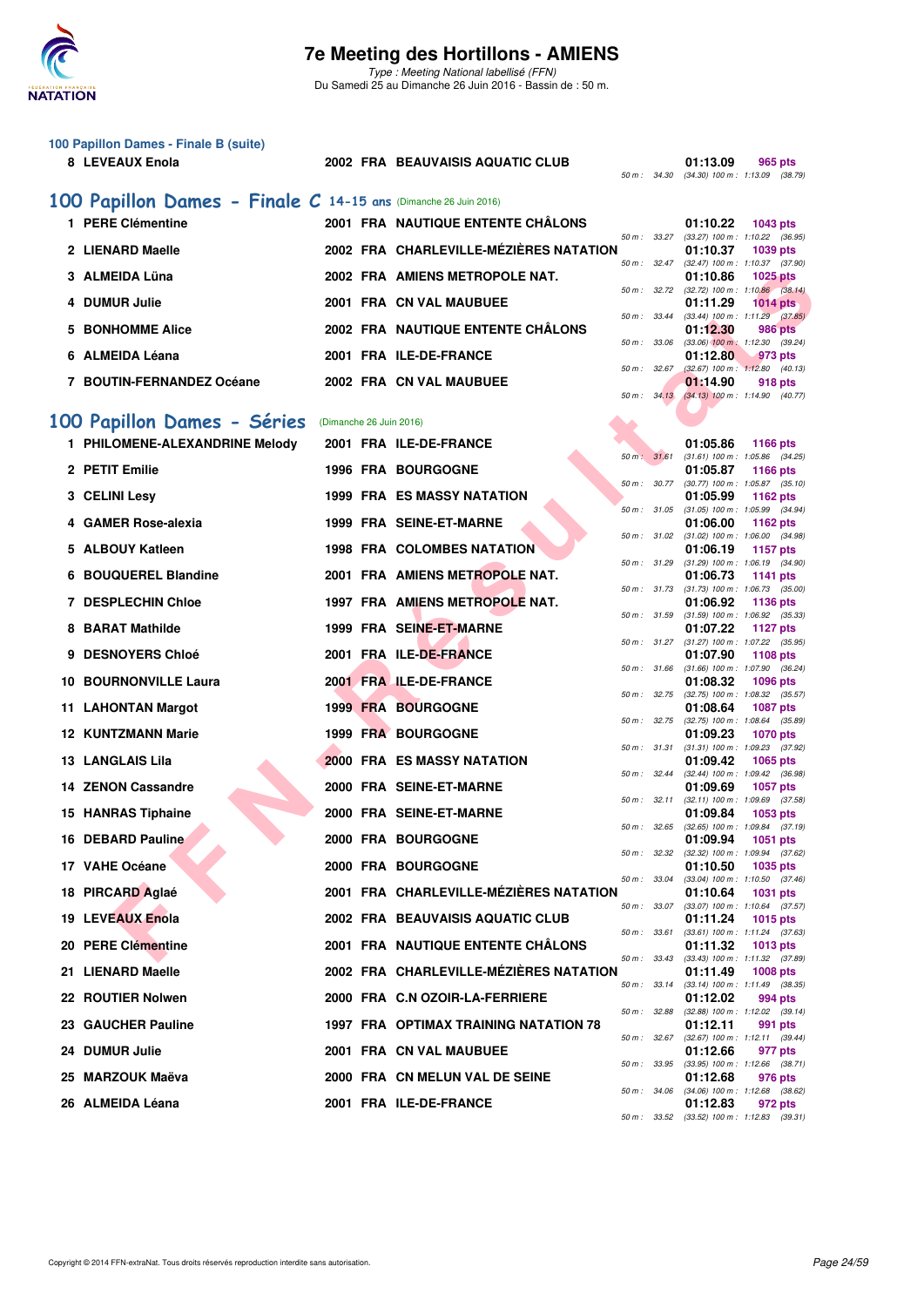### 100 Papillon Dames - Finale B (suite)

| Rang | Nom | Année | Nat | Club | Temps | Points | Splits |
|---|---|---|---|---|---|---|---|
| 8 | LEVEAUX Enola | 2002 | FRA | BEAUVAISIS AQUATIC CLUB | 01:13.09 | 965 pts | 50 m : 34.30 (34.30) 100 m : 1:13.09 (38.79) |

## 100 Papillon Dames - Finale C 14-15 ans (Dimanche 26 Juin 2016)

| Rang | Nom | Année | Nat | Club | Temps | Points | Splits |
|---|---|---|---|---|---|---|---|
| 1 | PERE Clémentine | 2001 | FRA | NAUTIQUE ENTENTE CHÂLONS | 01:10.22 | 1043 pts | 50 m : 33.27 (33.27) 100 m : 1:10.22 (36.95) |
| 2 | LIENARD Maelle | 2002 | FRA | CHARLEVILLE-MÉZIÈRES NATATION | 01:10.37 | 1039 pts | 50 m : 32.47 (32.47) 100 m : 1:10.37 (37.90) |
| 3 | ALMEIDA Lüna | 2002 | FRA | AMIENS METROPOLE NAT. | 01:10.86 | 1025 pts | 50 m : 32.72 (32.72) 100 m : 1:10.86 (38.14) |
| 4 | DUMUR Julie | 2001 | FRA | CN VAL MAUBUEE | 01:11.29 | 1014 pts | 50 m : 33.44 (33.44) 100 m : 1:11.29 (37.85) |
| 5 | BONHOMME Alice | 2002 | FRA | NAUTIQUE ENTENTE CHÂLONS | 01:12.30 | 986 pts | 50 m : 33.06 (33.06) 100 m : 1:12.30 (39.24) |
| 6 | ALMEIDA Léana | 2001 | FRA | ILE-DE-FRANCE | 01:12.80 | 973 pts | 50 m : 32.67 (32.67) 100 m : 1:12.80 (40.13) |
| 7 | BOUTIN-FERNANDEZ Océane | 2002 | FRA | CN VAL MAUBUEE | 01:14.90 | 918 pts | 50 m : 34.13 (34.13) 100 m : 1:14.90 (40.77) |

## 100 Papillon Dames - Séries (Dimanche 26 Juin 2016)

| Rang | Nom | Année | Nat | Club | Temps | Points | Splits |
|---|---|---|---|---|---|---|---|
| 1 | PHILOMENE-ALEXANDRINE Melody | 2001 | FRA | ILE-DE-FRANCE | 01:05.86 | 1166 pts | 50 m : 31.61 (31.61) 100 m : 1:05.86 (34.25) |
| 2 | PETIT Emilie | 1996 | FRA | BOURGOGNE | 01:05.87 | 1166 pts | 50 m : 30.77 (30.77) 100 m : 1:05.87 (35.10) |
| 3 | CELINI Lesy | 1999 | FRA | ES MASSY NATATION | 01:05.99 | 1162 pts | 50 m : 31.05 (31.05) 100 m : 1:05.99 (34.94) |
| 4 | GAMER Rose-alexia | 1999 | FRA | SEINE-ET-MARNE | 01:06.00 | 1162 pts | 50 m : 31.02 (31.02) 100 m : 1:06.00 (34.98) |
| 5 | ALBOUY Katleen | 1998 | FRA | COLOMBES NATATION | 01:06.19 | 1157 pts | 50 m : 31.29 (31.29) 100 m : 1:06.19 (34.90) |
| 6 | BOUQUEREL Blandine | 2001 | FRA | AMIENS METROPOLE NAT. | 01:06.73 | 1141 pts | 50 m : 31.73 (31.73) 100 m : 1:06.73 (35.00) |
| 7 | DESPLECHIN Chloe | 1997 | FRA | AMIENS METROPOLE NAT. | 01:06.92 | 1136 pts | 50 m : 31.59 (31.59) 100 m : 1:06.92 (35.33) |
| 8 | BARAT Mathilde | 1999 | FRA | SEINE-ET-MARNE | 01:07.22 | 1127 pts | 50 m : 31.27 (31.27) 100 m : 1:07.22 (35.95) |
| 9 | DESNOYERS Chloé | 2001 | FRA | ILE-DE-FRANCE | 01:07.90 | 1108 pts | 50 m : 31.66 (31.66) 100 m : 1:07.90 (36.24) |
| 10 | BOURNONVILLE Laura | 2001 | FRA | ILE-DE-FRANCE | 01:08.32 | 1096 pts | 50 m : 32.75 (32.75) 100 m : 1:08.32 (35.57) |
| 11 | LAHONTAN Margot | 1999 | FRA | BOURGOGNE | 01:08.64 | 1087 pts | 50 m : 32.75 (32.75) 100 m : 1:08.64 (35.89) |
| 12 | KUNTZMANN Marie | 1999 | FRA | BOURGOGNE | 01:09.23 | 1070 pts | 50 m : 31.31 (31.31) 100 m : 1:09.23 (37.92) |
| 13 | LANGLAIS Lila | 2000 | FRA | ES MASSY NATATION | 01:09.42 | 1065 pts | 50 m : 32.44 (32.44) 100 m : 1:09.42 (36.98) |
| 14 | ZENON Cassandre | 2000 | FRA | SEINE-ET-MARNE | 01:09.69 | 1057 pts | 50 m : 32.11 (32.11) 100 m : 1:09.69 (37.58) |
| 15 | HANRAS Tiphaine | 2000 | FRA | SEINE-ET-MARNE | 01:09.84 | 1053 pts | 50 m : 32.65 (32.65) 100 m : 1:09.84 (37.19) |
| 16 | DEBARD Pauline | 2000 | FRA | BOURGOGNE | 01:09.94 | 1051 pts | 50 m : 32.32 (32.32) 100 m : 1:09.94 (37.62) |
| 17 | VAHE Océane | 2000 | FRA | BOURGOGNE | 01:10.50 | 1035 pts | 50 m : 33.04 (33.04) 100 m : 1:10.50 (37.46) |
| 18 | PIRCARD Aglaé | 2001 | FRA | CHARLEVILLE-MÉZIÈRES NATATION | 01:10.64 | 1031 pts | 50 m : 33.07 (33.07) 100 m : 1:10.64 (37.57) |
| 19 | LEVEAUX Enola | 2002 | FRA | BEAUVAISIS AQUATIC CLUB | 01:11.24 | 1015 pts | 50 m : 33.61 (33.61) 100 m : 1:11.24 (37.63) |
| 20 | PERE Clémentine | 2001 | FRA | NAUTIQUE ENTENTE CHÂLONS | 01:11.32 | 1013 pts | 50 m : 33.43 (33.43) 100 m : 1:11.32 (37.89) |
| 21 | LIENARD Maelle | 2002 | FRA | CHARLEVILLE-MÉZIÈRES NATATION | 01:11.49 | 1008 pts | 50 m : 33.14 (33.14) 100 m : 1:11.49 (38.35) |
| 22 | ROUTIER Nolwen | 2000 | FRA | C.N OZOIR-LA-FERRIERE | 01:12.02 | 994 pts | 50 m : 32.88 (32.88) 100 m : 1:12.02 (39.14) |
| 23 | GAUCHER Pauline | 1997 | FRA | OPTIMAX TRAINING NATATION 78 | 01:12.11 | 991 pts | 50 m : 32.67 (32.67) 100 m : 1:12.11 (39.44) |
| 24 | DUMUR Julie | 2001 | FRA | CN VAL MAUBUEE | 01:12.66 | 977 pts | 50 m : 33.95 (33.95) 100 m : 1:12.66 (38.71) |
| 25 | MARZOUK Maëva | 2000 | FRA | CN MELUN VAL DE SEINE | 01:12.68 | 976 pts | 50 m : 34.06 (34.06) 100 m : 1:12.68 (38.62) |
| 26 | ALMEIDA Léana | 2001 | FRA | ILE-DE-FRANCE | 01:12.83 | 972 pts | 50 m : 33.52 (33.52) 100 m : 1:12.83 (39.31) |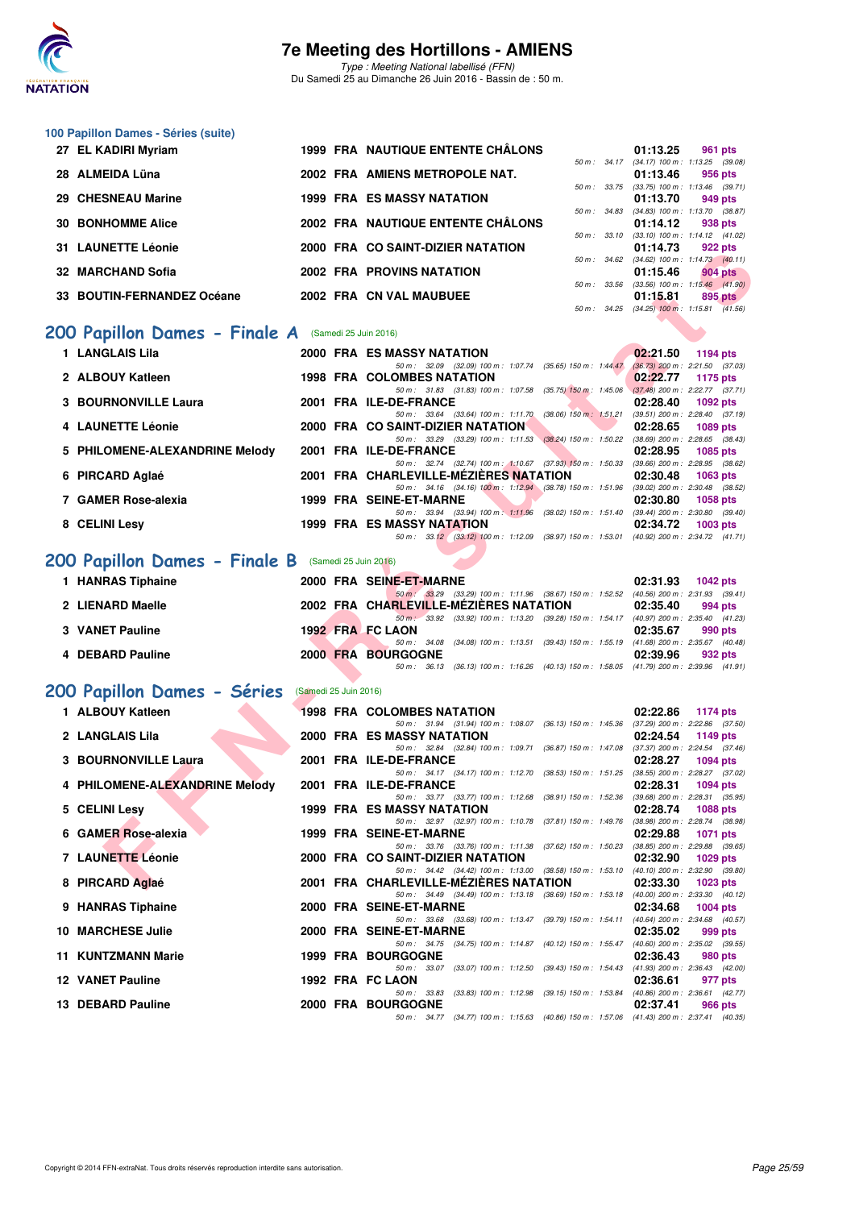## 100 Papillon Dames - Séries (suite)

| Rang | Nom | Année | Nat. | Club | Temps | Points | Intermédiaires |
|---|---|---|---|---|---|---|---|
| 27 | EL KADIRI Myriam | 1999 | FRA | NAUTIQUE ENTENTE CHÂLONS | 01:13.25 | 961 pts | 50 m : 34.17 (34.17) 100 m : 1:13.25 (39.08) |
| 28 | ALMEIDA Lüna | 2002 | FRA | AMIENS METROPOLE NAT. | 01:13.46 | 956 pts | 50 m : 33.75 (33.75) 100 m : 1:13.46 (39.71) |
| 29 | CHESNEAU Marine | 1999 | FRA | ES MASSY NATATION | 01:13.70 | 949 pts | 50 m : 34.83 (34.83) 100 m : 1:13.70 (38.87) |
| 30 | BONHOMME Alice | 2002 | FRA | NAUTIQUE ENTENTE CHÂLONS | 01:14.12 | 938 pts | 50 m : 33.10 (33.10) 100 m : 1:14.12 (41.02) |
| 31 | LAUNETTE Léonie | 2000 | FRA | CO SAINT-DIZIER NATATION | 01:14.73 | 922 pts | 50 m : 34.62 (34.62) 100 m : 1:14.73 (40.11) |
| 32 | MARCHAND Sofia | 2002 | FRA | PROVINS NATATION | 01:15.46 | 904 pts | 50 m : 33.56 (33.56) 100 m : 1:15.46 (41.90) |
| 33 | BOUTIN-FERNANDEZ Océane | 2002 | FRA | CN VAL MAUBUEE | 01:15.81 | 895 pts | 50 m : 34.25 (34.25) 100 m : 1:15.81 (41.56) |

## 200 Papillon Dames - Finale A (Samedi 25 Juin 2016)

| Rang | Nom | Année | Nat. | Club | Temps | Points | Intermédiaires |
|---|---|---|---|---|---|---|---|
| 1 | LANGLAIS Lila | 2000 | FRA | ES MASSY NATATION | 02:21.50 | 1194 pts | 50 m : 32.09 (32.09) 100 m : 1:07.74 (35.65) 150 m : 1:44.47 (36.73) 200 m : 2:21.50 (37.03) |
| 2 | ALBOUY Katleen | 1998 | FRA | COLOMBES NATATION | 02:22.77 | 1175 pts | 50 m : 31.83 (31.83) 100 m : 1:07.58 (35.75) 150 m : 1:45.06 (37.48) 200 m : 2:22.77 (37.71) |
| 3 | BOURNONVILLE Laura | 2001 | FRA | ILE-DE-FRANCE | 02:28.40 | 1092 pts | 50 m : 33.64 (33.64) 100 m : 1:11.70 (38.06) 150 m : 1:51.21 (39.51) 200 m : 2:28.40 (37.19) |
| 4 | LAUNETTE Léonie | 2000 | FRA | CO SAINT-DIZIER NATATION | 02:28.65 | 1089 pts | 50 m : 33.29 (33.29) 100 m : 1:11.53 (38.24) 150 m : 1:50.22 (38.69) 200 m : 2:28.65 (38.43) |
| 5 | PHILOMENE-ALEXANDRINE Melody | 2001 | FRA | ILE-DE-FRANCE | 02:28.95 | 1085 pts | 50 m : 32.74 (32.74) 100 m : 1:10.67 (37.93) 150 m : 1:50.33 (39.66) 200 m : 2:28.95 (38.62) |
| 6 | PIRCARD Aglaé | 2001 | FRA | CHARLEVILLE-MÉZIÈRES NATATION | 02:30.48 | 1063 pts | 50 m : 34.16 (34.16) 100 m : 1:12.94 (38.78) 150 m : 1:51.96 (39.02) 200 m : 2:30.48 (38.52) |
| 7 | GAMER Rose-alexia | 1999 | FRA | SEINE-ET-MARNE | 02:30.80 | 1058 pts | 50 m : 33.94 (33.94) 100 m : 1:11.96 (38.02) 150 m : 1:51.40 (39.44) 200 m : 2:30.80 (39.40) |
| 8 | CELINI Lesy | 1999 | FRA | ES MASSY NATATION | 02:34.72 | 1003 pts | 50 m : 33.12 (33.12) 100 m : 1:12.09 (38.97) 150 m : 1:53.01 (40.92) 200 m : 2:34.72 (41.71) |

## 200 Papillon Dames - Finale B (Samedi 25 Juin 2016)

| Rang | Nom | Année | Nat. | Club | Temps | Points | Intermédiaires |
|---|---|---|---|---|---|---|---|
| 1 | HANRAS Tiphaine | 2000 | FRA | SEINE-ET-MARNE | 02:31.93 | 1042 pts | 50 m : 33.29 (33.29) 100 m : 1:11.96 (38.67) 150 m : 1:52.52 (40.56) 200 m : 2:31.93 (39.41) |
| 2 | LIENARD Maelle | 2002 | FRA | CHARLEVILLE-MÉZIÈRES NATATION | 02:35.40 | 994 pts | 50 m : 33.92 (33.92) 100 m : 1:13.20 (39.28) 150 m : 1:54.17 (40.97) 200 m : 2:35.40 (41.23) |
| 3 | VANET Pauline | 1992 | FRA | FC LAON | 02:35.67 | 990 pts | 50 m : 34.08 (34.08) 100 m : 1:13.51 (39.43) 150 m : 1:55.19 (41.68) 200 m : 2:35.67 (40.48) |
| 4 | DEBARD Pauline | 2000 | FRA | BOURGOGNE | 02:39.96 | 932 pts | 50 m : 36.13 (36.13) 100 m : 1:16.26 (40.13) 150 m : 1:58.05 (41.79) 200 m : 2:39.96 (41.91) |

## 200 Papillon Dames - Séries (Samedi 25 Juin 2016)

| Rang | Nom | Année | Nat. | Club | Temps | Points | Intermédiaires |
|---|---|---|---|---|---|---|---|
| 1 | ALBOUY Katleen | 1998 | FRA | COLOMBES NATATION | 02:22.86 | 1174 pts | 50 m : 31.94 (31.94) 100 m : 1:08.07 (36.13) 150 m : 1:45.36 (37.29) 200 m : 2:22.86 (37.50) |
| 2 | LANGLAIS Lila | 2000 | FRA | ES MASSY NATATION | 02:24.54 | 1149 pts | 50 m : 32.84 (32.84) 100 m : 1:09.71 (36.87) 150 m : 1:47.08 (37.37) 200 m : 2:24.54 (37.46) |
| 3 | BOURNONVILLE Laura | 2001 | FRA | ILE-DE-FRANCE | 02:28.27 | 1094 pts | 50 m : 34.17 (34.17) 100 m : 1:12.70 (38.53) 150 m : 1:51.25 (38.55) 200 m : 2:28.27 (37.02) |
| 4 | PHILOMENE-ALEXANDRINE Melody | 2001 | FRA | ILE-DE-FRANCE | 02:28.31 | 1094 pts | 50 m : 33.77 (33.77) 100 m : 1:12.68 (38.91) 150 m : 1:52.36 (39.68) 200 m : 2:28.31 (35.95) |
| 5 | CELINI Lesy | 1999 | FRA | ES MASSY NATATION | 02:28.74 | 1088 pts | 50 m : 32.97 (32.97) 100 m : 1:10.78 (37.81) 150 m : 1:49.76 (38.98) 200 m : 2:28.74 (38.98) |
| 6 | GAMER Rose-alexia | 1999 | FRA | SEINE-ET-MARNE | 02:29.88 | 1071 pts | 50 m : 33.76 (33.76) 100 m : 1:11.38 (37.62) 150 m : 1:50.23 (38.85) 200 m : 2:29.88 (39.65) |
| 7 | LAUNETTE Léonie | 2000 | FRA | CO SAINT-DIZIER NATATION | 02:32.90 | 1029 pts | 50 m : 34.42 (34.42) 100 m : 1:13.00 (38.58) 150 m : 1:53.10 (40.10) 200 m : 2:32.90 (39.80) |
| 8 | PIRCARD Aglaé | 2001 | FRA | CHARLEVILLE-MÉZIÈRES NATATION | 02:33.30 | 1023 pts | 50 m : 34.49 (34.49) 100 m : 1:13.18 (38.69) 150 m : 1:53.18 (40.00) 200 m : 2:33.30 (40.12) |
| 9 | HANRAS Tiphaine | 2000 | FRA | SEINE-ET-MARNE | 02:34.68 | 1004 pts | 50 m : 33.68 (33.68) 100 m : 1:13.47 (39.79) 150 m : 1:54.11 (40.64) 200 m : 2:34.68 (40.57) |
| 10 | MARCHESE Julie | 2000 | FRA | SEINE-ET-MARNE | 02:35.02 | 999 pts | 50 m : 34.75 (34.75) 100 m : 1:14.87 (40.12) 150 m : 1:55.47 (40.60) 200 m : 2:35.02 (39.55) |
| 11 | KUNTZMANN Marie | 1999 | FRA | BOURGOGNE | 02:36.43 | 980 pts | 50 m : 33.07 (33.07) 100 m : 1:12.50 (39.43) 150 m : 1:54.43 (41.93) 200 m : 2:36.43 (42.00) |
| 12 | VANET Pauline | 1992 | FRA | FC LAON | 02:36.61 | 977 pts | 50 m : 33.83 (33.83) 100 m : 1:12.98 (39.15) 150 m : 1:53.84 (40.86) 200 m : 2:36.61 (42.77) |
| 13 | DEBARD Pauline | 2000 | FRA | BOURGOGNE | 02:37.41 | 966 pts | 50 m : 34.77 (34.77) 100 m : 1:15.63 (40.86) 150 m : 1:57.06 (41.43) 200 m : 2:37.41 (40.35) |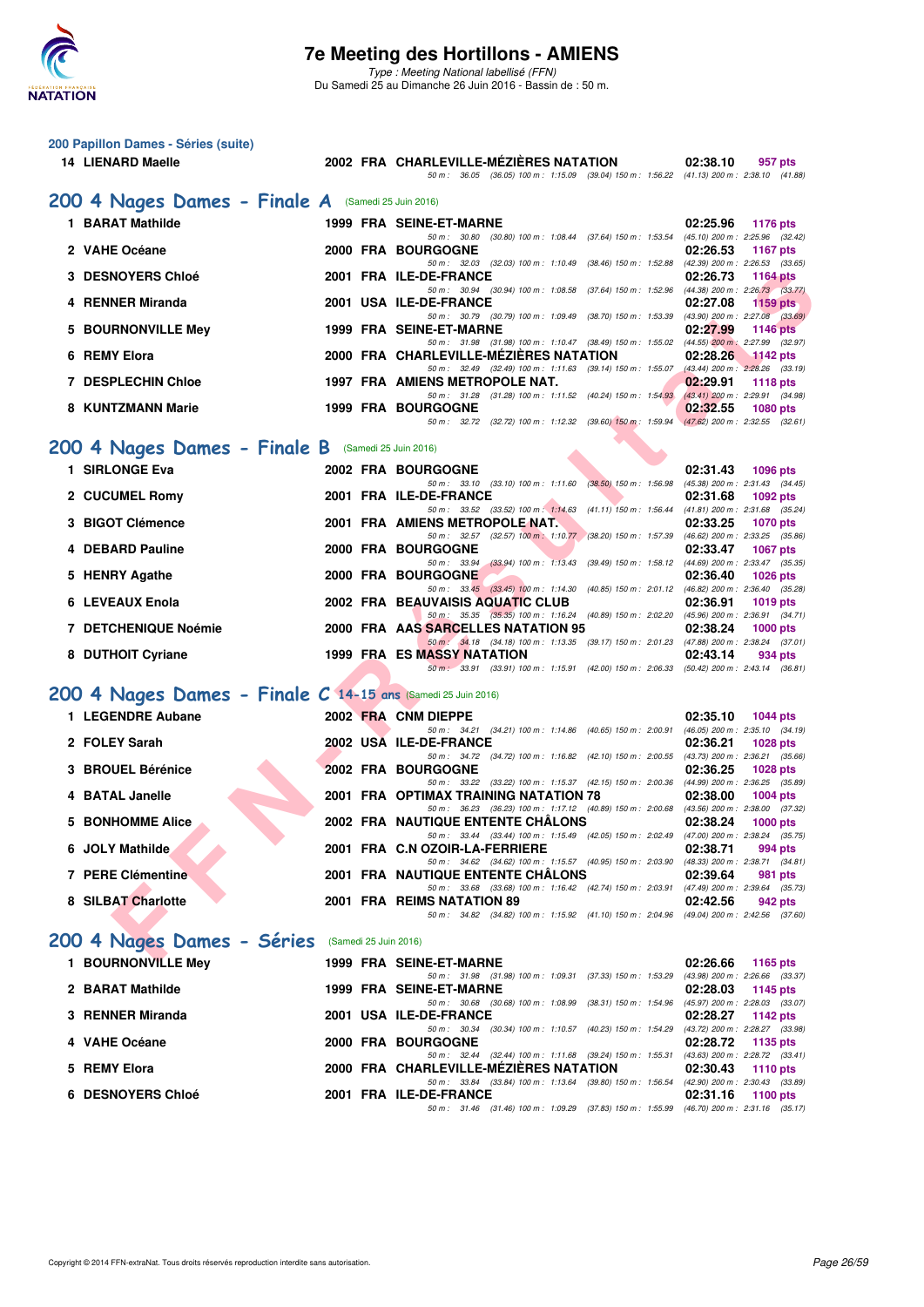# 7e Meeting des Hortillons - AMIENS

*Type : Meeting National labellisé (FFN)*
Du Samedi 25 au Dimanche 26 Juin 2016 - Bassin de : 50 m.

### 200 Papillon Dames - Séries (suite)

| | Nom | Année | Nat | Club | Temps | Points |
|---|---|---|---|---|---|---|
| 14 | LIENARD Maelle | 2002 | FRA | CHARLEVILLE-MÉZIÈRES NATATION | 02:38.10 | 957 pts |
| | | | | 50 m : 36.05 (36.05) 100 m : 1:15.09 (39.04) 150 m : 1:56.22 (41.13) 200 m : 2:38.10 (41.88) | | |

## 200 4 Nages Dames - Finale A (Samedi 25 Juin 2016)

| | Nom | Année | Nat | Club | Temps | Points |
|---|---|---|---|---|---|---|
| 1 | BARAT Mathilde | 1999 | FRA | SEINE-ET-MARNE | 02:25.96 | 1176 pts |
| | | | | 50 m : 30.80 (30.80) 100 m : 1:08.44 (37.64) 150 m : 1:53.54 (45.10) 200 m : 2:25.96 (32.42) | | |
| 2 | VAHE Océane | 2000 | FRA | BOURGOGNE | 02:26.53 | 1167 pts |
| | | | | 50 m : 32.03 (32.03) 100 m : 1:10.49 (38.46) 150 m : 1:52.88 (42.39) 200 m : 2:26.53 (33.65) | | |
| 3 | DESNOYERS Chloé | 2001 | FRA | ILE-DE-FRANCE | 02:26.73 | 1164 pts |
| | | | | 50 m : 30.94 (30.94) 100 m : 1:08.58 (37.64) 150 m : 1:52.96 (44.38) 200 m : 2:26.73 (33.77) | | |
| 4 | RENNER Miranda | 2001 | USA | ILE-DE-FRANCE | 02:27.08 | 1159 pts |
| | | | | 50 m : 30.79 (30.79) 100 m : 1:09.49 (38.70) 150 m : 1:53.39 (43.90) 200 m : 2:27.08 (33.69) | | |
| 5 | BOURNONVILLE Mey | 1999 | FRA | SEINE-ET-MARNE | 02:27.99 | 1146 pts |
| | | | | 50 m : 31.98 (31.98) 100 m : 1:10.47 (38.49) 150 m : 1:55.02 (44.55) 200 m : 2:27.99 (32.97) | | |
| 6 | REMY Elora | 2000 | FRA | CHARLEVILLE-MÉZIÈRES NATATION | 02:28.26 | 1142 pts |
| | | | | 50 m : 32.49 (32.49) 100 m : 1:11.63 (39.14) 150 m : 1:55.07 (43.44) 200 m : 2:28.26 (33.19) | | |
| 7 | DESPLECHIN Chloe | 1997 | FRA | AMIENS METROPOLE NAT. | 02:29.91 | 1118 pts |
| | | | | 50 m : 31.28 (31.28) 100 m : 1:11.52 (40.24) 150 m : 1:54.93 (43.41) 200 m : 2:29.91 (34.98) | | |
| 8 | KUNTZMANN Marie | 1999 | FRA | BOURGOGNE | 02:32.55 | 1080 pts |
| | | | | 50 m : 32.72 (32.72) 100 m : 1:12.32 (39.60) 150 m : 1:59.94 (47.62) 200 m : 2:32.55 (32.61) | | |

## 200 4 Nages Dames - Finale B (Samedi 25 Juin 2016)

| | Nom | Année | Nat | Club | Temps | Points |
|---|---|---|---|---|---|---|
| 1 | SIRLONGE Eva | 2002 | FRA | BOURGOGNE | 02:31.43 | 1096 pts |
| | | | | 50 m : 33.10 (33.10) 100 m : 1:11.60 (38.50) 150 m : 1:56.98 (45.38) 200 m : 2:31.43 (34.45) | | |
| 2 | CUCUMEL Romy | 2001 | FRA | ILE-DE-FRANCE | 02:31.68 | 1092 pts |
| | | | | 50 m : 33.52 (33.52) 100 m : 1:14.63 (41.11) 150 m : 1:56.44 (41.81) 200 m : 2:31.68 (35.24) | | |
| 3 | BIGOT Clémence | 2001 | FRA | AMIENS METROPOLE NAT. | 02:33.25 | 1070 pts |
| | | | | 50 m : 32.57 (32.57) 100 m : 1:10.77 (38.20) 150 m : 1:57.39 (46.62) 200 m : 2:33.25 (35.86) | | |
| 4 | DEBARD Pauline | 2000 | FRA | BOURGOGNE | 02:33.47 | 1067 pts |
| | | | | 50 m : 33.94 (33.94) 100 m : 1:13.43 (39.49) 150 m : 1:58.12 (44.69) 200 m : 2:33.47 (35.35) | | |
| 5 | HENRY Agathe | 2000 | FRA | BOURGOGNE | 02:36.40 | 1026 pts |
| | | | | 50 m : 33.45 (33.45) 100 m : 1:14.30 (40.85) 150 m : 2:01.12 (46.82) 200 m : 2:36.40 (35.28) | | |
| 6 | LEVEAUX Enola | 2002 | FRA | BEAUVAISIS AQUATIC CLUB | 02:36.91 | 1019 pts |
| | | | | 50 m : 35.35 (35.35) 100 m : 1:16.24 (40.89) 150 m : 2:02.20 (45.96) 200 m : 2:36.91 (34.71) | | |
| 7 | DETCHENIQUE Noémie | 2000 | FRA | AAS SARCELLES NATATION 95 | 02:38.24 | 1000 pts |
| | | | | 50 m : 34.18 (34.18) 100 m : 1:13.35 (39.17) 150 m : 2:01.23 (47.88) 200 m : 2:38.24 (37.01) | | |
| 8 | DUTHOIT Cyriane | 1999 | FRA | ES MASSY NATATION | 02:43.14 | 934 pts |
| | | | | 50 m : 33.91 (33.91) 100 m : 1:15.91 (42.00) 150 m : 2:06.33 (50.42) 200 m : 2:43.14 (36.81) | | |

## 200 4 Nages Dames - Finale C 14-15 ans (Samedi 25 Juin 2016)

| | Nom | Année | Nat | Club | Temps | Points |
|---|---|---|---|---|---|---|
| 1 | LEGENDRE Aubane | 2002 | FRA | CNM DIEPPE | 02:35.10 | 1044 pts |
| | | | | 50 m : 34.21 (34.21) 100 m : 1:14.86 (40.65) 150 m : 2:00.91 (46.05) 200 m : 2:35.10 (34.19) | | |
| 2 | FOLEY Sarah | 2002 | USA | ILE-DE-FRANCE | 02:36.21 | 1028 pts |
| | | | | 50 m : 34.72 (34.72) 100 m : 1:16.82 (42.10) 150 m : 2:00.55 (43.73) 200 m : 2:36.21 (35.66) | | |
| 3 | BROUEL Bérénice | 2002 | FRA | BOURGOGNE | 02:36.25 | 1028 pts |
| | | | | 50 m : 33.22 (33.22) 100 m : 1:15.37 (42.15) 150 m : 2:00.36 (44.99) 200 m : 2:36.25 (35.89) | | |
| 4 | BATAL Janelle | 2001 | FRA | OPTIMAX TRAINING NATATION 78 | 02:38.00 | 1004 pts |
| | | | | 50 m : 36.23 (36.23) 100 m : 1:17.12 (40.89) 150 m : 2:00.68 (43.56) 200 m : 2:38.00 (37.32) | | |
| 5 | BONHOMME Alice | 2002 | FRA | NAUTIQUE ENTENTE CHÂLONS | 02:38.24 | 1000 pts |
| | | | | 50 m : 33.44 (33.44) 100 m : 1:15.49 (42.05) 150 m : 2:02.49 (47.00) 200 m : 2:38.24 (35.75) | | |
| 6 | JOLY Mathilde | 2001 | FRA | C.N OZOIR-LA-FERRIERE | 02:38.71 | 994 pts |
| | | | | 50 m : 34.62 (34.62) 100 m : 1:15.57 (40.95) 150 m : 2:03.90 (48.33) 200 m : 2:38.71 (34.81) | | |
| 7 | PERE Clémentine | 2001 | FRA | NAUTIQUE ENTENTE CHÂLONS | 02:39.64 | 981 pts |
| | | | | 50 m : 33.68 (33.68) 100 m : 1:16.42 (42.74) 150 m : 2:03.91 (47.49) 200 m : 2:39.64 (35.73) | | |
| 8 | SILBAT Charlotte | 2001 | FRA | REIMS NATATION 89 | 02:42.56 | 942 pts |
| | | | | 50 m : 34.82 (34.82) 100 m : 1:15.92 (41.10) 150 m : 2:04.96 (49.04) 200 m : 2:42.56 (37.60) | | |

## 200 4 Nages Dames - Séries (Samedi 25 Juin 2016)

| | Nom | Année | Nat | Club | Temps | Points |
|---|---|---|---|---|---|---|
| 1 | BOURNONVILLE Mey | 1999 | FRA | SEINE-ET-MARNE | 02:26.66 | 1165 pts |
| | | | | 50 m : 31.98 (31.98) 100 m : 1:09.31 (37.33) 150 m : 1:53.29 (43.98) 200 m : 2:26.66 (33.37) | | |
| 2 | BARAT Mathilde | 1999 | FRA | SEINE-ET-MARNE | 02:28.03 | 1145 pts |
| | | | | 50 m : 30.68 (30.68) 100 m : 1:08.99 (38.31) 150 m : 1:54.96 (45.97) 200 m : 2:28.03 (33.07) | | |
| 3 | RENNER Miranda | 2001 | USA | ILE-DE-FRANCE | 02:28.27 | 1142 pts |
| | | | | 50 m : 30.34 (30.34) 100 m : 1:10.57 (40.23) 150 m : 1:54.29 (43.72) 200 m : 2:28.27 (33.98) | | |
| 4 | VAHE Océane | 2000 | FRA | BOURGOGNE | 02:28.72 | 1135 pts |
| | | | | 50 m : 32.44 (32.44) 100 m : 1:11.68 (39.24) 150 m : 1:55.31 (43.63) 200 m : 2:28.72 (33.41) | | |
| 5 | REMY Elora | 2000 | FRA | CHARLEVILLE-MÉZIÈRES NATATION | 02:30.43 | 1110 pts |
| | | | | 50 m : 33.84 (33.84) 100 m : 1:13.64 (39.80) 150 m : 1:56.54 (42.90) 200 m : 2:30.43 (33.89) | | |
| 6 | DESNOYERS Chloé | 2001 | FRA | ILE-DE-FRANCE | 02:31.16 | 1100 pts |
| | | | | 50 m : 31.46 (31.46) 100 m : 1:09.29 (37.83) 150 m : 1:55.99 (46.70) 200 m : 2:31.16 (35.17) | | |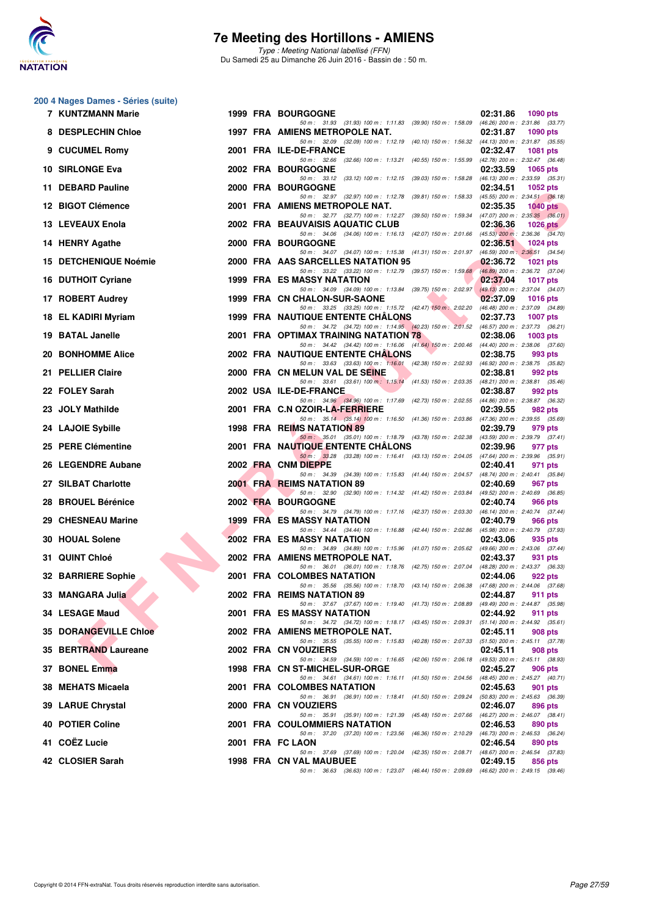## 200 4 Nages Dames - Séries (suite)

| Rang | Nom | Année | Nat. | Club | Temps | Points |
|---|---|---|---|---|---|---|
| 7 | KUNTZMANN Marie | 1999 | FRA | BOURGOGNE | 02:31.86 | 1090 pts |
| | 50 m : 31.93 (31.93) 100 m : 1:11.83 (39.90) 150 m : 1:58.09 (46.26) 200 m : 2:31.86 (33.77) | | | | | |
| 8 | DESPLECHIN Chloe | 1997 | FRA | AMIENS METROPOLE NAT. | 02:31.87 | 1090 pts |
| | 50 m : 32.09 (32.09) 100 m : 1:12.19 (40.10) 150 m : 1:56.32 (44.13) 200 m : 2:31.87 (35.55) | | | | | |
| 9 | CUCUMEL Romy | 2001 | FRA | ILE-DE-FRANCE | 02:32.47 | 1081 pts |
| | 50 m : 32.66 (32.66) 100 m : 1:13.21 (40.55) 150 m : 1:55.99 (42.78) 200 m : 2:32.47 (36.48) | | | | | |
| 10 | SIRLONGE Eva | 2002 | FRA | BOURGOGNE | 02:33.59 | 1065 pts |
| | 50 m : 33.12 (33.12) 100 m : 1:12.15 (39.03) 150 m : 1:58.28 (46.13) 200 m : 2:33.59 (35.31) | | | | | |
| 11 | DEBARD Pauline | 2000 | FRA | BOURGOGNE | 02:34.51 | 1052 pts |
| | 50 m : 32.97 (32.97) 100 m : 1:12.78 (39.81) 150 m : 1:58.33 (45.55) 200 m : 2:34.51 (36.18) | | | | | |
| 12 | BIGOT Clémence | 2001 | FRA | AMIENS METROPOLE NAT. | 02:35.35 | 1040 pts |
| | 50 m : 32.77 (32.77) 100 m : 1:12.27 (39.50) 150 m : 1:59.34 (47.07) 200 m : 2:35.35 (36.01) | | | | | |
| 13 | LEVEAUX Enola | 2002 | FRA | BEAUVAISIS AQUATIC CLUB | 02:36.36 | 1026 pts |
| | 50 m : 34.06 (34.06) 100 m : 1:16.13 (42.07) 150 m : 2:01.66 (45.53) 200 m : 2:36.36 (34.70) | | | | | |
| 14 | HENRY Agathe | 2000 | FRA | BOURGOGNE | 02:36.51 | 1024 pts |
| | 50 m : 34.07 (34.07) 100 m : 1:15.38 (41.31) 150 m : 2:01.97 (46.59) 200 m : 2:36.51 (34.54) | | | | | |
| 15 | DETCHENIQUE Noémie | 2000 | FRA | AAS SARCELLES NATATION 95 | 02:36.72 | 1021 pts |
| | 50 m : 33.22 (33.22) 100 m : 1:12.79 (39.57) 150 m : 1:59.68 (46.89) 200 m : 2:36.72 (37.04) | | | | | |
| 16 | DUTHOIT Cyriane | 1999 | FRA | ES MASSY NATATION | 02:37.04 | 1017 pts |
| | 50 m : 34.09 (34.09) 100 m : 1:13.84 (39.75) 150 m : 2:02.97 (49.13) 200 m : 2:37.04 (34.07) | | | | | |
| 17 | ROBERT Audrey | 1999 | FRA | CN CHALON-SUR-SAONE | 02:37.09 | 1016 pts |
| | 50 m : 33.25 (33.25) 100 m : 1:15.72 (42.47) 150 m : 2:02.20 (46.48) 200 m : 2:37.09 (34.89) | | | | | |
| 18 | EL KADIRI Myriam | 1999 | FRA | NAUTIQUE ENTENTE CHÂLONS | 02:37.73 | 1007 pts |
| | 50 m : 34.72 (34.72) 100 m : 1:14.95 (40.23) 150 m : 2:01.52 (46.57) 200 m : 2:37.73 (36.21) | | | | | |
| 19 | BATAL Janelle | 2001 | FRA | OPTIMAX TRAINING NATATION 78 | 02:38.06 | 1003 pts |
| | 50 m : 34.42 (34.42) 100 m : 1:16.06 (41.64) 150 m : 2:00.46 (44.40) 200 m : 2:38.06 (37.60) | | | | | |
| 20 | BONHOMME Alice | 2002 | FRA | NAUTIQUE ENTENTE CHÂLONS | 02:38.75 | 993 pts |
| | 50 m : 33.63 (33.63) 100 m : 1:16.01 (42.38) 150 m : 2:02.93 (46.92) 200 m : 2:38.75 (35.82) | | | | | |
| 21 | PELLIER Claire | 2000 | FRA | CN MELUN VAL DE SEINE | 02:38.81 | 992 pts |
| | 50 m : 33.61 (33.61) 100 m : 1:15.14 (41.53) 150 m : 2:03.35 (48.21) 200 m : 2:38.81 (35.46) | | | | | |
| 22 | FOLEY Sarah | 2002 | USA | ILE-DE-FRANCE | 02:38.87 | 992 pts |
| | 50 m : 34.96 (34.96) 100 m : 1:17.69 (42.73) 150 m : 2:02.55 (44.86) 200 m : 2:38.87 (36.32) | | | | | |
| 23 | JOLY Mathilde | 2001 | FRA | C.N OZOIR-LA-FERRIERE | 02:39.55 | 982 pts |
| | 50 m : 35.14 (35.14) 100 m : 1:16.50 (41.36) 150 m : 2:03.86 (47.36) 200 m : 2:39.55 (35.69) | | | | | |
| 24 | LAJOIE Sybille | 1998 | FRA | REIMS NATATION 89 | 02:39.79 | 979 pts |
| | 50 m : 35.01 (35.01) 100 m : 1:18.79 (43.78) 150 m : 2:02.38 (43.59) 200 m : 2:39.79 (37.41) | | | | | |
| 25 | PERE Clémentine | 2001 | FRA | NAUTIQUE ENTENTE CHÂLONS | 02:39.96 | 977 pts |
| | 50 m : 33.28 (33.28) 100 m : 1:16.41 (43.13) 150 m : 2:04.05 (47.64) 200 m : 2:39.96 (35.91) | | | | | |
| 26 | LEGENDRE Aubane | 2002 | FRA | CNM DIEPPE | 02:40.41 | 971 pts |
| | 50 m : 34.39 (34.39) 100 m : 1:15.83 (41.44) 150 m : 2:04.57 (48.74) 200 m : 2:40.41 (35.84) | | | | | |
| 27 | SILBAT Charlotte | 2001 | FRA | REIMS NATATION 89 | 02:40.69 | 967 pts |
| | 50 m : 32.90 (32.90) 100 m : 1:14.32 (41.42) 150 m : 2:03.84 (49.52) 200 m : 2:40.69 (36.85) | | | | | |
| 28 | BROUEL Bérénice | 2002 | FRA | BOURGOGNE | 02:40.74 | 966 pts |
| | 50 m : 34.79 (34.79) 100 m : 1:17.16 (42.37) 150 m : 2:03.30 (46.14) 200 m : 2:40.74 (37.44) | | | | | |
| 29 | CHESNEAU Marine | 1999 | FRA | ES MASSY NATATION | 02:40.79 | 966 pts |
| | 50 m : 34.44 (34.44) 100 m : 1:16.88 (42.44) 150 m : 2:02.86 (45.98) 200 m : 2:40.79 (37.93) | | | | | |
| 30 | HOUAL Solene | 2002 | FRA | ES MASSY NATATION | 02:43.06 | 935 pts |
| | 50 m : 34.89 (34.89) 100 m : 1:15.96 (41.07) 150 m : 2:05.62 (49.66) 200 m : 2:43.06 (37.44) | | | | | |
| 31 | QUINT Chloé | 2002 | FRA | AMIENS METROPOLE NAT. | 02:43.37 | 931 pts |
| | 50 m : 36.01 (36.01) 100 m : 1:18.76 (42.75) 150 m : 2:07.04 (48.28) 200 m : 2:43.37 (36.33) | | | | | |
| 32 | BARRIERE Sophie | 2001 | FRA | COLOMBES NATATION | 02:44.06 | 922 pts |
| | 50 m : 35.56 (35.56) 100 m : 1:18.70 (43.14) 150 m : 2:06.38 (47.68) 200 m : 2:44.06 (37.68) | | | | | |
| 33 | MANGARA Julia | 2002 | FRA | REIMS NATATION 89 | 02:44.87 | 911 pts |
| | 50 m : 37.67 (37.67) 100 m : 1:19.40 (41.73) 150 m : 2:08.89 (49.49) 200 m : 2:44.87 (35.98) | | | | | |
| 34 | LESAGE Maud | 2001 | FRA | ES MASSY NATATION | 02:44.92 | 911 pts |
| | 50 m : 34.72 (34.72) 100 m : 1:18.17 (43.45) 150 m : 2:09.31 (51.14) 200 m : 2:44.92 (35.61) | | | | | |
| 35 | DORANGEVILLE Chloe | 2002 | FRA | AMIENS METROPOLE NAT. | 02:45.11 | 908 pts |
| | 50 m : 35.55 (35.55) 100 m : 1:15.83 (40.28) 150 m : 2:07.33 (51.50) 200 m : 2:45.11 (37.78) | | | | | |
| 35 | BERTRAND Laureane | 2002 | FRA | CN VOUZIERS | 02:45.11 | 908 pts |
| | 50 m : 34.59 (34.59) 100 m : 1:16.65 (42.06) 150 m : 2:06.18 (49.53) 200 m : 2:45.11 (38.93) | | | | | |
| 37 | BONEL Emma | 1998 | FRA | CN ST-MICHEL-SUR-ORGE | 02:45.27 | 906 pts |
| | 50 m : 34.61 (34.61) 100 m : 1:16.11 (41.50) 150 m : 2:04.56 (48.45) 200 m : 2:45.27 (40.71) | | | | | |
| 38 | MEHATS Micaela | 2001 | FRA | COLOMBES NATATION | 02:45.63 | 901 pts |
| | 50 m : 36.91 (36.91) 100 m : 1:18.41 (41.50) 150 m : 2:09.24 (50.83) 200 m : 2:45.63 (36.39) | | | | | |
| 39 | LARUE Chrystal | 2000 | FRA | CN VOUZIERS | 02:46.07 | 896 pts |
| | 50 m : 35.91 (35.91) 100 m : 1:21.39 (45.48) 150 m : 2:07.66 (46.27) 200 m : 2:46.07 (38.41) | | | | | |
| 40 | POTIER Coline | 2001 | FRA | COULOMMIERS NATATION | 02:46.53 | 890 pts |
| | 50 m : 37.20 (37.20) 100 m : 1:23.56 (46.36) 150 m : 2:10.29 (46.73) 200 m : 2:46.53 (36.24) | | | | | |
| 41 | COËZ Lucie | 2001 | FRA | FC LAON | 02:46.54 | 890 pts |
| | 50 m : 37.69 (37.69) 100 m : 1:20.04 (42.35) 150 m : 2:08.71 (48.67) 200 m : 2:46.54 (37.83) | | | | | |
| 42 | CLOSIER Sarah | 1998 | FRA | CN VAL MAUBUEE | 02:49.15 | 856 pts |
| | 50 m : 36.63 (36.63) 100 m : 1:23.07 (46.44) 150 m : 2:09.69 (46.62) 200 m : 2:49.15 (39.46) | | | | | |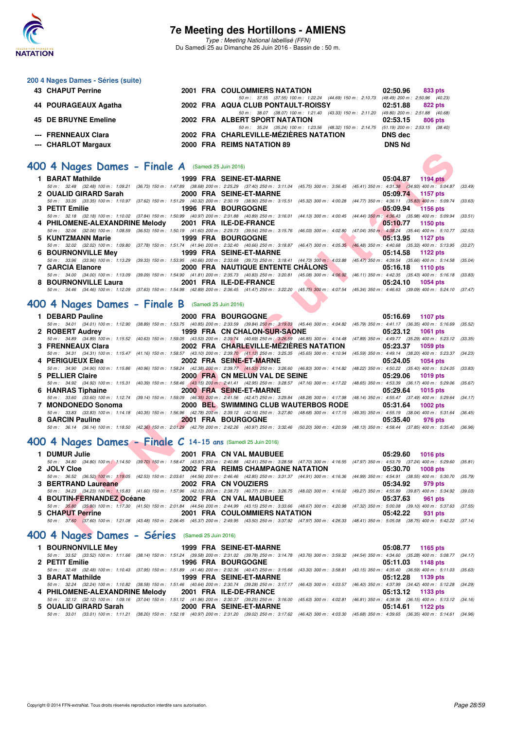# 7e Meeting des Hortillons - AMIENS

*Type : Meeting National labellisé (FFN)*
Du Samedi 25 au Dimanche 26 Juin 2016 - Bassin de : 50 m.

### 200 4 Nages Dames - Séries (suite)

| Pl. | Nom | Année | Nat. | Club | Temps | Points |
|---|---|---|---|---|---|---|
| 43 | CHAPUT Perrine | 2001 | FRA | COULOMMIERS NATATION | 02:50.96 | 833 pts |
| | 50 m : 37.55 (37.55) 100 m : 1:22.24 (44.69) 150 m : 2:10.73 (48.49) 200 m : 2:50.96 (40.23) | | | | | |
| 44 | POURAGEAUX Agatha | 2002 | FRA | AQUA CLUB PONTAULT-ROISSY | 02:51.88 | 822 pts |
| | 50 m : 38.07 (38.07) 100 m : 1:21.40 (43.33) 150 m : 2:11.20 (49.80) 200 m : 2:51.88 (40.68) | | | | | |
| 45 | DE BRUYNE Emeline | 2002 | FRA | ALBERT SPORT NATATION | 02:53.15 | 806 pts |
| | 50 m : 35.24 (35.24) 100 m : 1:23.56 (48.32) 150 m : 2:14.75 (51.19) 200 m : 2:53.15 (38.40) | | | | | |
| --- | FRENNEAUX Clara | 2002 | FRA | CHARLEVILLE-MÉZIÈRES NATATION | DNS dec | |
| --- | CHARLOT Margaux | 2000 | FRA | REIMS NATATION 89 | DNS Nd | |

## 400 4 Nages Dames - Finale A (Samedi 25 Juin 2016)

| Pl. | Nom | Année | Nat. | Club | Temps | Points |
|---|---|---|---|---|---|---|
| 1 | BARAT Mathilde | 1999 | FRA | SEINE-ET-MARNE | 05:04.87 | 1194 pts |
| | 50 m : 32.48 (32.48) 100 m : 1:09.21 (36.73) 150 m : 1:47.89 (38.68) 200 m : 2:25.29 (37.40) 250 m : 3:11.04 (45.75) 300 m : 3:56.45 (45.41) 350 m : 4:31.38 (34.93) 400 m : 5:04.87 (33.49) | | | | | |
| 2 | OUALID GIRARD Sarah | 2000 | FRA | SEINE-ET-MARNE | 05:09.74 | 1157 pts |
| | 50 m : 33.35 (33.35) 100 m : 1:10.97 (37.62) 150 m : 1:51.29 (40.32) 200 m : 2:30.19 (38.90) 250 m : 3:15.51 (45.32) 300 m : 4:00.28 (44.77) 350 m : 4:36.11 (35.83) 400 m : 5:09.74 (33.63) | | | | | |
| 3 | PETIT Emilie | 1996 | FRA | BOURGOGNE | 05:09.94 | 1156 pts |
| | 50 m : 32.18 (32.18) 100 m : 1:10.02 (37.84) 150 m : 1:50.99 (40.97) 200 m : 2:31.88 (40.89) 250 m : 3:16.01 (44.13) 300 m : 4:00.45 (44.44) 350 m : 4:36.43 (35.98) 400 m : 5:09.94 (33.51) | | | | | |
| 4 | PHILOMENE-ALEXANDRINE Melody | 2001 | FRA | ILE-DE-FRANCE | 05:10.77 | 1150 pts |
| | 50 m : 32.06 (32.06) 100 m : 1:08.59 (36.53) 150 m : 1:50.19 (41.60) 200 m : 2:29.73 (39.54) 250 m : 3:15.76 (46.03) 300 m : 4:02.80 (47.04) 350 m : 4:38.24 (35.44) 400 m : 5:10.77 (32.53) | | | | | |
| 5 | KUNTZMANN Marie | 1999 | FRA | BOURGOGNE | 05:13.95 | 1127 pts |
| | 50 m : 32.02 (32.02) 100 m : 1:09.80 (37.78) 150 m : 1:51.74 (41.94) 200 m : 2:32.40 (40.66) 250 m : 3:18.87 (46.47) 300 m : 4:05.35 (46.48) 350 m : 4:40.68 (35.33) 400 m : 5:13.95 (33.27) | | | | | |
| 6 | BOURNONVILLE Mey | 1999 | FRA | SEINE-ET-MARNE | 05:14.58 | 1122 pts |
| | 50 m : 33.96 (33.96) 100 m : 1:13.29 (39.33) 150 m : 1:53.95 (40.66) 200 m : 2:33.68 (39.73) 250 m : 3:18.41 (44.73) 300 m : 4:03.88 (45.47) 350 m : 4:39.54 (35.66) 400 m : 5:14.58 (35.04) | | | | | |
| 7 | GARCIA Elanore | 2000 | FRA | NAUTIQUE ENTENTE CHÂLONS | 05:16.18 | 1110 pts |
| | 50 m : 34.00 (34.00) 100 m : 1:13.09 (39.09) 150 m : 1:54.90 (41.81) 200 m : 2:35.73 (40.83) 250 m : 3:20.81 (45.08) 300 m : 4:06.92 (46.11) 350 m : 4:42.35 (35.43) 400 m : 5:16.18 (33.83) | | | | | |
| 8 | BOURNONVILLE Laura | 2001 | FRA | ILE-DE-FRANCE | 05:24.10 | 1054 pts |
| | 50 m : 34.46 (34.46) 100 m : 1:12.09 (37.63) 150 m : 1:54.98 (42.89) 200 m : 2:36.45 (41.47) 250 m : 3:22.20 (45.75) 300 m : 4:07.54 (45.34) 350 m : 4:46.63 (39.09) 400 m : 5:24.10 (37.47) | | | | | |

## 400 4 Nages Dames - Finale B (Samedi 25 Juin 2016)

| Pl. | Nom | Année | Nat. | Club | Temps | Points |
|---|---|---|---|---|---|---|
| 1 | DEBARD Pauline | 2000 | FRA | BOURGOGNE | 05:16.69 | 1107 pts |
| | 50 m : 34.01 (34.01) 100 m : 1:12.90 (38.89) 150 m : 1:53.75 (40.85) 200 m : 2:33.59 (39.84) 250 m : 3:19.03 (45.44) 300 m : 4:04.82 (45.79) 350 m : 4:41.17 (36.35) 400 m : 5:16.69 (35.52) | | | | | |
| 2 | ROBERT Audrey | 1999 | FRA | CN CHALON-SUR-SAONE | 05:23.12 | 1061 pts |
| | 50 m : 34.89 (34.89) 100 m : 1:15.52 (40.63) 150 m : 1:59.05 (43.53) 200 m : 2:39.74 (40.69) 250 m : 3:26.59 (46.85) 300 m : 4:14.48 (47.89) 350 m : 4:49.77 (35.29) 400 m : 5:23.12 (33.35) | | | | | |
| 3 | FRENNEAUX Clara | 2002 | FRA | CHARLEVILLE-MÉZIÈRES NATATION | 05:23.37 | 1059 pts |
| | 50 m : 34.31 (34.31) 100 m : 1:15.47 (41.16) 150 m : 1:58.57 (43.10) 200 m : 2:39.70 (41.13) 250 m : 3:25.35 (45.65) 300 m : 4:10.94 (45.59) 350 m : 4:49.14 (38.20) 400 m : 5:23.37 (34.23) | | | | | |
| 4 | PERIGUEUX Elea | 2002 | FRA | SEINE-ET-MARNE | 05:24.05 | 1054 pts |
| | 50 m : 34.90 (34.90) 100 m : 1:15.86 (40.96) 150 m : 1:58.24 (42.38) 200 m : 2:39.77 (41.53) 250 m : 3:26.60 (46.83) 300 m : 4:14.82 (48.22) 350 m : 4:50.22 (35.40) 400 m : 5:24.05 (33.83) | | | | | |
| 5 | PELLIER Claire | 2000 | FRA | CN MELUN VAL DE SEINE | 05:29.06 | 1019 pts |
| | 50 m : 34.92 (34.92) 100 m : 1:15.31 (40.39) 150 m : 1:58.46 (43.15) 200 m : 2:41.41 (42.95) 250 m : 3:28.57 (47.16) 300 m : 4:17.22 (48.65) 350 m : 4:53.39 (36.17) 400 m : 5:29.06 (35.67) | | | | | |
| 6 | HANRAS Tiphaine | 2000 | FRA | SEINE-ET-MARNE | 05:29.64 | 1015 pts |
| | 50 m : 33.60 (33.60) 100 m : 1:12.74 (39.14) 150 m : 1:59.09 (46.35) 200 m : 2:41.56 (42.47) 250 m : 3:29.84 (48.28) 300 m : 4:17.98 (48.14) 350 m : 4:55.47 (37.49) 400 m : 5:29.64 (34.17) | | | | | |
| 7 | MONDONEDO Sonoma | 2000 | BEL | SWIMMING CLUB WAUTERBOS RODE | 05:31.64 | 1002 pts |
| | 50 m : 33.83 (33.83) 100 m : 1:14.18 (40.35) 150 m : 1:56.96 (42.78) 200 m : 2:39.12 (42.16) 250 m : 3:27.80 (48.68) 300 m : 4:17.15 (49.35) 350 m : 4:55.19 (38.04) 400 m : 5:31.64 (36.45) | | | | | |
| 8 | GARCIN Pauline | 2001 | FRA | BOURGOGNE | 05:35.40 | 976 pts |
| | 50 m : 36.14 (36.14) 100 m : 1:18.50 (42.36) 150 m : 2:01.29 (42.79) 200 m : 2:42.26 (40.97) 250 m : 3:32.46 (50.20) 300 m : 4:20.59 (48.13) 350 m : 4:58.44 (37.85) 400 m : 5:35.40 (36.96) | | | | | |

## 400 4 Nages Dames - Finale C 14-15 ans (Samedi 25 Juin 2016)

| Pl. | Nom | Année | Nat. | Club | Temps | Points |
|---|---|---|---|---|---|---|
| 1 | DUMUR Julie | 2001 | FRA | CN VAL MAUBUEE | 05:29.60 | 1016 pts |
| | 50 m : 34.80 (34.80) 100 m : 1:14.50 (39.70) 150 m : 1:58.47 (43.97) 200 m : 2:40.88 (42.41) 250 m : 3:28.58 (47.70) 300 m : 4:16.55 (47.97) 350 m : 4:53.79 (37.24) 400 m : 5:29.60 (35.81) | | | | | |
| 2 | JOLY Cloe | 2002 | FRA | REIMS CHAMPAGNE NATATION | 05:30.70 | 1008 pts |
| | 50 m : 36.52 (36.52) 100 m : 1:19.05 (42.53) 150 m : 2:03.61 (44.56) 200 m : 2:46.46 (42.85) 250 m : 3:31.37 (44.91) 300 m : 4:16.36 (44.99) 350 m : 4:54.91 (38.55) 400 m : 5:30.70 (35.79) | | | | | |
| 3 | BERTRAND Laureane | 2002 | FRA | CN VOUZIERS | 05:34.92 | 979 pts |
| | 50 m : 34.23 (34.23) 100 m : 1:15.83 (41.60) 150 m : 1:57.96 (42.13) 200 m : 2:38.73 (40.77) 250 m : 3:26.75 (48.02) 300 m : 4:16.02 (49.27) 350 m : 4:55.89 (39.87) 400 m : 5:34.92 (39.03) | | | | | |
| 4 | BOUTIN-FERNANDEZ Océane | 2002 | FRA | CN VAL MAUBUEE | 05:37.63 | 961 pts |
| | 50 m : 35.80 (35.80) 100 m : 1:17.30 (41.50) 150 m : 2:01.84 (44.54) 200 m : 2:44.99 (43.15) 250 m : 3:33.66 (48.67) 300 m : 4:20.98 (47.32) 350 m : 5:00.08 (39.10) 400 m : 5:37.63 (37.55) | | | | | |
| 5 | CHAPUT Perrine | 2001 | FRA | COULOMMIERS NATATION | 05:42.22 | 931 pts |
| | 50 m : 37.60 (37.60) 100 m : 1:21.08 (43.48) 150 m : 2:06.45 (45.37) 200 m : 2:49.95 (43.50) 250 m : 3:37.92 (47.97) 300 m : 4:26.33 (48.41) 350 m : 5:05.08 (38.75) 400 m : 5:42.22 (37.14) | | | | | |

## 400 4 Nages Dames - Séries (Samedi 25 Juin 2016)

| Pl. | Nom | Année | Nat. | Club | Temps | Points |
|---|---|---|---|---|---|---|
| 1 | BOURNONVILLE Mey | 1999 | FRA | SEINE-ET-MARNE | 05:08.77 | 1165 pts |
| | 50 m : 33.52 (33.52) 100 m : 1:11.66 (38.14) 150 m : 1:51.24 (39.58) 200 m : 2:31.02 (39.78) 250 m : 3:14.78 (43.76) 300 m : 3:59.32 (44.54) 350 m : 4:34.60 (35.28) 400 m : 5:08.77 (34.17) | | | | | |
| 2 | PETIT Emilie | 1996 | FRA | BOURGOGNE | 05:11.03 | 1148 pts |
| | 50 m : 32.48 (32.48) 100 m : 1:10.43 (37.95) 150 m : 1:51.89 (41.46) 200 m : 2:32.36 (40.47) 250 m : 3:15.66 (43.30) 300 m : 3:58.81 (43.15) 350 m : 4:35.40 (36.59) 400 m : 5:11.03 (35.63) | | | | | |
| 3 | BARAT Mathilde | 1999 | FRA | SEINE-ET-MARNE | 05:12.28 | 1139 pts |
| | 50 m : 32.24 (32.24) 100 m : 1:10.82 (38.58) 150 m : 1:51.46 (40.64) 200 m : 2:30.74 (39.28) 250 m : 3:17.17 (46.43) 300 m : 4:03.57 (46.40) 350 m : 4:37.99 (34.42) 400 m : 5:12.28 (34.29) | | | | | |
| 4 | PHILOMENE-ALEXANDRINE Melody | 2001 | FRA | ILE-DE-FRANCE | 05:13.12 | 1133 pts |
| | 50 m : 32.12 (32.12) 100 m : 1:09.16 (37.04) 150 m : 1:51.12 (41.96) 200 m : 2:30.37 (39.25) 250 m : 3:16.00 (45.63) 300 m : 4:02.81 (46.81) 350 m : 4:38.96 (36.15) 400 m : 5:13.12 (34.16) | | | | | |
| 5 | OUALID GIRARD Sarah | 2000 | FRA | SEINE-ET-MARNE | 05:14.61 | 1122 pts |
| | 50 m : 33.01 (33.01) 100 m : 1:11.21 (38.20) 150 m : 1:52.18 (40.97) 200 m : 2:31.20 (39.02) 250 m : 3:17.62 (46.42) 300 m : 4:03.30 (45.68) 350 m : 4:39.65 (36.35) 400 m : 5:14.61 (34.96) | | | | | |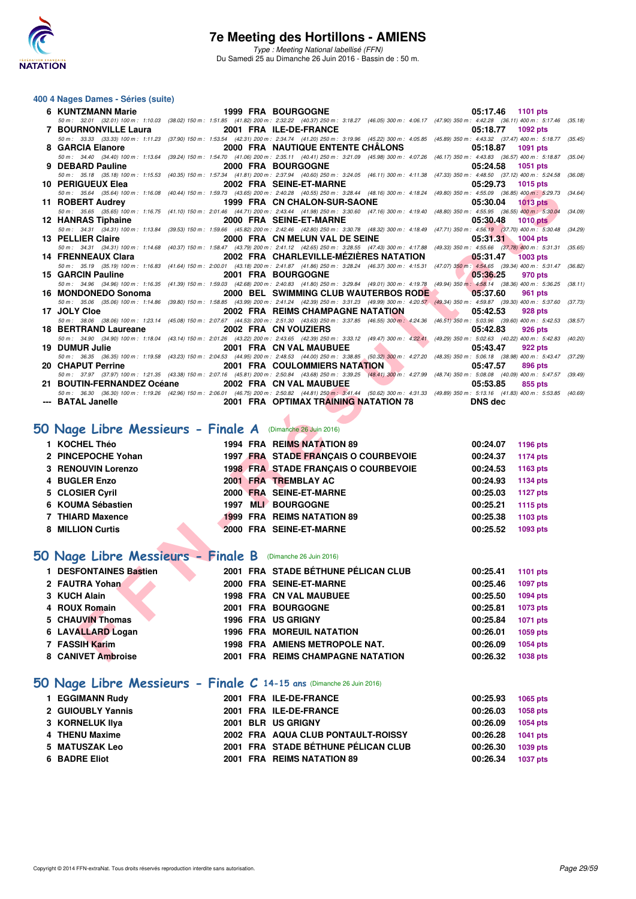## 400 4 Nages Dames - Séries (suite)

| Rang | Nom | Année | Nat. | Club | Temps | Points |
|---|---|---|---|---|---|---|
| 6 | KUNTZMANN Marie | 1999 | FRA | BOURGOGNE | 05:17.46 | 1101 pts |
| | 50 m : 32.01 (32.01) 100 m : 1:10.03 (38.02) 150 m : 1:51.85 (41.82) 200 m : 2:32.22 (40.37) 250 m : 3:18.27 (46.05) 300 m : 4:06.17 (47.90) 350 m : 4:42.28 (36.11) 400 m : 5:17.46 (35.18) | | | | | |
| 7 | BOURNONVILLE Laura | 2001 | FRA | ILE-DE-FRANCE | 05:18.77 | 1092 pts |
| | 50 m : 33.33 (33.33) 100 m : 1:11.23 (37.90) 150 m : 1:53.54 (42.31) 200 m : 2:34.74 (41.20) 250 m : 3:19.96 (45.22) 300 m : 4:05.85 (45.89) 350 m : 4:43.32 (37.47) 400 m : 5:18.77 (35.45) | | | | | |
| 8 | GARCIA Elanore | 2000 | FRA | NAUTIQUE ENTENTE CHÂLONS | 05:18.87 | 1091 pts |
| | 50 m : 34.40 (34.40) 100 m : 1:13.64 (39.24) 150 m : 1:54.70 (41.06) 200 m : 2:35.11 (40.41) 250 m : 3:21.09 (45.98) 300 m : 4:07.26 (46.17) 350 m : 4:43.83 (36.57) 400 m : 5:18.87 (35.04) | | | | | |
| 9 | DEBARD Pauline | 2000 | FRA | BOURGOGNE | 05:24.58 | 1051 pts |
| | 50 m : 35.18 (35.18) 100 m : 1:15.53 (40.35) 150 m : 1:57.34 (41.81) 200 m : 2:37.94 (40.60) 250 m : 3:24.05 (46.11) 300 m : 4:11.38 (47.33) 350 m : 4:48.50 (37.12) 400 m : 5:24.58 (36.08) | | | | | |
| 10 | PERIGUEUX Elea | 2002 | FRA | SEINE-ET-MARNE | 05:29.73 | 1015 pts |
| | 50 m : 35.64 (35.64) 100 m : 1:16.08 (40.44) 150 m : 1:59.73 (43.65) 200 m : 2:40.28 (40.55) 250 m : 3:28.44 (48.16) 300 m : 4:18.24 (49.80) 350 m : 4:55.09 (36.85) 400 m : 5:29.73 (34.64) | | | | | |
| 11 | ROBERT Audrey | 1999 | FRA | CN CHALON-SUR-SAONE | 05:30.04 | 1013 pts |
| | 50 m : 35.65 (35.65) 100 m : 1:16.75 (41.10) 150 m : 2:01.46 (44.71) 200 m : 2:43.44 (41.98) 250 m : 3:30.60 (47.16) 300 m : 4:19.40 (48.80) 350 m : 4:55.95 (36.55) 400 m : 5:30.04 (34.09) | | | | | |
| 12 | HANRAS Tiphaine | 2000 | FRA | SEINE-ET-MARNE | 05:30.48 | 1010 pts |
| | 50 m : 34.31 (34.31) 100 m : 1:13.84 (39.53) 150 m : 1:59.66 (45.82) 200 m : 2:42.46 (42.80) 250 m : 3:30.78 (48.32) 300 m : 4:18.49 (47.71) 350 m : 4:56.19 (37.70) 400 m : 5:30.48 (34.29) | | | | | |
| 13 | PELLIER Claire | 2000 | FRA | CN MELUN VAL DE SEINE | 05:31.31 | 1004 pts |
| | 50 m : 34.31 (34.31) 100 m : 1:14.68 (40.37) 150 m : 1:58.47 (43.79) 200 m : 2:41.12 (42.65) 250 m : 3:28.55 (47.43) 300 m : 4:17.88 (49.33) 350 m : 4:55.66 (37.78) 400 m : 5:31.31 (35.65) | | | | | |
| 14 | FRENNEAUX Clara | 2002 | FRA | CHARLEVILLE-MÉZIÈRES NATATION | 05:31.47 | 1003 pts |
| | 50 m : 35.19 (35.19) 100 m : 1:16.83 (41.64) 150 m : 2:00.01 (43.18) 200 m : 2:41.87 (41.86) 250 m : 3:28.24 (46.37) 300 m : 4:15.31 (47.07) 350 m : 4:54.65 (39.34) 400 m : 5:31.47 (36.82) | | | | | |
| 15 | GARCIN Pauline | 2001 | FRA | BOURGOGNE | 05:36.25 | 970 pts |
| | 50 m : 34.96 (34.96) 100 m : 1:16.35 (41.39) 150 m : 1:59.03 (42.68) 200 m : 2:40.83 (41.80) 250 m : 3:29.84 (49.01) 300 m : 4:19.78 (49.94) 350 m : 4:58.14 (38.36) 400 m : 5:36.25 (38.11) | | | | | |
| 16 | MONDONEDO Sonoma | 2000 | BEL | SWIMMING CLUB WAUTERBOS RODE | 05:37.60 | 961 pts |
| | 50 m : 35.06 (35.06) 100 m : 1:14.86 (39.80) 150 m : 1:58.85 (43.99) 200 m : 2:41.24 (42.39) 250 m : 3:31.23 (49.99) 300 m : 4:20.57 (49.34) 350 m : 4:59.87 (39.30) 400 m : 5:37.60 (37.73) | | | | | |
| 17 | JOLY Cloe | 2002 | FRA | REIMS CHAMPAGNE NATATION | 05:42.53 | 928 pts |
| | 50 m : 38.06 (38.06) 100 m : 1:23.14 (45.08) 150 m : 2:07.67 (44.53) 200 m : 2:51.30 (43.63) 250 m : 3:37.85 (46.55) 300 m : 4:24.36 (46.51) 350 m : 5:03.96 (39.60) 400 m : 5:42.53 (38.57) | | | | | |
| 18 | BERTRAND Laureane | 2002 | FRA | CN VOUZIERS | 05:42.83 | 926 pts |
| | 50 m : 34.90 (34.90) 100 m : 1:18.04 (43.14) 150 m : 2:01.26 (43.22) 200 m : 2:43.65 (42.39) 250 m : 3:33.12 (49.47) 300 m : 4:22.41 (49.29) 350 m : 5:02.63 (40.22) 400 m : 5:42.83 (40.20) | | | | | |
| 19 | DUMUR Julie | 2001 | FRA | CN VAL MAUBUEE | 05:43.47 | 922 pts |
| | 50 m : 36.35 (36.35) 100 m : 1:19.58 (43.23) 150 m : 2:04.53 (44.95) 200 m : 2:48.53 (44.00) 250 m : 3:38.85 (50.32) 300 m : 4:27.20 (48.35) 350 m : 5:06.18 (38.98) 400 m : 5:43.47 (37.29) | | | | | |
| 20 | CHAPUT Perrine | 2001 | FRA | COULOMMIERS NATATION | 05:47.57 | 896 pts |
| | 50 m : 37.97 (37.97) 100 m : 1:21.35 (43.38) 150 m : 2:07.16 (45.81) 200 m : 2:50.84 (43.68) 250 m : 3:39.25 (48.41) 300 m : 4:27.99 (48.74) 350 m : 5:08.08 (40.09) 400 m : 5:47.57 (39.49) | | | | | |
| 21 | BOUTIN-FERNANDEZ Océane | 2002 | FRA | CN VAL MAUBUEE | 05:53.85 | 855 pts |
| | 50 m : 36.30 (36.30) 100 m : 1:19.26 (42.96) 150 m : 2:06.01 (46.75) 200 m : 2:50.82 (44.81) 250 m : 3:41.44 (50.62) 300 m : 4:31.33 (49.89) 350 m : 5:13.16 (41.83) 400 m : 5:53.85 (40.69) | | | | | |
| --- | BATAL Janelle | 2001 | FRA | OPTIMAX TRAINING NATATION 78 | DNS dec | |

## 50 Nage Libre Messieurs - Finale A (Dimanche 26 Juin 2016)

| Rang | Nom | Année | Nat. | Club | Temps | Points |
|---|---|---|---|---|---|---|
| 1 | KOCHEL Théo | 1994 | FRA | REIMS NATATION 89 | 00:24.07 | 1196 pts |
| 2 | PINCEPOCHE Yohan | 1997 | FRA | STADE FRANÇAIS O COURBEVOIE | 00:24.37 | 1174 pts |
| 3 | RENOUVIN Lorenzo | 1998 | FRA | STADE FRANÇAIS O COURBEVOIE | 00:24.53 | 1163 pts |
| 4 | BUGLER Enzo | 2001 | FRA | TREMBLAY AC | 00:24.93 | 1134 pts |
| 5 | CLOSIER Cyril | 2000 | FRA | SEINE-ET-MARNE | 00:25.03 | 1127 pts |
| 6 | KOUMA Sébastien | 1997 | MLI | BOURGOGNE | 00:25.21 | 1115 pts |
| 7 | THIARD Maxence | 1999 | FRA | REIMS NATATION 89 | 00:25.38 | 1103 pts |
| 8 | MILLION Curtis | 2000 | FRA | SEINE-ET-MARNE | 00:25.52 | 1093 pts |

## 50 Nage Libre Messieurs - Finale B (Dimanche 26 Juin 2016)

| Rang | Nom | Année | Nat. | Club | Temps | Points |
|---|---|---|---|---|---|---|
| 1 | DESFONTAINES Bastien | 2001 | FRA | STADE BÉTHUNE PÉLICAN CLUB | 00:25.41 | 1101 pts |
| 2 | FAUTRA Yohan | 2000 | FRA | SEINE-ET-MARNE | 00:25.46 | 1097 pts |
| 3 | KUCH Alain | 1998 | FRA | CN VAL MAUBUEE | 00:25.50 | 1094 pts |
| 4 | ROUX Romain | 2001 | FRA | BOURGOGNE | 00:25.81 | 1073 pts |
| 5 | CHAUVIN Thomas | 1996 | FRA | US GRIGNY | 00:25.84 | 1071 pts |
| 6 | LAVALLARD Logan | 1996 | FRA | MOREUIL NATATION | 00:26.01 | 1059 pts |
| 7 | FASSIH Karim | 1998 | FRA | AMIENS METROPOLE NAT. | 00:26.09 | 1054 pts |
| 8 | CANIVET Ambroise | 2001 | FRA | REIMS CHAMPAGNE NATATION | 00:26.32 | 1038 pts |

## 50 Nage Libre Messieurs - Finale C 14-15 ans (Dimanche 26 Juin 2016)

| Rang | Nom | Année | Nat. | Club | Temps | Points |
|---|---|---|---|---|---|---|
| 1 | EGGIMANN Rudy | 2001 | FRA | ILE-DE-FRANCE | 00:25.93 | 1065 pts |
| 2 | GUIOUBLY Yannis | 2001 | FRA | ILE-DE-FRANCE | 00:26.03 | 1058 pts |
| 3 | KORNELUK Ilya | 2001 | BLR | US GRIGNY | 00:26.09 | 1054 pts |
| 4 | THENU Maxime | 2002 | FRA | AQUA CLUB PONTAULT-ROISSY | 00:26.28 | 1041 pts |
| 5 | MATUSZAK Leo | 2001 | FRA | STADE BÉTHUNE PÉLICAN CLUB | 00:26.30 | 1039 pts |
| 6 | BADRE Eliot | 2001 | FRA | REIMS NATATION 89 | 00:26.34 | 1037 pts |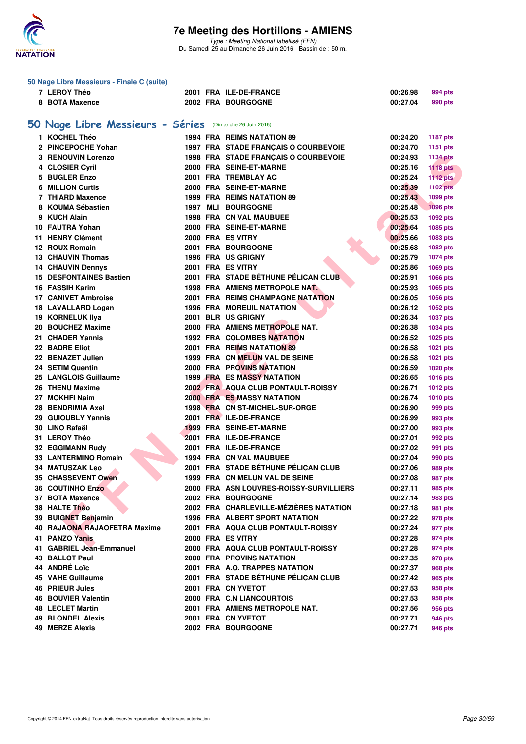### 50 Nage Libre Messieurs - Finale C (suite)

| | | | | | | |
|---|---|---|---|---|---|---|
| 7 | LEROY Théo | 2001 | FRA | ILE-DE-FRANCE | 00:26.98 | 994 pts |
| 8 | BOTA Maxence | 2002 | FRA | BOURGOGNE | 00:27.04 | 990 pts |

## 50 Nage Libre Messieurs - Séries (Dimanche 26 Juin 2016)

| | | | | | | |
|---|---|---|---|---|---|---|
| 1 | KOCHEL Théo | 1994 | FRA | REIMS NATATION 89 | 00:24.20 | 1187 pts |
| 2 | PINCEPOCHE Yohan | 1997 | FRA | STADE FRANÇAIS O COURBEVOIE | 00:24.70 | 1151 pts |
| 3 | RENOUVIN Lorenzo | 1998 | FRA | STADE FRANÇAIS O COURBEVOIE | 00:24.93 | 1134 pts |
| 4 | CLOSIER Cyril | 2000 | FRA | SEINE-ET-MARNE | 00:25.16 | 1118 pts |
| 5 | BUGLER Enzo | 2001 | FRA | TREMBLAY AC | 00:25.24 | 1112 pts |
| 6 | MILLION Curtis | 2000 | FRA | SEINE-ET-MARNE | 00:25.39 | 1102 pts |
| 7 | THIARD Maxence | 1999 | FRA | REIMS NATATION 89 | 00:25.43 | 1099 pts |
| 8 | KOUMA Sébastien | 1997 | MLI | BOURGOGNE | 00:25.48 | 1096 pts |
| 9 | KUCH Alain | 1998 | FRA | CN VAL MAUBUEE | 00:25.53 | 1092 pts |
| 10 | FAUTRA Yohan | 2000 | FRA | SEINE-ET-MARNE | 00:25.64 | 1085 pts |
| 11 | HENRY Clément | 2000 | FRA | ES VITRY | 00:25.66 | 1083 pts |
| 12 | ROUX Romain | 2001 | FRA | BOURGOGNE | 00:25.68 | 1082 pts |
| 13 | CHAUVIN Thomas | 1996 | FRA | US GRIGNY | 00:25.79 | 1074 pts |
| 14 | CHAUVIN Dennys | 2001 | FRA | ES VITRY | 00:25.86 | 1069 pts |
| 15 | DESFONTAINES Bastien | 2001 | FRA | STADE BÉTHUNE PÉLICAN CLUB | 00:25.91 | 1066 pts |
| 16 | FASSIH Karim | 1998 | FRA | AMIENS METROPOLE NAT. | 00:25.93 | 1065 pts |
| 17 | CANIVET Ambroise | 2001 | FRA | REIMS CHAMPAGNE NATATION | 00:26.05 | 1056 pts |
| 18 | LAVALLARD Logan | 1996 | FRA | MOREUIL NATATION | 00:26.12 | 1052 pts |
| 19 | KORNELUK Ilya | 2001 | BLR | US GRIGNY | 00:26.34 | 1037 pts |
| 20 | BOUCHEZ Maxime | 2000 | FRA | AMIENS METROPOLE NAT. | 00:26.38 | 1034 pts |
| 21 | CHADER Yannis | 1992 | FRA | COLOMBES NATATION | 00:26.52 | 1025 pts |
| 22 | BADRE Eliot | 2001 | FRA | REIMS NATATION 89 | 00:26.58 | 1021 pts |
| 22 | BENAZET Julien | 1999 | FRA | CN MELUN VAL DE SEINE | 00:26.58 | 1021 pts |
| 24 | SETIM Quentin | 2000 | FRA | PROVINS NATATION | 00:26.59 | 1020 pts |
| 25 | LANGLOIS Guillaume | 1999 | FRA | ES MASSY NATATION | 00:26.65 | 1016 pts |
| 26 | THENU Maxime | 2002 | FRA | AQUA CLUB PONTAULT-ROISSY | 00:26.71 | 1012 pts |
| 27 | MOKHFI Naim | 2000 | FRA | ES MASSY NATATION | 00:26.74 | 1010 pts |
| 28 | BENDRIMIA Axel | 1998 | FRA | CN ST-MICHEL-SUR-ORGE | 00:26.90 | 999 pts |
| 29 | GUIOUBLY Yannis | 2001 | FRA | ILE-DE-FRANCE | 00:26.99 | 993 pts |
| 30 | LINO Rafaël | 1999 | FRA | SEINE-ET-MARNE | 00:27.00 | 993 pts |
| 31 | LEROY Théo | 2001 | FRA | ILE-DE-FRANCE | 00:27.01 | 992 pts |
| 32 | EGGIMANN Rudy | 2001 | FRA | ILE-DE-FRANCE | 00:27.02 | 991 pts |
| 33 | LANTERMINO Romain | 1994 | FRA | CN VAL MAUBUEE | 00:27.04 | 990 pts |
| 34 | MATUSZAK Leo | 2001 | FRA | STADE BÉTHUNE PÉLICAN CLUB | 00:27.06 | 989 pts |
| 35 | CHASSEVENT Owen | 1999 | FRA | CN MELUN VAL DE SEINE | 00:27.08 | 987 pts |
| 36 | COUTINHO Enzo | 2000 | FRA | ASN LOUVRES-ROISSY-SURVILLIERS | 00:27.11 | 985 pts |
| 37 | BOTA Maxence | 2002 | FRA | BOURGOGNE | 00:27.14 | 983 pts |
| 38 | HALTE Théo | 2002 | FRA | CHARLEVILLE-MÉZIÈRES NATATION | 00:27.18 | 981 pts |
| 39 | BUIGNET Benjamin | 1996 | FRA | ALBERT SPORT NATATION | 00:27.22 | 978 pts |
| 40 | RAJAONA RAJAOFETRA Maxime | 2001 | FRA | AQUA CLUB PONTAULT-ROISSY | 00:27.24 | 977 pts |
| 41 | PANZO Yanis | 2000 | FRA | ES VITRY | 00:27.28 | 974 pts |
| 41 | GABRIEL Jean-Emmanuel | 2000 | FRA | AQUA CLUB PONTAULT-ROISSY | 00:27.28 | 974 pts |
| 43 | BALLOT Paul | 2000 | FRA | PROVINS NATATION | 00:27.35 | 970 pts |
| 44 | ANDRÉ Loïc | 2001 | FRA | A.O. TRAPPES NATATION | 00:27.37 | 968 pts |
| 45 | VAHE Guillaume | 2001 | FRA | STADE BÉTHUNE PÉLICAN CLUB | 00:27.42 | 965 pts |
| 46 | PRIEUR Jules | 2001 | FRA | CN YVETOT | 00:27.53 | 958 pts |
| 46 | BOUVIER Valentin | 2000 | FRA | C.N LIANCOURTOIS | 00:27.53 | 958 pts |
| 48 | LECLET Martin | 2001 | FRA | AMIENS METROPOLE NAT. | 00:27.56 | 956 pts |
| 49 | BLONDEL Alexis | 2001 | FRA | CN YVETOT | 00:27.71 | 946 pts |
| 49 | MERZE Alexis | 2002 | FRA | BOURGOGNE | 00:27.71 | 946 pts |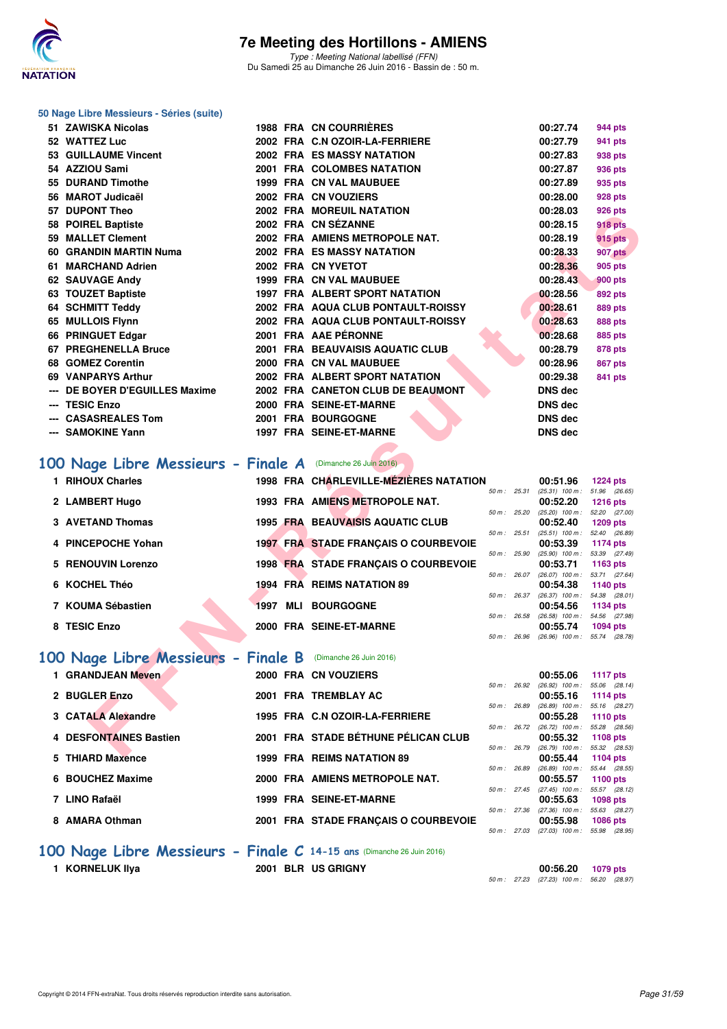### 50 Nage Libre Messieurs - Séries (suite)

| Rang | Nom | Année | Nat. | Club | Temps | Points |
|---|---|---|---|---|---|---|
| 51 | ZAWISKA Nicolas | 1988 | FRA | CN COURRIÈRES | 00:27.74 | 944 pts |
| 52 | WATTEZ Luc | 2002 | FRA | C.N OZOIR-LA-FERRIERE | 00:27.79 | 941 pts |
| 53 | GUILLAUME Vincent | 2002 | FRA | ES MASSY NATATION | 00:27.83 | 938 pts |
| 54 | AZZIOU Sami | 2001 | FRA | COLOMBES NATATION | 00:27.87 | 936 pts |
| 55 | DURAND Timothe | 1999 | FRA | CN VAL MAUBUEE | 00:27.89 | 935 pts |
| 56 | MAROT Judicaël | 2002 | FRA | CN VOUZIERS | 00:28.00 | 928 pts |
| 57 | DUPONT Theo | 2002 | FRA | MOREUIL NATATION | 00:28.03 | 926 pts |
| 58 | POIREL Baptiste | 2002 | FRA | CN SÉZANNE | 00:28.15 | 918 pts |
| 59 | MALLET Clement | 2002 | FRA | AMIENS METROPOLE NAT. | 00:28.19 | 915 pts |
| 60 | GRANDIN MARTIN Numa | 2002 | FRA | ES MASSY NATATION | 00:28.33 | 907 pts |
| 61 | MARCHAND Adrien | 2002 | FRA | CN YVETOT | 00:28.36 | 905 pts |
| 62 | SAUVAGE Andy | 1999 | FRA | CN VAL MAUBUEE | 00:28.43 | 900 pts |
| 63 | TOUZET Baptiste | 1997 | FRA | ALBERT SPORT NATATION | 00:28.56 | 892 pts |
| 64 | SCHMITT Teddy | 2002 | FRA | AQUA CLUB PONTAULT-ROISSY | 00:28.61 | 889 pts |
| 65 | MULLOIS Flynn | 2002 | FRA | AQUA CLUB PONTAULT-ROISSY | 00:28.63 | 888 pts |
| 66 | PRINGUET Edgar | 2001 | FRA | AAE PÉRONNE | 00:28.68 | 885 pts |
| 67 | PREGHENELLA Bruce | 2001 | FRA | BEAUVAISIS AQUATIC CLUB | 00:28.79 | 878 pts |
| 68 | GOMEZ Corentin | 2000 | FRA | CN VAL MAUBUEE | 00:28.96 | 867 pts |
| 69 | VANPARYS Arthur | 2002 | FRA | ALBERT SPORT NATATION | 00:29.38 | 841 pts |
| --- | DE BOYER D'EGUILLES Maxime | 2002 | FRA | CANETON CLUB DE BEAUMONT | DNS dec | |
| --- | TESIC Enzo | 2000 | FRA | SEINE-ET-MARNE | DNS dec | |
| --- | CASASREALES Tom | 2001 | FRA | BOURGOGNE | DNS dec | |
| --- | SAMOKINE Yann | 1997 | FRA | SEINE-ET-MARNE | DNS dec | |

## 100 Nage Libre Messieurs - Finale A (Dimanche 26 Juin 2016)

| Rang | Nom | Année | Nat. | Club | Temps | Points | 50 m | 100 m |
|---|---|---|---|---|---|---|---|---|
| 1 | RIHOUX Charles | 1998 | FRA | CHARLEVILLE-MÉZIÈRES NATATION | 00:51.96 | 1224 pts | 25.31 (25.31) | 51.96 (26.65) |
| 2 | LAMBERT Hugo | 1993 | FRA | AMIENS METROPOLE NAT. | 00:52.20 | 1216 pts | 25.20 (25.20) | 52.20 (27.00) |
| 3 | AVETAND Thomas | 1995 | FRA | BEAUVAISIS AQUATIC CLUB | 00:52.40 | 1209 pts | 25.51 (25.51) | 52.40 (26.89) |
| 4 | PINCEPOCHE Yohan | 1997 | FRA | STADE FRANÇAIS O COURBEVOIE | 00:53.39 | 1174 pts | 25.90 (25.90) | 53.39 (27.49) |
| 5 | RENOUVIN Lorenzo | 1998 | FRA | STADE FRANÇAIS O COURBEVOIE | 00:53.71 | 1163 pts | 26.07 (26.07) | 53.71 (27.64) |
| 6 | KOCHEL Théo | 1994 | FRA | REIMS NATATION 89 | 00:54.38 | 1140 pts | 26.37 (26.37) | 54.38 (28.01) |
| 7 | KOUMA Sébastien | 1997 | MLI | BOURGOGNE | 00:54.56 | 1134 pts | 26.58 (26.58) | 54.56 (27.98) |
| 8 | TESIC Enzo | 2000 | FRA | SEINE-ET-MARNE | 00:55.74 | 1094 pts | 26.96 (26.96) | 55.74 (28.78) |

## 100 Nage Libre Messieurs - Finale B (Dimanche 26 Juin 2016)

| Rang | Nom | Année | Nat. | Club | Temps | Points | 50 m | 100 m |
|---|---|---|---|---|---|---|---|---|
| 1 | GRANDJEAN Meven | 2000 | FRA | CN VOUZIERS | 00:55.06 | 1117 pts | 26.92 (26.92) | 55.06 (28.14) |
| 2 | BUGLER Enzo | 2001 | FRA | TREMBLAY AC | 00:55.16 | 1114 pts | 26.89 (26.89) | 55.16 (28.27) |
| 3 | CATALA Alexandre | 1995 | FRA | C.N OZOIR-LA-FERRIERE | 00:55.28 | 1110 pts | 26.72 (26.72) | 55.28 (28.56) |
| 4 | DESFONTAINES Bastien | 2001 | FRA | STADE BÉTHUNE PÉLICAN CLUB | 00:55.32 | 1108 pts | 26.79 (26.79) | 55.32 (28.53) |
| 5 | THIARD Maxence | 1999 | FRA | REIMS NATATION 89 | 00:55.44 | 1104 pts | 26.89 (26.89) | 55.44 (28.55) |
| 6 | BOUCHEZ Maxime | 2000 | FRA | AMIENS METROPOLE NAT. | 00:55.57 | 1100 pts | 27.45 (27.45) | 55.57 (28.12) |
| 7 | LINO Rafaël | 1999 | FRA | SEINE-ET-MARNE | 00:55.63 | 1098 pts | 27.36 (27.36) | 55.63 (28.27) |
| 8 | AMARA Othman | 2001 | FRA | STADE FRANÇAIS O COURBEVOIE | 00:55.98 | 1086 pts | 27.03 (27.03) | 55.98 (28.95) |

## 100 Nage Libre Messieurs - Finale C 14-15 ans (Dimanche 26 Juin 2016)

| Rang | Nom | Année | Nat. | Club | Temps | Points | 50 m | 100 m |
|---|---|---|---|---|---|---|---|---|
| 1 | KORNELUK Ilya | 2001 | BLR | US GRIGNY | 00:56.20 | 1079 pts | 27.23 (27.23) | 56.20 (28.97) |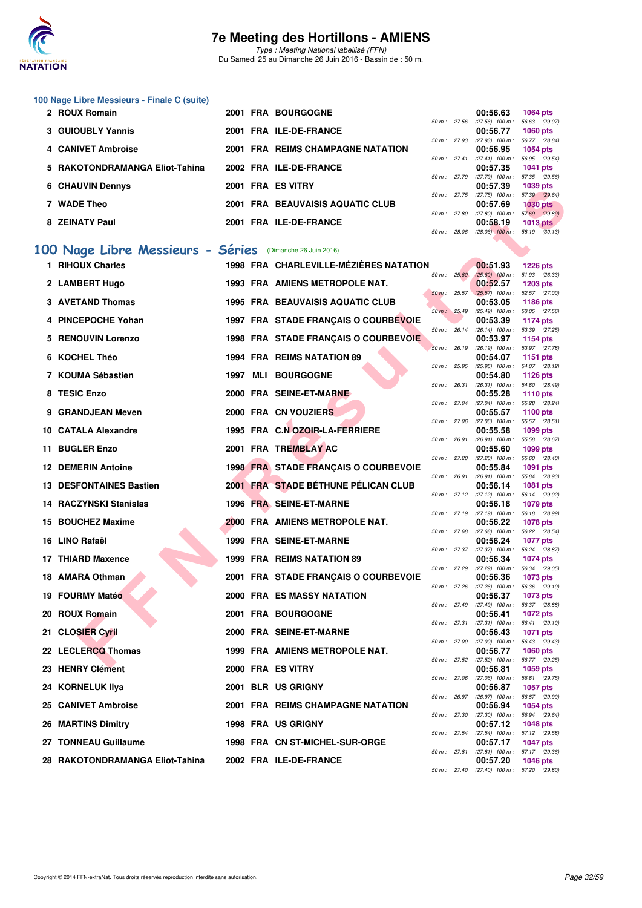### 100 Nage Libre Messieurs - Finale C (suite)

| Rang | Nom | Année | Nat. | Club | Splits | Temps | Points |
|---|---|---|---|---|---|---|---|
| 2 | ROUX Romain | 2001 | FRA | BOURGOGNE | 50 m : 27.56 (27.56) 100 m : 56.63 (29.07) | 00:56.63 | 1064 pts |
| 3 | GUIOUBLY Yannis | 2001 | FRA | ILE-DE-FRANCE | 50 m : 27.93 (27.93) 100 m : 56.77 (28.84) | 00:56.77 | 1060 pts |
| 4 | CANIVET Ambroise | 2001 | FRA | REIMS CHAMPAGNE NATATION | 50 m : 27.41 (27.41) 100 m : 56.95 (29.54) | 00:56.95 | 1054 pts |
| 5 | RAKOTONDRAMANGA Eliot-Tahina | 2002 | FRA | ILE-DE-FRANCE | 50 m : 27.79 (27.79) 100 m : 57.35 (29.56) | 00:57.35 | 1041 pts |
| 6 | CHAUVIN Dennys | 2001 | FRA | ES VITRY | 50 m : 27.75 (27.75) 100 m : 57.39 (29.64) | 00:57.39 | 1039 pts |
| 7 | WADE Theo | 2001 | FRA | BEAUVAISIS AQUATIC CLUB | 50 m : 27.80 (27.80) 100 m : 57.69 (29.89) | 00:57.69 | 1030 pts |
| 8 | ZEINATY Paul | 2001 | FRA | ILE-DE-FRANCE | 50 m : 28.06 (28.06) 100 m : 58.19 (30.13) | 00:58.19 | 1013 pts |

## 100 Nage Libre Messieurs - Séries (Dimanche 26 Juin 2016)

| Rang | Nom | Année | Nat. | Club | Splits | Temps | Points |
|---|---|---|---|---|---|---|---|
| 1 | RIHOUX Charles | 1998 | FRA | CHARLEVILLE-MÉZIÈRES NATATION | 50 m : 25.60 (25.60) 100 m : 51.93 (26.33) | 00:51.93 | 1226 pts |
| 2 | LAMBERT Hugo | 1993 | FRA | AMIENS METROPOLE NAT. | 50 m : 25.57 (25.57) 100 m : 52.57 (27.00) | 00:52.57 | 1203 pts |
| 3 | AVETAND Thomas | 1995 | FRA | BEAUVAISIS AQUATIC CLUB | 50 m : 25.49 (25.49) 100 m : 53.05 (27.56) | 00:53.05 | 1186 pts |
| 4 | PINCEPOCHE Yohan | 1997 | FRA | STADE FRANÇAIS O COURBEVOIE | 50 m : 26.14 (26.14) 100 m : 53.39 (27.25) | 00:53.39 | 1174 pts |
| 5 | RENOUVIN Lorenzo | 1998 | FRA | STADE FRANÇAIS O COURBEVOIE | 50 m : 26.19 (26.19) 100 m : 53.97 (27.78) | 00:53.97 | 1154 pts |
| 6 | KOCHEL Théo | 1994 | FRA | REIMS NATATION 89 | 50 m : 25.95 (25.95) 100 m : 54.07 (28.12) | 00:54.07 | 1151 pts |
| 7 | KOUMA Sébastien | 1997 | MLI | BOURGOGNE | 50 m : 26.31 (26.31) 100 m : 54.80 (28.49) | 00:54.80 | 1126 pts |
| 8 | TESIC Enzo | 2000 | FRA | SEINE-ET-MARNE | 50 m : 27.04 (27.04) 100 m : 55.28 (28.24) | 00:55.28 | 1110 pts |
| 9 | GRANDJEAN Meven | 2000 | FRA | CN VOUZIERS | 50 m : 27.06 (27.06) 100 m : 55.57 (28.51) | 00:55.57 | 1100 pts |
| 10 | CATALA Alexandre | 1995 | FRA | C.N OZOIR-LA-FERRIERE | 50 m : 26.91 (26.91) 100 m : 55.58 (28.67) | 00:55.58 | 1099 pts |
| 11 | BUGLER Enzo | 2001 | FRA | TREMBLAY AC | 50 m : 27.20 (27.20) 100 m : 55.60 (28.40) | 00:55.60 | 1099 pts |
| 12 | DEMERIN Antoine | 1998 | FRA | STADE FRANÇAIS O COURBEVOIE | 50 m : 26.91 (26.91) 100 m : 55.84 (28.93) | 00:55.84 | 1091 pts |
| 13 | DESFONTAINES Bastien | 2001 | FRA | STADE BÉTHUNE PÉLICAN CLUB | 50 m : 27.12 (27.12) 100 m : 56.14 (29.02) | 00:56.14 | 1081 pts |
| 14 | RACZYNSKI Stanislas | 1996 | FRA | SEINE-ET-MARNE | 50 m : 27.19 (27.19) 100 m : 56.18 (28.99) | 00:56.18 | 1079 pts |
| 15 | BOUCHEZ Maxime | 2000 | FRA | AMIENS METROPOLE NAT. | 50 m : 27.68 (27.68) 100 m : 56.22 (28.54) | 00:56.22 | 1078 pts |
| 16 | LINO Rafaël | 1999 | FRA | SEINE-ET-MARNE | 50 m : 27.37 (27.37) 100 m : 56.24 (28.87) | 00:56.24 | 1077 pts |
| 17 | THIARD Maxence | 1999 | FRA | REIMS NATATION 89 | 50 m : 27.29 (27.29) 100 m : 56.34 (29.05) | 00:56.34 | 1074 pts |
| 18 | AMARA Othman | 2001 | FRA | STADE FRANÇAIS O COURBEVOIE | 50 m : 27.26 (27.26) 100 m : 56.36 (29.10) | 00:56.36 | 1073 pts |
| 19 | FOURMY Matéo | 2000 | FRA | ES MASSY NATATION | 50 m : 27.49 (27.49) 100 m : 56.37 (28.88) | 00:56.37 | 1073 pts |
| 20 | ROUX Romain | 2001 | FRA | BOURGOGNE | 50 m : 27.31 (27.31) 100 m : 56.41 (29.10) | 00:56.41 | 1072 pts |
| 21 | CLOSIER Cyril | 2000 | FRA | SEINE-ET-MARNE | 50 m : 27.00 (27.00) 100 m : 56.43 (29.43) | 00:56.43 | 1071 pts |
| 22 | LECLERCQ Thomas | 1999 | FRA | AMIENS METROPOLE NAT. | 50 m : 27.52 (27.52) 100 m : 56.77 (29.25) | 00:56.77 | 1060 pts |
| 23 | HENRY Clément | 2000 | FRA | ES VITRY | 50 m : 27.06 (27.06) 100 m : 56.81 (29.75) | 00:56.81 | 1059 pts |
| 24 | KORNELUK Ilya | 2001 | BLR | US GRIGNY | 50 m : 26.97 (26.97) 100 m : 56.87 (29.90) | 00:56.87 | 1057 pts |
| 25 | CANIVET Ambroise | 2001 | FRA | REIMS CHAMPAGNE NATATION | 50 m : 27.30 (27.30) 100 m : 56.94 (29.64) | 00:56.94 | 1054 pts |
| 26 | MARTINS Dimitry | 1998 | FRA | US GRIGNY | 50 m : 27.54 (27.54) 100 m : 57.12 (29.58) | 00:57.12 | 1048 pts |
| 27 | TONNEAU Guillaume | 1998 | FRA | CN ST-MICHEL-SUR-ORGE | 50 m : 27.81 (27.81) 100 m : 57.17 (29.36) | 00:57.17 | 1047 pts |
| 28 | RAKOTONDRAMANGA Eliot-Tahina | 2002 | FRA | ILE-DE-FRANCE | 50 m : 27.40 (27.40) 100 m : 57.20 (29.80) | 00:57.20 | 1046 pts |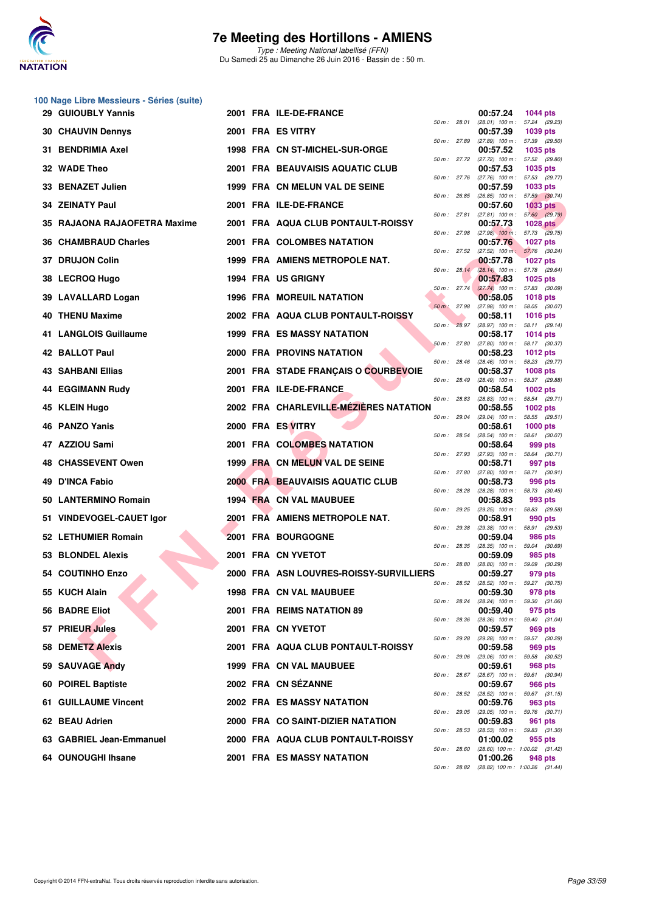## 100 Nage Libre Messieurs - Séries (suite)

| Rang | Nom | Année | Nat. | Club | Temps | Points | 50 m | 100 m |
|---|---|---|---|---|---|---|---|---|
| 29 | GUIOUBLY Yannis | 2001 | FRA | ILE-DE-FRANCE | 00:57.24 | 1044 pts | 28.01 | (28.01) 57.24 (29.23) |
| 30 | CHAUVIN Dennys | 2001 | FRA | ES VITRY | 00:57.39 | 1039 pts | 27.89 | (27.89) 57.39 (29.50) |
| 31 | BENDRIMIA Axel | 1998 | FRA | CN ST-MICHEL-SUR-ORGE | 00:57.52 | 1035 pts | 27.72 | (27.72) 57.52 (29.80) |
| 32 | WADE Theo | 2001 | FRA | BEAUVAISIS AQUATIC CLUB | 00:57.53 | 1035 pts | 27.76 | (27.76) 57.53 (29.77) |
| 33 | BENAZET Julien | 1999 | FRA | CN MELUN VAL DE SEINE | 00:57.59 | 1033 pts | 26.85 | (26.85) 57.59 (30.74) |
| 34 | ZEINATY Paul | 2001 | FRA | ILE-DE-FRANCE | 00:57.60 | 1033 pts | 27.81 | (27.81) 57.60 (29.79) |
| 35 | RAJAONA RAJAOFETRA Maxime | 2001 | FRA | AQUA CLUB PONTAULT-ROISSY | 00:57.73 | 1028 pts | 27.98 | (27.98) 57.73 (29.75) |
| 36 | CHAMBRAUD Charles | 2001 | FRA | COLOMBES NATATION | 00:57.76 | 1027 pts | 27.52 | (27.52) 57.76 (30.24) |
| 37 | DRUJON Colin | 1999 | FRA | AMIENS METROPOLE NAT. | 00:57.78 | 1027 pts | 28.14 | (28.14) 57.78 (29.64) |
| 38 | LECROQ Hugo | 1994 | FRA | US GRIGNY | 00:57.83 | 1025 pts | 27.74 | (27.74) 57.83 (30.09) |
| 39 | LAVALLARD Logan | 1996 | FRA | MOREUIL NATATION | 00:58.05 | 1018 pts | 27.98 | (27.98) 58.05 (30.07) |
| 40 | THENU Maxime | 2002 | FRA | AQUA CLUB PONTAULT-ROISSY | 00:58.11 | 1016 pts | 28.97 | (28.97) 58.11 (29.14) |
| 41 | LANGLOIS Guillaume | 1999 | FRA | ES MASSY NATATION | 00:58.17 | 1014 pts | 27.80 | (27.80) 58.17 (30.37) |
| 42 | BALLOT Paul | 2000 | FRA | PROVINS NATATION | 00:58.23 | 1012 pts | 28.46 | (28.46) 58.23 (29.77) |
| 43 | SAHBANI Ellias | 2001 | FRA | STADE FRANÇAIS O COURBEVOIE | 00:58.37 | 1008 pts | 28.49 | (28.49) 58.37 (29.88) |
| 44 | EGGIMANN Rudy | 2001 | FRA | ILE-DE-FRANCE | 00:58.54 | 1002 pts | 28.83 | (28.83) 58.54 (29.71) |
| 45 | KLEIN Hugo | 2002 | FRA | CHARLEVILLE-MÉZIÈRES NATATION | 00:58.55 | 1002 pts | 29.04 | (29.04) 58.55 (29.51) |
| 46 | PANZO Yanis | 2000 | FRA | ES VITRY | 00:58.61 | 1000 pts | 28.54 | (28.54) 58.61 (30.07) |
| 47 | AZZIOU Sami | 2001 | FRA | COLOMBES NATATION | 00:58.64 | 999 pts | 27.93 | (27.93) 58.64 (30.71) |
| 48 | CHASSEVENT Owen | 1999 | FRA | CN MELUN VAL DE SEINE | 00:58.71 | 997 pts | 27.80 | (27.80) 58.71 (30.91) |
| 49 | D'INCA Fabio | 2000 | FRA | BEAUVAISIS AQUATIC CLUB | 00:58.73 | 996 pts | 28.28 | (28.28) 58.73 (30.45) |
| 50 | LANTERMINO Romain | 1994 | FRA | CN VAL MAUBUEE | 00:58.83 | 993 pts | 29.25 | (29.25) 58.83 (29.58) |
| 51 | VINDEVOGEL-CAUET Igor | 2001 | FRA | AMIENS METROPOLE NAT. | 00:58.91 | 990 pts | 29.38 | (29.38) 58.91 (29.53) |
| 52 | LETHUMIER Romain | 2001 | FRA | BOURGOGNE | 00:59.04 | 986 pts | 28.35 | (28.35) 59.04 (30.69) |
| 53 | BLONDEL Alexis | 2001 | FRA | CN YVETOT | 00:59.09 | 985 pts | 28.80 | (28.80) 59.09 (30.29) |
| 54 | COUTINHO Enzo | 2000 | FRA | ASN LOUVRES-ROISSY-SURVILLIERS | 00:59.27 | 979 pts | 28.52 | (28.52) 59.27 (30.75) |
| 55 | KUCH Alain | 1998 | FRA | CN VAL MAUBUEE | 00:59.30 | 978 pts | 28.24 | (28.24) 59.30 (31.06) |
| 56 | BADRE Eliot | 2001 | FRA | REIMS NATATION 89 | 00:59.40 | 975 pts | 28.36 | (28.36) 59.40 (31.04) |
| 57 | PRIEUR Jules | 2001 | FRA | CN YVETOT | 00:59.57 | 969 pts | 29.28 | (29.28) 59.57 (30.29) |
| 58 | DEMETZ Alexis | 2001 | FRA | AQUA CLUB PONTAULT-ROISSY | 00:59.58 | 969 pts | 29.06 | (29.06) 59.58 (30.52) |
| 59 | SAUVAGE Andy | 1999 | FRA | CN VAL MAUBUEE | 00:59.61 | 968 pts | 28.67 | (28.67) 59.61 (30.94) |
| 60 | POIREL Baptiste | 2002 | FRA | CN SÉZANNE | 00:59.67 | 966 pts | 28.52 | (28.52) 59.67 (31.15) |
| 61 | GUILLAUME Vincent | 2002 | FRA | ES MASSY NATATION | 00:59.76 | 963 pts | 29.05 | (29.05) 59.76 (30.71) |
| 62 | BEAU Adrien | 2000 | FRA | CO SAINT-DIZIER NATATION | 00:59.83 | 961 pts | 28.53 | (28.53) 59.83 (31.30) |
| 63 | GABRIEL Jean-Emmanuel | 2000 | FRA | AQUA CLUB PONTAULT-ROISSY | 01:00.02 | 955 pts | 28.60 | (28.60) 1:00.02 (31.42) |
| 64 | OUNOUGHI Ihsane | 2001 | FRA | ES MASSY NATATION | 01:00.26 | 948 pts | 28.82 | (28.82) 1:00.26 (31.44) |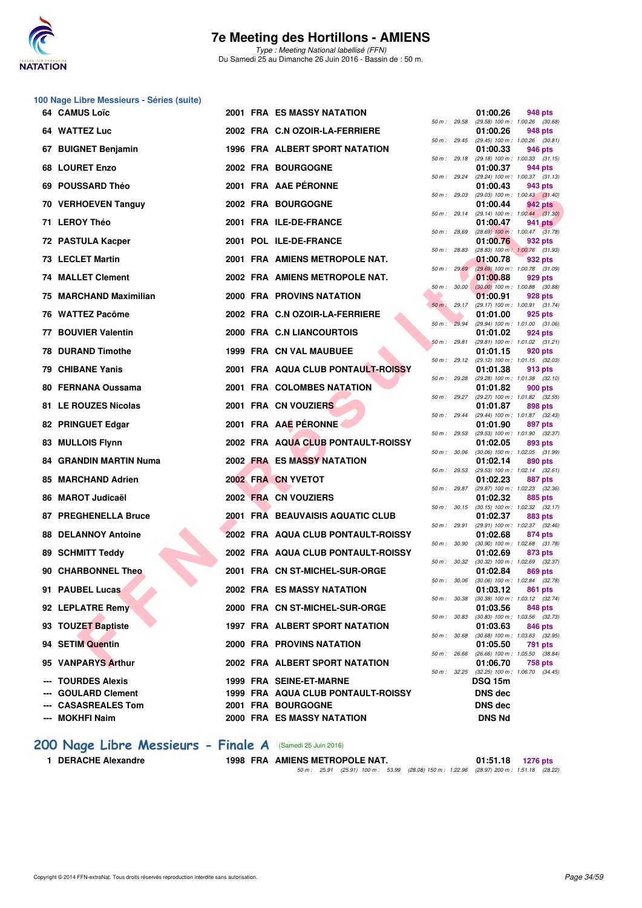### 100 Nage Libre Messieurs - Séries (suite)

| Rang | Nom | Année | Nat | Club | Temps | Points | Splits |
|---|---|---|---|---|---|---|---|
| 64 | CAMUS Loïc | 2001 | FRA | ES MASSY NATATION | 01:00.26 | 948 pts | 50 m : 29.58 (29.58) 100 m : 1:00.26 (30.68) |
| 64 | WATTEZ Luc | 2002 | FRA | C.N OZOIR-LA-FERRIERE | 01:00.26 | 948 pts | 50 m : 29.45 (29.45) 100 m : 1:00.26 (30.81) |
| 67 | BUIGNET Benjamin | 1996 | FRA | ALBERT SPORT NATATION | 01:00.33 | 946 pts | 50 m : 29.18 (29.18) 100 m : 1:00.33 (31.15) |
| 68 | LOURET Enzo | 2002 | FRA | BOURGOGNE | 01:00.37 | 944 pts | 50 m : 29.24 (29.24) 100 m : 1:00.37 (31.13) |
| 69 | POUSSARD Théo | 2001 | FRA | AAE PÉRONNE | 01:00.43 | 943 pts | 50 m : 29.03 (29.03) 100 m : 1:00.43 (31.40) |
| 70 | VERHOEVEN Tanguy | 2002 | FRA | BOURGOGNE | 01:00.44 | 942 pts | 50 m : 29.14 (29.14) 100 m : 1:00.44 (31.30) |
| 71 | LEROY Théo | 2001 | FRA | ILE-DE-FRANCE | 01:00.47 | 941 pts | 50 m : 28.69 (28.69) 100 m : 1:00.47 (31.78) |
| 72 | PASTULA Kacper | 2001 | POL | ILE-DE-FRANCE | 01:00.76 | 932 pts | 50 m : 28.83 (28.83) 100 m : 1:00.76 (31.93) |
| 73 | LECLET Martin | 2001 | FRA | AMIENS METROPOLE NAT. | 01:00.78 | 932 pts | 50 m : 29.69 (29.69) 100 m : 1:00.78 (31.09) |
| 74 | MALLET Clement | 2002 | FRA | AMIENS METROPOLE NAT. | 01:00.88 | 929 pts | 50 m : 30.00 (30.00) 100 m : 1:00.88 (30.88) |
| 75 | MARCHAND Maximilian | 2000 | FRA | PROVINS NATATION | 01:00.91 | 928 pts | 50 m : 29.17 (29.17) 100 m : 1:00.91 (31.74) |
| 76 | WATTEZ Pacôme | 2002 | FRA | C.N OZOIR-LA-FERRIERE | 01:01.00 | 925 pts | 50 m : 29.94 (29.94) 100 m : 1:01.00 (31.06) |
| 77 | BOUVIER Valentin | 2000 | FRA | C.N LIANCOURTOIS | 01:01.02 | 924 pts | 50 m : 29.81 (29.81) 100 m : 1:01.02 (31.21) |
| 78 | DURAND Timothe | 1999 | FRA | CN VAL MAUBUEE | 01:01.15 | 920 pts | 50 m : 29.12 (29.12) 100 m : 1:01.15 (32.03) |
| 79 | CHIBANE Yanis | 2001 | FRA | AQUA CLUB PONTAULT-ROISSY | 01:01.38 | 913 pts | 50 m : 29.28 (29.28) 100 m : 1:01.38 (32.10) |
| 80 | FERNANA Oussama | 2001 | FRA | COLOMBES NATATION | 01:01.82 | 900 pts | 50 m : 29.27 (29.27) 100 m : 1:01.82 (32.55) |
| 81 | LE ROUZES Nicolas | 2001 | FRA | CN VOUZIERS | 01:01.87 | 898 pts | 50 m : 29.44 (29.44) 100 m : 1:01.87 (32.43) |
| 82 | PRINGUET Edgar | 2001 | FRA | AAE PÉRONNE | 01:01.90 | 897 pts | 50 m : 29.53 (29.53) 100 m : 1:01.90 (32.37) |
| 83 | MULLOIS Flynn | 2002 | FRA | AQUA CLUB PONTAULT-ROISSY | 01:02.05 | 893 pts | 50 m : 30.06 (30.06) 100 m : 1:02.05 (31.99) |
| 84 | GRANDIN MARTIN Numa | 2002 | FRA | ES MASSY NATATION | 01:02.14 | 890 pts | 50 m : 29.53 (29.53) 100 m : 1:02.14 (32.61) |
| 85 | MARCHAND Adrien | 2002 | FRA | CN YVETOT | 01:02.23 | 887 pts | 50 m : 29.87 (29.87) 100 m : 1:02.23 (32.36) |
| 86 | MAROT Judicaël | 2002 | FRA | CN VOUZIERS | 01:02.32 | 885 pts | 50 m : 30.15 (30.15) 100 m : 1:02.32 (32.17) |
| 87 | PREGHENELLA Bruce | 2001 | FRA | BEAUVAISIS AQUATIC CLUB | 01:02.37 | 883 pts | 50 m : 29.91 (29.91) 100 m : 1:02.37 (32.46) |
| 88 | DELANNOY Antoine | 2002 | FRA | AQUA CLUB PONTAULT-ROISSY | 01:02.68 | 874 pts | 50 m : 30.90 (30.90) 100 m : 1:02.68 (31.78) |
| 89 | SCHMITT Teddy | 2002 | FRA | AQUA CLUB PONTAULT-ROISSY | 01:02.69 | 873 pts | 50 m : 30.32 (30.32) 100 m : 1:02.69 (32.37) |
| 90 | CHARBONNEL Theo | 2001 | FRA | CN ST-MICHEL-SUR-ORGE | 01:02.84 | 869 pts | 50 m : 30.06 (30.06) 100 m : 1:02.84 (32.78) |
| 91 | PAUBEL Lucas | 2002 | FRA | ES MASSY NATATION | 01:03.12 | 861 pts | 50 m : 30.38 (30.38) 100 m : 1:03.12 (32.74) |
| 92 | LEPLATRE Remy | 2000 | FRA | CN ST-MICHEL-SUR-ORGE | 01:03.56 | 848 pts | 50 m : 30.83 (30.83) 100 m : 1:03.56 (32.73) |
| 93 | TOUZET Baptiste | 1997 | FRA | ALBERT SPORT NATATION | 01:03.63 | 846 pts | 50 m : 30.68 (30.68) 100 m : 1:03.63 (32.95) |
| 94 | SETIM Quentin | 2000 | FRA | PROVINS NATATION | 01:05.50 | 791 pts | 50 m : 26.66 (26.66) 100 m : 1:05.50 (38.84) |
| 95 | VANPARYS Arthur | 2002 | FRA | ALBERT SPORT NATATION | 01:06.70 | 758 pts | 50 m : 32.25 (32.25) 100 m : 1:06.70 (34.45) |
| --- | TOURDES Alexis | 1999 | FRA | SEINE-ET-MARNE | DSQ 15m | | |
| --- | GOULARD Clement | 1999 | FRA | AQUA CLUB PONTAULT-ROISSY | DNS dec | | |
| --- | CASASREALES Tom | 2001 | FRA | BOURGOGNE | DNS dec | | |
| --- | MOKHFI Naim | 2000 | FRA | ES MASSY NATATION | DNS Nd | | |

## 200 Nage Libre Messieurs - Finale A (Samedi 25 Juin 2016)

| Rang | Nom | Année | Nat | Club | Temps | Points | Splits |
|---|---|---|---|---|---|---|---|
| 1 | DERACHE Alexandre | 1998 | FRA | AMIENS METROPOLE NAT. | 01:51.18 | 1276 pts | 50 m : 25.91 (25.91) 100 m : 53.99 (28.08) 150 m : 1:22.96 (28.97) 200 m : 1:51.18 (28.22) |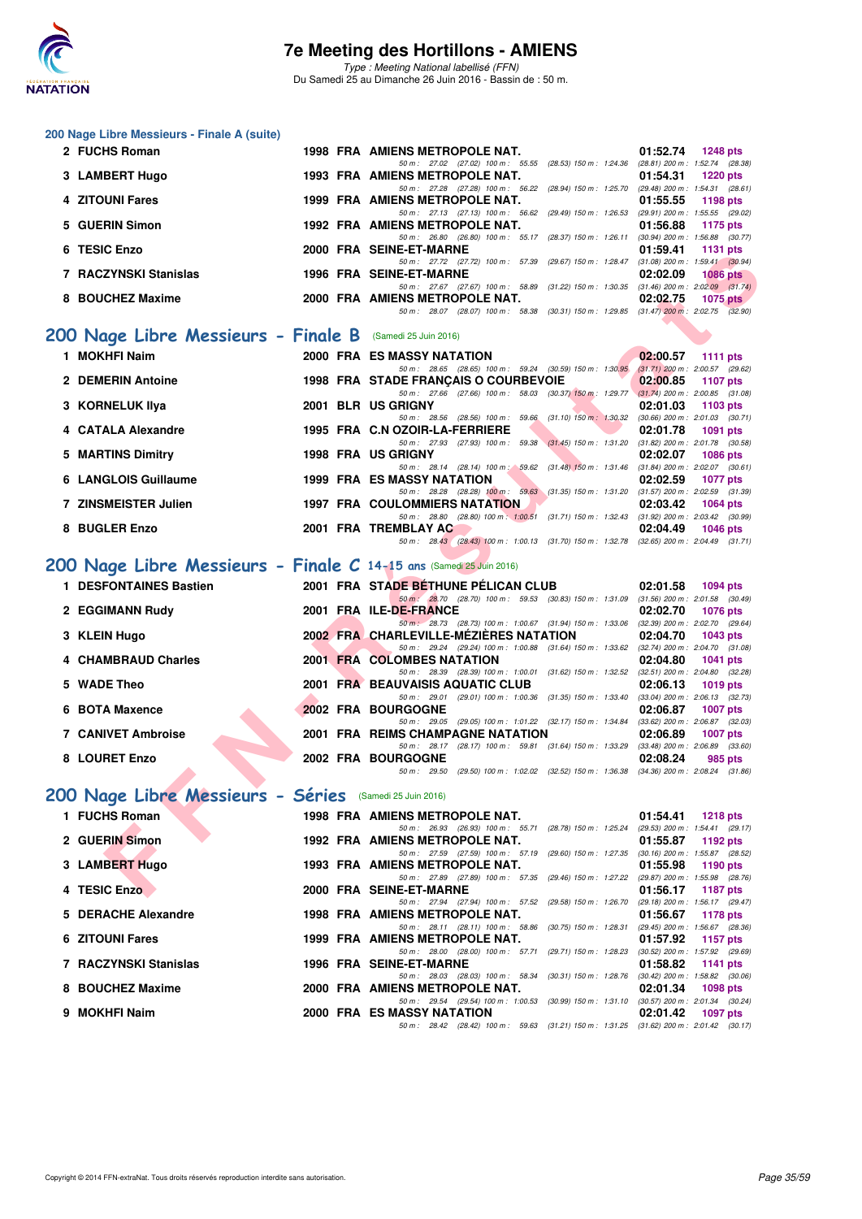### 200 Nage Libre Messieurs - Finale A (suite)

| Rang | Nom | Année | Nat. | Club | Temps | Points |
|---|---|---|---|---|---|---|
| 2 | FUCHS Roman | 1998 | FRA | AMIENS METROPOLE NAT. | 01:52.74 | 1248 pts |
| | 50 m : 27.02 (27.02) 100 m : 55.55 (28.53) 150 m : 1:24.36 (28.81) 200 m : 1:52.74 (28.38) | | | | | |
| 3 | LAMBERT Hugo | 1993 | FRA | AMIENS METROPOLE NAT. | 01:54.31 | 1220 pts |
| | 50 m : 27.28 (27.28) 100 m : 56.22 (28.94) 150 m : 1:25.70 (29.48) 200 m : 1:54.31 (28.61) | | | | | |
| 4 | ZITOUNI Fares | 1999 | FRA | AMIENS METROPOLE NAT. | 01:55.55 | 1198 pts |
| | 50 m : 27.13 (27.13) 100 m : 56.62 (29.49) 150 m : 1:26.53 (29.91) 200 m : 1:55.55 (29.02) | | | | | |
| 5 | GUERIN Simon | 1992 | FRA | AMIENS METROPOLE NAT. | 01:56.88 | 1175 pts |
| | 50 m : 26.80 (26.80) 100 m : 55.17 (28.37) 150 m : 1:26.11 (30.94) 200 m : 1:56.88 (30.77) | | | | | |
| 6 | TESIC Enzo | 2000 | FRA | SEINE-ET-MARNE | 01:59.41 | 1131 pts |
| | 50 m : 27.72 (27.72) 100 m : 57.39 (29.67) 150 m : 1:28.47 (31.08) 200 m : 1:59.41 (30.94) | | | | | |
| 7 | RACZYNSKI Stanislas | 1996 | FRA | SEINE-ET-MARNE | 02:02.09 | 1086 pts |
| | 50 m : 27.67 (27.67) 100 m : 58.89 (31.22) 150 m : 1:30.35 (31.46) 200 m : 2:02.09 (31.74) | | | | | |
| 8 | BOUCHEZ Maxime | 2000 | FRA | AMIENS METROPOLE NAT. | 02:02.75 | 1075 pts |
| | 50 m : 28.07 (28.07) 100 m : 58.38 (30.31) 150 m : 1:29.85 (31.47) 200 m : 2:02.75 (32.90) | | | | | |

## 200 Nage Libre Messieurs - Finale B (Samedi 25 Juin 2016)

| Rang | Nom | Année | Nat. | Club | Temps | Points |
|---|---|---|---|---|---|---|
| 1 | MOKHFI Naim | 2000 | FRA | ES MASSY NATATION | 02:00.57 | 1111 pts |
| | 50 m : 28.65 (28.65) 100 m : 59.24 (30.59) 150 m : 1:30.95 (31.71) 200 m : 2:00.57 (29.62) | | | | | |
| 2 | DEMERIN Antoine | 1998 | FRA | STADE FRANÇAIS O COURBEVOIE | 02:00.85 | 1107 pts |
| | 50 m : 27.66 (27.66) 100 m : 58.03 (30.37) 150 m : 1:29.77 (31.74) 200 m : 2:00.85 (31.08) | | | | | |
| 3 | KORNELUK Ilya | 2001 | BLR | US GRIGNY | 02:01.03 | 1103 pts |
| | 50 m : 28.56 (28.56) 100 m : 59.66 (31.10) 150 m : 1:30.32 (30.66) 200 m : 2:01.03 (30.71) | | | | | |
| 4 | CATALA Alexandre | 1995 | FRA | C.N OZOIR-LA-FERRIERE | 02:01.78 | 1091 pts |
| | 50 m : 27.93 (27.93) 100 m : 59.38 (31.45) 150 m : 1:31.20 (31.82) 200 m : 2:01.78 (30.58) | | | | | |
| 5 | MARTINS Dimitry | 1998 | FRA | US GRIGNY | 02:02.07 | 1086 pts |
| | 50 m : 28.14 (28.14) 100 m : 59.62 (31.48) 150 m : 1:31.46 (31.84) 200 m : 2:02.07 (30.61) | | | | | |
| 6 | LANGLOIS Guillaume | 1999 | FRA | ES MASSY NATATION | 02:02.59 | 1077 pts |
| | 50 m : 28.28 (28.28) 100 m : 59.63 (31.35) 150 m : 1:31.20 (31.57) 200 m : 2:02.59 (31.39) | | | | | |
| 7 | ZINSMEISTER Julien | 1997 | FRA | COULOMMIERS NATATION | 02:03.42 | 1064 pts |
| | 50 m : 28.80 (28.80) 100 m : 1:00.51 (31.71) 150 m : 1:32.43 (31.92) 200 m : 2:03.42 (30.99) | | | | | |
| 8 | BUGLER Enzo | 2001 | FRA | TREMBLAY AC | 02:04.49 | 1046 pts |
| | 50 m : 28.43 (28.43) 100 m : 1:00.13 (31.70) 150 m : 1:32.78 (32.65) 200 m : 2:04.49 (31.71) | | | | | |

## 200 Nage Libre Messieurs - Finale C 14-15 ans (Samedi 25 Juin 2016)

| Rang | Nom | Année | Nat. | Club | Temps | Points |
|---|---|---|---|---|---|---|
| 1 | DESFONTAINES Bastien | 2001 | FRA | STADE BÉTHUNE PÉLICAN CLUB | 02:01.58 | 1094 pts |
| | 50 m : 28.70 (28.70) 100 m : 59.53 (30.83) 150 m : 1:31.09 (31.56) 200 m : 2:01.58 (30.49) | | | | | |
| 2 | EGGIMANN Rudy | 2001 | FRA | ILE-DE-FRANCE | 02:02.70 | 1076 pts |
| | 50 m : 28.73 (28.73) 100 m : 1:00.67 (31.94) 150 m : 1:33.06 (32.39) 200 m : 2:02.70 (29.64) | | | | | |
| 3 | KLEIN Hugo | 2002 | FRA | CHARLEVILLE-MÉZIÈRES NATATION | 02:04.70 | 1043 pts |
| | 50 m : 29.24 (29.24) 100 m : 1:00.88 (31.64) 150 m : 1:33.62 (32.74) 200 m : 2:04.70 (31.08) | | | | | |
| 4 | CHAMBRAUD Charles | 2001 | FRA | COLOMBES NATATION | 02:04.80 | 1041 pts |
| | 50 m : 28.39 (28.39) 100 m : 1:00.01 (31.62) 150 m : 1:32.52 (32.51) 200 m : 2:04.80 (32.28) | | | | | |
| 5 | WADE Theo | 2001 | FRA | BEAUVAISIS AQUATIC CLUB | 02:06.13 | 1019 pts |
| | 50 m : 29.01 (29.01) 100 m : 1:00.36 (31.35) 150 m : 1:33.40 (33.04) 200 m : 2:06.13 (32.73) | | | | | |
| 6 | BOTA Maxence | 2002 | FRA | BOURGOGNE | 02:06.87 | 1007 pts |
| | 50 m : 29.05 (29.05) 100 m : 1:01.22 (32.17) 150 m : 1:34.84 (33.62) 200 m : 2:06.87 (32.03) | | | | | |
| 7 | CANIVET Ambroise | 2001 | FRA | REIMS CHAMPAGNE NATATION | 02:06.89 | 1007 pts |
| | 50 m : 28.17 (28.17) 100 m : 59.81 (31.64) 150 m : 1:33.29 (33.48) 200 m : 2:06.89 (33.60) | | | | | |
| 8 | LOURET Enzo | 2002 | FRA | BOURGOGNE | 02:08.24 | 985 pts |
| | 50 m : 29.50 (29.50) 100 m : 1:02.02 (32.52) 150 m : 1:36.38 (34.36) 200 m : 2:08.24 (31.86) | | | | | |

## 200 Nage Libre Messieurs - Séries (Samedi 25 Juin 2016)

| Rang | Nom | Année | Nat. | Club | Temps | Points |
|---|---|---|---|---|---|---|
| 1 | FUCHS Roman | 1998 | FRA | AMIENS METROPOLE NAT. | 01:54.41 | 1218 pts |
| | 50 m : 26.93 (26.93) 100 m : 55.71 (28.78) 150 m : 1:25.24 (29.53) 200 m : 1:54.41 (29.17) | | | | | |
| 2 | GUERIN Simon | 1992 | FRA | AMIENS METROPOLE NAT. | 01:55.87 | 1192 pts |
| | 50 m : 27.59 (27.59) 100 m : 57.19 (29.60) 150 m : 1:27.35 (30.16) 200 m : 1:55.87 (28.52) | | | | | |
| 3 | LAMBERT Hugo | 1993 | FRA | AMIENS METROPOLE NAT. | 01:55.98 | 1190 pts |
| | 50 m : 27.89 (27.89) 100 m : 57.35 (29.46) 150 m : 1:27.22 (29.87) 200 m : 1:55.98 (28.76) | | | | | |
| 4 | TESIC Enzo | 2000 | FRA | SEINE-ET-MARNE | 01:56.17 | 1187 pts |
| | 50 m : 27.94 (27.94) 100 m : 57.52 (29.58) 150 m : 1:26.70 (29.18) 200 m : 1:56.17 (29.47) | | | | | |
| 5 | DERACHE Alexandre | 1998 | FRA | AMIENS METROPOLE NAT. | 01:56.67 | 1178 pts |
| | 50 m : 28.11 (28.11) 100 m : 58.86 (30.75) 150 m : 1:28.31 (29.45) 200 m : 1:56.67 (28.36) | | | | | |
| 6 | ZITOUNI Fares | 1999 | FRA | AMIENS METROPOLE NAT. | 01:57.92 | 1157 pts |
| | 50 m : 28.00 (28.00) 100 m : 57.71 (29.71) 150 m : 1:28.23 (30.52) 200 m : 1:57.92 (29.69) | | | | | |
| 7 | RACZYNSKI Stanislas | 1996 | FRA | SEINE-ET-MARNE | 01:58.82 | 1141 pts |
| | 50 m : 28.03 (28.03) 100 m : 58.34 (30.31) 150 m : 1:28.76 (30.42) 200 m : 1:58.82 (30.06) | | | | | |
| 8 | BOUCHEZ Maxime | 2000 | FRA | AMIENS METROPOLE NAT. | 02:01.34 | 1098 pts |
| | 50 m : 29.54 (29.54) 100 m : 1:00.53 (30.99) 150 m : 1:31.10 (30.57) 200 m : 2:01.34 (30.24) | | | | | |
| 9 | MOKHFI Naim | 2000 | FRA | ES MASSY NATATION | 02:01.42 | 1097 pts |
| | 50 m : 28.42 (28.42) 100 m : 59.63 (31.21) 150 m : 1:31.25 (31.62) 200 m : 2:01.42 (30.17) | | | | | |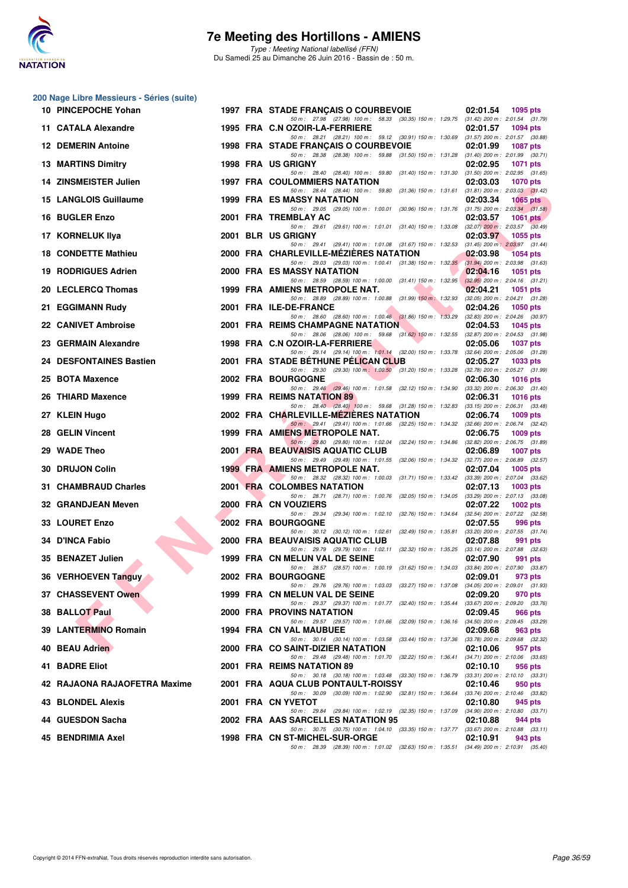# 7e Meeting des Hortillons - AMIENS

*Type : Meeting National labellisé (FFN)*

Du Samedi 25 au Dimanche 26 Juin 2016 - Bassin de : 50 m.

## 200 Nage Libre Messieurs - Séries (suite)

| Rg | Nom | Année | Nat | Club | Temps | Points |
|---|---|---|---|---|---|---|
| 10 | PINCEPOCHE Yohan | 1997 | FRA | STADE FRANÇAIS O COURBEVOIE | 02:01.54 | 1095 pts |
| | 50 m : 27.98 (27.98) 100 m : 58.33 (30.35) 150 m : 1:29.75 (31.42) 200 m : 2:01.54 (31.79) | | | | | |
| 11 | CATALA Alexandre | 1995 | FRA | C.N OZOIR-LA-FERRIERE | 02:01.57 | 1094 pts |
| | 50 m : 28.21 (28.21) 100 m : 59.12 (30.91) 150 m : 1:30.69 (31.57) 200 m : 2:01.57 (30.88) | | | | | |
| 12 | DEMERIN Antoine | 1998 | FRA | STADE FRANÇAIS O COURBEVOIE | 02:01.99 | 1087 pts |
| | 50 m : 28.38 (28.38) 100 m : 59.88 (31.50) 150 m : 1:31.28 (31.40) 200 m : 2:01.99 (30.71) | | | | | |
| 13 | MARTINS Dimitry | 1998 | FRA | US GRIGNY | 02:02.95 | 1071 pts |
| | 50 m : 28.40 (28.40) 100 m : 59.80 (31.40) 150 m : 1:31.30 (31.50) 200 m : 2:02.95 (31.65) | | | | | |
| 14 | ZINSMEISTER Julien | 1997 | FRA | COULOMMIERS NATATION | 02:03.03 | 1070 pts |
| | 50 m : 28.44 (28.44) 100 m : 59.80 (31.36) 150 m : 1:31.61 (31.81) 200 m : 2:03.03 (31.42) | | | | | |
| 15 | LANGLOIS Guillaume | 1999 | FRA | ES MASSY NATATION | 02:03.34 | 1065 pts |
| | 50 m : 29.05 (29.05) 100 m : 1:00.01 (30.96) 150 m : 1:31.76 (31.75) 200 m : 2:03.34 (31.58) | | | | | |
| 16 | BUGLER Enzo | 2001 | FRA | TREMBLAY AC | 02:03.57 | 1061 pts |
| | 50 m : 29.61 (29.61) 100 m : 1:01.01 (31.40) 150 m : 1:33.08 (32.07) 200 m : 2:03.57 (30.49) | | | | | |
| 17 | KORNELUK Ilya | 2001 | BLR | US GRIGNY | 02:03.97 | 1055 pts |
| | 50 m : 29.41 (29.41) 100 m : 1:01.08 (31.67) 150 m : 1:32.53 (31.45) 200 m : 2:03.97 (31.44) | | | | | |
| 18 | CONDETTE Mathieu | 2000 | FRA | CHARLEVILLE-MÉZIÈRES NATATION | 02:03.98 | 1054 pts |
| | 50 m : 29.03 (29.03) 100 m : 1:00.41 (31.38) 150 m : 1:32.35 (31.94) 200 m : 2:03.98 (31.63) | | | | | |
| 19 | RODRIGUES Adrien | 2000 | FRA | ES MASSY NATATION | 02:04.16 | 1051 pts |
| | 50 m : 28.59 (28.59) 100 m : 1:00.00 (31.41) 150 m : 1:32.95 (32.95) 200 m : 2:04.16 (31.21) | | | | | |
| 20 | LECLERCQ Thomas | 1999 | FRA | AMIENS METROPOLE NAT. | 02:04.21 | 1051 pts |
| | 50 m : 28.89 (28.89) 100 m : 1:00.88 (31.99) 150 m : 1:32.93 (32.05) 200 m : 2:04.21 (31.28) | | | | | |
| 21 | EGGIMANN Rudy | 2001 | FRA | ILE-DE-FRANCE | 02:04.26 | 1050 pts |
| | 50 m : 28.60 (28.60) 100 m : 1:00.46 (31.86) 150 m : 1:33.29 (32.83) 200 m : 2:04.26 (30.97) | | | | | |
| 22 | CANIVET Ambroise | 2001 | FRA | REIMS CHAMPAGNE NATATION | 02:04.53 | 1045 pts |
| | 50 m : 28.06 (28.06) 100 m : 59.68 (31.62) 150 m : 1:32.55 (32.87) 200 m : 2:04.53 (31.98) | | | | | |
| 23 | GERMAIN Alexandre | 1998 | FRA | C.N OZOIR-LA-FERRIERE | 02:05.06 | 1037 pts |
| | 50 m : 29.14 (29.14) 100 m : 1:01.14 (32.00) 150 m : 1:33.78 (32.64) 200 m : 2:05.06 (31.28) | | | | | |
| 24 | DESFONTAINES Bastien | 2001 | FRA | STADE BÉTHUNE PÉLICAN CLUB | 02:05.27 | 1033 pts |
| | 50 m : 29.30 (29.30) 100 m : 1:00.50 (31.20) 150 m : 1:33.28 (32.78) 200 m : 2:05.27 (31.99) | | | | | |
| 25 | BOTA Maxence | 2002 | FRA | BOURGOGNE | 02:06.30 | 1016 pts |
| | 50 m : 29.46 (29.46) 100 m : 1:01.58 (32.12) 150 m : 1:34.90 (33.32) 200 m : 2:06.30 (31.40) | | | | | |
| 26 | THIARD Maxence | 1999 | FRA | REIMS NATATION 89 | 02:06.31 | 1016 pts |
| | 50 m : 28.40 (28.40) 100 m : 59.68 (31.28) 150 m : 1:32.83 (33.15) 200 m : 2:06.31 (33.48) | | | | | |
| 27 | KLEIN Hugo | 2002 | FRA | CHARLEVILLE-MÉZIÈRES NATATION | 02:06.74 | 1009 pts |
| | 50 m : 29.41 (29.41) 100 m : 1:01.66 (32.25) 150 m : 1:34.32 (32.66) 200 m : 2:06.74 (32.42) | | | | | |
| 28 | GELIN Vincent | 1999 | FRA | AMIENS METROPOLE NAT. | 02:06.75 | 1009 pts |
| | 50 m : 29.80 (29.80) 100 m : 1:02.04 (32.24) 150 m : 1:34.86 (32.82) 200 m : 2:06.75 (31.89) | | | | | |
| 29 | WADE Theo | 2001 | FRA | BEAUVAISIS AQUATIC CLUB | 02:06.89 | 1007 pts |
| | 50 m : 29.49 (29.49) 100 m : 1:01.55 (32.06) 150 m : 1:34.32 (32.77) 200 m : 2:06.89 (32.57) | | | | | |
| 30 | DRUJON Colin | 1999 | FRA | AMIENS METROPOLE NAT. | 02:07.04 | 1005 pts |
| | 50 m : 28.32 (28.32) 100 m : 1:00.03 (31.71) 150 m : 1:33.42 (33.39) 200 m : 2:07.04 (33.62) | | | | | |
| 31 | CHAMBRAUD Charles | 2001 | FRA | COLOMBES NATATION | 02:07.13 | 1003 pts |
| | 50 m : 28.71 (28.71) 100 m : 1:00.76 (32.05) 150 m : 1:34.05 (33.29) 200 m : 2:07.13 (33.08) | | | | | |
| 32 | GRANDJEAN Meven | 2000 | FRA | CN VOUZIERS | 02:07.22 | 1002 pts |
| | 50 m : 29.34 (29.34) 100 m : 1:02.10 (32.76) 150 m : 1:34.64 (32.54) 200 m : 2:07.22 (32.58) | | | | | |
| 33 | LOURET Enzo | 2002 | FRA | BOURGOGNE | 02:07.55 | 996 pts |
| | 50 m : 30.12 (30.12) 100 m : 1:02.61 (32.49) 150 m : 1:35.81 (33.20) 200 m : 2:07.55 (31.74) | | | | | |
| 34 | D'INCA Fabio | 2000 | FRA | BEAUVAISIS AQUATIC CLUB | 02:07.88 | 991 pts |
| | 50 m : 29.79 (29.79) 100 m : 1:02.11 (32.32) 150 m : 1:35.25 (33.14) 200 m : 2:07.88 (32.63) | | | | | |
| 35 | BENAZET Julien | 1999 | FRA | CN MELUN VAL DE SEINE | 02:07.90 | 991 pts |
| | 50 m : 28.57 (28.57) 100 m : 1:00.19 (31.62) 150 m : 1:34.03 (33.84) 200 m : 2:07.90 (33.87) | | | | | |
| 36 | VERHOEVEN Tanguy | 2002 | FRA | BOURGOGNE | 02:09.01 | 973 pts |
| | 50 m : 29.76 (29.76) 100 m : 1:03.03 (33.27) 150 m : 1:37.08 (34.05) 200 m : 2:09.01 (31.93) | | | | | |
| 37 | CHASSEVENT Owen | 1999 | FRA | CN MELUN VAL DE SEINE | 02:09.20 | 970 pts |
| | 50 m : 29.37 (29.37) 100 m : 1:01.77 (32.40) 150 m : 1:35.44 (33.67) 200 m : 2:09.20 (33.76) | | | | | |
| 38 | BALLOT Paul | 2000 | FRA | PROVINS NATATION | 02:09.45 | 966 pts |
| | 50 m : 29.57 (29.57) 100 m : 1:01.66 (32.09) 150 m : 1:36.16 (34.50) 200 m : 2:09.45 (33.29) | | | | | |
| 39 | LANTERMINO Romain | 1994 | FRA | CN VAL MAUBUEE | 02:09.68 | 963 pts |
| | 50 m : 30.14 (30.14) 100 m : 1:03.58 (33.44) 150 m : 1:37.36 (33.78) 200 m : 2:09.68 (32.32) | | | | | |
| 40 | BEAU Adrien | 2000 | FRA | CO SAINT-DIZIER NATATION | 02:10.06 | 957 pts |
| | 50 m : 29.48 (29.48) 100 m : 1:01.70 (32.22) 150 m : 1:36.41 (34.71) 200 m : 2:10.06 (33.65) | | | | | |
| 41 | BADRE Eliot | 2001 | FRA | REIMS NATATION 89 | 02:10.10 | 956 pts |
| | 50 m : 30.18 (30.18) 100 m : 1:03.48 (33.30) 150 m : 1:36.79 (33.31) 200 m : 2:10.10 (33.31) | | | | | |
| 42 | RAJAONA RAJAOFETRA Maxime | 2001 | FRA | AQUA CLUB PONTAULT-ROISSY | 02:10.46 | 950 pts |
| | 50 m : 30.09 (30.09) 100 m : 1:02.90 (32.81) 150 m : 1:36.64 (33.74) 200 m : 2:10.46 (33.82) | | | | | |
| 43 | BLONDEL Alexis | 2001 | FRA | CN YVETOT | 02:10.80 | 945 pts |
| | 50 m : 29.84 (29.84) 100 m : 1:02.19 (32.35) 150 m : 1:37.09 (34.90) 200 m : 2:10.80 (33.71) | | | | | |
| 44 | GUESDON Sacha | 2002 | FRA | AAS SARCELLES NATATION 95 | 02:10.88 | 944 pts |
| | 50 m : 30.75 (30.75) 100 m : 1:04.10 (33.35) 150 m : 1:37.77 (33.67) 200 m : 2:10.88 (33.11) | | | | | |
| 45 | BENDRIMIA Axel | 1998 | FRA | CN ST-MICHEL-SUR-ORGE | 02:10.91 | 943 pts |
| | 50 m : 28.39 (28.39) 100 m : 1:01.02 (32.63) 150 m : 1:35.51 (34.49) 200 m : 2:10.91 (35.40) | | | | | |

Copyright © 2014 FFN-extraNat. Tous droits réservés reproduction interdite sans autorisation.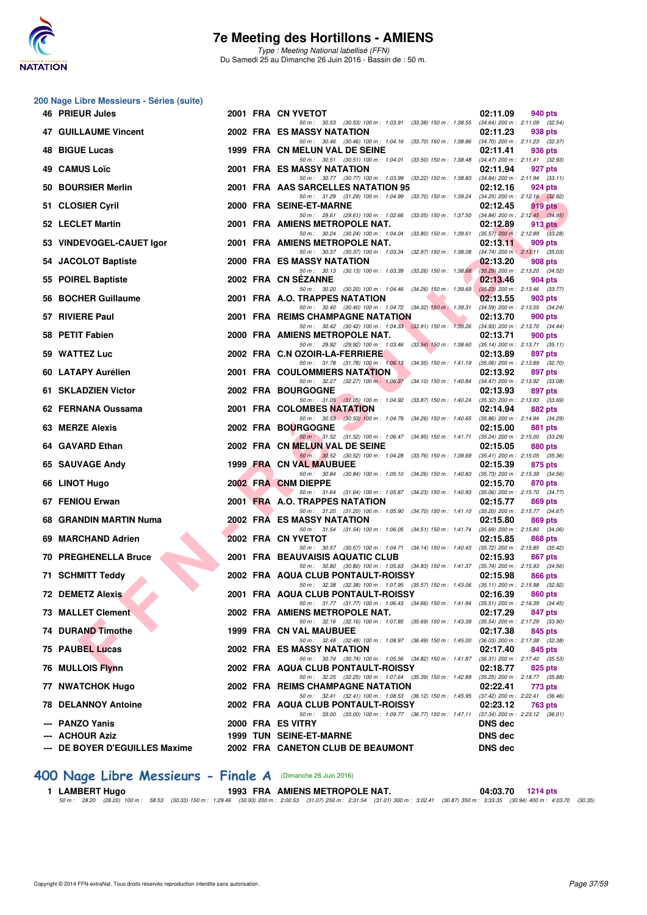# 7e Meeting des Hortillons - AMIENS

*Type : Meeting National labellisé (FFN)*

Du Samedi 25 au Dimanche 26 Juin 2016 - Bassin de : 50 m.

## 200 Nage Libre Messieurs - Séries (suite)

| Pl. | Nom | Année | Nat. | Club | Temps | Points |
|---|---|---|---|---|---|---|
| 46 | PRIEUR Jules | 2001 | FRA | CN YVETOT | 02:11.09 | 940 pts |
| | 50 m : 30.53 (30.53) 100 m : 1:03.91 (33.38) 150 m : 1:38.55 (34.64) 200 m : 2:11.09 (32.54) | | | | | |
| 47 | GUILLAUME Vincent | 2002 | FRA | ES MASSY NATATION | 02:11.23 | 938 pts |
| | 50 m : 30.46 (30.46) 100 m : 1:04.16 (33.70) 150 m : 1:38.86 (34.70) 200 m : 2:11.23 (32.37) | | | | | |
| 48 | BIGUE Lucas | 1999 | FRA | CN MELUN VAL DE SEINE | 02:11.41 | 936 pts |
| | 50 m : 30.51 (30.51) 100 m : 1:04.01 (33.50) 150 m : 1:38.48 (34.47) 200 m : 2:11.41 (32.93) | | | | | |
| 49 | CAMUS Loïc | 2001 | FRA | ES MASSY NATATION | 02:11.94 | 927 pts |
| | 50 m : 30.77 (30.77) 100 m : 1:03.99 (33.22) 150 m : 1:38.83 (34.84) 200 m : 2:11.94 (33.11) | | | | | |
| 50 | BOURSIER Merlin | 2001 | FRA | AAS SARCELLES NATATION 95 | 02:12.16 | 924 pts |
| | 50 m : 31.29 (31.29) 100 m : 1:04.99 (33.70) 150 m : 1:39.24 (34.25) 200 m : 2:12.16 (32.92) | | | | | |
| 51 | CLOSIER Cyril | 2000 | FRA | SEINE-ET-MARNE | 02:12.45 | 919 pts |
| | 50 m : 29.61 (29.61) 100 m : 1:02.66 (33.05) 150 m : 1:37.50 (34.84) 200 m : 2:12.45 (34.95) | | | | | |
| 52 | LECLET Martin | 2001 | FRA | AMIENS METROPOLE NAT. | 02:12.89 | 913 pts |
| | 50 m : 30.24 (30.24) 100 m : 1:04.04 (33.80) 150 m : 1:39.61 (35.57) 200 m : 2:12.89 (33.28) | | | | | |
| 53 | VINDEVOGEL-CAUET Igor | 2001 | FRA | AMIENS METROPOLE NAT. | 02:13.11 | 909 pts |
| | 50 m : 30.37 (30.37) 100 m : 1:03.34 (32.97) 150 m : 1:38.08 (34.74) 200 m : 2:13.11 (35.03) | | | | | |
| 54 | JACOLOT Baptiste | 2000 | FRA | ES MASSY NATATION | 02:13.20 | 908 pts |
| | 50 m : 30.13 (30.13) 100 m : 1:03.39 (33.26) 150 m : 1:38.68 (35.29) 200 m : 2:13.20 (34.52) | | | | | |
| 55 | POIREL Baptiste | 2002 | FRA | CN SÉZANNE | 02:13.46 | 904 pts |
| | 50 m : 30.20 (30.20) 100 m : 1:04.46 (34.26) 150 m : 1:39.69 (35.23) 200 m : 2:13.46 (33.77) | | | | | |
| 56 | BOCHER Guillaume | 2001 | FRA | A.O. TRAPPES NATATION | 02:13.55 | 903 pts |
| | 50 m : 30.40 (30.40) 100 m : 1:04.72 (34.32) 150 m : 1:39.31 (34.59) 200 m : 2:13.55 (34.24) | | | | | |
| 57 | RIVIERE Paul | 2001 | FRA | REIMS CHAMPAGNE NATATION | 02:13.70 | 900 pts |
| | 50 m : 30.42 (30.42) 100 m : 1:04.33 (33.91) 150 m : 1:39.26 (34.93) 200 m : 2:13.70 (34.44) | | | | | |
| 58 | PETIT Fabien | 2000 | FRA | AMIENS METROPOLE NAT. | 02:13.71 | 900 pts |
| | 50 m : 29.92 (29.92) 100 m : 1:03.46 (33.54) 150 m : 1:38.60 (35.14) 200 m : 2:13.71 (35.11) | | | | | |
| 59 | WATTEZ Luc | 2002 | FRA | C.N OZOIR-LA-FERRIERE | 02:13.89 | 897 pts |
| | 50 m : 31.78 (31.78) 100 m : 1:06.13 (34.35) 150 m : 1:41.19 (35.06) 200 m : 2:13.89 (32.70) | | | | | |
| 60 | LATAPY Aurélien | 2001 | FRA | COULOMMIERS NATATION | 02:13.92 | 897 pts |
| | 50 m : 32.27 (32.27) 100 m : 1:06.37 (34.10) 150 m : 1:40.84 (34.47) 200 m : 2:13.92 (33.08) | | | | | |
| 61 | SKLADZIEN Victor | 2002 | FRA | BOURGOGNE | 02:13.93 | 897 pts |
| | 50 m : 31.05 (31.05) 100 m : 1:04.92 (33.87) 150 m : 1:40.24 (35.32) 200 m : 2:13.93 (33.69) | | | | | |
| 62 | FERNANA Oussama | 2001 | FRA | COLOMBES NATATION | 02:14.94 | 882 pts |
| | 50 m : 30.53 (30.53) 100 m : 1:04.79 (34.26) 150 m : 1:40.65 (35.86) 200 m : 2:14.94 (34.29) | | | | | |
| 63 | MERZE Alexis | 2002 | FRA | BOURGOGNE | 02:15.00 | 881 pts |
| | 50 m : 31.52 (31.52) 100 m : 1:06.47 (34.95) 150 m : 1:41.71 (35.24) 200 m : 2:15.00 (33.29) | | | | | |
| 64 | GAVARD Ethan | 2002 | FRA | CN MELUN VAL DE SEINE | 02:15.05 | 880 pts |
| | 50 m : 30.52 (30.52) 100 m : 1:04.28 (33.76) 150 m : 1:39.69 (35.41) 200 m : 2:15.05 (35.36) | | | | | |
| 65 | SAUVAGE Andy | 1999 | FRA | CN VAL MAUBUEE | 02:15.39 | 875 pts |
| | 50 m : 30.84 (30.84) 100 m : 1:05.10 (34.26) 150 m : 1:40.83 (35.73) 200 m : 2:15.39 (34.56) | | | | | |
| 66 | LINOT Hugo | 2002 | FRA | CNM DIEPPE | 02:15.70 | 870 pts |
| | 50 m : 31.64 (31.64) 100 m : 1:05.87 (34.23) 150 m : 1:40.93 (35.06) 200 m : 2:15.70 (34.77) | | | | | |
| 67 | FENIOU Erwan | 2001 | FRA | A.O. TRAPPES NATATION | 02:15.77 | 869 pts |
| | 50 m : 31.20 (31.20) 100 m : 1:05.90 (34.70) 150 m : 1:41.10 (35.20) 200 m : 2:15.77 (34.67) | | | | | |
| 68 | GRANDIN MARTIN Numa | 2002 | FRA | ES MASSY NATATION | 02:15.80 | 869 pts |
| | 50 m : 31.54 (31.54) 100 m : 1:06.05 (34.51) 150 m : 1:41.74 (35.69) 200 m : 2:15.80 (34.06) | | | | | |
| 69 | MARCHAND Adrien | 2002 | FRA | CN YVETOT | 02:15.85 | 868 pts |
| | 50 m : 30.57 (30.57) 100 m : 1:04.71 (34.14) 150 m : 1:40.43 (35.72) 200 m : 2:15.85 (35.42) | | | | | |
| 70 | PREGHENELLA Bruce | 2001 | FRA | BEAUVAISIS AQUATIC CLUB | 02:15.93 | 867 pts |
| | 50 m : 30.80 (30.80) 100 m : 1:05.63 (34.83) 150 m : 1:41.37 (35.74) 200 m : 2:15.93 (34.56) | | | | | |
| 71 | SCHMITT Teddy | 2002 | FRA | AQUA CLUB PONTAULT-ROISSY | 02:15.98 | 866 pts |
| | 50 m : 32.38 (32.38) 100 m : 1:07.95 (35.57) 150 m : 1:43.06 (35.11) 200 m : 2:15.98 (32.92) | | | | | |
| 72 | DEMETZ Alexis | 2001 | FRA | AQUA CLUB PONTAULT-ROISSY | 02:16.39 | 860 pts |
| | 50 m : 31.77 (31.77) 100 m : 1:06.43 (34.66) 150 m : 1:41.94 (35.51) 200 m : 2:16.39 (34.45) | | | | | |
| 73 | MALLET Clement | 2002 | FRA | AMIENS METROPOLE NAT. | 02:17.29 | 847 pts |
| | 50 m : 32.16 (32.16) 100 m : 1:07.85 (35.69) 150 m : 1:43.39 (35.54) 200 m : 2:17.29 (33.90) | | | | | |
| 74 | DURAND Timothe | 1999 | FRA | CN VAL MAUBUEE | 02:17.38 | 845 pts |
| | 50 m : 32.48 (32.48) 100 m : 1:08.97 (36.49) 150 m : 1:45.00 (36.03) 200 m : 2:17.38 (32.38) | | | | | |
| 75 | PAUBEL Lucas | 2002 | FRA | ES MASSY NATATION | 02:17.40 | 845 pts |
| | 50 m : 30.74 (30.74) 100 m : 1:05.56 (34.82) 150 m : 1:41.87 (36.31) 200 m : 2:17.40 (35.53) | | | | | |
| 76 | MULLOIS Flynn | 2002 | FRA | AQUA CLUB PONTAULT-ROISSY | 02:18.77 | 825 pts |
| | 50 m : 32.25 (32.25) 100 m : 1:07.64 (35.39) 150 m : 1:42.89 (35.25) 200 m : 2:18.77 (35.88) | | | | | |
| 77 | NWATCHOK Hugo | 2002 | FRA | REIMS CHAMPAGNE NATATION | 02:22.41 | 773 pts |
| | 50 m : 32.41 (32.41) 100 m : 1:08.53 (36.12) 150 m : 1:45.95 (37.42) 200 m : 2:22.41 (36.46) | | | | | |
| 78 | DELANNOY Antoine | 2002 | FRA | AQUA CLUB PONTAULT-ROISSY | 02:23.12 | 763 pts |
| | 50 m : 33.00 (33.00) 100 m : 1:09.77 (36.77) 150 m : 1:47.11 (37.34) 200 m : 2:23.12 (36.01) | | | | | |
| --- | PANZO Yanis | 2000 | FRA | ES VITRY | DNS dec | |
| --- | ACHOUR Aziz | 1999 | TUN | SEINE-ET-MARNE | DNS dec | |
| --- | DE BOYER D'EGUILLES Maxime | 2002 | FRA | CANETON CLUB DE BEAUMONT | DNS dec | |

## 400 Nage Libre Messieurs - Finale A (Dimanche 26 Juin 2016)

| Pl. | Nom | Année | Nat. | Club | Temps | Points |
|---|---|---|---|---|---|---|
| 1 | LAMBERT Hugo | 1993 | FRA | AMIENS METROPOLE NAT. | 04:03.70 | 1214 pts |
| | 50 m : 28.20 (28.20) 100 m : 58.53 (30.33) 150 m : 1:29.46 (30.93) 200 m : 2:00.53 (31.07) 250 m : 2:31.54 (31.01) 300 m : 3:02.41 (30.87) 350 m : 3:33.35 (30.94) 400 m : 4:03.70 (30.35) | | | | | |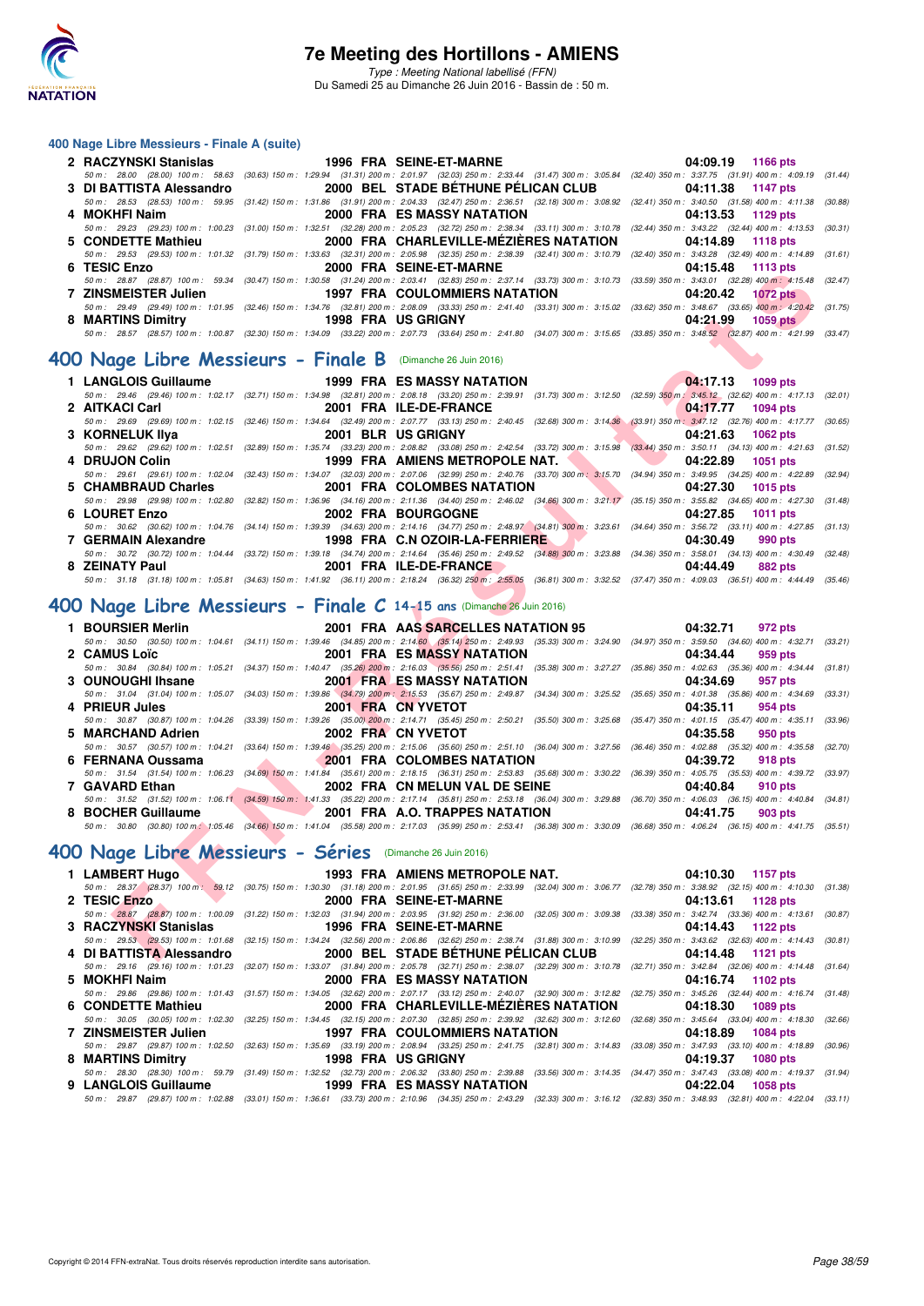### 400 Nage Libre Messieurs - Finale A (suite)

| Rang | Nom | Année | Nat | Club | Temps | Points |
|---|---|---|---|---|---|---|
| 2 | RACZYNSKI Stanislas | 1996 | FRA | SEINE-ET-MARNE | 04:09.19 | 1166 pts |
| | 50 m : 28.00 (28.00) 100 m : 58.63 (30.63) 150 m : 1:29.94 (31.31) 200 m : 2:01.97 (32.03) 250 m : 2:33.44 (31.47) 300 m : 3:05.84 (32.40) 350 m : 3:37.75 (31.91) 400 m : 4:09.19 (31.44) | | | | | |
| 3 | DI BATTISTA Alessandro | 2000 | BEL | STADE BÉTHUNE PÉLICAN CLUB | 04:11.38 | 1147 pts |
| | 50 m : 28.53 (28.53) 100 m : 59.95 (31.42) 150 m : 1:31.86 (31.91) 200 m : 2:04.33 (32.47) 250 m : 2:36.51 (32.18) 300 m : 3:08.92 (32.41) 350 m : 3:40.50 (31.58) 400 m : 4:11.38 (30.88) | | | | | |
| 4 | MOKHFI Naim | 2000 | FRA | ES MASSY NATATION | 04:13.53 | 1129 pts |
| | 50 m : 29.23 (29.23) 100 m : 1:00.23 (31.00) 150 m : 1:32.51 (32.28) 200 m : 2:05.23 (32.72) 250 m : 2:38.34 (33.11) 300 m : 3:10.78 (32.44) 350 m : 3:43.22 (32.44) 400 m : 4:13.53 (30.31) | | | | | |
| 5 | CONDETTE Mathieu | 2000 | FRA | CHARLEVILLE-MÉZIÈRES NATATION | 04:14.89 | 1118 pts |
| | 50 m : 29.53 (29.53) 100 m : 1:01.32 (31.79) 150 m : 1:33.63 (32.31) 200 m : 2:05.98 (32.35) 250 m : 2:38.39 (32.41) 300 m : 3:10.79 (32.40) 350 m : 3:43.28 (32.49) 400 m : 4:14.89 (31.61) | | | | | |
| 6 | TESIC Enzo | 2000 | FRA | SEINE-ET-MARNE | 04:15.48 | 1113 pts |
| | 50 m : 28.87 (28.87) 100 m : 59.34 (30.47) 150 m : 1:30.58 (31.24) 200 m : 2:03.41 (32.83) 250 m : 2:37.14 (33.73) 300 m : 3:10.73 (33.59) 350 m : 3:43.01 (32.28) 400 m : 4:15.48 (32.47) | | | | | |
| 7 | ZINSMEISTER Julien | 1997 | FRA | COULOMMIERS NATATION | 04:20.42 | 1072 pts |
| | 50 m : 29.49 (29.49) 100 m : 1:01.95 (32.46) 150 m : 1:34.76 (32.81) 200 m : 2:08.09 (33.33) 250 m : 2:41.40 (33.31) 300 m : 3:15.02 (33.62) 350 m : 3:48.67 (33.65) 400 m : 4:20.42 (31.75) | | | | | |
| 8 | MARTINS Dimitry | 1998 | FRA | US GRIGNY | 04:21.99 | 1059 pts |
| | 50 m : 28.57 (28.57) 100 m : 1:00.87 (32.30) 150 m : 1:34.09 (33.22) 200 m : 2:07.73 (33.64) 250 m : 2:41.80 (34.07) 300 m : 3:15.65 (33.85) 350 m : 3:48.52 (32.87) 400 m : 4:21.99 (33.47) | | | | | |

## 400 Nage Libre Messieurs - Finale B (Dimanche 26 Juin 2016)

| Rang | Nom | Année | Nat | Club | Temps | Points |
|---|---|---|---|---|---|---|
| 1 | LANGLOIS Guillaume | 1999 | FRA | ES MASSY NATATION | 04:17.13 | 1099 pts |
| | 50 m : 29.46 (29.46) 100 m : 1:02.17 (32.71) 150 m : 1:34.98 (32.81) 200 m : 2:08.18 (33.20) 250 m : 2:39.91 (31.73) 300 m : 3:12.50 (32.59) 350 m : 3:45.12 (32.62) 400 m : 4:17.13 (32.01) | | | | | |
| 2 | AITKACI Carl | 2001 | FRA | ILE-DE-FRANCE | 04:17.77 | 1094 pts |
| | 50 m : 29.69 (29.69) 100 m : 1:02.15 (32.46) 150 m : 1:34.64 (32.49) 200 m : 2:07.77 (33.13) 250 m : 2:40.45 (32.68) 300 m : 3:14.36 (33.91) 350 m : 3:47.12 (32.76) 400 m : 4:17.77 (30.65) | | | | | |
| 3 | KORNELUK Ilya | 2001 | BLR | US GRIGNY | 04:21.63 | 1062 pts |
| | 50 m : 29.62 (29.62) 100 m : 1:02.51 (32.89) 150 m : 1:35.74 (33.23) 200 m : 2:08.82 (33.08) 250 m : 2:42.54 (33.72) 300 m : 3:15.98 (33.44) 350 m : 3:50.11 (34.13) 400 m : 4:21.63 (31.52) | | | | | |
| 4 | DRUJON Colin | 1999 | FRA | AMIENS METROPOLE NAT. | 04:22.89 | 1051 pts |
| | 50 m : 29.61 (29.61) 100 m : 1:02.04 (32.43) 150 m : 1:34.07 (32.03) 200 m : 2:07.06 (32.99) 250 m : 2:40.76 (33.70) 300 m : 3:15.70 (34.94) 350 m : 3:49.95 (34.25) 400 m : 4:22.89 (32.94) | | | | | |
| 5 | CHAMBRAUD Charles | 2001 | FRA | COLOMBES NATATION | 04:27.30 | 1015 pts |
| | 50 m : 29.98 (29.98) 100 m : 1:02.80 (32.82) 150 m : 1:36.96 (34.16) 200 m : 2:11.36 (34.40) 250 m : 2:46.02 (34.66) 300 m : 3:21.17 (35.15) 350 m : 3:55.82 (34.65) 400 m : 4:27.30 (31.48) | | | | | |
| 6 | LOURET Enzo | 2002 | FRA | BOURGOGNE | 04:27.85 | 1011 pts |
| | 50 m : 30.62 (30.62) 100 m : 1:04.76 (34.14) 150 m : 1:39.39 (34.63) 200 m : 2:14.16 (34.77) 250 m : 2:48.97 (34.81) 300 m : 3:23.61 (34.64) 350 m : 3:56.72 (33.11) 400 m : 4:27.85 (31.13) | | | | | |
| 7 | GERMAIN Alexandre | 1998 | FRA | C.N OZOIR-LA-FERRIERE | 04:30.49 | 990 pts |
| | 50 m : 30.72 (30.72) 100 m : 1:04.44 (33.72) 150 m : 1:39.18 (34.74) 200 m : 2:14.64 (35.46) 250 m : 2:49.52 (34.88) 300 m : 3:23.88 (34.36) 350 m : 3:58.01 (34.13) 400 m : 4:30.49 (32.48) | | | | | |
| 8 | ZEINATY Paul | 2001 | FRA | ILE-DE-FRANCE | 04:44.49 | 882 pts |
| | 50 m : 31.18 (31.18) 100 m : 1:05.81 (34.63) 150 m : 1:41.92 (36.11) 200 m : 2:18.24 (36.32) 250 m : 2:55.05 (36.81) 300 m : 3:32.52 (37.47) 350 m : 4:09.03 (36.51) 400 m : 4:44.49 (35.46) | | | | | |

## 400 Nage Libre Messieurs - Finale C 14-15 ans (Dimanche 26 Juin 2016)

| Rang | Nom | Année | Nat | Club | Temps | Points |
|---|---|---|---|---|---|---|
| 1 | BOURSIER Merlin | 2001 | FRA | AAS SARCELLES NATATION 95 | 04:32.71 | 972 pts |
| | 50 m : 30.50 (30.50) 100 m : 1:04.61 (34.11) 150 m : 1:39.46 (34.85) 200 m : 2:14.60 (35.14) 250 m : 2:49.93 (35.33) 300 m : 3:24.90 (34.97) 350 m : 3:59.50 (34.60) 400 m : 4:32.71 (33.21) | | | | | |
| 2 | CAMUS Loïc | 2001 | FRA | ES MASSY NATATION | 04:34.44 | 959 pts |
| | 50 m : 30.84 (30.84) 100 m : 1:05.21 (34.37) 150 m : 1:40.47 (35.26) 200 m : 2:16.03 (35.56) 250 m : 2:51.41 (35.38) 300 m : 3:27.27 (35.86) 350 m : 4:02.63 (35.36) 400 m : 4:34.44 (31.81) | | | | | |
| 3 | OUNOUGHI Ihsane | 2001 | FRA | ES MASSY NATATION | 04:34.69 | 957 pts |
| | 50 m : 31.04 (31.04) 100 m : 1:05.07 (34.03) 150 m : 1:39.86 (34.79) 200 m : 2:15.53 (35.67) 250 m : 2:49.87 (34.34) 300 m : 3:25.52 (35.65) 350 m : 4:01.38 (35.86) 400 m : 4:34.69 (33.31) | | | | | |
| 4 | PRIEUR Jules | 2001 | FRA | CN YVETOT | 04:35.11 | 954 pts |
| | 50 m : 30.87 (30.87) 100 m : 1:04.26 (33.39) 150 m : 1:39.26 (35.00) 200 m : 2:14.71 (35.45) 250 m : 2:50.21 (35.50) 300 m : 3:25.68 (35.47) 350 m : 4:01.15 (35.47) 400 m : 4:35.11 (33.96) | | | | | |
| 5 | MARCHAND Adrien | 2002 | FRA | CN YVETOT | 04:35.58 | 950 pts |
| | 50 m : 30.57 (30.57) 100 m : 1:04.21 (33.64) 150 m : 1:39.46 (35.25) 200 m : 2:15.06 (35.60) 250 m : 2:51.10 (36.04) 300 m : 3:27.56 (36.46) 350 m : 4:02.88 (35.32) 400 m : 4:35.58 (32.70) | | | | | |
| 6 | FERNANA Oussama | 2001 | FRA | COLOMBES NATATION | 04:39.72 | 918 pts |
| | 50 m : 31.54 (31.54) 100 m : 1:06.23 (34.69) 150 m : 1:41.84 (35.61) 200 m : 2:18.15 (36.31) 250 m : 2:53.83 (35.68) 300 m : 3:30.22 (36.39) 350 m : 4:05.75 (35.53) 400 m : 4:39.72 (33.97) | | | | | |
| 7 | GAVARD Ethan | 2002 | FRA | CN MELUN VAL DE SEINE | 04:40.84 | 910 pts |
| | 50 m : 31.52 (31.52) 100 m : 1:06.11 (34.59) 150 m : 1:41.33 (35.22) 200 m : 2:17.14 (35.81) 250 m : 2:53.18 (36.04) 300 m : 3:29.88 (36.70) 350 m : 4:06.03 (36.15) 400 m : 4:40.84 (34.81) | | | | | |
| 8 | BOCHER Guillaume | 2001 | FRA | A.O. TRAPPES NATATION | 04:41.75 | 903 pts |
| | 50 m : 30.80 (30.80) 100 m : 1:05.46 (34.66) 150 m : 1:41.04 (35.58) 200 m : 2:17.03 (35.99) 250 m : 2:53.41 (36.38) 300 m : 3:30.09 (36.68) 350 m : 4:06.24 (36.15) 400 m : 4:41.75 (35.51) | | | | | |

## 400 Nage Libre Messieurs - Séries (Dimanche 26 Juin 2016)

| Rang | Nom | Année | Nat | Club | Temps | Points |
|---|---|---|---|---|---|---|
| 1 | LAMBERT Hugo | 1993 | FRA | AMIENS METROPOLE NAT. | 04:10.30 | 1157 pts |
| | 50 m : 28.37 (28.37) 100 m : 59.12 (30.75) 150 m : 1:30.30 (31.18) 200 m : 2:01.95 (31.65) 250 m : 2:33.99 (32.04) 300 m : 3:06.77 (32.78) 350 m : 3:38.92 (32.15) 400 m : 4:10.30 (31.38) | | | | | |
| 2 | TESIC Enzo | 2000 | FRA | SEINE-ET-MARNE | 04:13.61 | 1128 pts |
| | 50 m : 28.87 (28.87) 100 m : 1:00.09 (31.22) 150 m : 1:32.03 (31.94) 200 m : 2:03.95 (31.92) 250 m : 2:36.00 (32.05) 300 m : 3:09.38 (33.38) 350 m : 3:42.74 (33.36) 400 m : 4:13.61 (30.87) | | | | | |
| 3 | RACZYNSKI Stanislas | 1996 | FRA | SEINE-ET-MARNE | 04:14.43 | 1122 pts |
| | 50 m : 29.53 (29.53) 100 m : 1:01.68 (32.15) 150 m : 1:34.24 (32.56) 200 m : 2:06.86 (32.62) 250 m : 2:38.74 (31.88) 300 m : 3:10.99 (32.25) 350 m : 3:43.62 (32.63) 400 m : 4:14.43 (30.81) | | | | | |
| 4 | DI BATTISTA Alessandro | 2000 | BEL | STADE BÉTHUNE PÉLICAN CLUB | 04:14.48 | 1121 pts |
| | 50 m : 29.16 (29.16) 100 m : 1:01.23 (32.07) 150 m : 1:33.07 (31.84) 200 m : 2:05.78 (32.71) 250 m : 2:38.07 (32.29) 300 m : 3:10.78 (32.71) 350 m : 3:42.84 (32.06) 400 m : 4:14.48 (31.64) | | | | | |
| 5 | MOKHFI Naim | 2000 | FRA | ES MASSY NATATION | 04:16.74 | 1102 pts |
| | 50 m : 29.86 (29.86) 100 m : 1:01.43 (31.57) 150 m : 1:34.05 (32.62) 200 m : 2:07.17 (33.12) 250 m : 2:40.07 (32.90) 300 m : 3:12.82 (32.75) 350 m : 3:45.26 (32.44) 400 m : 4:16.74 (31.48) | | | | | |
| 6 | CONDETTE Mathieu | 2000 | FRA | CHARLEVILLE-MÉZIÈRES NATATION | 04:18.30 | 1089 pts |
| | 50 m : 30.05 (30.05) 100 m : 1:02.30 (32.25) 150 m : 1:34.45 (32.15) 200 m : 2:07.30 (32.85) 250 m : 2:39.92 (32.62) 300 m : 3:12.60 (32.68) 350 m : 3:45.64 (33.04) 400 m : 4:18.30 (32.66) | | | | | |
| 7 | ZINSMEISTER Julien | 1997 | FRA | COULOMMIERS NATATION | 04:18.89 | 1084 pts |
| | 50 m : 29.87 (29.87) 100 m : 1:02.50 (32.63) 150 m : 1:35.69 (33.19) 200 m : 2:08.94 (33.25) 250 m : 2:41.75 (32.81) 300 m : 3:14.83 (33.08) 350 m : 3:47.93 (33.10) 400 m : 4:18.89 (30.96) | | | | | |
| 8 | MARTINS Dimitry | 1998 | FRA | US GRIGNY | 04:19.37 | 1080 pts |
| | 50 m : 28.30 (28.30) 100 m : 59.79 (31.49) 150 m : 1:32.52 (32.73) 200 m : 2:06.32 (33.80) 250 m : 2:39.88 (33.56) 300 m : 3:14.35 (34.47) 350 m : 3:47.43 (33.08) 400 m : 4:19.37 (31.94) | | | | | |
| 9 | LANGLOIS Guillaume | 1999 | FRA | ES MASSY NATATION | 04:22.04 | 1058 pts |
| | 50 m : 29.87 (29.87) 100 m : 1:02.88 (33.01) 150 m : 1:36.61 (33.73) 200 m : 2:10.96 (34.35) 250 m : 2:43.29 (32.33) 300 m : 3:16.12 (32.83) 350 m : 3:48.93 (32.81) 400 m : 4:22.04 (33.11) | | | | | |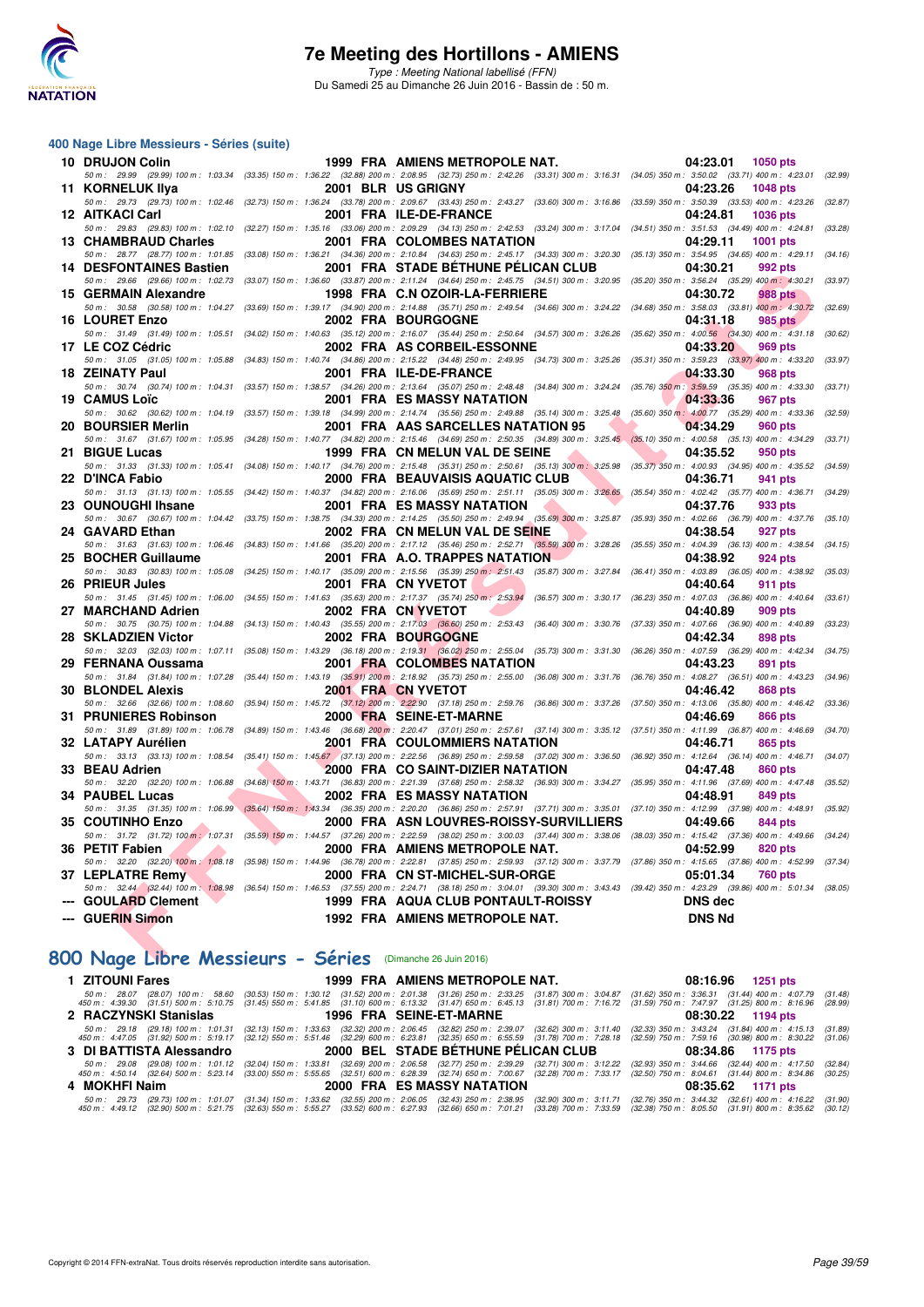## 400 Nage Libre Messieurs - Séries (suite)

| Rang | Nom | Année | Nat | Club | Temps | Points |
|---|---|---|---|---|---|---|
| 10 | DRUJON Colin | 1999 | FRA | AMIENS METROPOLE NAT. | 04:23.01 | 1050 pts |
| | 50 m : 29.99 (29.99) 100 m : 1:03.34 (33.35) 150 m : 1:36.22 (32.88) 200 m : 2:08.95 (32.73) 250 m : 2:42.26 (33.31) 300 m : 3:16.31 (34.05) 350 m : 3:50.02 (33.71) 400 m : 4:23.01 (32.99) | | | | | |
| 11 | KORNELUK Ilya | 2001 | BLR | US GRIGNY | 04:23.26 | 1048 pts |
| | 50 m : 29.73 (29.73) 100 m : 1:02.46 (32.73) 150 m : 1:36.24 (33.78) 200 m : 2:09.67 (33.43) 250 m : 2:43.27 (33.60) 300 m : 3:16.86 (33.59) 350 m : 3:50.39 (33.53) 400 m : 4:23.26 (32.87) | | | | | |
| 12 | AITKACI Carl | 2001 | FRA | ILE-DE-FRANCE | 04:24.81 | 1036 pts |
| | 50 m : 29.83 (29.83) 100 m : 1:02.10 (32.27) 150 m : 1:35.16 (33.06) 200 m : 2:09.29 (34.13) 250 m : 2:42.53 (33.24) 300 m : 3:17.04 (34.51) 350 m : 3:51.53 (34.49) 400 m : 4:24.81 (33.28) | | | | | |
| 13 | CHAMBRAUD Charles | 2001 | FRA | COLOMBES NATATION | 04:29.11 | 1001 pts |
| | 50 m : 28.77 (28.77) 100 m : 1:01.85 (33.08) 150 m : 1:36.21 (34.36) 200 m : 2:10.84 (34.63) 250 m : 2:45.17 (34.33) 300 m : 3:20.30 (35.13) 350 m : 3:54.95 (34.65) 400 m : 4:29.11 (34.16) | | | | | |
| 14 | DESFONTAINES Bastien | 2001 | FRA | STADE BÉTHUNE PÉLICAN CLUB | 04:30.21 | 992 pts |
| | 50 m : 29.66 (29.66) 100 m : 1:02.73 (33.07) 150 m : 1:36.60 (33.87) 200 m : 2:11.24 (34.64) 250 m : 2:45.75 (34.51) 300 m : 3:20.95 (35.20) 350 m : 3:56.24 (35.29) 400 m : 4:30.21 (33.97) | | | | | |
| 15 | GERMAIN Alexandre | 1998 | FRA | C.N OZOIR-LA-FERRIERE | 04:30.72 | 988 pts |
| | 50 m : 30.58 (30.58) 100 m : 1:04.27 (33.69) 150 m : 1:39.17 (34.90) 200 m : 2:14.88 (35.71) 250 m : 2:49.54 (34.66) 300 m : 3:24.22 (34.68) 350 m : 3:58.03 (33.81) 400 m : 4:30.72 (32.69) | | | | | |
| 16 | LOURET Enzo | 2002 | FRA | BOURGOGNE | 04:31.18 | 985 pts |
| | 50 m : 31.49 (31.49) 100 m : 1:05.51 (34.02) 150 m : 1:40.63 (35.12) 200 m : 2:16.07 (35.44) 250 m : 2:50.64 (34.57) 300 m : 3:26.26 (35.62) 350 m : 4:00.56 (34.30) 400 m : 4:31.18 (30.62) | | | | | |
| 17 | LE COZ Cédric | 2002 | FRA | AS CORBEIL-ESSONNE | 04:33.20 | 969 pts |
| | 50 m : 31.05 (31.05) 100 m : 1:05.88 (34.83) 150 m : 1:40.74 (34.86) 200 m : 2:15.22 (34.48) 250 m : 2:49.95 (34.73) 300 m : 3:25.26 (35.31) 350 m : 3:59.23 (33.97) 400 m : 4:33.20 (33.97) | | | | | |
| 18 | ZEINATY Paul | 2001 | FRA | ILE-DE-FRANCE | 04:33.30 | 968 pts |
| | 50 m : 30.74 (30.74) 100 m : 1:04.31 (33.57) 150 m : 1:38.57 (34.26) 200 m : 2:13.64 (35.07) 250 m : 2:48.48 (34.84) 300 m : 3:24.24 (35.76) 350 m : 3:59.59 (35.35) 400 m : 4:33.30 (33.71) | | | | | |
| 19 | CAMUS Loïc | 2001 | FRA | ES MASSY NATATION | 04:33.36 | 967 pts |
| | 50 m : 30.62 (30.62) 100 m : 1:04.19 (33.57) 150 m : 1:39.18 (34.99) 200 m : 2:14.74 (35.56) 250 m : 2:49.88 (35.14) 300 m : 3:25.48 (35.60) 350 m : 4:00.77 (35.29) 400 m : 4:33.36 (32.59) | | | | | |
| 20 | BOURSIER Merlin | 2001 | FRA | AAS SARCELLES NATATION 95 | 04:34.29 | 960 pts |
| | 50 m : 31.67 (31.67) 100 m : 1:05.95 (34.28) 150 m : 1:40.77 (34.82) 200 m : 2:15.46 (34.69) 250 m : 2:50.35 (34.89) 300 m : 3:25.45 (35.10) 350 m : 4:00.58 (35.13) 400 m : 4:34.29 (33.71) | | | | | |
| 21 | BIGUE Lucas | 1999 | FRA | CN MELUN VAL DE SEINE | 04:35.52 | 950 pts |
| | 50 m : 31.33 (31.33) 100 m : 1:05.41 (34.08) 150 m : 1:40.17 (34.76) 200 m : 2:15.48 (35.31) 250 m : 2:50.61 (35.13) 300 m : 3:25.98 (35.37) 350 m : 4:00.93 (34.95) 400 m : 4:35.52 (34.59) | | | | | |
| 22 | D'INCA Fabio | 2000 | FRA | BEAUVAISIS AQUATIC CLUB | 04:36.71 | 941 pts |
| | 50 m : 31.13 (31.13) 100 m : 1:05.55 (34.42) 150 m : 1:40.37 (34.82) 200 m : 2:16.06 (35.69) 250 m : 2:51.11 (35.05) 300 m : 3:26.65 (35.54) 350 m : 4:02.42 (35.77) 400 m : 4:36.71 (34.29) | | | | | |
| 23 | OUNOUGHI Ihsane | 2001 | FRA | ES MASSY NATATION | 04:37.76 | 933 pts |
| | 50 m : 30.67 (30.67) 100 m : 1:04.42 (33.75) 150 m : 1:38.75 (34.33) 200 m : 2:14.25 (35.50) 250 m : 2:49.94 (35.69) 300 m : 3:25.87 (35.93) 350 m : 4:02.66 (36.79) 400 m : 4:37.76 (35.10) | | | | | |
| 24 | GAVARD Ethan | 2002 | FRA | CN MELUN VAL DE SEINE | 04:38.54 | 927 pts |
| | 50 m : 31.63 (31.63) 100 m : 1:06.46 (34.83) 150 m : 1:41.66 (35.20) 200 m : 2:17.12 (35.46) 250 m : 2:52.71 (35.59) 300 m : 3:28.26 (35.55) 350 m : 4:04.39 (36.13) 400 m : 4:38.54 (34.15) | | | | | |
| 25 | BOCHER Guillaume | 2001 | FRA | A.O. TRAPPES NATATION | 04:38.92 | 924 pts |
| | 50 m : 30.83 (30.83) 100 m : 1:05.08 (34.25) 150 m : 1:40.17 (35.09) 200 m : 2:15.56 (35.39) 250 m : 2:51.43 (35.87) 300 m : 3:27.84 (36.41) 350 m : 4:03.89 (36.05) 400 m : 4:38.92 (35.03) | | | | | |
| 26 | PRIEUR Jules | 2001 | FRA | CN YVETOT | 04:40.64 | 911 pts |
| | 50 m : 31.45 (31.45) 100 m : 1:06.00 (34.55) 150 m : 1:41.63 (35.63) 200 m : 2:17.37 (35.74) 250 m : 2:53.94 (36.57) 300 m : 3:30.17 (36.23) 350 m : 4:07.03 (36.86) 400 m : 4:40.64 (33.61) | | | | | |
| 27 | MARCHAND Adrien | 2002 | FRA | CN YVETOT | 04:40.89 | 909 pts |
| | 50 m : 30.75 (30.75) 100 m : 1:04.88 (34.13) 150 m : 1:40.43 (35.55) 200 m : 2:17.03 (36.60) 250 m : 2:53.43 (36.40) 300 m : 3:30.76 (37.33) 350 m : 4:07.66 (36.90) 400 m : 4:40.89 (33.23) | | | | | |
| 28 | SKLADZIEN Victor | 2002 | FRA | BOURGOGNE | 04:42.34 | 898 pts |
| | 50 m : 32.03 (32.03) 100 m : 1:07.11 (35.08) 150 m : 1:43.29 (36.18) 200 m : 2:19.31 (36.02) 250 m : 2:55.04 (35.73) 300 m : 3:31.30 (36.26) 350 m : 4:07.59 (36.29) 400 m : 4:42.34 (34.75) | | | | | |
| 29 | FERNANA Oussama | 2001 | FRA | COLOMBES NATATION | 04:43.23 | 891 pts |
| | 50 m : 31.84 (31.84) 100 m : 1:07.28 (35.44) 150 m : 1:43.19 (35.91) 200 m : 2:18.92 (35.73) 250 m : 2:55.00 (36.08) 300 m : 3:31.76 (36.76) 350 m : 4:08.27 (36.51) 400 m : 4:43.23 (34.96) | | | | | |
| 30 | BLONDEL Alexis | 2001 | FRA | CN YVETOT | 04:46.42 | 868 pts |
| | 50 m : 32.66 (32.66) 100 m : 1:08.60 (35.94) 150 m : 1:45.72 (37.12) 200 m : 2:22.90 (37.18) 250 m : 2:59.76 (36.86) 300 m : 3:37.26 (37.50) 350 m : 4:13.06 (35.80) 400 m : 4:46.42 (33.36) | | | | | |
| 31 | PRUNIERES Robinson | 2000 | FRA | SEINE-ET-MARNE | 04:46.69 | 866 pts |
| | 50 m : 31.89 (31.89) 100 m : 1:06.78 (34.89) 150 m : 1:43.46 (36.68) 200 m : 2:20.47 (37.01) 250 m : 2:57.61 (37.14) 300 m : 3:35.12 (37.51) 350 m : 4:11.99 (36.87) 400 m : 4:46.69 (34.70) | | | | | |
| 32 | LATAPY Aurélien | 2001 | FRA | COULOMMIERS NATATION | 04:46.71 | 865 pts |
| | 50 m : 33.13 (33.13) 100 m : 1:08.54 (35.41) 150 m : 1:45.67 (37.13) 200 m : 2:22.56 (36.89) 250 m : 2:59.58 (37.02) 300 m : 3:36.50 (36.92) 350 m : 4:12.64 (36.14) 400 m : 4:46.71 (34.07) | | | | | |
| 33 | BEAU Adrien | 2000 | FRA | CO SAINT-DIZIER NATATION | 04:47.48 | 860 pts |
| | 50 m : 32.20 (32.20) 100 m : 1:06.88 (34.68) 150 m : 1:43.71 (36.83) 200 m : 2:21.39 (37.68) 250 m : 2:58.32 (36.93) 300 m : 3:34.27 (35.95) 350 m : 4:11.96 (37.69) 400 m : 4:47.48 (35.52) | | | | | |
| 34 | PAUBEL Lucas | 2002 | FRA | ES MASSY NATATION | 04:48.91 | 849 pts |
| | 50 m : 31.35 (31.35) 100 m : 1:06.99 (35.64) 150 m : 1:43.34 (36.35) 200 m : 2:20.20 (36.86) 250 m : 2:57.91 (37.71) 300 m : 3:35.01 (37.10) 350 m : 4:12.99 (37.98) 400 m : 4:48.91 (35.92) | | | | | |
| 35 | COUTINHO Enzo | 2000 | FRA | ASN LOUVRES-ROISSY-SURVILLIERS | 04:49.66 | 844 pts |
| | 50 m : 31.72 (31.72) 100 m : 1:07.31 (35.59) 150 m : 1:44.57 (37.26) 200 m : 2:22.59 (38.02) 250 m : 3:00.03 (37.44) 300 m : 3:38.06 (38.03) 350 m : 4:15.42 (37.36) 400 m : 4:49.66 (34.24) | | | | | |
| 36 | PETIT Fabien | 2000 | FRA | AMIENS METROPOLE NAT. | 04:52.99 | 820 pts |
| | 50 m : 32.20 (32.20) 100 m : 1:08.18 (35.98) 150 m : 1:44.96 (36.78) 200 m : 2:22.81 (37.85) 250 m : 2:59.93 (37.12) 300 m : 3:37.79 (37.86) 350 m : 4:15.65 (37.86) 400 m : 4:52.99 (37.34) | | | | | |
| 37 | LEPLATRE Remy | 2000 | FRA | CN ST-MICHEL-SUR-ORGE | 05:01.34 | 760 pts |
| | 50 m : 32.44 (32.44) 100 m : 1:08.98 (36.54) 150 m : 1:46.53 (37.55) 200 m : 2:24.71 (38.18) 250 m : 3:04.01 (39.30) 300 m : 3:43.43 (39.42) 350 m : 4:23.29 (39.86) 400 m : 5:01.34 (38.05) | | | | | |
| --- | GOULARD Clement | 1999 | FRA | AQUA CLUB PONTAULT-ROISSY | DNS dec | |
| --- | GUERIN Simon | 1992 | FRA | AMIENS METROPOLE NAT. | DNS Nd | |

## 800 Nage Libre Messieurs - Séries (Dimanche 26 Juin 2016)

| Rang | Nom | Année | Nat | Club | Temps | Points |
|---|---|---|---|---|---|---|
| 1 | ZITOUNI Fares | 1999 | FRA | AMIENS METROPOLE NAT. | 08:16.96 | 1251 pts |
| | 50 m : 28.07 (28.07) 100 m : 58.60 (30.53) 150 m : 1:30.12 (31.52) 200 m : 2:01.38 (31.26) 250 m : 2:33.25 (31.87) 300 m : 3:04.87 (31.62) 350 m : 3:36.31 (31.44) 400 m : 4:07.79 (31.48) 450 m : 4:39.30 (31.51) 500 m : 5:10.75 (31.45) 550 m : 5:41.85 (31.10) 600 m : 6:13.32 (31.47) 650 m : 6:45.13 (31.81) 700 m : 7:16.72 (31.59) 750 m : 7:47.97 (31.25) 800 m : 8:16.96 (28.99) | | | | | |
| 2 | RACZYNSKI Stanislas | 1996 | FRA | SEINE-ET-MARNE | 08:30.22 | 1194 pts |
| | 50 m : 29.18 (29.18) 100 m : 1:01.31 (32.13) 150 m : 1:33.63 (32.32) 200 m : 2:06.45 (32.82) 250 m : 2:39.07 (32.62) 300 m : 3:11.40 (32.33) 350 m : 3:43.24 (31.84) 400 m : 4:15.13 (31.89) 450 m : 4:47.05 (31.92) 500 m : 5:19.17 (32.12) 550 m : 5:51.46 (32.29) 600 m : 6:23.81 (32.35) 650 m : 6:55.59 (31.78) 700 m : 7:28.18 (32.59) 750 m : 7:59.16 (30.98) 800 m : 8:30.22 (31.06) | | | | | |
| 3 | DI BATTISTA Alessandro | 2000 | BEL | STADE BÉTHUNE PÉLICAN CLUB | 08:34.86 | 1175 pts |
| | 50 m : 29.08 (29.08) 100 m : 1:01.12 (32.04) 150 m : 1:33.81 (32.69) 200 m : 2:06.58 (32.77) 250 m : 2:39.29 (32.71) 300 m : 3:12.22 (32.93) 350 m : 3:44.66 (32.44) 400 m : 4:17.50 (32.84) 450 m : 4:50.14 (32.64) 500 m : 5:23.14 (33.00) 550 m : 5:55.65 (32.51) 600 m : 6:28.39 (32.74) 650 m : 7:00.67 (32.28) 700 m : 7:33.17 (32.50) 750 m : 8:04.61 (31.44) 800 m : 8:34.86 (30.25) | | | | | |
| 4 | MOKHFI Naim | 2000 | FRA | ES MASSY NATATION | 08:35.62 | 1171 pts |
| | 50 m : 29.73 (29.73) 100 m : 1:01.07 (31.34) 150 m : 1:33.62 (32.55) 200 m : 2:06.05 (32.43) 250 m : 2:38.95 (32.90) 300 m : 3:11.71 (32.76) 350 m : 3:44.32 (32.61) 400 m : 4:16.22 (31.90) 450 m : 4:49.12 (32.90) 500 m : 5:21.75 (32.63) 550 m : 5:55.27 (33.52) 600 m : 6:27.93 (32.66) 650 m : 7:01.21 (33.28) 700 m : 7:33.59 (32.38) 750 m : 8:05.50 (31.91) 800 m : 8:35.62 (30.12) | | | | | |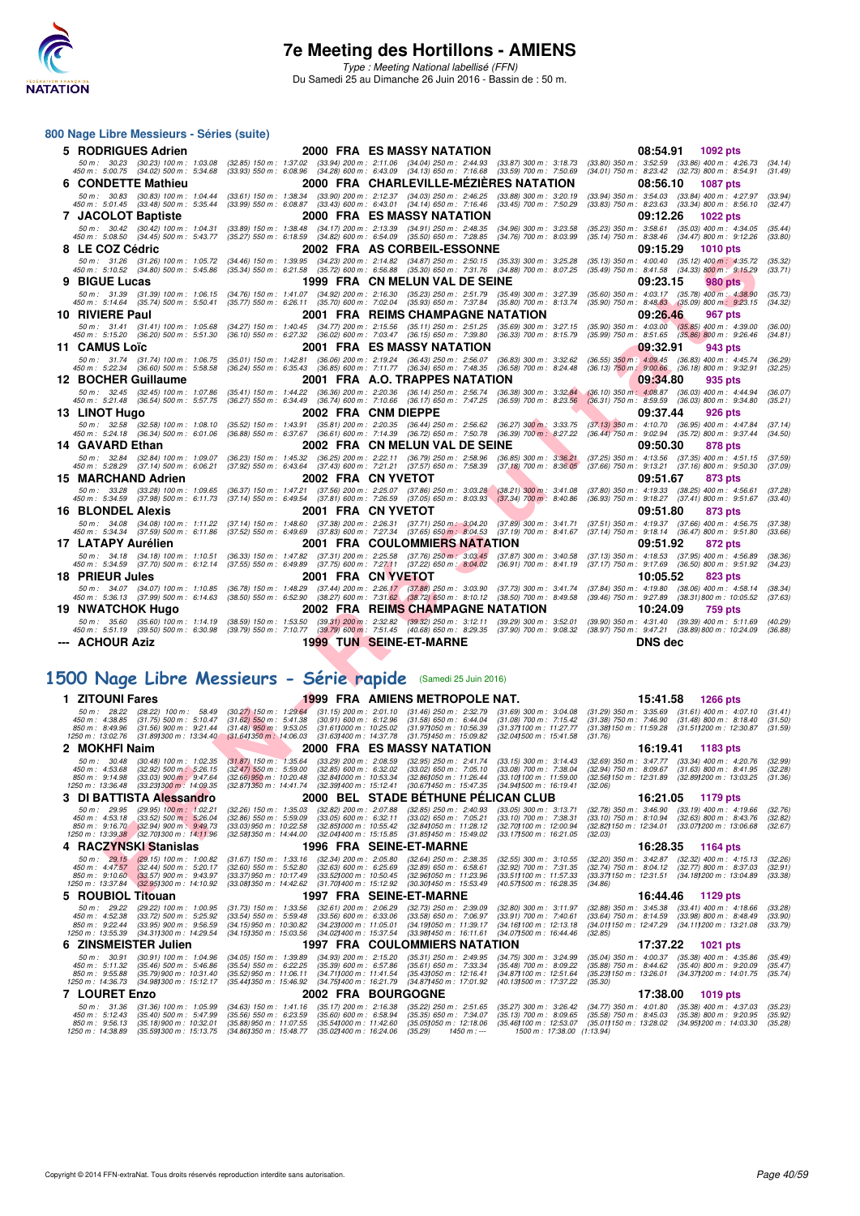# 7e Meeting des Hortillons - AMIENS

*Type : Meeting National labellisé (FFN)*

Du Samedi 25 au Dimanche 26 Juin 2016 - Bassin de : 50 m.

## 800 Nage Libre Messieurs - Séries (suite)

**5 RODRIGUES Adrien** — 2000 FRA ES MASSY NATATION — 08:54.91 — 1092 pts

50 m : 30.23 (30.23) 100 m : 1:03.08 (32.85) 150 m : 1:37.02 (33.94) 200 m : 2:11.06 (34.04) 250 m : 2:44.93 (33.87) 300 m : 3:18.73 (33.80) 350 m : 3:52.59 (33.86) 400 m : 4:26.73 (34.14)
450 m : 5:00.75 (34.02) 500 m : 5:34.68 (33.93) 550 m : 6:08.96 (34.28) 600 m : 6:43.09 (34.13) 650 m : 7:16.68 (33.59) 700 m : 7:50.69 (34.01) 750 m : 8:23.42 (32.73) 800 m : 8:54.91 (31.49)

**6 CONDETTE Mathieu** — 2000 FRA CHARLEVILLE-MÉZIÈRES NATATION — 08:56.10 — 1087 pts

50 m : 30.83 (30.83) 100 m : 1:04.44 (33.61) 150 m : 1:38.34 (33.90) 200 m : 2:12.37 (34.03) 250 m : 2:46.25 (33.88) 300 m : 3:20.19 (33.94) 350 m : 3:54.03 (33.84) 400 m : 4:27.97 (33.94)
450 m : 5:01.45 (33.48) 500 m : 5:35.44 (33.99) 550 m : 6:08.87 (33.43) 600 m : 6:43.01 (34.14) 650 m : 7:16.46 (33.45) 700 m : 7:50.29 (33.83) 750 m : 8:23.63 (33.34) 800 m : 8:56.10 (32.47)

**7 JACOLOT Baptiste** — 2000 FRA ES MASSY NATATION — 09:12.26 — 1022 pts

50 m : 30.42 (30.42) 100 m : 1:04.31 (33.89) 150 m : 1:38.48 (34.17) 200 m : 2:13.39 (34.91) 250 m : 2:48.35 (34.96) 300 m : 3:23.58 (35.23) 350 m : 3:58.61 (35.03) 400 m : 4:34.05 (35.44)
450 m : 5:08.50 (34.45) 500 m : 5:43.77 (35.27) 550 m : 6:18.59 (34.82) 600 m : 6:54.09 (35.50) 650 m : 7:28.85 (34.76) 700 m : 8:03.99 (35.14) 750 m : 8:38.46 (34.47) 800 m : 9:12.26 (33.80)

**8 LE COZ Cédric** — 2002 FRA AS CORBEIL-ESSONNE — 09:15.29 — 1010 pts

50 m : 31.26 (31.26) 100 m : 1:05.72 (34.46) 150 m : 1:39.95 (34.23) 200 m : 2:14.82 (34.87) 250 m : 2:50.15 (35.33) 300 m : 3:25.28 (35.13) 350 m : 4:00.40 (35.12) 400 m : 4:35.72 (35.32)
450 m : 5:10.52 (34.80) 500 m : 5:45.86 (35.34) 550 m : 6:21.58 (35.72) 600 m : 6:56.88 (35.30) 650 m : 7:31.76 (34.88) 700 m : 8:07.25 (35.49) 750 m : 8:41.58 (34.33) 800 m : 9:15.29 (33.71)

**9 BIGUE Lucas** — 1999 FRA CN MELUN VAL DE SEINE — 09:23.15 — 980 pts

50 m : 31.39 (31.39) 100 m : 1:06.15 (34.76) 150 m : 1:41.07 (34.92) 200 m : 2:16.30 (35.23) 250 m : 2:51.79 (35.49) 300 m : 3:27.39 (35.60) 350 m : 4:03.17 (35.78) 400 m : 4:38.90 (35.73)
450 m : 5:14.64 (35.74) 500 m : 5:50.41 (35.77) 550 m : 6:26.11 (35.70) 600 m : 7:02.04 (35.93) 650 m : 7:37.84 (35.80) 700 m : 8:13.74 (35.90) 750 m : 8:48.83 (35.09) 800 m : 9:23.15 (34.32)

**10 RIVIERE Paul** — 2001 FRA REIMS CHAMPAGNE NATATION — 09:26.46 — 967 pts

50 m : 31.41 (31.41) 100 m : 1:05.68 (34.27) 150 m : 1:40.45 (34.77) 200 m : 2:15.56 (35.11) 250 m : 2:51.25 (35.69) 300 m : 3:27.15 (35.90) 350 m : 4:03.00 (35.85) 400 m : 4:39.00 (36.00)
450 m : 5:15.20 (36.20) 500 m : 5:51.30 (36.10) 550 m : 6:27.32 (36.02) 600 m : 7:03.47 (36.15) 650 m : 7:39.80 (36.33) 700 m : 8:15.79 (35.99) 750 m : 8:51.65 (35.86) 800 m : 9:26.46 (34.81)

**11 CAMUS Loïc** — 2001 FRA ES MASSY NATATION — 09:32.91 — 943 pts

50 m : 31.74 (31.74) 100 m : 1:06.75 (35.01) 150 m : 1:42.81 (36.06) 200 m : 2:19.24 (36.43) 250 m : 2:56.07 (36.83) 300 m : 3:32.62 (36.55) 350 m : 4:09.45 (36.83) 400 m : 4:45.74 (36.29)
450 m : 5:22.34 (36.60) 500 m : 5:58.58 (36.24) 550 m : 6:35.43 (36.85) 600 m : 7:11.77 (36.34) 650 m : 7:48.35 (36.58) 700 m : 8:24.48 (36.13) 750 m : 9:00.66 (36.18) 800 m : 9:32.91 (32.25)

**12 BOCHER Guillaume** — 2001 FRA A.O. TRAPPES NATATION — 09:34.80 — 935 pts

50 m : 32.45 (32.45) 100 m : 1:07.86 (35.41) 150 m : 1:44.22 (36.36) 200 m : 2:20.36 (36.14) 250 m : 2:56.74 (36.38) 300 m : 3:32.84 (36.10) 350 m : 4:08.87 (36.03) 400 m : 4:44.94 (36.07)
450 m : 5:21.48 (36.54) 500 m : 5:57.75 (36.27) 550 m : 6:34.49 (36.74) 600 m : 7:10.66 (36.17) 650 m : 7:47.25 (36.59) 700 m : 8:23.56 (36.31) 750 m : 8:59.59 (36.03) 800 m : 9:34.80 (35.21)

**13 LINOT Hugo** — 2002 FRA CNM DIEPPE — 09:37.44 — 926 pts

50 m : 32.58 (32.58) 100 m : 1:08.10 (35.52) 150 m : 1:43.91 (35.81) 200 m : 2:20.35 (36.44) 250 m : 2:56.62 (36.27) 300 m : 3:33.75 (37.13) 350 m : 4:10.70 (36.95) 400 m : 4:47.84 (37.14)
450 m : 5:24.18 (36.34) 500 m : 6:01.06 (36.88) 550 m : 6:37.67 (36.61) 600 m : 7:14.39 (36.72) 650 m : 7:50.78 (36.39) 700 m : 8:27.22 (36.44) 750 m : 9:02.94 (35.72) 800 m : 9:37.44 (34.50)

**14 GAVARD Ethan** — 2002 FRA CN MELUN VAL DE SEINE — 09:50.30 — 878 pts

50 m : 32.84 (32.84) 100 m : 1:09.07 (36.23) 150 m : 1:45.32 (36.25) 200 m : 2:22.11 (36.79) 250 m : 2:58.96 (36.85) 300 m : 3:36.21 (37.25) 350 m : 4:13.56 (37.35) 400 m : 4:51.15 (37.59)
450 m : 5:28.29 (37.14) 500 m : 6:06.21 (37.92) 550 m : 6:43.64 (37.43) 600 m : 7:21.21 (37.57) 650 m : 7:58.39 (37.18) 700 m : 8:36.05 (37.66) 750 m : 9:13.21 (37.16) 800 m : 9:50.30 (37.09)

**15 MARCHAND Adrien** — 2002 FRA CN YVETOT — 09:51.67 — 873 pts

50 m : 33.28 (33.28) 100 m : 1:09.65 (36.37) 150 m : 1:47.21 (37.56) 200 m : 2:25.07 (37.86) 250 m : 3:03.28 (38.21) 300 m : 3:41.08 (37.80) 350 m : 4:19.33 (38.25) 400 m : 4:56.61 (37.28)
450 m : 5:34.59 (37.98) 500 m : 6:11.73 (37.14) 550 m : 6:49.54 (37.81) 600 m : 7:26.59 (37.05) 650 m : 8:03.93 (37.34) 700 m : 8:40.86 (36.93) 750 m : 9:18.27 (37.41) 800 m : 9:51.67 (33.40)

**16 BLONDEL Alexis** — 2001 FRA CN YVETOT — 09:51.80 — 873 pts

50 m : 34.08 (34.08) 100 m : 1:11.22 (37.14) 150 m : 1:48.60 (37.38) 200 m : 2:26.31 (37.71) 250 m : 3:04.20 (37.89) 300 m : 3:41.71 (37.51) 350 m : 4:19.37 (37.66) 400 m : 4:56.75 (37.38)
450 m : 5:34.34 (37.59) 500 m : 6:11.86 (37.52) 550 m : 6:49.69 (37.83) 600 m : 7:27.34 (37.65) 650 m : 8:04.53 (37.19) 700 m : 8:41.67 (37.14) 750 m : 9:18.14 (36.47) 800 m : 9:51.80 (33.66)

**17 LATAPY Aurélien** — 2001 FRA COULOMMIERS NATATION — 09:51.92 — 872 pts

50 m : 34.18 (34.18) 100 m : 1:10.51 (36.33) 150 m : 1:47.82 (37.31) 200 m : 2:25.58 (37.76) 250 m : 3:03.45 (37.87) 300 m : 3:40.58 (37.13) 350 m : 4:18.53 (37.95) 400 m : 4:56.89 (38.36)
450 m : 5:34.59 (37.70) 500 m : 6:12.14 (37.55) 550 m : 6:49.89 (37.75) 600 m : 7:27.11 (37.22) 650 m : 8:04.02 (36.91) 700 m : 8:41.19 (37.17) 750 m : 9:17.69 (36.50) 800 m : 9:51.92 (34.23)

**18 PRIEUR Jules** — 2001 FRA CN YVETOT — 10:05.52 — 823 pts

50 m : 34.07 (34.07) 100 m : 1:10.85 (36.78) 150 m : 1:48.29 (37.44) 200 m : 2:26.17 (37.88) 250 m : 3:03.90 (37.73) 300 m : 3:41.74 (37.84) 350 m : 4:19.80 (38.06) 400 m : 4:58.14 (38.34)
450 m : 5:36.13 (37.99) 500 m : 6:14.63 (38.50) 550 m : 6:52.90 (38.27) 600 m : 7:31.62 (38.72) 650 m : 8:10.12 (38.50) 700 m : 8:49.58 (39.46) 750 m : 9:27.89 (38.31) 800 m : 10:05.52 (37.63)

**19 NWATCHOK Hugo** — 2002 FRA REIMS CHAMPAGNE NATATION — 10:24.09 — 759 pts

50 m : 35.60 (35.60) 100 m : 1:14.19 (38.59) 150 m : 1:53.50 (39.31) 200 m : 2:32.82 (39.32) 250 m : 3:12.11 (39.29) 300 m : 3:52.01 (39.90) 350 m : 4:31.40 (39.39) 400 m : 5:11.69 (40.29)
450 m : 5:51.19 (39.50) 500 m : 6:30.98 (39.79) 550 m : 7:10.77 (39.79) 600 m : 7:51.45 (40.68) 650 m : 8:29.35 (37.90) 700 m : 9:08.32 (38.97) 750 m : 9:47.21 (38.89) 800 m : 10:24.09 (36.88)

**--- ACHOUR Aziz** — 1999 TUN SEINE-ET-MARNE — DNS dec

## 1500 Nage Libre Messieurs - Série rapide (Samedi 25 Juin 2016)

**1 ZITOUNI Fares** — 1999 FRA AMIENS METROPOLE NAT. — 15:41.58 — 1266 pts

50 m : 28.22 (28.22) 100 m : 58.49 (30.27) 150 m : 1:29.64 (31.15) 200 m : 2:01.10 (31.46) 250 m : 2:32.79 (31.69) 300 m : 3:04.08 (31.29) 350 m : 3:35.69 (31.61) 400 m : 4:07.10 (31.41)
450 m : 4:38.85 (31.75) 500 m : 5:10.47 (31.62) 550 m : 5:41.38 (30.91) 600 m : 6:12.96 (31.58) 650 m : 6:44.04 (31.08) 700 m : 7:15.42 (31.38) 750 m : 7:46.90 (31.48) 800 m : 8:18.40 (31.50)
850 m : 8:49.96 (31.56) 900 m : 9:21.44 (31.48) 950 m : 9:53.05 (31.61) 1000 m : 10:25.02 (31.97) 1050 m : 10:56.39 (31.37) 1100 m : 11:27.77 (31.38) 1150 m : 11:59.28 (31.51) 1200 m : 12:30.87 (31.59)
1250 m : 13:02.76 (31.89) 1300 m : 13:34.40 (31.64) 1350 m : 14:06.03 (31.63) 1400 m : 14:37.78 (31.75) 1450 m : 15:09.82 (32.04) 1500 m : 15:41.58 (31.76)

**2 MOKHFI Naïm** — 2000 FRA ES MASSY NATATION — 16:19.41 — 1183 pts

50 m : 30.48 (30.48) 100 m : 1:02.35 (31.87) 150 m : 1:35.64 (33.29) 200 m : 2:08.59 (32.95) 250 m : 2:41.74 (33.15) 300 m : 3:14.43 (32.69) 350 m : 3:47.77 (33.34) 400 m : 4:20.76 (32.99)
450 m : 4:53.68 (32.92) 500 m : 5:26.15 (32.47) 550 m : 5:59.00 (32.85) 600 m : 6:32.02 (33.02) 650 m : 7:05.10 (33.08) 700 m : 7:38.04 (32.94) 750 m : 8:09.67 (31.63) 800 m : 8:41.95 (32.28)
850 m : 9:14.98 (33.03) 900 m : 9:47.64 (32.66) 950 m : 10:20.48 (32.84) 1000 m : 10:53.34 (32.86) 1050 m : 11:26.44 (33.10) 1100 m : 11:59.00 (32.56) 1150 m : 12:31.89 (32.89) 1200 m : 13:03.25 (31.36)
1250 m : 13:36.48 (33.23) 1300 m : 14:09.35 (32.87) 1350 m : 14:41.74 (32.39) 1400 m : 15:12.41 (30.67) 1450 m : 15:47.35 (34.94) 1500 m : 16:19.41 (32.06)

**3 DI BATTISTA Alessandro** — 2000 BEL STADE BÉTHUNE PÉLICAN CLUB — 16:21.05 — 1179 pts

50 m : 29.95 (29.95) 100 m : 1:02.21 (32.26) 150 m : 1:35.03 (32.82) 200 m : 2:07.88 (32.85) 250 m : 2:40.93 (33.05) 300 m : 3:13.71 (32.78) 350 m : 3:46.90 (33.19) 400 m : 4:19.66 (32.76)
450 m : 4:53.18 (33.52) 500 m : 5:26.04 (32.86) 550 m : 5:59.09 (33.05) 600 m : 6:32.11 (33.02) 650 m : 7:05.21 (33.10) 700 m : 7:38.31 (33.10) 750 m : 8:10.94 (32.63) 800 m : 8:43.76 (32.82)
850 m : 9:16.70 (32.94) 900 m : 9:49.73 (33.03) 950 m : 10:22.58 (32.85) 1000 m : 10:55.42 (32.84) 1050 m : 11:28.12 (32.70) 1100 m : 12:00.94 (32.82) 1150 m : 12:34.01 (33.07) 1200 m : 13:06.68 (32.67)
1250 m : 13:39.38 (32.70) 1300 m : 14:11.96 (32.58) 1350 m : 14:44.00 (32.04) 1400 m : 15:15.85 (31.85) 1450 m : 15:49.02 (33.17) 1500 m : 16:21.05 (32.03)

**4 RACZYNSKI Stanislas** — 1996 FRA SEINE-ET-MARNE — 16:28.35 — 1164 pts

50 m : 29.15 (29.15) 100 m : 1:00.82 (31.67) 150 m : 1:33.16 (32.34) 200 m : 2:05.80 (32.64) 250 m : 2:38.35 (32.55) 300 m : 3:10.55 (32.20) 350 m : 3:42.87 (32.32) 400 m : 4:15.13 (32.26)
450 m : 4:47.57 (32.44) 500 m : 5:20.17 (32.60) 550 m : 5:52.80 (32.63) 600 m : 6:25.69 (32.89) 650 m : 6:58.61 (32.92) 700 m : 7:31.35 (32.74) 750 m : 8:04.12 (32.77) 800 m : 8:37.03 (32.91)
850 m : 9:10.60 (33.57) 900 m : 9:43.97 (33.37) 950 m : 10:17.49 (33.52) 1000 m : 10:50.45 (32.96) 1050 m : 11:23.96 (33.51) 1100 m : 11:57.33 (33.37) 1150 m : 12:31.51 (34.18) 1200 m : 13:04.89 (33.38)
1250 m : 13:37.84 (32.95) 1300 m : 14:10.92 (33.08) 1350 m : 14:42.62 (31.70) 1400 m : 15:12.92 (30.30) 1450 m : 15:53.49 (40.57) 1500 m : 16:28.35 (34.86)

**5 ROUBIOL Titouan** — 1997 FRA SEINE-ET-MARNE — 16:44.46 — 1129 pts

50 m : 29.22 (29.22) 100 m : 1:00.95 (31.73) 150 m : 1:33.56 (32.61) 200 m : 2:06.29 (32.73) 250 m : 2:39.09 (32.80) 300 m : 3:11.97 (32.88) 350 m : 3:45.38 (33.41) 400 m : 4:18.66 (33.28)
450 m : 4:52.38 (33.72) 500 m : 5:25.92 (33.54) 550 m : 5:59.48 (33.56) 600 m : 6:33.06 (33.58) 650 m : 7:06.97 (33.91) 700 m : 7:40.61 (33.64) 750 m : 8:14.59 (33.98) 800 m : 8:48.49 (33.90)
850 m : 9:22.44 (33.95) 900 m : 9:56.59 (34.15) 950 m : 10:30.82 (34.23) 1000 m : 11:05.01 (34.19) 1050 m : 11:39.17 (34.16) 1100 m : 12:13.18 (34.01) 1150 m : 12:47.29 (34.11) 1200 m : 13:21.08 (33.79)
1250 m : 13:55.39 (34.31) 1300 m : 14:29.54 (34.15) 1350 m : 15:03.56 (34.02) 1400 m : 15:37.54 (33.98) 1450 m : 16:11.61 (34.07) 1500 m : 16:44.46 (32.85)

**6 ZINSMEISTER Julien** — 1997 FRA COULOMMIERS NATATION — 17:37.22 — 1021 pts

50 m : 30.91 (30.91) 100 m : 1:04.96 (34.05) 150 m : 1:39.89 (34.93) 200 m : 2:15.20 (35.31) 250 m : 2:49.95 (34.75) 300 m : 3:24.99 (35.04) 350 m : 4:00.37 (35.38) 400 m : 4:35.86 (35.49)
450 m : 5:11.32 (35.46) 500 m : 5:46.86 (35.54) 550 m : 6:22.25 (35.39) 600 m : 6:57.86 (35.61) 650 m : 7:33.34 (35.48) 700 m : 8:09.22 (35.88) 750 m : 8:44.62 (35.40) 800 m : 9:20.09 (35.47)
850 m : 9:55.88 (35.79) 900 m : 10:31.40 (35.52) 950 m : 11:06.11 (34.71) 1000 m : 11:41.54 (35.43) 1050 m : 12:16.41 (34.87) 1100 m : 12:51.64 (35.23) 1150 m : 13:26.01 (34.37) 1200 m : 14:01.75 (35.74)
1250 m : 14:36.73 (34.98) 1300 m : 15:12.17 (35.44) 1350 m : 15:46.92 (34.75) 1400 m : 16:21.79 (34.87) 1450 m : 17:01.92 (40.13) 1500 m : 17:37.22 (35.30)

**7 LOURET Enzo** — 2002 FRA BOURGOGNE — 17:38.00 — 1019 pts

50 m : 31.36 (31.36) 100 m : 1:05.99 (34.63) 150 m : 1:41.16 (35.17) 200 m : 2:16.38 (35.22) 250 m : 2:51.65 (35.27) 300 m : 3:26.42 (34.77) 350 m : 4:01.80 (35.38) 400 m : 4:37.03 (35.23)
450 m : 5:12.43 (35.40) 500 m : 5:47.99 (35.56) 550 m : 6:23.59 (35.60) 600 m : 6:58.94 (35.35) 650 m : 7:34.07 (35.13) 700 m : 8:09.65 (35.58) 750 m : 8:45.03 (35.38) 800 m : 9:20.95 (35.92)
850 m : 9:56.13 (35.18) 900 m : 10:32.01 (35.88) 950 m : 11:07.55 (35.54) 1000 m : 11:42.60 (35.05) 1050 m : 12:18.06 (35.46) 1100 m : 12:53.07 (35.01) 1150 m : 13:28.02 (34.95) 1200 m : 14:03.30 (35.28)
1250 m : 14:38.89 (35.59) 1300 m : 15:13.75 (34.86) 1350 m : 15:48.77 (35.02) 1400 m : 16:24.06 (35.29) 1450 m : --- 1500 m : 17:38.00 (1:13.94)

Copyright © 2014 FFN-extraNat. Tous droits réservés reproduction interdite sans autorisation.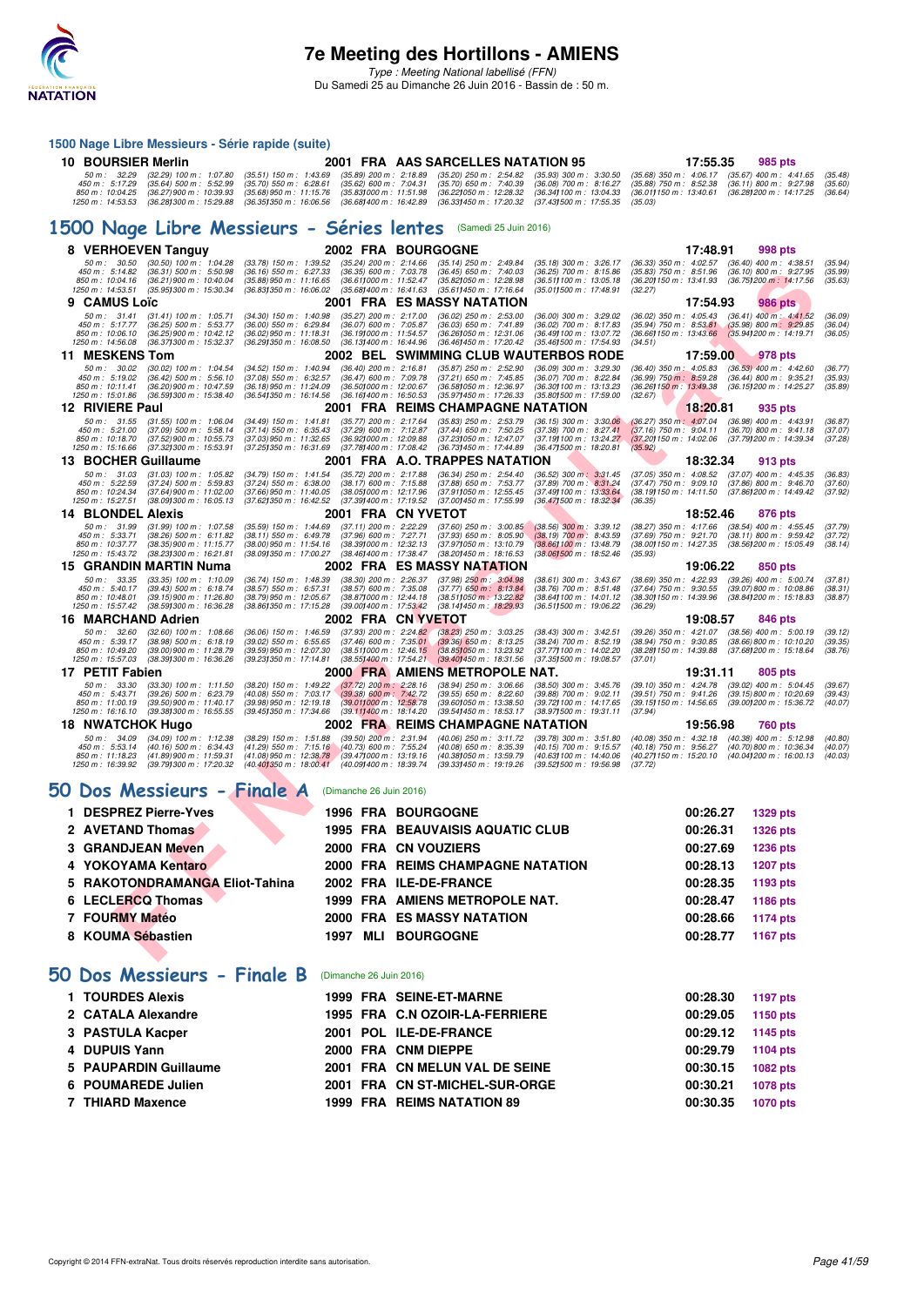# 7e Meeting des Hortillons - AMIENS

*Type : Meeting National labellisé (FFN)*

Du Samedi 25 au Dimanche 26 Juin 2016 - Bassin de : 50 m.

### 1500 Nage Libre Messieurs - Série rapide (suite)

**10 BOURSIER Merlin** — 2001 FRA AAS SARCELLES NATATION 95 — 17:55.35 — 985 pts

50 m : 32.29 (32.29) 100 m : 1:07.80 (35.51) 150 m : 1:43.69 (35.89) 200 m : 2:18.89 (35.20) 250 m : 2:54.82 (35.93) 300 m : 3:30.50 (35.68) 350 m : 4:06.17 (35.67) 400 m : 4:41.65 (35.48)
450 m : 5:17.29 (35.64) 500 m : 5:52.99 (35.70) 550 m : 6:28.61 (35.62) 600 m : 7:04.31 (35.70) 650 m : 7:40.39 (36.08) 700 m : 8:16.27 (35.88) 750 m : 8:52.38 (36.11) 800 m : 9:27.98 (35.60)
850 m : 10:04.25 (36.27) 900 m : 10:39.93 (35.68) 950 m : 11:15.76 (35.83) 1000 m : 11:51.98 (36.22) 1050 m : 12:28.32 (36.34) 1100 m : 13:04.33 (36.01) 1150 m : 13:40.61 (36.28) 1200 m : 14:17.25 (36.64)
1250 m : 14:53.53 (36.28) 1300 m : 15:29.88 (36.35) 1350 m : 16:06.56 (36.68) 1400 m : 16:42.89 (36.33) 1450 m : 17:20.32 (37.43) 1500 m : 17:55.35 (35.03)

## 1500 Nage Libre Messieurs - Séries lentes (Samedi 25 Juin 2016)

**8 VERHOEVEN Tanguy** — 2002 FRA BOURGOGNE — 17:48.91 — 998 pts

50 m : 30.50 (30.50) 100 m : 1:04.28 (33.78) 150 m : 1:39.52 (35.24) 200 m : 2:14.66 (35.14) 250 m : 2:49.84 (35.18) 300 m : 3:26.17 (36.33) 350 m : 4:02.57 (36.40) 400 m : 4:38.51 (35.94)
450 m : 5:14.82 (36.31) 500 m : 5:50.98 (36.16) 550 m : 6:27.33 (36.35) 600 m : 7:03.78 (36.45) 650 m : 7:40.03 (36.25) 700 m : 8:15.86 (35.83) 750 m : 8:51.96 (36.10) 800 m : 9:27.95 (35.99)
850 m : 10:04.16 (36.21) 900 m : 10:40.04 (35.88) 950 m : 11:16.65 (36.61) 1000 m : 11:52.47 (35.82) 1050 m : 12:28.98 (36.51) 1100 m : 13:05.18 (36.20) 1150 m : 13:41.93 (36.75) 1200 m : 14:17.56 (35.63)
1250 m : 14:53.51 (35.95) 1300 m : 15:30.34 (36.83) 1350 m : 16:06.02 (35.68) 1400 m : 16:41.63 (35.61) 1450 m : 17:16.64 (35.01) 1500 m : 17:48.91 (32.27)

**9 CAMUS Loïc** — 2001 FRA ES MASSY NATATION — 17:54.93 — 986 pts

50 m : 31.41 (31.41) 100 m : 1:05.71 (34.30) 150 m : 1:40.98 (35.27) 200 m : 2:17.00 (36.02) 250 m : 2:53.00 (36.00) 300 m : 3:29.02 (36.02) 350 m : 4:05.43 (36.41) 400 m : 4:41.52 (36.09)
450 m : 5:17.77 (36.25) 500 m : 5:53.77 (36.00) 550 m : 6:29.84 (36.07) 600 m : 7:05.87 (36.03) 650 m : 7:41.89 (36.02) 700 m : 8:17.83 (35.94) 750 m : 8:53.81 (35.98) 800 m : 9:29.85 (36.04)
850 m : 10:06.10 (36.25) 900 m : 10:42.12 (36.02) 950 m : 11:18.31 (36.19) 1000 m : 11:54.57 (36.26) 1050 m : 12:31.06 (36.49) 1100 m : 13:07.72 (36.66) 1150 m : 13:43.66 (35.94) 1200 m : 14:19.71 (36.05)
1250 m : 14:56.08 (36.37) 1300 m : 15:32.37 (36.29) 1350 m : 16:08.50 (36.13) 1400 m : 16:44.96 (36.46) 1450 m : 17:20.42 (35.46) 1500 m : 17:54.93 (34.51)

**11 MESKENS Tom** — 2002 BEL SWIMMING CLUB WAUTERBOS RODE — 17:59.00 — 978 pts

50 m : 30.02 (30.02) 100 m : 1:04.54 (34.52) 150 m : 1:40.94 (36.40) 200 m : 2:16.81 (35.87) 250 m : 2:52.90 (36.09) 300 m : 3:29.30 (36.40) 350 m : 4:05.83 (36.53) 400 m : 4:42.60 (36.77)
450 m : 5:19.02 (36.42) 500 m : 5:56.10 (37.08) 550 m : 6:32.57 (36.47) 600 m : 7:09.78 (37.21) 650 m : 7:45.85 (36.07) 700 m : 8:22.84 (36.99) 750 m : 8:59.28 (36.44) 800 m : 9:35.21 (35.93)
850 m : 10:11.41 (36.20) 900 m : 10:47.59 (36.18) 950 m : 11:24.09 (36.50) 1000 m : 12:00.67 (36.58) 1050 m : 12:36.97 (36.30) 1100 m : 13:13.23 (36.26) 1150 m : 13:49.38 (36.15) 1200 m : 14:25.27 (35.89)
1250 m : 15:01.86 (36.59) 1300 m : 15:38.40 (36.54) 1350 m : 16:14.56 (36.16) 1400 m : 16:50.53 (35.97) 1450 m : 17:26.33 (35.80) 1500 m : 17:59.00 (32.67)

**12 RIVIERE Paul** — 2001 FRA REIMS CHAMPAGNE NATATION — 18:20.81 — 935 pts

50 m : 31.55 (31.55) 100 m : 1:06.04 (34.49) 150 m : 1:41.81 (35.77) 200 m : 2:17.64 (35.83) 250 m : 2:53.79 (36.15) 300 m : 3:30.06 (36.27) 350 m : 4:07.04 (36.98) 400 m : 4:43.91 (36.87)
450 m : 5:21.00 (37.09) 500 m : 5:58.14 (37.14) 550 m : 6:35.43 (37.29) 600 m : 7:12.87 (37.44) 650 m : 7:50.25 (37.38) 700 m : 8:27.41 (37.16) 750 m : 9:04.11 (36.70) 800 m : 9:41.18 (37.07)
850 m : 10:18.70 (37.52) 900 m : 10:55.73 (37.03) 950 m : 11:32.65 (36.92) 1000 m : 12:09.88 (37.23) 1050 m : 12:47.07 (37.19) 1100 m : 13:24.27 (37.20) 1150 m : 14:02.06 (37.79) 1200 m : 14:39.34 (37.28)
1250 m : 15:16.66 (37.32) 1300 m : 15:53.91 (37.25) 1350 m : 16:31.69 (37.78) 1400 m : 17:08.42 (36.73) 1450 m : 17:44.89 (36.47) 1500 m : 18:20.81 (35.92)

**13 BOCHER Guillaume** — 2001 FRA A.O. TRAPPES NATATION — 18:32.34 — 913 pts

50 m : 31.03 (31.03) 100 m : 1:05.82 (34.79) 150 m : 1:41.54 (35.72) 200 m : 2:17.88 (36.34) 250 m : 2:54.40 (36.52) 300 m : 3:31.45 (37.05) 350 m : 4:08.52 (37.07) 400 m : 4:45.35 (36.83)
450 m : 5:22.59 (37.24) 500 m : 5:59.83 (37.24) 550 m : 6:38.00 (38.17) 600 m : 7:15.88 (37.88) 650 m : 7:53.77 (37.89) 700 m : 8:31.24 (37.47) 750 m : 9:09.10 (37.86) 800 m : 9:46.70 (37.60)
850 m : 10:24.34 (37.64) 900 m : 11:02.00 (37.66) 950 m : 11:40.05 (38.05) 1000 m : 12:17.96 (37.91) 1050 m : 12:55.45 (37.49) 1100 m : 13:33.64 (38.19) 1150 m : 14:11.50 (37.86) 1200 m : 14:49.42 (37.92)
1250 m : 15:27.51 (38.09) 1300 m : 16:05.13 (37.62) 1350 m : 16:42.52 (37.39) 1400 m : 17:19.52 (37.00) 1450 m : 17:55.99 (36.47) 1500 m : 18:32.34 (36.35)

**14 BLONDEL Alexis** — 2001 FRA CN YVETOT — 18:52.46 — 876 pts

50 m : 31.99 (31.99) 100 m : 1:07.58 (35.59) 150 m : 1:44.69 (37.11) 200 m : 2:22.29 (37.60) 250 m : 3:00.85 (38.56) 300 m : 3:39.12 (38.27) 350 m : 4:17.66 (38.54) 400 m : 4:55.45 (37.79)
450 m : 5:33.71 (38.26) 500 m : 6:11.82 (38.11) 550 m : 6:49.78 (37.96) 600 m : 7:27.71 (37.93) 650 m : 8:05.90 (38.19) 700 m : 8:43.59 (37.69) 750 m : 9:21.70 (38.11) 800 m : 9:59.42 (37.72)
850 m : 10:37.77 (38.35) 900 m : 11:15.77 (38.00) 950 m : 11:54.16 (38.39) 1000 m : 12:32.13 (37.97) 1050 m : 13:10.79 (38.66) 1100 m : 13:48.79 (38.00) 1150 m : 14:27.35 (38.56) 1200 m : 15:05.49 (38.14)
1250 m : 15:43.72 (38.23) 1300 m : 16:21.81 (38.09) 1350 m : 17:00.27 (38.46) 1400 m : 17:38.47 (38.20) 1450 m : 18:16.53 (38.06) 1500 m : 18:52.46 (35.93)

**15 GRANDIN MARTIN Numa** — 2002 FRA ES MASSY NATATION — 19:06.22 — 850 pts

50 m : 33.35 (33.35) 100 m : 1:10.09 (36.74) 150 m : 1:48.39 (38.30) 200 m : 2:26.37 (37.98) 250 m : 3:04.98 (38.61) 300 m : 3:43.67 (38.69) 350 m : 4:22.93 (39.26) 400 m : 5:00.74 (37.81)
450 m : 5:40.17 (39.43) 500 m : 6:18.74 (38.57) 550 m : 6:57.31 (38.57) 600 m : 7:35.08 (37.77) 650 m : 8:13.84 (38.76) 700 m : 8:51.48 (37.64) 750 m : 9:30.55 (39.07) 800 m : 10:08.86 (38.31)
850 m : 10:48.01 (39.15) 900 m : 11:26.80 (38.79) 950 m : 12:05.67 (38.87) 1000 m : 12:44.18 (38.51) 1050 m : 13:22.82 (38.64) 1100 m : 14:01.12 (38.30) 1150 m : 14:39.96 (38.84) 1200 m : 15:18.83 (38.87)
1250 m : 15:57.42 (38.59) 1300 m : 16:36.28 (38.86) 1350 m : 17:15.28 (39.00) 1400 m : 17:53.42 (38.14) 1450 m : 18:29.93 (36.51) 1500 m : 19:06.22 (36.29)

**16 MARCHAND Adrien** — 2002 FRA CN YVETOT — 19:08.57 — 846 pts

50 m : 32.60 (32.60) 100 m : 1:08.66 (36.06) 150 m : 1:46.59 (37.93) 200 m : 2:24.82 (38.23) 250 m : 3:03.25 (38.43) 300 m : 3:42.51 (39.26) 350 m : 4:21.07 (38.56) 400 m : 5:00.19 (39.12)
450 m : 5:39.17 (38.98) 500 m : 6:18.19 (39.02) 550 m : 6:55.65 (37.46) 600 m : 7:35.01 (39.36) 650 m : 8:13.25 (38.24) 700 m : 8:52.19 (38.94) 750 m : 9:30.85 (38.66) 800 m : 10:10.20 (39.35)
850 m : 10:49.20 (39.00) 900 m : 11:28.79 (39.59) 950 m : 12:07.30 (38.51) 1000 m : 12:46.15 (38.85) 1050 m : 13:23.92 (37.77) 1100 m : 14:02.20 (38.28) 1150 m : 14:39.88 (37.68) 1200 m : 15:18.64 (38.76)
1250 m : 15:57.03 (38.39) 1300 m : 16:36.26 (39.23) 1350 m : 17:14.81 (38.55) 1400 m : 17:54.21 (39.40) 1450 m : 18:31.56 (37.35) 1500 m : 19:08.57 (37.01)

**17 PETIT Fabien** — 2000 FRA AMIENS METROPOLE NAT. — 19:31.11 — 805 pts

50 m : 33.30 (33.30) 100 m : 1:11.50 (38.20) 150 m : 1:49.22 (37.72) 200 m : 2:28.16 (38.94) 250 m : 3:06.66 (38.50) 300 m : 3:45.76 (39.10) 350 m : 4:24.78 (39.02) 400 m : 5:04.45 (39.67)
450 m : 5:43.71 (39.26) 500 m : 6:23.79 (40.08) 550 m : 7:03.17 (39.38) 600 m : 7:42.72 (39.55) 650 m : 8:22.60 (39.88) 700 m : 9:02.11 (39.51) 750 m : 9:41.26 (39.15) 800 m : 10:20.69 (39.43)
850 m : 11:00.19 (39.50) 900 m : 11:40.17 (39.98) 950 m : 12:19.18 (39.01) 1000 m : 12:58.78 (39.60) 1050 m : 13:38.50 (39.72) 1100 m : 14:17.65 (39.15) 1150 m : 14:56.65 (39.00) 1200 m : 15:36.72 (40.07)
1250 m : 16:16.10 (39.38) 1300 m : 16:55.55 (39.45) 1350 m : 17:34.66 (39.11) 1400 m : 18:14.20 (39.54) 1450 m : 18:53.17 (38.97) 1500 m : 19:31.11 (37.94)

**18 NWATCHOK Hugo** — 2002 FRA REIMS CHAMPAGNE NATATION — 19:56.98 — 760 pts

50 m : 34.09 (34.09) 100 m : 1:12.38 (38.29) 150 m : 1:51.88 (39.50) 200 m : 2:31.94 (40.06) 250 m : 3:11.72 (39.78) 300 m : 3:51.80 (40.08) 350 m : 4:32.18 (40.38) 400 m : 5:12.98 (40.80)
450 m : 5:53.14 (40.16) 500 m : 6:34.43 (41.29) 550 m : 7:15.16 (40.73) 600 m : 7:55.24 (40.08) 650 m : 8:35.39 (40.15) 700 m : 9:15.57 (40.18) 750 m : 9:56.27 (40.70) 800 m : 10:36.34 (40.07)
850 m : 11:18.23 (41.89) 900 m : 11:59.31 (41.08) 950 m : 12:38.78 (39.47) 1000 m : 13:19.16 (40.38) 1050 m : 13:59.79 (40.63) 1100 m : 14:40.06 (40.27) 1150 m : 15:20.10 (40.04) 1200 m : 16:00.13 (40.03)
1250 m : 16:39.92 (39.79) 1300 m : 17:20.32 (40.40) 1350 m : 18:00.41 (40.09) 1400 m : 18:39.74 (39.33) 1450 m : 19:19.26 (39.52) 1500 m : 19:56.98 (37.72)

## 50 Dos Messieurs - Finale A (Dimanche 26 Juin 2016)

| Rang | Nom | Année | Nat | Club | Temps | Points |
|---|---|---|---|---|---|---|
| 1 | DESPREZ Pierre-Yves | 1996 | FRA | BOURGOGNE | 00:26.27 | 1329 pts |
| 2 | AVETAND Thomas | 1995 | FRA | BEAUVAISIS AQUATIC CLUB | 00:26.31 | 1326 pts |
| 3 | GRANDJEAN Meven | 2000 | FRA | CN VOUZIERS | 00:27.69 | 1236 pts |
| 4 | YOKOYAMA Kentaro | 2000 | FRA | REIMS CHAMPAGNE NATATION | 00:28.13 | 1207 pts |
| 5 | RAKOTONDRAMANGA Eliot-Tahina | 2002 | FRA | ILE-DE-FRANCE | 00:28.35 | 1193 pts |
| 6 | LECLERCQ Thomas | 1999 | FRA | AMIENS METROPOLE NAT. | 00:28.47 | 1186 pts |
| 7 | FOURMY Matéo | 2000 | FRA | ES MASSY NATATION | 00:28.66 | 1174 pts |
| 8 | KOUMA Sébastien | 1997 | MLI | BOURGOGNE | 00:28.77 | 1167 pts |

## 50 Dos Messieurs - Finale B (Dimanche 26 Juin 2016)

| Rang | Nom | Année | Nat | Club | Temps | Points |
|---|---|---|---|---|---|---|
| 1 | TOURDES Alexis | 1999 | FRA | SEINE-ET-MARNE | 00:28.30 | 1197 pts |
| 2 | CATALA Alexandre | 1995 | FRA | C.N OZOIR-LA-FERRIERE | 00:29.05 | 1150 pts |
| 3 | PASTULA Kacper | 2001 | POL | ILE-DE-FRANCE | 00:29.12 | 1145 pts |
| 4 | DUPUIS Yann | 2000 | FRA | CNM DIEPPE | 00:29.79 | 1104 pts |
| 5 | PAUPARDIN Guillaume | 2001 | FRA | CN MELUN VAL DE SEINE | 00:30.15 | 1082 pts |
| 6 | POUMAREDE Julien | 2001 | FRA | CN ST-MICHEL-SUR-ORGE | 00:30.21 | 1078 pts |
| 7 | THIARD Maxence | 1999 | FRA | REIMS NATATION 89 | 00:30.35 | 1070 pts |

Copyright © 2014 FFN-extraNat. Tous droits réservés reproduction interdite sans autorisation.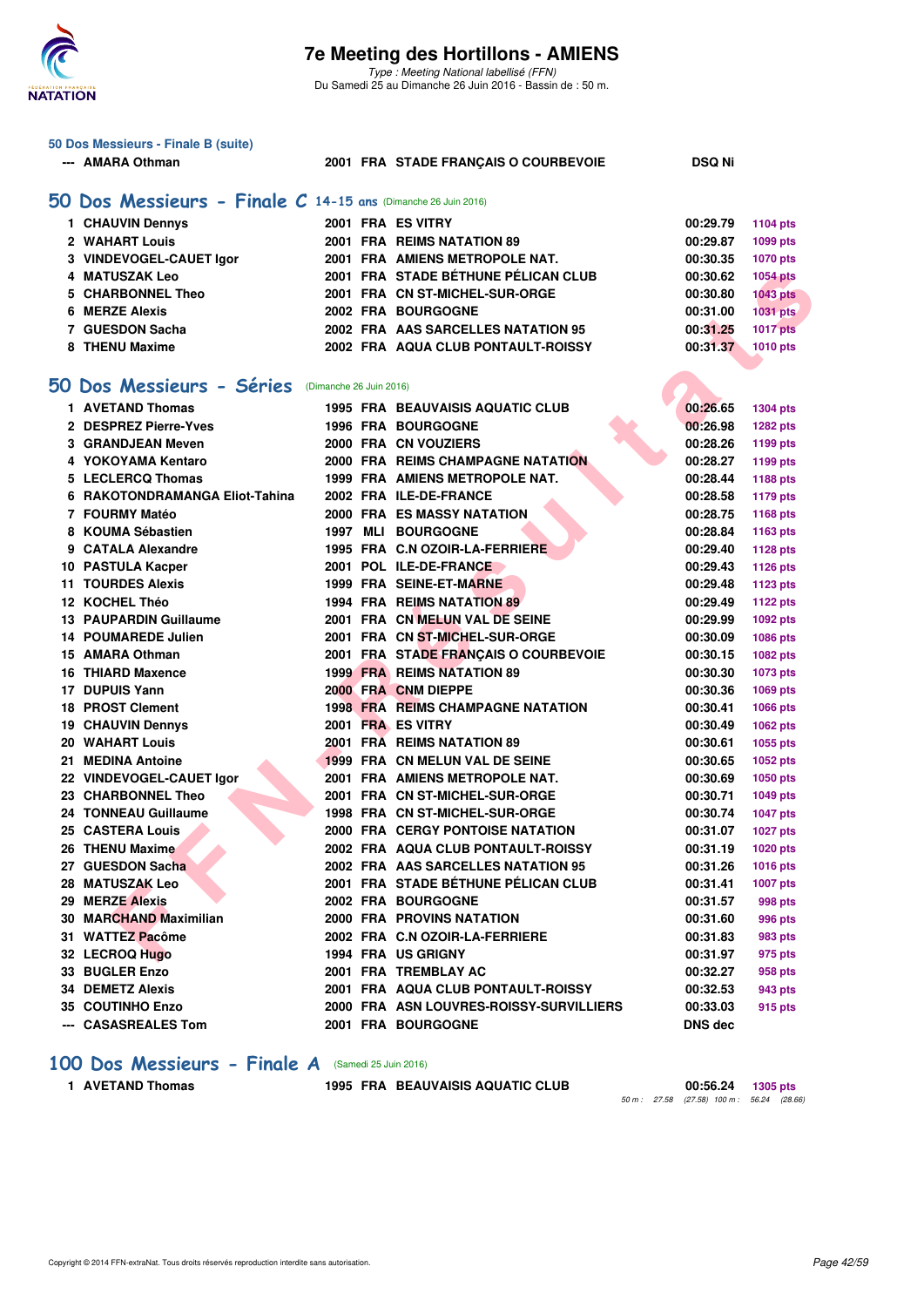# 7e Meeting des Hortillons - AMIENS

*Type : Meeting National labellisé (FFN)*
Du Samedi 25 au Dimanche 26 Juin 2016 - Bassin de : 50 m.

### 50 Dos Messieurs - Finale B (suite)

| | | | | | | |
|---|---|---|---|---|---|---|
| --- | AMARA Othman | 2001 | FRA | STADE FRANÇAIS O COURBEVOIE | DSQ Ni | |

## 50 Dos Messieurs - Finale C 14-15 ans (Dimanche 26 Juin 2016)

| | | | | | | |
|---|---|---|---|---|---|---|
| 1 | CHAUVIN Dennys | 2001 | FRA | ES VITRY | 00:29.79 | 1104 pts |
| 2 | WAHART Louis | 2001 | FRA | REIMS NATATION 89 | 00:29.87 | 1099 pts |
| 3 | VINDEVOGEL-CAUET Igor | 2001 | FRA | AMIENS METROPOLE NAT. | 00:30.35 | 1070 pts |
| 4 | MATUSZAK Leo | 2001 | FRA | STADE BÉTHUNE PÉLICAN CLUB | 00:30.62 | 1054 pts |
| 5 | CHARBONNEL Theo | 2001 | FRA | CN ST-MICHEL-SUR-ORGE | 00:30.80 | 1043 pts |
| 6 | MERZE Alexis | 2002 | FRA | BOURGOGNE | 00:31.00 | 1031 pts |
| 7 | GUESDON Sacha | 2002 | FRA | AAS SARCELLES NATATION 95 | 00:31.25 | 1017 pts |
| 8 | THENU Maxime | 2002 | FRA | AQUA CLUB PONTAULT-ROISSY | 00:31.37 | 1010 pts |

## 50 Dos Messieurs - Séries (Dimanche 26 Juin 2016)

| | | | | | | |
|---|---|---|---|---|---|---|
| 1 | AVETAND Thomas | 1995 | FRA | BEAUVAISIS AQUATIC CLUB | 00:26.65 | 1304 pts |
| 2 | DESPREZ Pierre-Yves | 1996 | FRA | BOURGOGNE | 00:26.98 | 1282 pts |
| 3 | GRANDJEAN Meven | 2000 | FRA | CN VOUZIERS | 00:28.26 | 1199 pts |
| 4 | YOKOYAMA Kentaro | 2000 | FRA | REIMS CHAMPAGNE NATATION | 00:28.27 | 1199 pts |
| 5 | LECLERCQ Thomas | 1999 | FRA | AMIENS METROPOLE NAT. | 00:28.44 | 1188 pts |
| 6 | RAKOTONDRAMANGA Eliot-Tahina | 2002 | FRA | ILE-DE-FRANCE | 00:28.58 | 1179 pts |
| 7 | FOURMY Matéo | 2000 | FRA | ES MASSY NATATION | 00:28.75 | 1168 pts |
| 8 | KOUMA Sébastien | 1997 | MLI | BOURGOGNE | 00:28.84 | 1163 pts |
| 9 | CATALA Alexandre | 1995 | FRA | C.N OZOIR-LA-FERRIERE | 00:29.40 | 1128 pts |
| 10 | PASTULA Kacper | 2001 | POL | ILE-DE-FRANCE | 00:29.43 | 1126 pts |
| 11 | TOURDES Alexis | 1999 | FRA | SEINE-ET-MARNE | 00:29.48 | 1123 pts |
| 12 | KOCHEL Théo | 1994 | FRA | REIMS NATATION 89 | 00:29.49 | 1122 pts |
| 13 | PAUPARDIN Guillaume | 2001 | FRA | CN MELUN VAL DE SEINE | 00:29.99 | 1092 pts |
| 14 | POUMAREDE Julien | 2001 | FRA | CN ST-MICHEL-SUR-ORGE | 00:30.09 | 1086 pts |
| 15 | AMARA Othman | 2001 | FRA | STADE FRANÇAIS O COURBEVOIE | 00:30.15 | 1082 pts |
| 16 | THIARD Maxence | 1999 | FRA | REIMS NATATION 89 | 00:30.30 | 1073 pts |
| 17 | DUPUIS Yann | 2000 | FRA | CNM DIEPPE | 00:30.36 | 1069 pts |
| 18 | PROST Clement | 1998 | FRA | REIMS CHAMPAGNE NATATION | 00:30.41 | 1066 pts |
| 19 | CHAUVIN Dennys | 2001 | FRA | ES VITRY | 00:30.49 | 1062 pts |
| 20 | WAHART Louis | 2001 | FRA | REIMS NATATION 89 | 00:30.61 | 1055 pts |
| 21 | MEDINA Antoine | 1999 | FRA | CN MELUN VAL DE SEINE | 00:30.65 | 1052 pts |
| 22 | VINDEVOGEL-CAUET Igor | 2001 | FRA | AMIENS METROPOLE NAT. | 00:30.69 | 1050 pts |
| 23 | CHARBONNEL Theo | 2001 | FRA | CN ST-MICHEL-SUR-ORGE | 00:30.71 | 1049 pts |
| 24 | TONNEAU Guillaume | 1998 | FRA | CN ST-MICHEL-SUR-ORGE | 00:30.74 | 1047 pts |
| 25 | CASTERA Louis | 2000 | FRA | CERGY PONTOISE NATATION | 00:31.07 | 1027 pts |
| 26 | THENU Maxime | 2002 | FRA | AQUA CLUB PONTAULT-ROISSY | 00:31.19 | 1020 pts |
| 27 | GUESDON Sacha | 2002 | FRA | AAS SARCELLES NATATION 95 | 00:31.26 | 1016 pts |
| 28 | MATUSZAK Leo | 2001 | FRA | STADE BÉTHUNE PÉLICAN CLUB | 00:31.41 | 1007 pts |
| 29 | MERZE Alexis | 2002 | FRA | BOURGOGNE | 00:31.57 | 998 pts |
| 30 | MARCHAND Maximilian | 2000 | FRA | PROVINS NATATION | 00:31.60 | 996 pts |
| 31 | WATTEZ Pacôme | 2002 | FRA | C.N OZOIR-LA-FERRIERE | 00:31.83 | 983 pts |
| 32 | LECROQ Hugo | 1994 | FRA | US GRIGNY | 00:31.97 | 975 pts |
| 33 | BUGLER Enzo | 2001 | FRA | TREMBLAY AC | 00:32.27 | 958 pts |
| 34 | DEMETZ Alexis | 2001 | FRA | AQUA CLUB PONTAULT-ROISSY | 00:32.53 | 943 pts |
| 35 | COUTINHO Enzo | 2000 | FRA | ASN LOUVRES-ROISSY-SURVILLIERS | 00:33.03 | 915 pts |
| --- | CASASREALES Tom | 2001 | FRA | BOURGOGNE | DNS dec | |

## 100 Dos Messieurs - Finale A (Samedi 25 Juin 2016)

| | | | | | | |
|---|---|---|---|---|---|---|
| 1 | AVETAND Thomas | 1995 | FRA | BEAUVAISIS AQUATIC CLUB | 00:56.24 | 1305 pts |

50 m : 27.58 (27.58) 100 m : 56.24 (28.66)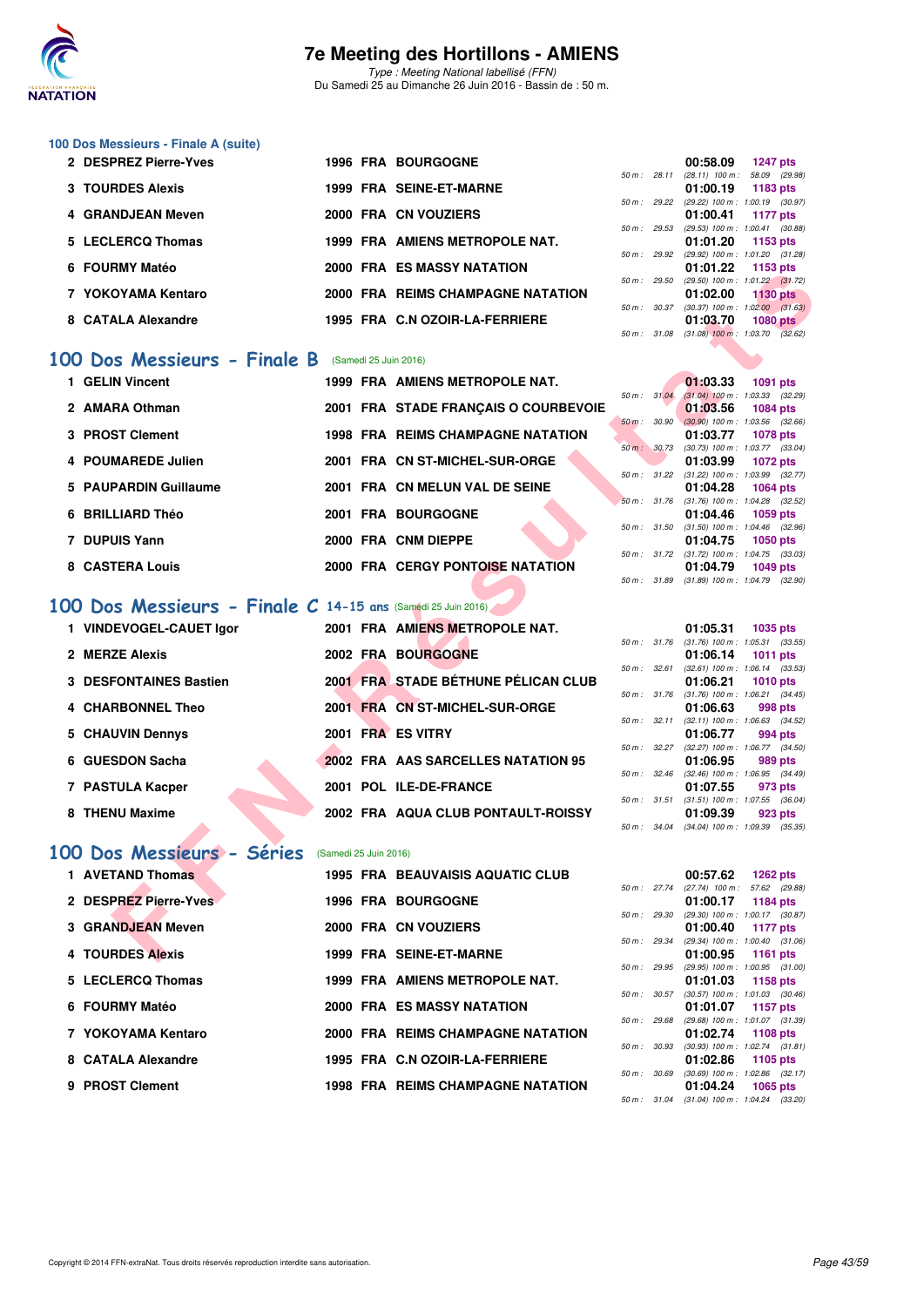# 7e Meeting des Hortillons - AMIENS

*Type : Meeting National labellisé (FFN)*
Du Samedi 25 au Dimanche 26 Juin 2016 - Bassin de : 50 m.

### 100 Dos Messieurs - Finale A (suite)

| Pl. | Nom | Année | Nat. | Club | Temps | Points | Splits |
|---|---|---|---|---|---|---|---|
| 2 | DESPREZ Pierre-Yves | 1996 | FRA | BOURGOGNE | 00:58.09 | 1247 pts | 50 m : 28.11 (28.11) 100 m : 58.09 (29.98) |
| 3 | TOURDES Alexis | 1999 | FRA | SEINE-ET-MARNE | 01:00.19 | 1183 pts | 50 m : 29.22 (29.22) 100 m : 1:00.19 (30.97) |
| 4 | GRANDJEAN Meven | 2000 | FRA | CN VOUZIERS | 01:00.41 | 1177 pts | 50 m : 29.53 (29.53) 100 m : 1:00.41 (30.88) |
| 5 | LECLERCQ Thomas | 1999 | FRA | AMIENS METROPOLE NAT. | 01:01.20 | 1153 pts | 50 m : 29.92 (29.92) 100 m : 1:01.20 (31.28) |
| 6 | FOURMY Matéo | 2000 | FRA | ES MASSY NATATION | 01:01.22 | 1153 pts | 50 m : 29.50 (29.50) 100 m : 1:01.22 (31.72) |
| 7 | YOKOYAMA Kentaro | 2000 | FRA | REIMS CHAMPAGNE NATATION | 01:02.00 | 1130 pts | 50 m : 30.37 (30.37) 100 m : 1:02.00 (31.63) |
| 8 | CATALA Alexandre | 1995 | FRA | C.N OZOIR-LA-FERRIERE | 01:03.70 | 1080 pts | 50 m : 31.08 (31.08) 100 m : 1:03.70 (32.62) |

## 100 Dos Messieurs - Finale B (Samedi 25 Juin 2016)

| Pl. | Nom | Année | Nat. | Club | Temps | Points | Splits |
|---|---|---|---|---|---|---|---|
| 1 | GELIN Vincent | 1999 | FRA | AMIENS METROPOLE NAT. | 01:03.33 | 1091 pts | 50 m : 31.04 (31.04) 100 m : 1:03.33 (32.29) |
| 2 | AMARA Othman | 2001 | FRA | STADE FRANÇAIS O COURBEVOIE | 01:03.56 | 1084 pts | 50 m : 30.90 (30.90) 100 m : 1:03.56 (32.66) |
| 3 | PROST Clement | 1998 | FRA | REIMS CHAMPAGNE NATATION | 01:03.77 | 1078 pts | 50 m : 30.73 (30.73) 100 m : 1:03.77 (33.04) |
| 4 | POUMAREDE Julien | 2001 | FRA | CN ST-MICHEL-SUR-ORGE | 01:03.99 | 1072 pts | 50 m : 31.22 (31.22) 100 m : 1:03.99 (32.77) |
| 5 | PAUPARDIN Guillaume | 2001 | FRA | CN MELUN VAL DE SEINE | 01:04.28 | 1064 pts | 50 m : 31.76 (31.76) 100 m : 1:04.28 (32.52) |
| 6 | BRILLIARD Théo | 2001 | FRA | BOURGOGNE | 01:04.46 | 1059 pts | 50 m : 31.50 (31.50) 100 m : 1:04.46 (32.96) |
| 7 | DUPUIS Yann | 2000 | FRA | CNM DIEPPE | 01:04.75 | 1050 pts | 50 m : 31.72 (31.72) 100 m : 1:04.75 (33.03) |
| 8 | CASTERA Louis | 2000 | FRA | CERGY PONTOISE NATATION | 01:04.79 | 1049 pts | 50 m : 31.89 (31.89) 100 m : 1:04.79 (32.90) |

## 100 Dos Messieurs - Finale C 14-15 ans (Samedi 25 Juin 2016)

| Pl. | Nom | Année | Nat. | Club | Temps | Points | Splits |
|---|---|---|---|---|---|---|---|
| 1 | VINDEVOGEL-CAUET Igor | 2001 | FRA | AMIENS METROPOLE NAT. | 01:05.31 | 1035 pts | 50 m : 31.76 (31.76) 100 m : 1:05.31 (33.55) |
| 2 | MERZE Alexis | 2002 | FRA | BOURGOGNE | 01:06.14 | 1011 pts | 50 m : 32.61 (32.61) 100 m : 1:06.14 (33.53) |
| 3 | DESFONTAINES Bastien | 2001 | FRA | STADE BÉTHUNE PÉLICAN CLUB | 01:06.21 | 1010 pts | 50 m : 31.76 (31.76) 100 m : 1:06.21 (34.45) |
| 4 | CHARBONNEL Theo | 2001 | FRA | CN ST-MICHEL-SUR-ORGE | 01:06.63 | 998 pts | 50 m : 32.11 (32.11) 100 m : 1:06.63 (34.52) |
| 5 | CHAUVIN Dennys | 2001 | FRA | ES VITRY | 01:06.77 | 994 pts | 50 m : 32.27 (32.27) 100 m : 1:06.77 (34.50) |
| 6 | GUESDON Sacha | 2002 | FRA | AAS SARCELLES NATATION 95 | 01:06.95 | 989 pts | 50 m : 32.46 (32.46) 100 m : 1:06.95 (34.49) |
| 7 | PASTULA Kacper | 2001 | POL | ILE-DE-FRANCE | 01:07.55 | 973 pts | 50 m : 31.51 (31.51) 100 m : 1:07.55 (36.04) |
| 8 | THENU Maxime | 2002 | FRA | AQUA CLUB PONTAULT-ROISSY | 01:09.39 | 923 pts | 50 m : 34.04 (34.04) 100 m : 1:09.39 (35.35) |

## 100 Dos Messieurs - Séries (Samedi 25 Juin 2016)

| Pl. | Nom | Année | Nat. | Club | Temps | Points | Splits |
|---|---|---|---|---|---|---|---|
| 1 | AVETAND Thomas | 1995 | FRA | BEAUVAISIS AQUATIC CLUB | 00:57.62 | 1262 pts | 50 m : 27.74 (27.74) 100 m : 57.62 (29.88) |
| 2 | DESPREZ Pierre-Yves | 1996 | FRA | BOURGOGNE | 01:00.17 | 1184 pts | 50 m : 29.30 (29.30) 100 m : 1:00.17 (30.87) |
| 3 | GRANDJEAN Meven | 2000 | FRA | CN VOUZIERS | 01:00.40 | 1177 pts | 50 m : 29.34 (29.34) 100 m : 1:00.40 (31.06) |
| 4 | TOURDES Alexis | 1999 | FRA | SEINE-ET-MARNE | 01:00.95 | 1161 pts | 50 m : 29.95 (29.95) 100 m : 1:00.95 (31.00) |
| 5 | LECLERCQ Thomas | 1999 | FRA | AMIENS METROPOLE NAT. | 01:01.03 | 1158 pts | 50 m : 30.57 (30.57) 100 m : 1:01.03 (30.46) |
| 6 | FOURMY Matéo | 2000 | FRA | ES MASSY NATATION | 01:01.07 | 1157 pts | 50 m : 29.68 (29.68) 100 m : 1:01.07 (31.39) |
| 7 | YOKOYAMA Kentaro | 2000 | FRA | REIMS CHAMPAGNE NATATION | 01:02.74 | 1108 pts | 50 m : 30.93 (30.93) 100 m : 1:02.74 (31.81) |
| 8 | CATALA Alexandre | 1995 | FRA | C.N OZOIR-LA-FERRIERE | 01:02.86 | 1105 pts | 50 m : 30.69 (30.69) 100 m : 1:02.86 (32.17) |
| 9 | PROST Clement | 1998 | FRA | REIMS CHAMPAGNE NATATION | 01:04.24 | 1065 pts | 50 m : 31.04 (31.04) 100 m : 1:04.24 (33.20) |

Copyright © 2014 FFN-extraNat. Tous droits réservés reproduction interdite sans autorisation.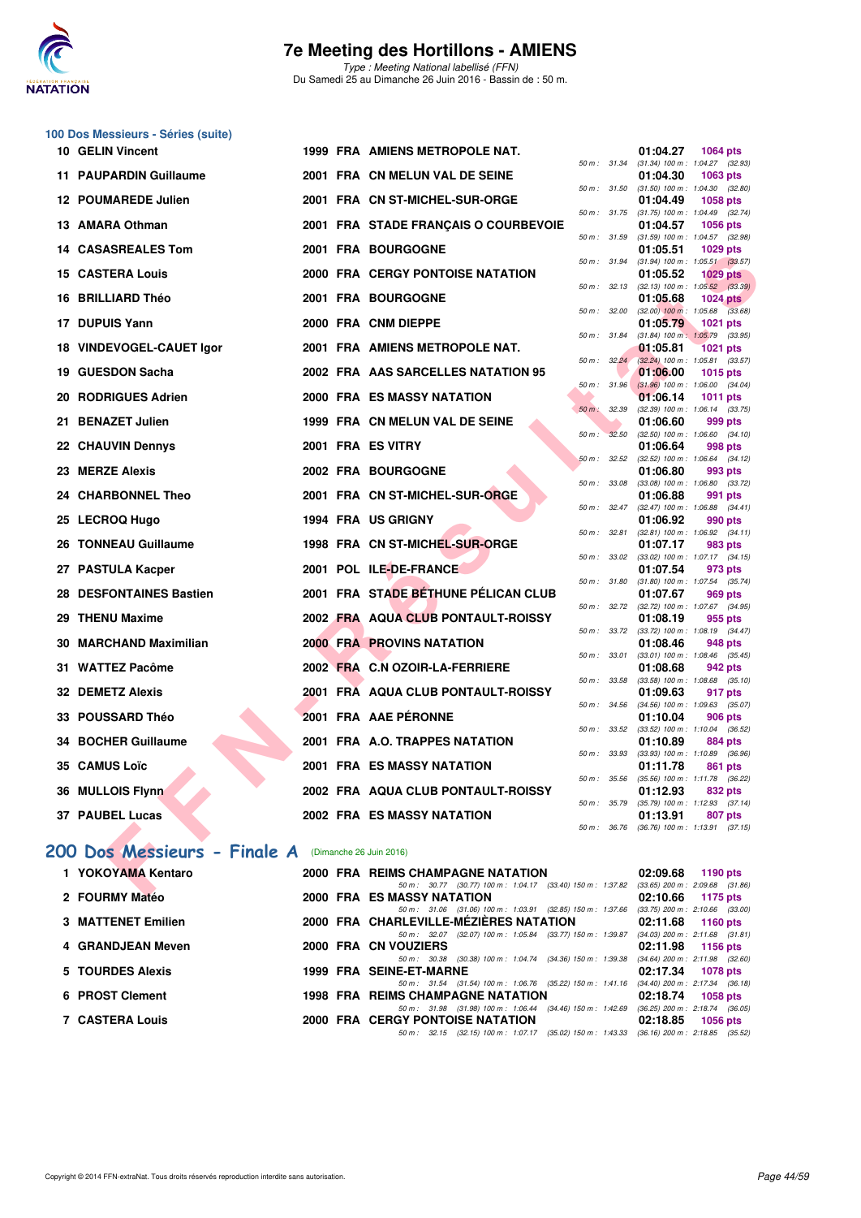## 100 Dos Messieurs - Séries (suite)

| Rg | Nom | Année | Nat | Club | Temps | Points | Splits |
|---|---|---|---|---|---|---|---|
| 10 | GELIN Vincent | 1999 | FRA | AMIENS METROPOLE NAT. | 01:04.27 | 1064 pts | 50 m : 31.34 (31.34) 100 m : 1:04.27 (32.93) |
| 11 | PAUPARDIN Guillaume | 2001 | FRA | CN MELUN VAL DE SEINE | 01:04.30 | 1063 pts | 50 m : 31.50 (31.50) 100 m : 1:04.30 (32.80) |
| 12 | POUMAREDE Julien | 2001 | FRA | CN ST-MICHEL-SUR-ORGE | 01:04.49 | 1058 pts | 50 m : 31.75 (31.75) 100 m : 1:04.49 (32.74) |
| 13 | AMARA Othman | 2001 | FRA | STADE FRANÇAIS O COURBEVOIE | 01:04.57 | 1056 pts | 50 m : 31.59 (31.59) 100 m : 1:04.57 (32.98) |
| 14 | CASASREALES Tom | 2001 | FRA | BOURGOGNE | 01:05.51 | 1029 pts | 50 m : 31.94 (31.94) 100 m : 1:05.51 (33.57) |
| 15 | CASTERA Louis | 2000 | FRA | CERGY PONTOISE NATATION | 01:05.52 | 1029 pts | 50 m : 32.13 (32.13) 100 m : 1:05.52 (33.39) |
| 16 | BRILLIARD Théo | 2001 | FRA | BOURGOGNE | 01:05.68 | 1024 pts | 50 m : 32.00 (32.00) 100 m : 1:05.68 (33.68) |
| 17 | DUPUIS Yann | 2000 | FRA | CNM DIEPPE | 01:05.79 | 1021 pts | 50 m : 31.84 (31.84) 100 m : 1:05.79 (33.95) |
| 18 | VINDEVOGEL-CAUET Igor | 2001 | FRA | AMIENS METROPOLE NAT. | 01:05.81 | 1021 pts | 50 m : 32.24 (32.24) 100 m : 1:05.81 (33.57) |
| 19 | GUESDON Sacha | 2002 | FRA | AAS SARCELLES NATATION 95 | 01:06.00 | 1015 pts | 50 m : 31.96 (31.96) 100 m : 1:06.00 (34.04) |
| 20 | RODRIGUES Adrien | 2000 | FRA | ES MASSY NATATION | 01:06.14 | 1011 pts | 50 m : 32.39 (32.39) 100 m : 1:06.14 (33.75) |
| 21 | BENAZET Julien | 1999 | FRA | CN MELUN VAL DE SEINE | 01:06.60 | 999 pts | 50 m : 32.50 (32.50) 100 m : 1:06.60 (34.10) |
| 22 | CHAUVIN Dennys | 2001 | FRA | ES VITRY | 01:06.64 | 998 pts | 50 m : 32.52 (32.52) 100 m : 1:06.64 (34.12) |
| 23 | MERZE Alexis | 2002 | FRA | BOURGOGNE | 01:06.80 | 993 pts | 50 m : 33.08 (33.08) 100 m : 1:06.80 (33.72) |
| 24 | CHARBONNEL Theo | 2001 | FRA | CN ST-MICHEL-SUR-ORGE | 01:06.88 | 991 pts | 50 m : 32.47 (32.47) 100 m : 1:06.88 (34.41) |
| 25 | LECROQ Hugo | 1994 | FRA | US GRIGNY | 01:06.92 | 990 pts | 50 m : 32.81 (32.81) 100 m : 1:06.92 (34.11) |
| 26 | TONNEAU Guillaume | 1998 | FRA | CN ST-MICHEL-SUR-ORGE | 01:07.17 | 983 pts | 50 m : 33.02 (33.02) 100 m : 1:07.17 (34.15) |
| 27 | PASTULA Kacper | 2001 | POL | ILE-DE-FRANCE | 01:07.54 | 973 pts | 50 m : 31.80 (31.80) 100 m : 1:07.54 (35.74) |
| 28 | DESFONTAINES Bastien | 2001 | FRA | STADE BÉTHUNE PÉLICAN CLUB | 01:07.67 | 969 pts | 50 m : 32.72 (32.72) 100 m : 1:07.67 (34.95) |
| 29 | THENU Maxime | 2002 | FRA | AQUA CLUB PONTAULT-ROISSY | 01:08.19 | 955 pts | 50 m : 33.72 (33.72) 100 m : 1:08.19 (34.47) |
| 30 | MARCHAND Maximilian | 2000 | FRA | PROVINS NATATION | 01:08.46 | 948 pts | 50 m : 33.01 (33.01) 100 m : 1:08.46 (35.45) |
| 31 | WATTEZ Pacôme | 2002 | FRA | C.N OZOIR-LA-FERRIERE | 01:08.68 | 942 pts | 50 m : 33.58 (33.58) 100 m : 1:08.68 (35.10) |
| 32 | DEMETZ Alexis | 2001 | FRA | AQUA CLUB PONTAULT-ROISSY | 01:09.63 | 917 pts | 50 m : 34.56 (34.56) 100 m : 1:09.63 (35.07) |
| 33 | POUSSARD Théo | 2001 | FRA | AAE PÉRONNE | 01:10.04 | 906 pts | 50 m : 33.52 (33.52) 100 m : 1:10.04 (36.52) |
| 34 | BOCHER Guillaume | 2001 | FRA | A.O. TRAPPES NATATION | 01:10.89 | 884 pts | 50 m : 33.93 (33.93) 100 m : 1:10.89 (36.96) |
| 35 | CAMUS Loïc | 2001 | FRA | ES MASSY NATATION | 01:11.78 | 861 pts | 50 m : 35.56 (35.56) 100 m : 1:11.78 (36.22) |
| 36 | MULLOIS Flynn | 2002 | FRA | AQUA CLUB PONTAULT-ROISSY | 01:12.93 | 832 pts | 50 m : 35.79 (35.79) 100 m : 1:12.93 (37.14) |
| 37 | PAUBEL Lucas | 2002 | FRA | ES MASSY NATATION | 01:13.91 | 807 pts | 50 m : 36.76 (36.76) 100 m : 1:13.91 (37.15) |

## 200 Dos Messieurs - Finale A (Dimanche 26 Juin 2016)

| Rg | Nom | Année | Nat | Club | Temps | Points | Splits |
|---|---|---|---|---|---|---|---|
| 1 | YOKOYAMA Kentaro | 2000 | FRA | REIMS CHAMPAGNE NATATION | 02:09.68 | 1190 pts | 50 m : 30.77 (30.77) 100 m : 1:04.17 (33.40) 150 m : 1:37.82 (33.65) 200 m : 2:09.68 (31.86) |
| 2 | FOURMY Matéo | 2000 | FRA | ES MASSY NATATION | 02:10.66 | 1175 pts | 50 m : 31.06 (31.06) 100 m : 1:03.91 (32.85) 150 m : 1:37.66 (33.75) 200 m : 2:10.66 (33.00) |
| 3 | MATTENET Emilien | 2000 | FRA | CHARLEVILLE-MÉZIÈRES NATATION | 02:11.68 | 1160 pts | 50 m : 32.07 (32.07) 100 m : 1:05.84 (33.77) 150 m : 1:39.87 (34.03) 200 m : 2:11.68 (31.81) |
| 4 | GRANDJEAN Meven | 2000 | FRA | CN VOUZIERS | 02:11.98 | 1156 pts | 50 m : 30.38 (30.38) 100 m : 1:04.74 (34.36) 150 m : 1:39.38 (34.64) 200 m : 2:11.98 (32.60) |
| 5 | TOURDES Alexis | 1999 | FRA | SEINE-ET-MARNE | 02:17.34 | 1078 pts | 50 m : 31.54 (31.54) 100 m : 1:06.76 (35.22) 150 m : 1:41.16 (34.40) 200 m : 2:17.34 (36.18) |
| 6 | PROST Clement | 1998 | FRA | REIMS CHAMPAGNE NATATION | 02:18.74 | 1058 pts | 50 m : 31.98 (31.98) 100 m : 1:06.44 (34.46) 150 m : 1:42.69 (36.25) 200 m : 2:18.74 (36.05) |
| 7 | CASTERA Louis | 2000 | FRA | CERGY PONTOISE NATATION | 02:18.85 | 1056 pts | 50 m : 32.15 (32.15) 100 m : 1:07.17 (35.02) 150 m : 1:43.33 (36.16) 200 m : 2:18.85 (35.52) |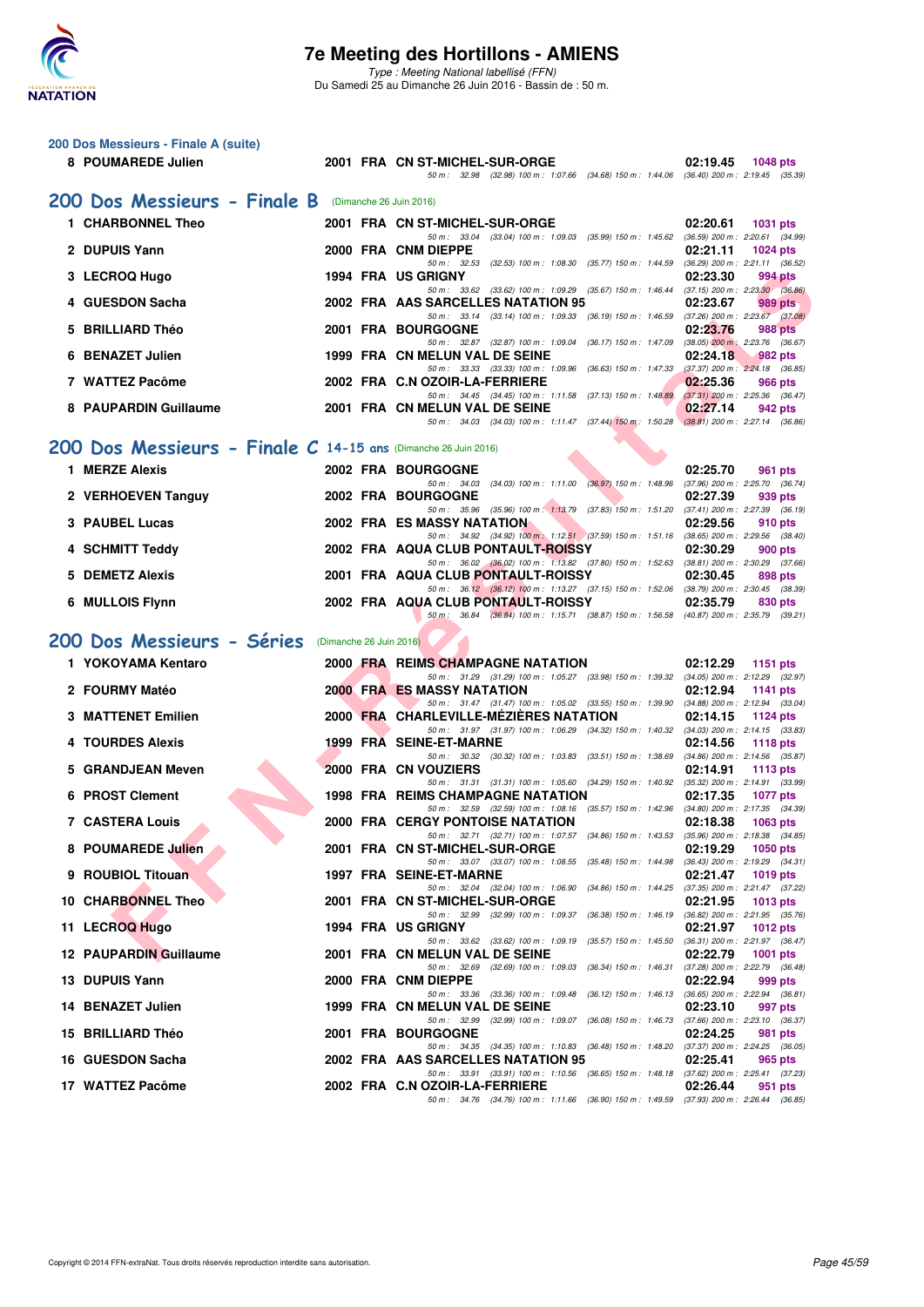## 200 Dos Messieurs - Finale A (suite)

| | Nom | Année | Nat. | Club | Temps | Points |
|---|---|---|---|---|---|---|
| 8 | POUMAREDE Julien | 2001 | FRA | CN ST-MICHEL-SUR-ORGE | 02:19.45 | 1048 pts |
| | | | | 50 m : 32.98 (32.98) 100 m : 1:07.66 (34.68) 150 m : 1:44.06 (36.40) 200 m : 2:19.45 (35.39) | | |

## 200 Dos Messieurs - Finale B (Dimanche 26 Juin 2016)

| | Nom | Année | Nat. | Club | Temps | Points |
|---|---|---|---|---|---|---|
| 1 | CHARBONNEL Theo | 2001 | FRA | CN ST-MICHEL-SUR-ORGE | 02:20.61 | 1031 pts |
| | | | | 50 m : 33.04 (33.04) 100 m : 1:09.03 (35.99) 150 m : 1:45.62 (36.59) 200 m : 2:20.61 (34.99) | | |
| 2 | DUPUIS Yann | 2000 | FRA | CNM DIEPPE | 02:21.11 | 1024 pts |
| | | | | 50 m : 32.53 (32.53) 100 m : 1:08.30 (35.77) 150 m : 1:44.59 (36.29) 200 m : 2:21.11 (36.52) | | |
| 3 | LECROQ Hugo | 1994 | FRA | US GRIGNY | 02:23.30 | 994 pts |
| | | | | 50 m : 33.62 (33.62) 100 m : 1:09.29 (35.67) 150 m : 1:46.44 (37.15) 200 m : 2:23.30 (36.86) | | |
| 4 | GUESDON Sacha | 2002 | FRA | AAS SARCELLES NATATION 95 | 02:23.67 | 989 pts |
| | | | | 50 m : 33.14 (33.14) 100 m : 1:09.33 (36.19) 150 m : 1:46.59 (37.26) 200 m : 2:23.67 (37.08) | | |
| 5 | BRILLIARD Théo | 2001 | FRA | BOURGOGNE | 02:23.76 | 988 pts |
| | | | | 50 m : 32.87 (32.87) 100 m : 1:09.04 (36.17) 150 m : 1:47.09 (38.05) 200 m : 2:23.76 (36.67) | | |
| 6 | BENAZET Julien | 1999 | FRA | CN MELUN VAL DE SEINE | 02:24.18 | 982 pts |
| | | | | 50 m : 33.33 (33.33) 100 m : 1:09.96 (36.63) 150 m : 1:47.33 (37.37) 200 m : 2:24.18 (36.85) | | |
| 7 | WATTEZ Pacôme | 2002 | FRA | C.N OZOIR-LA-FERRIERE | 02:25.36 | 966 pts |
| | | | | 50 m : 34.45 (34.45) 100 m : 1:11.58 (37.13) 150 m : 1:48.89 (37.31) 200 m : 2:25.36 (36.47) | | |
| 8 | PAUPARDIN Guillaume | 2001 | FRA | CN MELUN VAL DE SEINE | 02:27.14 | 942 pts |
| | | | | 50 m : 34.03 (34.03) 100 m : 1:11.47 (37.44) 150 m : 1:50.28 (38.81) 200 m : 2:27.14 (36.86) | | |

## 200 Dos Messieurs - Finale C 14-15 ans (Dimanche 26 Juin 2016)

| | Nom | Année | Nat. | Club | Temps | Points |
|---|---|---|---|---|---|---|
| 1 | MERZE Alexis | 2002 | FRA | BOURGOGNE | 02:25.70 | 961 pts |
| | | | | 50 m : 34.03 (34.03) 100 m : 1:11.00 (36.97) 150 m : 1:48.96 (37.96) 200 m : 2:25.70 (36.74) | | |
| 2 | VERHOEVEN Tanguy | 2002 | FRA | BOURGOGNE | 02:27.39 | 939 pts |
| | | | | 50 m : 35.96 (35.96) 100 m : 1:13.79 (37.83) 150 m : 1:51.20 (37.41) 200 m : 2:27.39 (36.19) | | |
| 3 | PAUBEL Lucas | 2002 | FRA | ES MASSY NATATION | 02:29.56 | 910 pts |
| | | | | 50 m : 34.92 (34.92) 100 m : 1:12.51 (37.59) 150 m : 1:51.16 (38.65) 200 m : 2:29.56 (38.40) | | |
| 4 | SCHMITT Teddy | 2002 | FRA | AQUA CLUB PONTAULT-ROISSY | 02:30.29 | 900 pts |
| | | | | 50 m : 36.02 (36.02) 100 m : 1:13.82 (37.80) 150 m : 1:52.63 (38.81) 200 m : 2:30.29 (37.66) | | |
| 5 | DEMETZ Alexis | 2001 | FRA | AQUA CLUB PONTAULT-ROISSY | 02:30.45 | 898 pts |
| | | | | 50 m : 36.12 (36.12) 100 m : 1:13.27 (37.15) 150 m : 1:52.06 (38.79) 200 m : 2:30.45 (38.39) | | |
| 6 | MULLOIS Flynn | 2002 | FRA | AQUA CLUB PONTAULT-ROISSY | 02:35.79 | 830 pts |
| | | | | 50 m : 36.84 (36.84) 100 m : 1:15.71 (38.87) 150 m : 1:56.58 (40.87) 200 m : 2:35.79 (39.21) | | |

## 200 Dos Messieurs - Séries (Dimanche 26 Juin 2016)

| | Nom | Année | Nat. | Club | Temps | Points |
|---|---|---|---|---|---|---|
| 1 | YOKOYAMA Kentaro | 2000 | FRA | REIMS CHAMPAGNE NATATION | 02:12.29 | 1151 pts |
| | | | | 50 m : 31.29 (31.29) 100 m : 1:05.27 (33.98) 150 m : 1:39.32 (34.05) 200 m : 2:12.29 (32.97) | | |
| 2 | FOURMY Matéo | 2000 | FRA | ES MASSY NATATION | 02:12.94 | 1141 pts |
| | | | | 50 m : 31.47 (31.47) 100 m : 1:05.02 (33.55) 150 m : 1:39.90 (34.88) 200 m : 2:12.94 (33.04) | | |
| 3 | MATTENET Emilien | 2000 | FRA | CHARLEVILLE-MÉZIÈRES NATATION | 02:14.15 | 1124 pts |
| | | | | 50 m : 31.97 (31.97) 100 m : 1:06.29 (34.32) 150 m : 1:40.32 (34.03) 200 m : 2:14.15 (33.83) | | |
| 4 | TOURDES Alexis | 1999 | FRA | SEINE-ET-MARNE | 02:14.56 | 1118 pts |
| | | | | 50 m : 30.32 (30.32) 100 m : 1:03.83 (33.51) 150 m : 1:38.69 (34.86) 200 m : 2:14.56 (35.87) | | |
| 5 | GRANDJEAN Meven | 2000 | FRA | CN VOUZIERS | 02:14.91 | 1113 pts |
| | | | | 50 m : 31.31 (31.31) 100 m : 1:05.60 (34.29) 150 m : 1:40.92 (35.32) 200 m : 2:14.91 (33.99) | | |
| 6 | PROST Clement | 1998 | FRA | REIMS CHAMPAGNE NATATION | 02:17.35 | 1077 pts |
| | | | | 50 m : 32.59 (32.59) 100 m : 1:08.16 (35.57) 150 m : 1:42.96 (34.80) 200 m : 2:17.35 (34.39) | | |
| 7 | CASTERA Louis | 2000 | FRA | CERGY PONTOISE NATATION | 02:18.38 | 1063 pts |
| | | | | 50 m : 32.71 (32.71) 100 m : 1:07.57 (34.86) 150 m : 1:43.53 (35.96) 200 m : 2:18.38 (34.85) | | |
| 8 | POUMAREDE Julien | 2001 | FRA | CN ST-MICHEL-SUR-ORGE | 02:19.29 | 1050 pts |
| | | | | 50 m : 33.07 (33.07) 100 m : 1:08.55 (35.48) 150 m : 1:44.98 (36.43) 200 m : 2:19.29 (34.31) | | |
| 9 | ROUBIOL Titouan | 1997 | FRA | SEINE-ET-MARNE | 02:21.47 | 1019 pts |
| | | | | 50 m : 32.04 (32.04) 100 m : 1:06.90 (34.86) 150 m : 1:44.25 (37.35) 200 m : 2:21.47 (37.22) | | |
| 10 | CHARBONNEL Theo | 2001 | FRA | CN ST-MICHEL-SUR-ORGE | 02:21.95 | 1013 pts |
| | | | | 50 m : 32.99 (32.99) 100 m : 1:09.37 (36.38) 150 m : 1:46.19 (36.82) 200 m : 2:21.95 (35.76) | | |
| 11 | LECROQ Hugo | 1994 | FRA | US GRIGNY | 02:21.97 | 1012 pts |
| | | | | 50 m : 33.62 (33.62) 100 m : 1:09.19 (35.57) 150 m : 1:45.50 (36.31) 200 m : 2:21.97 (36.47) | | |
| 12 | PAUPARDIN Guillaume | 2001 | FRA | CN MELUN VAL DE SEINE | 02:22.79 | 1001 pts |
| | | | | 50 m : 32.69 (32.69) 100 m : 1:09.03 (36.34) 150 m : 1:46.31 (37.28) 200 m : 2:22.79 (36.48) | | |
| 13 | DUPUIS Yann | 2000 | FRA | CNM DIEPPE | 02:22.94 | 999 pts |
| | | | | 50 m : 33.36 (33.36) 100 m : 1:09.48 (36.12) 150 m : 1:46.13 (36.65) 200 m : 2:22.94 (36.81) | | |
| 14 | BENAZET Julien | 1999 | FRA | CN MELUN VAL DE SEINE | 02:23.10 | 997 pts |
| | | | | 50 m : 32.99 (32.99) 100 m : 1:09.07 (36.08) 150 m : 1:46.73 (37.66) 200 m : 2:23.10 (36.37) | | |
| 15 | BRILLIARD Théo | 2001 | FRA | BOURGOGNE | 02:24.25 | 981 pts |
| | | | | 50 m : 34.35 (34.35) 100 m : 1:10.83 (36.48) 150 m : 1:48.20 (37.37) 200 m : 2:24.25 (36.05) | | |
| 16 | GUESDON Sacha | 2002 | FRA | AAS SARCELLES NATATION 95 | 02:25.41 | 965 pts |
| | | | | 50 m : 33.91 (33.91) 100 m : 1:10.56 (36.65) 150 m : 1:48.18 (37.62) 200 m : 2:25.41 (37.23) | | |
| 17 | WATTEZ Pacôme | 2002 | FRA | C.N OZOIR-LA-FERRIERE | 02:26.44 | 951 pts |
| | | | | 50 m : 34.76 (34.76) 100 m : 1:11.66 (36.90) 150 m : 1:49.59 (37.93) 200 m : 2:26.44 (36.85) | | |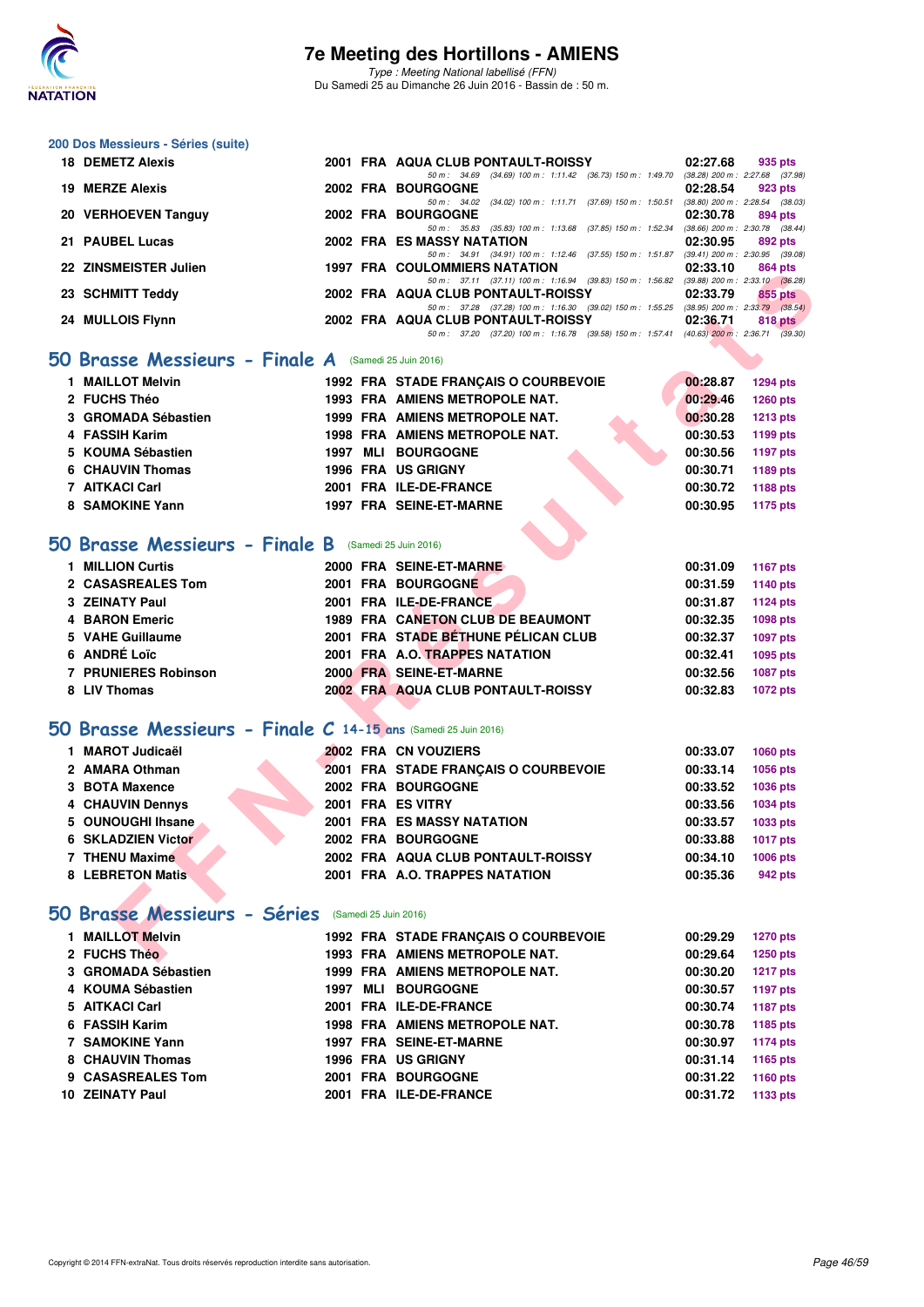## 200 Dos Messieurs - Séries (suite)

| Rang | Nom | Année | Nat. | Club | Temps | Points |
|---|---|---|---|---|---|---|
| 18 | DEMETZ Alexis | 2001 | FRA | AQUA CLUB PONTAULT-ROISSY | 02:27.68 | 935 pts |
| | 50 m : 34.69 (34.69) 100 m : 1:11.42 (36.73) 150 m : 1:49.70 (38.28) 200 m : 2:27.68 (37.98) | | | | | |
| 19 | MERZE Alexis | 2002 | FRA | BOURGOGNE | 02:28.54 | 923 pts |
| | 50 m : 34.02 (34.02) 100 m : 1:11.71 (37.69) 150 m : 1:50.51 (38.80) 200 m : 2:28.54 (38.03) | | | | | |
| 20 | VERHOEVEN Tanguy | 2002 | FRA | BOURGOGNE | 02:30.78 | 894 pts |
| | 50 m : 35.83 (35.83) 100 m : 1:13.68 (37.85) 150 m : 1:52.34 (38.66) 200 m : 2:30.78 (38.44) | | | | | |
| 21 | PAUBEL Lucas | 2002 | FRA | ES MASSY NATATION | 02:30.95 | 892 pts |
| | 50 m : 34.91 (34.91) 100 m : 1:12.46 (37.55) 150 m : 1:51.87 (39.41) 200 m : 2:30.95 (39.08) | | | | | |
| 22 | ZINSMEISTER Julien | 1997 | FRA | COULOMMIERS NATATION | 02:33.10 | 864 pts |
| | 50 m : 37.11 (37.11) 100 m : 1:16.94 (39.83) 150 m : 1:56.82 (39.88) 200 m : 2:33.10 (36.28) | | | | | |
| 23 | SCHMITT Teddy | 2002 | FRA | AQUA CLUB PONTAULT-ROISSY | 02:33.79 | 855 pts |
| | 50 m : 37.28 (37.28) 100 m : 1:16.30 (39.02) 150 m : 1:55.25 (38.95) 200 m : 2:33.79 (38.54) | | | | | |
| 24 | MULLOIS Flynn | 2002 | FRA | AQUA CLUB PONTAULT-ROISSY | 02:36.71 | 818 pts |
| | 50 m : 37.20 (37.20) 100 m : 1:16.78 (39.58) 150 m : 1:57.41 (40.63) 200 m : 2:36.71 (39.30) | | | | | |

## 50 Brasse Messieurs - Finale A (Samedi 25 Juin 2016)

| Rang | Nom | Année | Nat. | Club | Temps | Points |
|---|---|---|---|---|---|---|
| 1 | MAILLOT Melvin | 1992 | FRA | STADE FRANÇAIS O COURBEVOIE | 00:28.87 | 1294 pts |
| 2 | FUCHS Théo | 1993 | FRA | AMIENS METROPOLE NAT. | 00:29.46 | 1260 pts |
| 3 | GROMADA Sébastien | 1999 | FRA | AMIENS METROPOLE NAT. | 00:30.28 | 1213 pts |
| 4 | FASSIH Karim | 1998 | FRA | AMIENS METROPOLE NAT. | 00:30.53 | 1199 pts |
| 5 | KOUMA Sébastien | 1997 | MLI | BOURGOGNE | 00:30.56 | 1197 pts |
| 6 | CHAUVIN Thomas | 1996 | FRA | US GRIGNY | 00:30.71 | 1189 pts |
| 7 | AITKACI Carl | 2001 | FRA | ILE-DE-FRANCE | 00:30.72 | 1188 pts |
| 8 | SAMOKINE Yann | 1997 | FRA | SEINE-ET-MARNE | 00:30.95 | 1175 pts |

## 50 Brasse Messieurs - Finale B (Samedi 25 Juin 2016)

| Rang | Nom | Année | Nat. | Club | Temps | Points |
|---|---|---|---|---|---|---|
| 1 | MILLION Curtis | 2000 | FRA | SEINE-ET-MARNE | 00:31.09 | 1167 pts |
| 2 | CASASREALES Tom | 2001 | FRA | BOURGOGNE | 00:31.59 | 1140 pts |
| 3 | ZEINATY Paul | 2001 | FRA | ILE-DE-FRANCE | 00:31.87 | 1124 pts |
| 4 | BARON Emeric | 1989 | FRA | CANETON CLUB DE BEAUMONT | 00:32.35 | 1098 pts |
| 5 | VAHE Guillaume | 2001 | FRA | STADE BÉTHUNE PÉLICAN CLUB | 00:32.37 | 1097 pts |
| 6 | ANDRÉ Loïc | 2001 | FRA | A.O. TRAPPES NATATION | 00:32.41 | 1095 pts |
| 7 | PRUNIERES Robinson | 2000 | FRA | SEINE-ET-MARNE | 00:32.56 | 1087 pts |
| 8 | LIV Thomas | 2002 | FRA | AQUA CLUB PONTAULT-ROISSY | 00:32.83 | 1072 pts |

## 50 Brasse Messieurs - Finale C 14-15 ans (Samedi 25 Juin 2016)

| Rang | Nom | Année | Nat. | Club | Temps | Points |
|---|---|---|---|---|---|---|
| 1 | MAROT Judicaël | 2002 | FRA | CN VOUZIERS | 00:33.07 | 1060 pts |
| 2 | AMARA Othman | 2001 | FRA | STADE FRANÇAIS O COURBEVOIE | 00:33.14 | 1056 pts |
| 3 | BOTA Maxence | 2002 | FRA | BOURGOGNE | 00:33.52 | 1036 pts |
| 4 | CHAUVIN Dennys | 2001 | FRA | ES VITRY | 00:33.56 | 1034 pts |
| 5 | OUNOUGHI Ihsane | 2001 | FRA | ES MASSY NATATION | 00:33.57 | 1033 pts |
| 6 | SKLADZIEN Victor | 2002 | FRA | BOURGOGNE | 00:33.88 | 1017 pts |
| 7 | THENU Maxime | 2002 | FRA | AQUA CLUB PONTAULT-ROISSY | 00:34.10 | 1006 pts |
| 8 | LEBRETON Matis | 2001 | FRA | A.O. TRAPPES NATATION | 00:35.36 | 942 pts |

## 50 Brasse Messieurs - Séries (Samedi 25 Juin 2016)

| Rang | Nom | Année | Nat. | Club | Temps | Points |
|---|---|---|---|---|---|---|
| 1 | MAILLOT Melvin | 1992 | FRA | STADE FRANÇAIS O COURBEVOIE | 00:29.29 | 1270 pts |
| 2 | FUCHS Théo | 1993 | FRA | AMIENS METROPOLE NAT. | 00:29.64 | 1250 pts |
| 3 | GROMADA Sébastien | 1999 | FRA | AMIENS METROPOLE NAT. | 00:30.20 | 1217 pts |
| 4 | KOUMA Sébastien | 1997 | MLI | BOURGOGNE | 00:30.57 | 1197 pts |
| 5 | AITKACI Carl | 2001 | FRA | ILE-DE-FRANCE | 00:30.74 | 1187 pts |
| 6 | FASSIH Karim | 1998 | FRA | AMIENS METROPOLE NAT. | 00:30.78 | 1185 pts |
| 7 | SAMOKINE Yann | 1997 | FRA | SEINE-ET-MARNE | 00:30.97 | 1174 pts |
| 8 | CHAUVIN Thomas | 1996 | FRA | US GRIGNY | 00:31.14 | 1165 pts |
| 9 | CASASREALES Tom | 2001 | FRA | BOURGOGNE | 00:31.22 | 1160 pts |
| 10 | ZEINATY Paul | 2001 | FRA | ILE-DE-FRANCE | 00:31.72 | 1133 pts |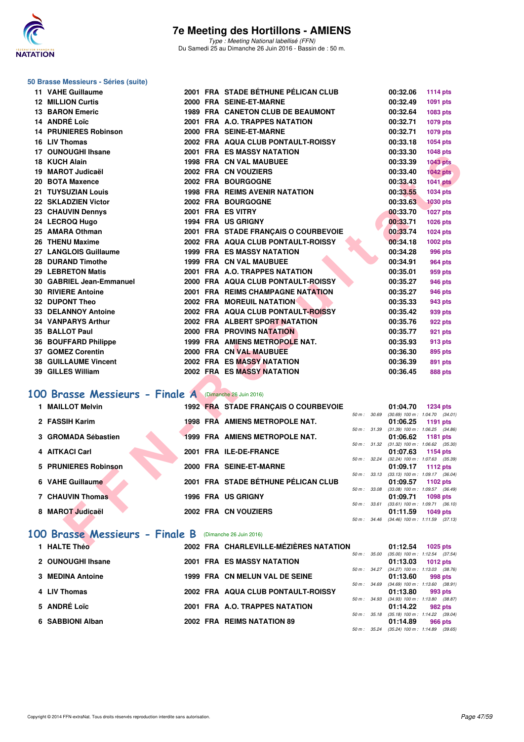# 7e Meeting des Hortillons - AMIENS

*Type : Meeting National labellisé (FFN)*
Du Samedi 25 au Dimanche 26 Juin 2016 - Bassin de : 50 m.

## 50 Brasse Messieurs - Séries (suite)

| | | | | | | |
|---|---|---|---|---|---|---|
| 11 | VAHE Guillaume | 2001 | FRA | STADE BÉTHUNE PÉLICAN CLUB | 00:32.06 | 1114 pts |
| 12 | MILLION Curtis | 2000 | FRA | SEINE-ET-MARNE | 00:32.49 | 1091 pts |
| 13 | BARON Emeric | 1989 | FRA | CANETON CLUB DE BEAUMONT | 00:32.64 | 1083 pts |
| 14 | ANDRÉ Loïc | 2001 | FRA | A.O. TRAPPES NATATION | 00:32.71 | 1079 pts |
| 14 | PRUNIERES Robinson | 2000 | FRA | SEINE-ET-MARNE | 00:32.71 | 1079 pts |
| 16 | LIV Thomas | 2002 | FRA | AQUA CLUB PONTAULT-ROISSY | 00:33.18 | 1054 pts |
| 17 | OUNOUGHI Ihsane | 2001 | FRA | ES MASSY NATATION | 00:33.30 | 1048 pts |
| 18 | KUCH Alain | 1998 | FRA | CN VAL MAUBUEE | 00:33.39 | 1043 pts |
| 19 | MAROT Judicaël | 2002 | FRA | CN VOUZIERS | 00:33.40 | 1042 pts |
| 20 | BOTA Maxence | 2002 | FRA | BOURGOGNE | 00:33.43 | 1041 pts |
| 21 | TUYSUZIAN Louis | 1998 | FRA | REIMS AVENIR NATATION | 00:33.55 | 1034 pts |
| 22 | SKLADZIEN Victor | 2002 | FRA | BOURGOGNE | 00:33.63 | 1030 pts |
| 23 | CHAUVIN Dennys | 2001 | FRA | ES VITRY | 00:33.70 | 1027 pts |
| 24 | LECROQ Hugo | 1994 | FRA | US GRIGNY | 00:33.71 | 1026 pts |
| 25 | AMARA Othman | 2001 | FRA | STADE FRANÇAIS O COURBEVOIE | 00:33.74 | 1024 pts |
| 26 | THENU Maxime | 2002 | FRA | AQUA CLUB PONTAULT-ROISSY | 00:34.18 | 1002 pts |
| 27 | LANGLOIS Guillaume | 1999 | FRA | ES MASSY NATATION | 00:34.28 | 996 pts |
| 28 | DURAND Timothe | 1999 | FRA | CN VAL MAUBUEE | 00:34.91 | 964 pts |
| 29 | LEBRETON Matis | 2001 | FRA | A.O. TRAPPES NATATION | 00:35.01 | 959 pts |
| 30 | GABRIEL Jean-Emmanuel | 2000 | FRA | AQUA CLUB PONTAULT-ROISSY | 00:35.27 | 946 pts |
| 30 | RIVIERE Antoine | 2001 | FRA | REIMS CHAMPAGNE NATATION | 00:35.27 | 946 pts |
| 32 | DUPONT Theo | 2002 | FRA | MOREUIL NATATION | 00:35.33 | 943 pts |
| 33 | DELANNOY Antoine | 2002 | FRA | AQUA CLUB PONTAULT-ROISSY | 00:35.42 | 939 pts |
| 34 | VANPARYS Arthur | 2002 | FRA | ALBERT SPORT NATATION | 00:35.76 | 922 pts |
| 35 | BALLOT Paul | 2000 | FRA | PROVINS NATATION | 00:35.77 | 921 pts |
| 36 | BOUFFARD Philippe | 1999 | FRA | AMIENS METROPOLE NAT. | 00:35.93 | 913 pts |
| 37 | GOMEZ Corentin | 2000 | FRA | CN VAL MAUBUEE | 00:36.30 | 895 pts |
| 38 | GUILLAUME Vincent | 2002 | FRA | ES MASSY NATATION | 00:36.39 | 891 pts |
| 39 | GILLES William | 2002 | FRA | ES MASSY NATATION | 00:36.45 | 888 pts |

## 100 Brasse Messieurs - Finale A (Dimanche 26 Juin 2016)

| | | | | | | | |
|---|---|---|---|---|---|---|---|
| 1 | MAILLOT Melvin | 1992 | FRA | STADE FRANÇAIS O COURBEVOIE | 01:04.70 | 1234 pts | 50 m : 30.69 (30.69) 100 m : 1:04.70 (34.01) |
| 2 | FASSIH Karim | 1998 | FRA | AMIENS METROPOLE NAT. | 01:06.25 | 1191 pts | 50 m : 31.39 (31.39) 100 m : 1:06.25 (34.86) |
| 3 | GROMADA Sébastien | 1999 | FRA | AMIENS METROPOLE NAT. | 01:06.62 | 1181 pts | 50 m : 31.32 (31.32) 100 m : 1:06.62 (35.30) |
| 4 | AITKACI Carl | 2001 | FRA | ILE-DE-FRANCE | 01:07.63 | 1154 pts | 50 m : 32.24 (32.24) 100 m : 1:07.63 (35.39) |
| 5 | PRUNIERES Robinson | 2000 | FRA | SEINE-ET-MARNE | 01:09.17 | 1112 pts | 50 m : 33.13 (33.13) 100 m : 1:09.17 (36.04) |
| 6 | VAHE Guillaume | 2001 | FRA | STADE BÉTHUNE PÉLICAN CLUB | 01:09.57 | 1102 pts | 50 m : 33.08 (33.08) 100 m : 1:09.57 (36.49) |
| 7 | CHAUVIN Thomas | 1996 | FRA | US GRIGNY | 01:09.71 | 1098 pts | 50 m : 33.61 (33.61) 100 m : 1:09.71 (36.10) |
| 8 | MAROT Judicaël | 2002 | FRA | CN VOUZIERS | 01:11.59 | 1049 pts | 50 m : 34.46 (34.46) 100 m : 1:11.59 (37.13) |

## 100 Brasse Messieurs - Finale B (Dimanche 26 Juin 2016)

| | | | | | | | |
|---|---|---|---|---|---|---|---|
| 1 | HALTE Théo | 2002 | FRA | CHARLEVILLE-MÉZIÈRES NATATION | 01:12.54 | 1025 pts | 50 m : 35.00 (35.00) 100 m : 1:12.54 (37.54) |
| 2 | OUNOUGHI Ihsane | 2001 | FRA | ES MASSY NATATION | 01:13.03 | 1012 pts | 50 m : 34.27 (34.27) 100 m : 1:13.03 (38.76) |
| 3 | MEDINA Antoine | 1999 | FRA | CN MELUN VAL DE SEINE | 01:13.60 | 998 pts | 50 m : 34.69 (34.69) 100 m : 1:13.60 (38.91) |
| 4 | LIV Thomas | 2002 | FRA | AQUA CLUB PONTAULT-ROISSY | 01:13.80 | 993 pts | 50 m : 34.93 (34.93) 100 m : 1:13.80 (38.87) |
| 5 | ANDRÉ Loïc | 2001 | FRA | A.O. TRAPPES NATATION | 01:14.22 | 982 pts | 50 m : 35.18 (35.18) 100 m : 1:14.22 (39.04) |
| 6 | SABBIONI Alban | 2002 | FRA | REIMS NATATION 89 | 01:14.89 | 966 pts | 50 m : 35.24 (35.24) 100 m : 1:14.89 (39.65) |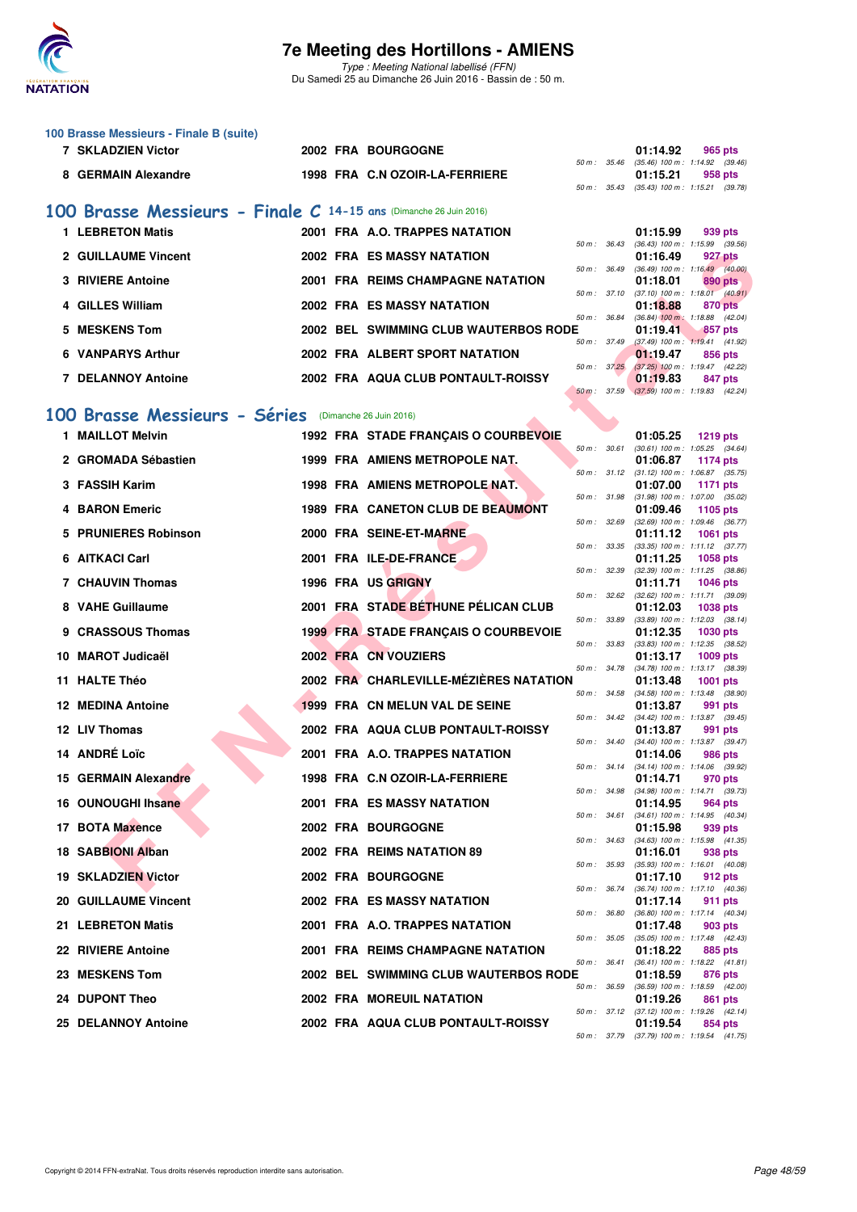# 7e Meeting des Hortillons - AMIENS

*Type : Meeting National labellisé (FFN)*
Du Samedi 25 au Dimanche 26 Juin 2016 - Bassin de : 50 m.

### 100 Brasse Messieurs - Finale B (suite)

| Rang | Nom | Année | Nat. | Club | Temps | Points | Splits |
|---|---|---|---|---|---|---|---|
| 7 | SKLADZIEN Victor | 2002 | FRA | BOURGOGNE | 01:14.92 | 965 pts | 50 m : 35.46 (35.46) 100 m : 1:14.92 (39.46) |
| 8 | GERMAIN Alexandre | 1998 | FRA | C.N OZOIR-LA-FERRIERE | 01:15.21 | 958 pts | 50 m : 35.43 (35.43) 100 m : 1:15.21 (39.78) |

## 100 Brasse Messieurs - Finale C 14-15 ans (Dimanche 26 Juin 2016)

| Rang | Nom | Année | Nat. | Club | Temps | Points | Splits |
|---|---|---|---|---|---|---|---|
| 1 | LEBRETON Matis | 2001 | FRA | A.O. TRAPPES NATATION | 01:15.99 | 939 pts | 50 m : 36.43 (36.43) 100 m : 1:15.99 (39.56) |
| 2 | GUILLAUME Vincent | 2002 | FRA | ES MASSY NATATION | 01:16.49 | 927 pts | 50 m : 36.49 (36.49) 100 m : 1:16.49 (40.00) |
| 3 | RIVIERE Antoine | 2001 | FRA | REIMS CHAMPAGNE NATATION | 01:18.01 | 890 pts | 50 m : 37.10 (37.10) 100 m : 1:18.01 (40.91) |
| 4 | GILLES William | 2002 | FRA | ES MASSY NATATION | 01:18.88 | 870 pts | 50 m : 36.84 (36.84) 100 m : 1:18.88 (42.04) |
| 5 | MESKENS Tom | 2002 | BEL | SWIMMING CLUB WAUTERBOS RODE | 01:19.41 | 857 pts | 50 m : 37.49 (37.49) 100 m : 1:19.41 (41.92) |
| 6 | VANPARYS Arthur | 2002 | FRA | ALBERT SPORT NATATION | 01:19.47 | 856 pts | 50 m : 37.25 (37.25) 100 m : 1:19.47 (42.22) |
| 7 | DELANNOY Antoine | 2002 | FRA | AQUA CLUB PONTAULT-ROISSY | 01:19.83 | 847 pts | 50 m : 37.59 (37.59) 100 m : 1:19.83 (42.24) |

## 100 Brasse Messieurs - Séries (Dimanche 26 Juin 2016)

| Rang | Nom | Année | Nat. | Club | Temps | Points | Splits |
|---|---|---|---|---|---|---|---|
| 1 | MAILLOT Melvin | 1992 | FRA | STADE FRANÇAIS O COURBEVOIE | 01:05.25 | 1219 pts | 50 m : 30.61 (30.61) 100 m : 1:05.25 (34.64) |
| 2 | GROMADA Sébastien | 1999 | FRA | AMIENS METROPOLE NAT. | 01:06.87 | 1174 pts | 50 m : 31.12 (31.12) 100 m : 1:06.87 (35.75) |
| 3 | FASSIH Karim | 1998 | FRA | AMIENS METROPOLE NAT. | 01:07.00 | 1171 pts | 50 m : 31.98 (31.98) 100 m : 1:07.00 (35.02) |
| 4 | BARON Emeric | 1989 | FRA | CANETON CLUB DE BEAUMONT | 01:09.46 | 1105 pts | 50 m : 32.69 (32.69) 100 m : 1:09.46 (36.77) |
| 5 | PRUNIERES Robinson | 2000 | FRA | SEINE-ET-MARNE | 01:11.12 | 1061 pts | 50 m : 33.35 (33.35) 100 m : 1:11.12 (37.77) |
| 6 | AITKACI Carl | 2001 | FRA | ILE-DE-FRANCE | 01:11.25 | 1058 pts | 50 m : 32.39 (32.39) 100 m : 1:11.25 (38.86) |
| 7 | CHAUVIN Thomas | 1996 | FRA | US GRIGNY | 01:11.71 | 1046 pts | 50 m : 32.62 (32.62) 100 m : 1:11.71 (39.09) |
| 8 | VAHE Guillaume | 2001 | FRA | STADE BÉTHUNE PÉLICAN CLUB | 01:12.03 | 1038 pts | 50 m : 33.89 (33.89) 100 m : 1:12.03 (38.14) |
| 9 | CRASSOUS Thomas | 1999 | FRA | STADE FRANÇAIS O COURBEVOIE | 01:12.35 | 1030 pts | 50 m : 33.83 (33.83) 100 m : 1:12.35 (38.52) |
| 10 | MAROT Judicaël | 2002 | FRA | CN VOUZIERS | 01:13.17 | 1009 pts | 50 m : 34.78 (34.78) 100 m : 1:13.17 (38.39) |
| 11 | HALTE Théo | 2002 | FRA | CHARLEVILLE-MÉZIÈRES NATATION | 01:13.48 | 1001 pts | 50 m : 34.58 (34.58) 100 m : 1:13.48 (38.90) |
| 12 | MEDINA Antoine | 1999 | FRA | CN MELUN VAL DE SEINE | 01:13.87 | 991 pts | 50 m : 34.42 (34.42) 100 m : 1:13.87 (39.45) |
| 12 | LIV Thomas | 2002 | FRA | AQUA CLUB PONTAULT-ROISSY | 01:13.87 | 991 pts | 50 m : 34.40 (34.40) 100 m : 1:13.87 (39.47) |
| 14 | ANDRÉ Loïc | 2001 | FRA | A.O. TRAPPES NATATION | 01:14.06 | 986 pts | 50 m : 34.14 (34.14) 100 m : 1:14.06 (39.92) |
| 15 | GERMAIN Alexandre | 1998 | FRA | C.N OZOIR-LA-FERRIERE | 01:14.71 | 970 pts | 50 m : 34.98 (34.98) 100 m : 1:14.71 (39.73) |
| 16 | OUNOUGHI Ihsane | 2001 | FRA | ES MASSY NATATION | 01:14.95 | 964 pts | 50 m : 34.61 (34.61) 100 m : 1:14.95 (40.34) |
| 17 | BOTA Maxence | 2002 | FRA | BOURGOGNE | 01:15.98 | 939 pts | 50 m : 34.63 (34.63) 100 m : 1:15.98 (41.35) |
| 18 | SABBIONI Alban | 2002 | FRA | REIMS NATATION 89 | 01:16.01 | 938 pts | 50 m : 35.93 (35.93) 100 m : 1:16.01 (40.08) |
| 19 | SKLADZIEN Victor | 2002 | FRA | BOURGOGNE | 01:17.10 | 912 pts | 50 m : 36.74 (36.74) 100 m : 1:17.10 (40.36) |
| 20 | GUILLAUME Vincent | 2002 | FRA | ES MASSY NATATION | 01:17.14 | 911 pts | 50 m : 36.80 (36.80) 100 m : 1:17.14 (40.34) |
| 21 | LEBRETON Matis | 2001 | FRA | A.O. TRAPPES NATATION | 01:17.48 | 903 pts | 50 m : 35.05 (35.05) 100 m : 1:17.48 (42.43) |
| 22 | RIVIERE Antoine | 2001 | FRA | REIMS CHAMPAGNE NATATION | 01:18.22 | 885 pts | 50 m : 36.41 (36.41) 100 m : 1:18.22 (41.81) |
| 23 | MESKENS Tom | 2002 | BEL | SWIMMING CLUB WAUTERBOS RODE | 01:18.59 | 876 pts | 50 m : 36.59 (36.59) 100 m : 1:18.59 (42.00) |
| 24 | DUPONT Theo | 2002 | FRA | MOREUIL NATATION | 01:19.26 | 861 pts | 50 m : 37.12 (37.12) 100 m : 1:19.26 (42.14) |
| 25 | DELANNOY Antoine | 2002 | FRA | AQUA CLUB PONTAULT-ROISSY | 01:19.54 | 854 pts | 50 m : 37.79 (37.79) 100 m : 1:19.54 (41.75) |

Copyright © 2014 FFN-extraNat. Tous droits réservés reproduction interdite sans autorisation.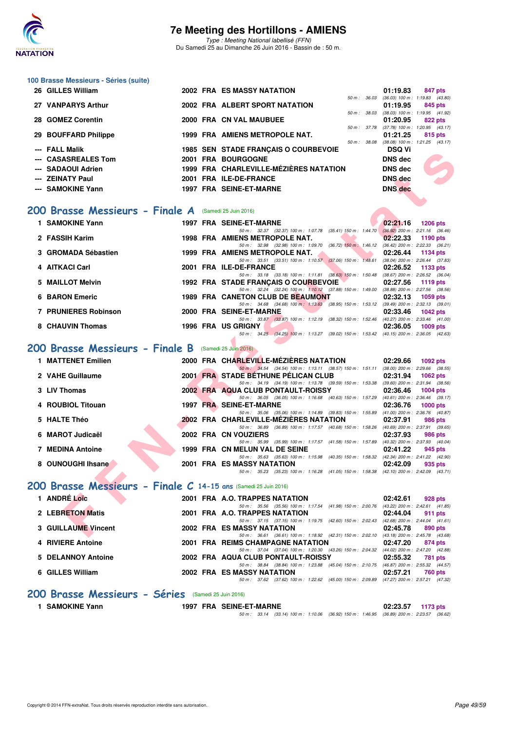# 7e Meeting des Hortillons - AMIENS

*Type : Meeting National labellisé (FFN)*
Du Samedi 25 au Dimanche 26 Juin 2016 - Bassin de : 50 m.

### 100 Brasse Messieurs - Séries (suite)

| Rang | Nom | Année | Nat. | Club | Temps | Points |
|---|---|---|---|---|---|---|
| 26 | GILLES William | 2002 | FRA | ES MASSY NATATION | 01:19.83 | 847 pts |
| | | | | 50 m : 36.03 | (36.03) 100 m : 1:19.83 (43.80) | |
| 27 | VANPARYS Arthur | 2002 | FRA | ALBERT SPORT NATATION | 01:19.95 | 845 pts |
| | | | | 50 m : 38.03 | (38.03) 100 m : 1:19.95 (41.92) | |
| 28 | GOMEZ Corentin | 2000 | FRA | CN VAL MAUBUEE | 01:20.95 | 822 pts |
| | | | | 50 m : 37.78 | (37.78) 100 m : 1:20.95 (43.17) | |
| 29 | BOUFFARD Philippe | 1999 | FRA | AMIENS METROPOLE NAT. | 01:21.25 | 815 pts |
| | | | | 50 m : 38.08 | (38.08) 100 m : 1:21.25 (43.17) | |
| --- | FALL Malik | 1985 | SEN | STADE FRANÇAIS O COURBEVOIE | DSQ Vi | |
| --- | CASASREALES Tom | 2001 | FRA | BOURGOGNE | DNS dec | |
| --- | SADAOUI Adrien | 1999 | FRA | CHARLEVILLE-MÉZIÈRES NATATION | DNS dec | |
| --- | ZEINATY Paul | 2001 | FRA | ILE-DE-FRANCE | DNS dec | |
| --- | SAMOKINE Yann | 1997 | FRA | SEINE-ET-MARNE | DNS dec | |

## 200 Brasse Messieurs - Finale A (Samedi 25 Juin 2016)

| Rang | Nom | Année | Nat. | Club | Temps | Points |
|---|---|---|---|---|---|---|
| 1 | SAMOKINE Yann | 1997 | FRA | SEINE-ET-MARNE | 02:21.16 | 1206 pts |
| | 50 m : 32.37 (32.37) 100 m : 1:07.78 (35.41) 150 m : 1:44.70 (36.92) 200 m : 2:21.16 (36.46) | | | | | |
| 2 | FASSIH Karim | 1998 | FRA | AMIENS METROPOLE NAT. | 02:22.33 | 1190 pts |
| | 50 m : 32.98 (32.98) 100 m : 1:09.70 (36.72) 150 m : 1:46.12 (36.42) 200 m : 2:22.33 (36.21) | | | | | |
| 3 | GROMADA Sébastien | 1999 | FRA | AMIENS METROPOLE NAT. | 02:26.44 | 1134 pts |
| | 50 m : 33.51 (33.51) 100 m : 1:10.57 (37.06) 150 m : 1:48.61 (38.04) 200 m : 2:26.44 (37.83) | | | | | |
| 4 | AITKACI Carl | 2001 | FRA | ILE-DE-FRANCE | 02:26.52 | 1133 pts |
| | 50 m : 33.18 (33.18) 100 m : 1:11.81 (38.63) 150 m : 1:50.48 (38.67) 200 m : 2:26.52 (36.04) | | | | | |
| 5 | MAILLOT Melvin | 1992 | FRA | STADE FRANÇAIS O COURBEVOIE | 02:27.56 | 1119 pts |
| | 50 m : 32.24 (32.24) 100 m : 1:10.12 (37.88) 150 m : 1:49.00 (38.88) 200 m : 2:27.56 (38.56) | | | | | |
| 6 | BARON Emeric | 1989 | FRA | CANETON CLUB DE BEAUMONT | 02:32.13 | 1059 pts |
| | 50 m : 34.68 (34.68) 100 m : 1:13.63 (38.95) 150 m : 1:53.12 (39.49) 200 m : 2:32.13 (39.01) | | | | | |
| 7 | PRUNIERES Robinson | 2000 | FRA | SEINE-ET-MARNE | 02:33.46 | 1042 pts |
| | 50 m : 33.87 (33.87) 100 m : 1:12.19 (38.32) 150 m : 1:52.46 (40.27) 200 m : 2:33.46 (41.00) | | | | | |
| 8 | CHAUVIN Thomas | 1996 | FRA | US GRIGNY | 02:36.05 | 1009 pts |
| | 50 m : 34.25 (34.25) 100 m : 1:13.27 (39.02) 150 m : 1:53.42 (40.15) 200 m : 2:36.05 (42.63) | | | | | |

## 200 Brasse Messieurs - Finale B (Samedi 25 Juin 2016)

| Rang | Nom | Année | Nat. | Club | Temps | Points |
|---|---|---|---|---|---|---|
| 1 | MATTENET Emilien | 2000 | FRA | CHARLEVILLE-MÉZIÈRES NATATION | 02:29.66 | 1092 pts |
| | 50 m : 34.54 (34.54) 100 m : 1:13.11 (38.57) 150 m : 1:51.11 (38.00) 200 m : 2:29.66 (38.55) | | | | | |
| 2 | VAHE Guillaume | 2001 | FRA | STADE BÉTHUNE PÉLICAN CLUB | 02:31.94 | 1062 pts |
| | 50 m : 34.19 (34.19) 100 m : 1:13.78 (39.59) 150 m : 1:53.38 (39.60) 200 m : 2:31.94 (38.56) | | | | | |
| 3 | LIV Thomas | 2002 | FRA | AQUA CLUB PONTAULT-ROISSY | 02:36.46 | 1004 pts |
| | 50 m : 36.05 (36.05) 100 m : 1:16.68 (40.63) 150 m : 1:57.29 (40.61) 200 m : 2:36.46 (39.17) | | | | | |
| 4 | ROUBIOL Titouan | 1997 | FRA | SEINE-ET-MARNE | 02:36.76 | 1000 pts |
| | 50 m : 35.06 (35.06) 100 m : 1:14.89 (39.83) 150 m : 1:55.89 (41.00) 200 m : 2:36.76 (40.87) | | | | | |
| 5 | HALTE Théo | 2002 | FRA | CHARLEVILLE-MÉZIÈRES NATATION | 02:37.91 | 986 pts |
| | 50 m : 36.89 (36.89) 100 m : 1:17.57 (40.68) 150 m : 1:58.26 (40.69) 200 m : 2:37.91 (39.65) | | | | | |
| 6 | MAROT Judicaël | 2002 | FRA | CN VOUZIERS | 02:37.93 | 986 pts |
| | 50 m : 35.99 (35.99) 100 m : 1:17.57 (41.58) 150 m : 1:57.89 (40.32) 200 m : 2:37.93 (40.04) | | | | | |
| 7 | MEDINA Antoine | 1999 | FRA | CN MELUN VAL DE SEINE | 02:41.22 | 945 pts |
| | 50 m : 35.63 (35.63) 100 m : 1:15.98 (40.35) 150 m : 1:58.32 (42.34) 200 m : 2:41.22 (42.90) | | | | | |
| 8 | OUNOUGHI Ihsane | 2001 | FRA | ES MASSY NATATION | 02:42.09 | 935 pts |
| | 50 m : 35.23 (35.23) 100 m : 1:16.28 (41.05) 150 m : 1:58.38 (42.10) 200 m : 2:42.09 (43.71) | | | | | |

## 200 Brasse Messieurs - Finale C 14-15 ans (Samedi 25 Juin 2016)

| Rang | Nom | Année | Nat. | Club | Temps | Points |
|---|---|---|---|---|---|---|
| 1 | ANDRÉ Loïc | 2001 | FRA | A.O. TRAPPES NATATION | 02:42.61 | 928 pts |
| | 50 m : 35.56 (35.56) 100 m : 1:17.54 (41.98) 150 m : 2:00.76 (43.22) 200 m : 2:42.61 (41.85) | | | | | |
| 2 | LEBRETON Matis | 2001 | FRA | A.O. TRAPPES NATATION | 02:44.04 | 911 pts |
| | 50 m : 37.15 (37.15) 100 m : 1:19.75 (42.60) 150 m : 2:02.43 (42.68) 200 m : 2:44.04 (41.61) | | | | | |
| 3 | GUILLAUME Vincent | 2002 | FRA | ES MASSY NATATION | 02:45.78 | 890 pts |
| | 50 m : 36.61 (36.61) 100 m : 1:18.92 (42.31) 150 m : 2:02.10 (43.18) 200 m : 2:45.78 (43.68) | | | | | |
| 4 | RIVIERE Antoine | 2001 | FRA | REIMS CHAMPAGNE NATATION | 02:47.20 | 874 pts |
| | 50 m : 37.04 (37.04) 100 m : 1:20.30 (43.26) 150 m : 2:04.32 (44.02) 200 m : 2:47.20 (42.88) | | | | | |
| 5 | DELANNOY Antoine | 2002 | FRA | AQUA CLUB PONTAULT-ROISSY | 02:55.32 | 781 pts |
| | 50 m : 38.84 (38.84) 100 m : 1:23.88 (45.04) 150 m : 2:10.75 (46.87) 200 m : 2:55.32 (44.57) | | | | | |
| 6 | GILLES William | 2002 | FRA | ES MASSY NATATION | 02:57.21 | 760 pts |
| | 50 m : 37.62 (37.62) 100 m : 1:22.62 (45.00) 150 m : 2:09.89 (47.27) 200 m : 2:57.21 (47.32) | | | | | |

## 200 Brasse Messieurs - Séries (Samedi 25 Juin 2016)

| Rang | Nom | Année | Nat. | Club | Temps | Points |
|---|---|---|---|---|---|---|
| 1 | SAMOKINE Yann | 1997 | FRA | SEINE-ET-MARNE | 02:23.57 | 1173 pts |
| | 50 m : 33.14 (33.14) 100 m : 1:10.06 (36.92) 150 m : 1:46.95 (36.89) 200 m : 2:23.57 (36.62) | | | | | |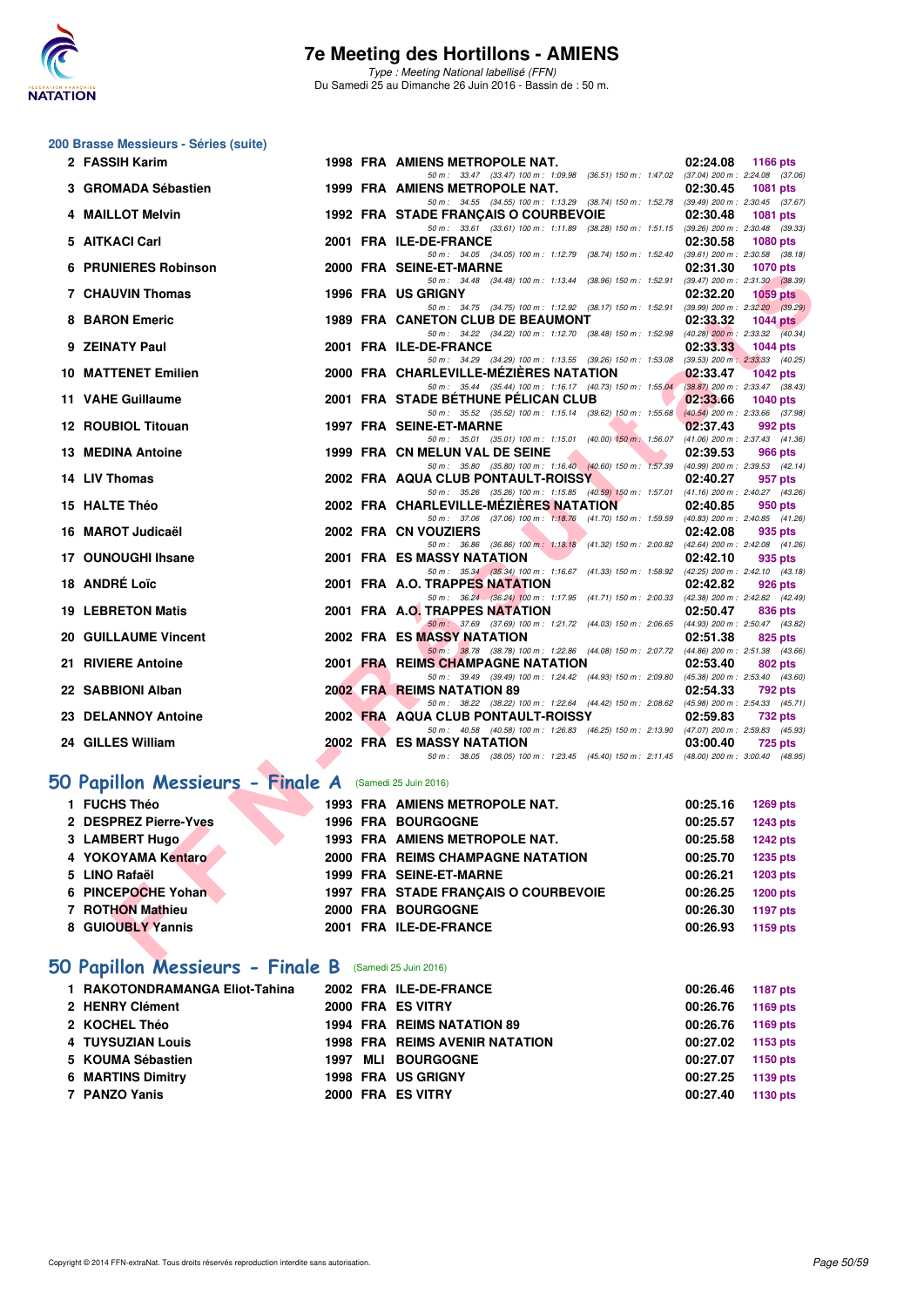# 7e Meeting des Hortillons - AMIENS

*Type : Meeting National labellisé (FFN)*

Du Samedi 25 au Dimanche 26 Juin 2016 - Bassin de : 50 m.

## 200 Brasse Messieurs - Séries (suite)

| Rg | Nom | Année | Nat | Club | Temps | Points |
|---|---|---|---|---|---|---|
| 2 | FASSIH Karim | 1998 | FRA | AMIENS METROPOLE NAT. | 02:24.08 | 1166 pts |
| | 50 m : 33.47 (33.47) 100 m : 1:09.98 (36.51) 150 m : 1:47.02 (37.04) 200 m : 2:24.08 (37.06) | | | | | |
| 3 | GROMADA Sébastien | 1999 | FRA | AMIENS METROPOLE NAT. | 02:30.45 | 1081 pts |
| | 50 m : 34.55 (34.55) 100 m : 1:13.29 (38.74) 150 m : 1:52.78 (39.49) 200 m : 2:30.45 (37.67) | | | | | |
| 4 | MAILLOT Melvin | 1992 | FRA | STADE FRANÇAIS O COURBEVOIE | 02:30.48 | 1081 pts |
| | 50 m : 33.61 (33.61) 100 m : 1:11.89 (38.28) 150 m : 1:51.15 (39.26) 200 m : 2:30.48 (39.33) | | | | | |
| 5 | AITKACI Carl | 2001 | FRA | ILE-DE-FRANCE | 02:30.58 | 1080 pts |
| | 50 m : 34.05 (34.05) 100 m : 1:12.79 (38.74) 150 m : 1:52.40 (39.61) 200 m : 2:30.58 (38.18) | | | | | |
| 6 | PRUNIERES Robinson | 2000 | FRA | SEINE-ET-MARNE | 02:31.30 | 1070 pts |
| | 50 m : 34.48 (34.48) 100 m : 1:13.44 (38.96) 150 m : 1:52.91 (39.47) 200 m : 2:31.30 (38.39) | | | | | |
| 7 | CHAUVIN Thomas | 1996 | FRA | US GRIGNY | 02:32.20 | 1059 pts |
| | 50 m : 34.75 (34.75) 100 m : 1:12.92 (38.17) 150 m : 1:52.91 (39.99) 200 m : 2:32.20 (39.29) | | | | | |
| 8 | BARON Emeric | 1989 | FRA | CANETON CLUB DE BEAUMONT | 02:33.32 | 1044 pts |
| | 50 m : 34.22 (34.22) 100 m : 1:12.70 (38.48) 150 m : 1:52.98 (40.28) 200 m : 2:33.32 (40.34) | | | | | |
| 9 | ZEINATY Paul | 2001 | FRA | ILE-DE-FRANCE | 02:33.33 | 1044 pts |
| | 50 m : 34.29 (34.29) 100 m : 1:13.55 (39.26) 150 m : 1:53.08 (39.53) 200 m : 2:33.33 (40.25) | | | | | |
| 10 | MATTENET Emilien | 2000 | FRA | CHARLEVILLE-MÉZIÈRES NATATION | 02:33.47 | 1042 pts |
| | 50 m : 35.44 (35.44) 100 m : 1:16.17 (40.73) 150 m : 1:55.04 (38.87) 200 m : 2:33.47 (38.43) | | | | | |
| 11 | VAHE Guillaume | 2001 | FRA | STADE BÉTHUNE PÉLICAN CLUB | 02:33.66 | 1040 pts |
| | 50 m : 35.52 (35.52) 100 m : 1:15.14 (39.62) 150 m : 1:55.68 (40.54) 200 m : 2:33.66 (37.98) | | | | | |
| 12 | ROUBIOL Titouan | 1997 | FRA | SEINE-ET-MARNE | 02:37.43 | 992 pts |
| | 50 m : 35.01 (35.01) 100 m : 1:15.01 (40.00) 150 m : 1:56.07 (41.06) 200 m : 2:37.43 (41.36) | | | | | |
| 13 | MEDINA Antoine | 1999 | FRA | CN MELUN VAL DE SEINE | 02:39.53 | 966 pts |
| | 50 m : 35.80 (35.80) 100 m : 1:16.40 (40.60) 150 m : 1:57.39 (40.99) 200 m : 2:39.53 (42.14) | | | | | |
| 14 | LIV Thomas | 2002 | FRA | AQUA CLUB PONTAULT-ROISSY | 02:40.27 | 957 pts |
| | 50 m : 35.26 (35.26) 100 m : 1:15.85 (40.59) 150 m : 1:57.01 (41.16) 200 m : 2:40.27 (43.26) | | | | | |
| 15 | HALTE Théo | 2002 | FRA | CHARLEVILLE-MÉZIÈRES NATATION | 02:40.85 | 950 pts |
| | 50 m : 37.06 (37.06) 100 m : 1:18.76 (41.70) 150 m : 1:59.59 (40.83) 200 m : 2:40.85 (41.26) | | | | | |
| 16 | MAROT Judicaël | 2002 | FRA | CN VOUZIERS | 02:42.08 | 935 pts |
| | 50 m : 36.86 (36.86) 100 m : 1:18.18 (41.32) 150 m : 2:00.82 (42.64) 200 m : 2:42.08 (41.26) | | | | | |
| 17 | OUNOUGHI Ihsane | 2001 | FRA | ES MASSY NATATION | 02:42.10 | 935 pts |
| | 50 m : 35.34 (35.34) 100 m : 1:16.67 (41.33) 150 m : 1:58.92 (42.25) 200 m : 2:42.10 (43.18) | | | | | |
| 18 | ANDRÉ Loïc | 2001 | FRA | A.O. TRAPPES NATATION | 02:42.82 | 926 pts |
| | 50 m : 36.24 (36.24) 100 m : 1:17.95 (41.71) 150 m : 2:00.33 (42.38) 200 m : 2:42.82 (42.49) | | | | | |
| 19 | LEBRETON Matis | 2001 | FRA | A.O. TRAPPES NATATION | 02:50.47 | 836 pts |
| | 50 m : 37.69 (37.69) 100 m : 1:21.72 (44.03) 150 m : 2:06.65 (44.93) 200 m : 2:50.47 (43.82) | | | | | |
| 20 | GUILLAUME Vincent | 2002 | FRA | ES MASSY NATATION | 02:51.38 | 825 pts |
| | 50 m : 38.78 (38.78) 100 m : 1:22.86 (44.08) 150 m : 2:07.72 (44.86) 200 m : 2:51.38 (43.66) | | | | | |
| 21 | RIVIERE Antoine | 2001 | FRA | REIMS CHAMPAGNE NATATION | 02:53.40 | 802 pts |
| | 50 m : 39.49 (39.49) 100 m : 1:24.42 (44.93) 150 m : 2:09.80 (45.38) 200 m : 2:53.40 (43.60) | | | | | |
| 22 | SABBIONI Alban | 2002 | FRA | REIMS NATATION 89 | 02:54.33 | 792 pts |
| | 50 m : 38.22 (38.22) 100 m : 1:22.64 (44.42) 150 m : 2:08.62 (45.98) 200 m : 2:54.33 (45.71) | | | | | |
| 23 | DELANNOY Antoine | 2002 | FRA | AQUA CLUB PONTAULT-ROISSY | 02:59.83 | 732 pts |
| | 50 m : 40.58 (40.58) 100 m : 1:26.83 (46.25) 150 m : 2:13.90 (47.07) 200 m : 2:59.83 (45.93) | | | | | |
| 24 | GILLES William | 2002 | FRA | ES MASSY NATATION | 03:00.40 | 725 pts |
| | 50 m : 38.05 (38.05) 100 m : 1:23.45 (45.40) 150 m : 2:11.45 (48.00) 200 m : 3:00.40 (48.95) | | | | | |

## 50 Papillon Messieurs - Finale A (Samedi 25 Juin 2016)

| Rg | Nom | Année | Nat | Club | Temps | Points |
|---|---|---|---|---|---|---|
| 1 | FUCHS Théo | 1993 | FRA | AMIENS METROPOLE NAT. | 00:25.16 | 1269 pts |
| 2 | DESPREZ Pierre-Yves | 1996 | FRA | BOURGOGNE | 00:25.57 | 1243 pts |
| 3 | LAMBERT Hugo | 1993 | FRA | AMIENS METROPOLE NAT. | 00:25.58 | 1242 pts |
| 4 | YOKOYAMA Kentaro | 2000 | FRA | REIMS CHAMPAGNE NATATION | 00:25.70 | 1235 pts |
| 5 | LINO Rafaël | 1999 | FRA | SEINE-ET-MARNE | 00:26.21 | 1203 pts |
| 6 | PINCEPOCHE Yohan | 1997 | FRA | STADE FRANÇAIS O COURBEVOIE | 00:26.25 | 1200 pts |
| 7 | ROTHON Mathieu | 2000 | FRA | BOURGOGNE | 00:26.30 | 1197 pts |
| 8 | GUIOUBLY Yannis | 2001 | FRA | ILE-DE-FRANCE | 00:26.93 | 1159 pts |

## 50 Papillon Messieurs - Finale B (Samedi 25 Juin 2016)

| Rg | Nom | Année | Nat | Club | Temps | Points |
|---|---|---|---|---|---|---|
| 1 | RAKOTONDRAMANGA Eliot-Tahina | 2002 | FRA | ILE-DE-FRANCE | 00:26.46 | 1187 pts |
| 2 | HENRY Clément | 2000 | FRA | ES VITRY | 00:26.76 | 1169 pts |
| 2 | KOCHEL Théo | 1994 | FRA | REIMS NATATION 89 | 00:26.76 | 1169 pts |
| 4 | TUYSUZIAN Louis | 1998 | FRA | REIMS AVENIR NATATION | 00:27.02 | 1153 pts |
| 5 | KOUMA Sébastien | 1997 | MLI | BOURGOGNE | 00:27.07 | 1150 pts |
| 6 | MARTINS Dimitry | 1998 | FRA | US GRIGNY | 00:27.25 | 1139 pts |
| 7 | PANZO Yanis | 2000 | FRA | ES VITRY | 00:27.40 | 1130 pts |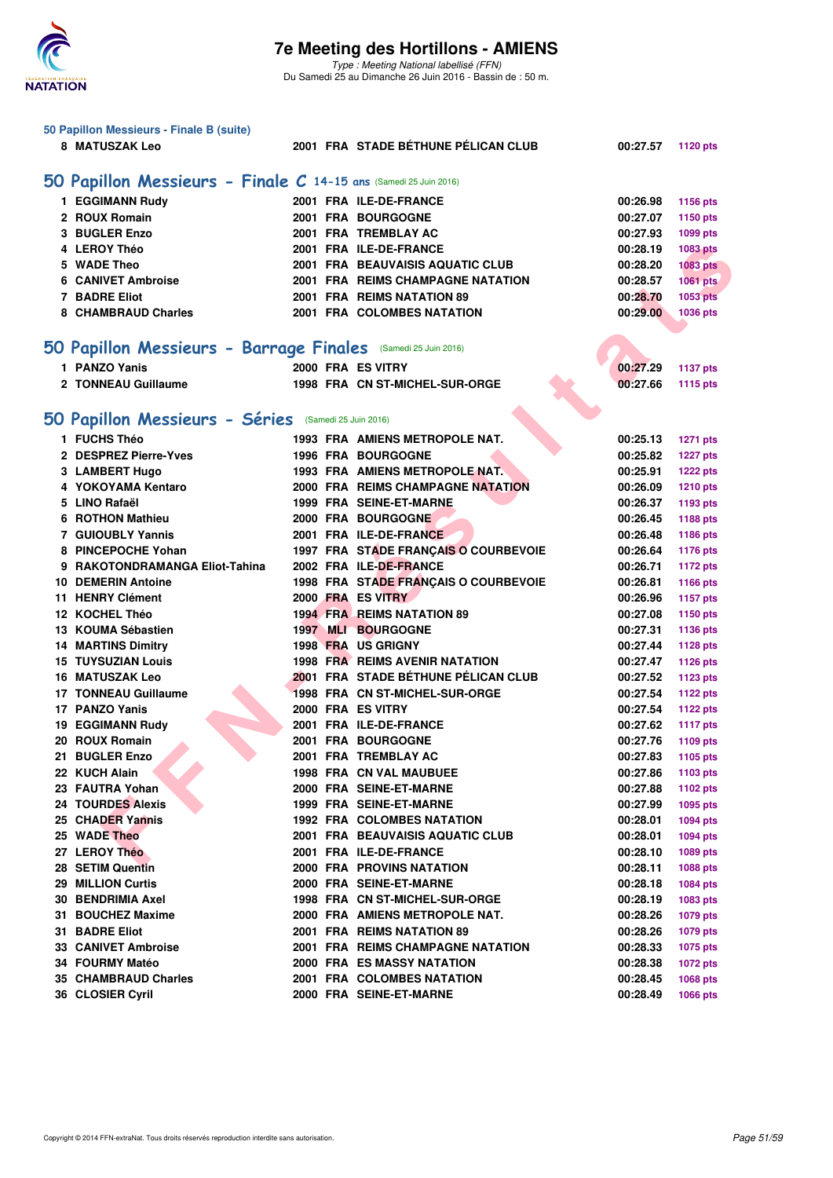## 50 Papillon Messieurs - Finale B (suite)

| | | | | | | |
|---|---|---|---|---|---|---|
| 8 | MATUSZAK Leo | 2001 | FRA | STADE BÉTHUNE PÉLICAN CLUB | 00:27.57 | 1120 pts |

## 50 Papillon Messieurs - Finale C 14-15 ans (Samedi 25 Juin 2016)

| | | | | | | |
|---|---|---|---|---|---|---|
| 1 | EGGIMANN Rudy | 2001 | FRA | ILE-DE-FRANCE | 00:26.98 | 1156 pts |
| 2 | ROUX Romain | 2001 | FRA | BOURGOGNE | 00:27.07 | 1150 pts |
| 3 | BUGLER Enzo | 2001 | FRA | TREMBLAY AC | 00:27.93 | 1099 pts |
| 4 | LEROY Théo | 2001 | FRA | ILE-DE-FRANCE | 00:28.19 | 1083 pts |
| 5 | WADE Theo | 2001 | FRA | BEAUVAISIS AQUATIC CLUB | 00:28.20 | 1083 pts |
| 6 | CANIVET Ambroise | 2001 | FRA | REIMS CHAMPAGNE NATATION | 00:28.57 | 1061 pts |
| 7 | BADRE Eliot | 2001 | FRA | REIMS NATATION 89 | 00:28.70 | 1053 pts |
| 8 | CHAMBRAUD Charles | 2001 | FRA | COLOMBES NATATION | 00:29.00 | 1036 pts |

## 50 Papillon Messieurs - Barrage Finales (Samedi 25 Juin 2016)

| | | | | | | |
|---|---|---|---|---|---|---|
| 1 | PANZO Yanis | 2000 | FRA | ES VITRY | 00:27.29 | 1137 pts |
| 2 | TONNEAU Guillaume | 1998 | FRA | CN ST-MICHEL-SUR-ORGE | 00:27.66 | 1115 pts |

## 50 Papillon Messieurs - Séries (Samedi 25 Juin 2016)

| | | | | | | |
|---|---|---|---|---|---|---|
| 1 | FUCHS Théo | 1993 | FRA | AMIENS METROPOLE NAT. | 00:25.13 | 1271 pts |
| 2 | DESPREZ Pierre-Yves | 1996 | FRA | BOURGOGNE | 00:25.82 | 1227 pts |
| 3 | LAMBERT Hugo | 1993 | FRA | AMIENS METROPOLE NAT. | 00:25.91 | 1222 pts |
| 4 | YOKOYAMA Kentaro | 2000 | FRA | REIMS CHAMPAGNE NATATION | 00:26.09 | 1210 pts |
| 5 | LINO Rafaël | 1999 | FRA | SEINE-ET-MARNE | 00:26.37 | 1193 pts |
| 6 | ROTHON Mathieu | 2000 | FRA | BOURGOGNE | 00:26.45 | 1188 pts |
| 7 | GUIOUBLY Yannis | 2001 | FRA | ILE-DE-FRANCE | 00:26.48 | 1186 pts |
| 8 | PINCEPOCHE Yohan | 1997 | FRA | STADE FRANÇAIS O COURBEVOIE | 00:26.64 | 1176 pts |
| 9 | RAKOTONDRAMANGA Eliot-Tahina | 2002 | FRA | ILE-DE-FRANCE | 00:26.71 | 1172 pts |
| 10 | DEMERIN Antoine | 1998 | FRA | STADE FRANÇAIS O COURBEVOIE | 00:26.81 | 1166 pts |
| 11 | HENRY Clément | 2000 | FRA | ES VITRY | 00:26.96 | 1157 pts |
| 12 | KOCHEL Théo | 1994 | FRA | REIMS NATATION 89 | 00:27.08 | 1150 pts |
| 13 | KOUMA Sébastien | 1997 | MLI | BOURGOGNE | 00:27.31 | 1136 pts |
| 14 | MARTINS Dimitry | 1998 | FRA | US GRIGNY | 00:27.44 | 1128 pts |
| 15 | TUYSUZIAN Louis | 1998 | FRA | REIMS AVENIR NATATION | 00:27.47 | 1126 pts |
| 16 | MATUSZAK Leo | 2001 | FRA | STADE BÉTHUNE PÉLICAN CLUB | 00:27.52 | 1123 pts |
| 17 | TONNEAU Guillaume | 1998 | FRA | CN ST-MICHEL-SUR-ORGE | 00:27.54 | 1122 pts |
| 17 | PANZO Yanis | 2000 | FRA | ES VITRY | 00:27.54 | 1122 pts |
| 19 | EGGIMANN Rudy | 2001 | FRA | ILE-DE-FRANCE | 00:27.62 | 1117 pts |
| 20 | ROUX Romain | 2001 | FRA | BOURGOGNE | 00:27.76 | 1109 pts |
| 21 | BUGLER Enzo | 2001 | FRA | TREMBLAY AC | 00:27.83 | 1105 pts |
| 22 | KUCH Alain | 1998 | FRA | CN VAL MAUBUEE | 00:27.86 | 1103 pts |
| 23 | FAUTRA Yohan | 2000 | FRA | SEINE-ET-MARNE | 00:27.88 | 1102 pts |
| 24 | TOURDES Alexis | 1999 | FRA | SEINE-ET-MARNE | 00:27.99 | 1095 pts |
| 25 | CHADER Yannis | 1992 | FRA | COLOMBES NATATION | 00:28.01 | 1094 pts |
| 25 | WADE Theo | 2001 | FRA | BEAUVAISIS AQUATIC CLUB | 00:28.01 | 1094 pts |
| 27 | LEROY Théo | 2001 | FRA | ILE-DE-FRANCE | 00:28.10 | 1089 pts |
| 28 | SETIM Quentin | 2000 | FRA | PROVINS NATATION | 00:28.11 | 1088 pts |
| 29 | MILLION Curtis | 2000 | FRA | SEINE-ET-MARNE | 00:28.18 | 1084 pts |
| 30 | BENDRIMIA Axel | 1998 | FRA | CN ST-MICHEL-SUR-ORGE | 00:28.19 | 1083 pts |
| 31 | BOUCHEZ Maxime | 2000 | FRA | AMIENS METROPOLE NAT. | 00:28.26 | 1079 pts |
| 31 | BADRE Eliot | 2001 | FRA | REIMS NATATION 89 | 00:28.26 | 1079 pts |
| 33 | CANIVET Ambroise | 2001 | FRA | REIMS CHAMPAGNE NATATION | 00:28.33 | 1075 pts |
| 34 | FOURMY Matéo | 2000 | FRA | ES MASSY NATATION | 00:28.38 | 1072 pts |
| 35 | CHAMBRAUD Charles | 2001 | FRA | COLOMBES NATATION | 00:28.45 | 1068 pts |
| 36 | CLOSIER Cyril | 2000 | FRA | SEINE-ET-MARNE | 00:28.49 | 1066 pts |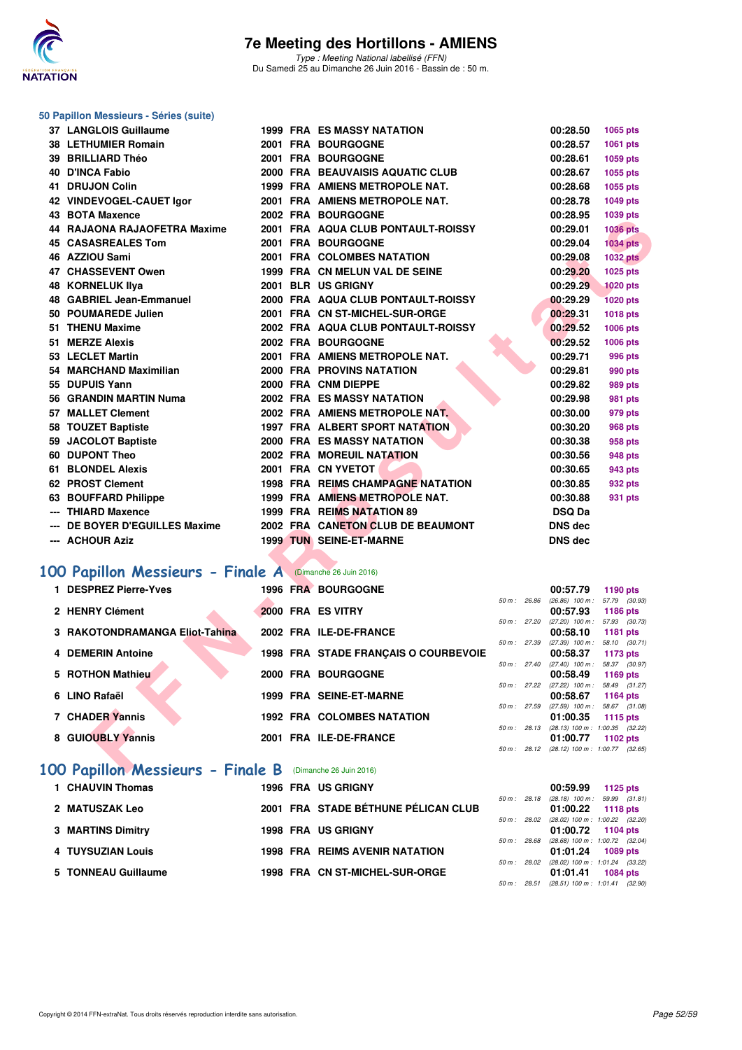# 7e Meeting des Hortillons - AMIENS

*Type : Meeting National labellisé (FFN)*
Du Samedi 25 au Dimanche 26 Juin 2016 - Bassin de : 50 m.

## 50 Papillon Messieurs - Séries (suite)

| Pl. | Nom | Année | Nat. | Club | Temps | Points |
|---|---|---|---|---|---|---|
| 37 | LANGLOIS Guillaume | 1999 | FRA | ES MASSY NATATION | 00:28.50 | 1065 pts |
| 38 | LETHUMIER Romain | 2001 | FRA | BOURGOGNE | 00:28.57 | 1061 pts |
| 39 | BRILLIARD Théo | 2001 | FRA | BOURGOGNE | 00:28.61 | 1059 pts |
| 40 | D'INCA Fabio | 2000 | FRA | BEAUVAISIS AQUATIC CLUB | 00:28.67 | 1055 pts |
| 41 | DRUJON Colin | 1999 | FRA | AMIENS METROPOLE NAT. | 00:28.68 | 1055 pts |
| 42 | VINDEVOGEL-CAUET Igor | 2001 | FRA | AMIENS METROPOLE NAT. | 00:28.78 | 1049 pts |
| 43 | BOTA Maxence | 2002 | FRA | BOURGOGNE | 00:28.95 | 1039 pts |
| 44 | RAJAONA RAJAOFETRA Maxime | 2001 | FRA | AQUA CLUB PONTAULT-ROISSY | 00:29.01 | 1036 pts |
| 45 | CASASREALES Tom | 2001 | FRA | BOURGOGNE | 00:29.04 | 1034 pts |
| 46 | AZZIOU Sami | 2001 | FRA | COLOMBES NATATION | 00:29.08 | 1032 pts |
| 47 | CHASSEVENT Owen | 1999 | FRA | CN MELUN VAL DE SEINE | 00:29.20 | 1025 pts |
| 48 | KORNELUK Ilya | 2001 | BLR | US GRIGNY | 00:29.29 | 1020 pts |
| 48 | GABRIEL Jean-Emmanuel | 2000 | FRA | AQUA CLUB PONTAULT-ROISSY | 00:29.29 | 1020 pts |
| 50 | POUMAREDE Julien | 2001 | FRA | CN ST-MICHEL-SUR-ORGE | 00:29.31 | 1018 pts |
| 51 | THENU Maxime | 2002 | FRA | AQUA CLUB PONTAULT-ROISSY | 00:29.52 | 1006 pts |
| 51 | MERZE Alexis | 2002 | FRA | BOURGOGNE | 00:29.52 | 1006 pts |
| 53 | LECLET Martin | 2001 | FRA | AMIENS METROPOLE NAT. | 00:29.71 | 996 pts |
| 54 | MARCHAND Maximilian | 2000 | FRA | PROVINS NATATION | 00:29.81 | 990 pts |
| 55 | DUPUIS Yann | 2000 | FRA | CNM DIEPPE | 00:29.82 | 989 pts |
| 56 | GRANDIN MARTIN Numa | 2002 | FRA | ES MASSY NATATION | 00:29.98 | 981 pts |
| 57 | MALLET Clement | 2002 | FRA | AMIENS METROPOLE NAT. | 00:30.00 | 979 pts |
| 58 | TOUZET Baptiste | 1997 | FRA | ALBERT SPORT NATATION | 00:30.20 | 968 pts |
| 59 | JACOLOT Baptiste | 2000 | FRA | ES MASSY NATATION | 00:30.38 | 958 pts |
| 60 | DUPONT Theo | 2002 | FRA | MOREUIL NATATION | 00:30.56 | 948 pts |
| 61 | BLONDEL Alexis | 2001 | FRA | CN YVETOT | 00:30.65 | 943 pts |
| 62 | PROST Clement | 1998 | FRA | REIMS CHAMPAGNE NATATION | 00:30.85 | 932 pts |
| 63 | BOUFFARD Philippe | 1999 | FRA | AMIENS METROPOLE NAT. | 00:30.88 | 931 pts |
| --- | THIARD Maxence | 1999 | FRA | REIMS NATATION 89 | DSQ Da | |
| --- | DE BOYER D'EGUILLES Maxime | 2002 | FRA | CANETON CLUB DE BEAUMONT | DNS dec | |
| --- | ACHOUR Aziz | 1999 | TUN | SEINE-ET-MARNE | DNS dec | |

## 100 Papillon Messieurs - Finale A (Dimanche 26 Juin 2016)

| Pl. | Nom | Année | Nat. | Club | Temps | Points | Splits |
|---|---|---|---|---|---|---|---|
| 1 | DESPREZ Pierre-Yves | 1996 | FRA | BOURGOGNE | 00:57.79 | 1190 pts | 50 m : 26.86 (26.86) 100 m : 57.79 (30.93) |
| 2 | HENRY Clément | 2000 | FRA | ES VITRY | 00:57.93 | 1186 pts | 50 m : 27.20 (27.20) 100 m : 57.93 (30.73) |
| 3 | RAKOTONDRAMANGA Eliot-Tahina | 2002 | FRA | ILE-DE-FRANCE | 00:58.10 | 1181 pts | 50 m : 27.39 (27.39) 100 m : 58.10 (30.71) |
| 4 | DEMERIN Antoine | 1998 | FRA | STADE FRANÇAIS O COURBEVOIE | 00:58.37 | 1173 pts | 50 m : 27.40 (27.40) 100 m : 58.37 (30.97) |
| 5 | ROTHON Mathieu | 2000 | FRA | BOURGOGNE | 00:58.49 | 1169 pts | 50 m : 27.22 (27.22) 100 m : 58.49 (31.27) |
| 6 | LINO Rafaël | 1999 | FRA | SEINE-ET-MARNE | 00:58.67 | 1164 pts | 50 m : 27.59 (27.59) 100 m : 58.67 (31.08) |
| 7 | CHADER Yannis | 1992 | FRA | COLOMBES NATATION | 01:00.35 | 1115 pts | 50 m : 28.13 (28.13) 100 m : 1:00.35 (32.22) |
| 8 | GUIOUBLY Yannis | 2001 | FRA | ILE-DE-FRANCE | 01:00.77 | 1102 pts | 50 m : 28.12 (28.12) 100 m : 1:00.77 (32.65) |

## 100 Papillon Messieurs - Finale B (Dimanche 26 Juin 2016)

| Pl. | Nom | Année | Nat. | Club | Temps | Points | Splits |
|---|---|---|---|---|---|---|---|
| 1 | CHAUVIN Thomas | 1996 | FRA | US GRIGNY | 00:59.99 | 1125 pts | 50 m : 28.18 (28.18) 100 m : 59.99 (31.81) |
| 2 | MATUSZAK Leo | 2001 | FRA | STADE BÉTHUNE PÉLICAN CLUB | 01:00.22 | 1118 pts | 50 m : 28.02 (28.02) 100 m : 1:00.22 (32.20) |
| 3 | MARTINS Dimitry | 1998 | FRA | US GRIGNY | 01:00.72 | 1104 pts | 50 m : 28.68 (28.68) 100 m : 1:00.72 (32.04) |
| 4 | TUYSUZIAN Louis | 1998 | FRA | REIMS AVENIR NATATION | 01:01.24 | 1089 pts | 50 m : 28.02 (28.02) 100 m : 1:01.24 (33.22) |
| 5 | TONNEAU Guillaume | 1998 | FRA | CN ST-MICHEL-SUR-ORGE | 01:01.41 | 1084 pts | 50 m : 28.51 (28.51) 100 m : 1:01.41 (32.90) |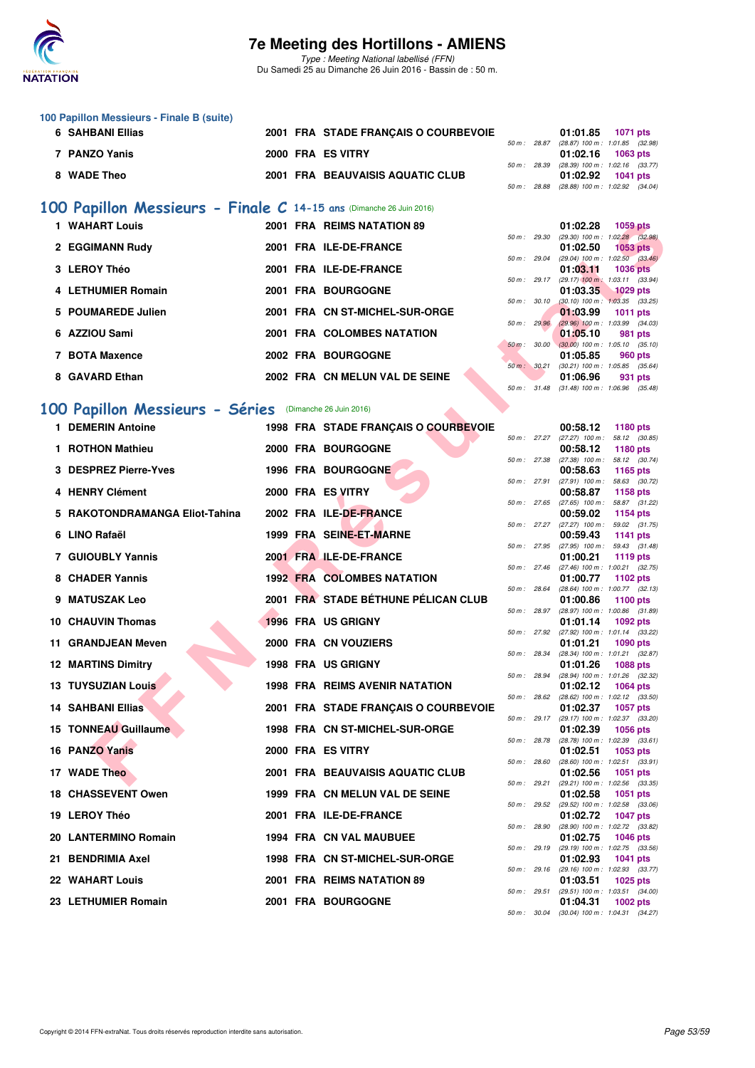### 100 Papillon Messieurs - Finale B (suite)

| Rang | Nom | Année | Nat. | Club | Temps | Points | Splits |
|---|---|---|---|---|---|---|---|
| 6 | SAHBANI Ellias | 2001 | FRA | STADE FRANÇAIS O COURBEVOIE | 01:01.85 | 1071 pts | 50 m : 28.87 (28.87) 100 m : 1:01.85 (32.98) |
| 7 | PANZO Yanis | 2000 | FRA | ES VITRY | 01:02.16 | 1063 pts | 50 m : 28.39 (28.39) 100 m : 1:02.16 (33.77) |
| 8 | WADE Theo | 2001 | FRA | BEAUVAISIS AQUATIC CLUB | 01:02.92 | 1041 pts | 50 m : 28.88 (28.88) 100 m : 1:02.92 (34.04) |

## 100 Papillon Messieurs - Finale C 14-15 ans (Dimanche 26 Juin 2016)

| Rang | Nom | Année | Nat. | Club | Temps | Points | Splits |
|---|---|---|---|---|---|---|---|
| 1 | WAHART Louis | 2001 | FRA | REIMS NATATION 89 | 01:02.28 | 1059 pts | 50 m : 29.30 (29.30) 100 m : 1:02.28 (32.98) |
| 2 | EGGIMANN Rudy | 2001 | FRA | ILE-DE-FRANCE | 01:02.50 | 1053 pts | 50 m : 29.04 (29.04) 100 m : 1:02.50 (33.46) |
| 3 | LEROY Théo | 2001 | FRA | ILE-DE-FRANCE | 01:03.11 | 1036 pts | 50 m : 29.17 (29.17) 100 m : 1:03.11 (33.94) |
| 4 | LETHUMIER Romain | 2001 | FRA | BOURGOGNE | 01:03.35 | 1029 pts | 50 m : 30.10 (30.10) 100 m : 1:03.35 (33.25) |
| 5 | POUMAREDE Julien | 2001 | FRA | CN ST-MICHEL-SUR-ORGE | 01:03.99 | 1011 pts | 50 m : 29.96 (29.96) 100 m : 1:03.99 (34.03) |
| 6 | AZZIOU Sami | 2001 | FRA | COLOMBES NATATION | 01:05.10 | 981 pts | 50 m : 30.00 (30.00) 100 m : 1:05.10 (35.10) |
| 7 | BOTA Maxence | 2002 | FRA | BOURGOGNE | 01:05.85 | 960 pts | 50 m : 30.21 (30.21) 100 m : 1:05.85 (35.64) |
| 8 | GAVARD Ethan | 2002 | FRA | CN MELUN VAL DE SEINE | 01:06.96 | 931 pts | 50 m : 31.48 (31.48) 100 m : 1:06.96 (35.48) |

## 100 Papillon Messieurs - Séries (Dimanche 26 Juin 2016)

| Rang | Nom | Année | Nat. | Club | Temps | Points | Splits |
|---|---|---|---|---|---|---|---|
| 1 | DEMERIN Antoine | 1998 | FRA | STADE FRANÇAIS O COURBEVOIE | 00:58.12 | 1180 pts | 50 m : 27.27 (27.27) 100 m : 58.12 (30.85) |
| 1 | ROTHON Mathieu | 2000 | FRA | BOURGOGNE | 00:58.12 | 1180 pts | 50 m : 27.38 (27.38) 100 m : 58.12 (30.74) |
| 3 | DESPREZ Pierre-Yves | 1996 | FRA | BOURGOGNE | 00:58.63 | 1165 pts | 50 m : 27.91 (27.91) 100 m : 58.63 (30.72) |
| 4 | HENRY Clément | 2000 | FRA | ES VITRY | 00:58.87 | 1158 pts | 50 m : 27.65 (27.65) 100 m : 58.87 (31.22) |
| 5 | RAKOTONDRAMANGA Eliot-Tahina | 2002 | FRA | ILE-DE-FRANCE | 00:59.02 | 1154 pts | 50 m : 27.27 (27.27) 100 m : 59.02 (31.75) |
| 6 | LINO Rafaël | 1999 | FRA | SEINE-ET-MARNE | 00:59.43 | 1141 pts | 50 m : 27.95 (27.95) 100 m : 59.43 (31.48) |
| 7 | GUIOUBLY Yannis | 2001 | FRA | ILE-DE-FRANCE | 01:00.21 | 1119 pts | 50 m : 27.46 (27.46) 100 m : 1:00.21 (32.75) |
| 8 | CHADER Yannis | 1992 | FRA | COLOMBES NATATION | 01:00.77 | 1102 pts | 50 m : 28.64 (28.64) 100 m : 1:00.77 (32.13) |
| 9 | MATUSZAK Leo | 2001 | FRA | STADE BÉTHUNE PÉLICAN CLUB | 01:00.86 | 1100 pts | 50 m : 28.97 (28.97) 100 m : 1:00.86 (31.89) |
| 10 | CHAUVIN Thomas | 1996 | FRA | US GRIGNY | 01:01.14 | 1092 pts | 50 m : 27.92 (27.92) 100 m : 1:01.14 (33.22) |
| 11 | GRANDJEAN Meven | 2000 | FRA | CN VOUZIERS | 01:01.21 | 1090 pts | 50 m : 28.34 (28.34) 100 m : 1:01.21 (32.87) |
| 12 | MARTINS Dimitry | 1998 | FRA | US GRIGNY | 01:01.26 | 1088 pts | 50 m : 28.94 (28.94) 100 m : 1:01.26 (32.32) |
| 13 | TUYSUZIAN Louis | 1998 | FRA | REIMS AVENIR NATATION | 01:02.12 | 1064 pts | 50 m : 28.62 (28.62) 100 m : 1:02.12 (33.50) |
| 14 | SAHBANI Ellias | 2001 | FRA | STADE FRANÇAIS O COURBEVOIE | 01:02.37 | 1057 pts | 50 m : 29.17 (29.17) 100 m : 1:02.37 (33.20) |
| 15 | TONNEAU Guillaume | 1998 | FRA | CN ST-MICHEL-SUR-ORGE | 01:02.39 | 1056 pts | 50 m : 28.78 (28.78) 100 m : 1:02.39 (33.61) |
| 16 | PANZO Yanis | 2000 | FRA | ES VITRY | 01:02.51 | 1053 pts | 50 m : 28.60 (28.60) 100 m : 1:02.51 (33.91) |
| 17 | WADE Theo | 2001 | FRA | BEAUVAISIS AQUATIC CLUB | 01:02.56 | 1051 pts | 50 m : 29.21 (29.21) 100 m : 1:02.56 (33.35) |
| 18 | CHASSEVENT Owen | 1999 | FRA | CN MELUN VAL DE SEINE | 01:02.58 | 1051 pts | 50 m : 29.52 (29.52) 100 m : 1:02.58 (33.06) |
| 19 | LEROY Théo | 2001 | FRA | ILE-DE-FRANCE | 01:02.72 | 1047 pts | 50 m : 28.90 (28.90) 100 m : 1:02.72 (33.82) |
| 20 | LANTERMINO Romain | 1994 | FRA | CN VAL MAUBUEE | 01:02.75 | 1046 pts | 50 m : 29.19 (29.19) 100 m : 1:02.75 (33.56) |
| 21 | BENDRIMIA Axel | 1998 | FRA | CN ST-MICHEL-SUR-ORGE | 01:02.93 | 1041 pts | 50 m : 29.16 (29.16) 100 m : 1:02.93 (33.77) |
| 22 | WAHART Louis | 2001 | FRA | REIMS NATATION 89 | 01:03.51 | 1025 pts | 50 m : 29.51 (29.51) 100 m : 1:03.51 (34.00) |
| 23 | LETHUMIER Romain | 2001 | FRA | BOURGOGNE | 01:04.31 | 1002 pts | 50 m : 30.04 (30.04) 100 m : 1:04.31 (34.27) |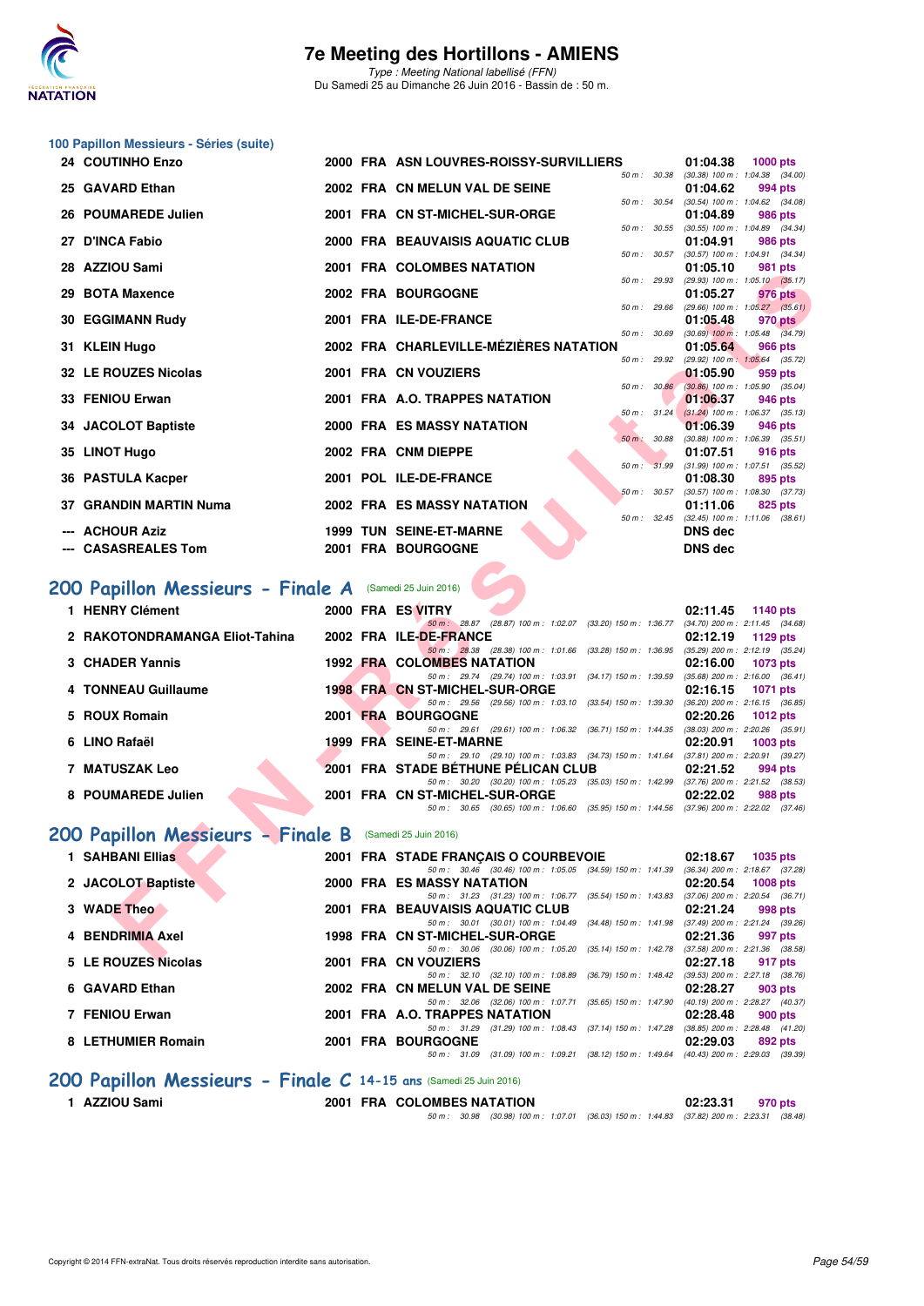## 100 Papillon Messieurs - Séries (suite)

| Pl. | Nom | Année | Nat. | Club | Temps | Points | Splits |
|---|---|---|---|---|---|---|---|
| 24 | COUTINHO Enzo | 2000 | FRA | ASN LOUVRES-ROISSY-SURVILLIERS | 01:04.38 | 1000 pts | 50 m : 30.38 (30.38) 100 m : 1:04.38 (34.00) |
| 25 | GAVARD Ethan | 2002 | FRA | CN MELUN VAL DE SEINE | 01:04.62 | 994 pts | 50 m : 30.54 (30.54) 100 m : 1:04.62 (34.08) |
| 26 | POUMAREDE Julien | 2001 | FRA | CN ST-MICHEL-SUR-ORGE | 01:04.89 | 986 pts | 50 m : 30.55 (30.55) 100 m : 1:04.89 (34.34) |
| 27 | D'INCA Fabio | 2000 | FRA | BEAUVAISIS AQUATIC CLUB | 01:04.91 | 986 pts | 50 m : 30.57 (30.57) 100 m : 1:04.91 (34.34) |
| 28 | AZZIOU Sami | 2001 | FRA | COLOMBES NATATION | 01:05.10 | 981 pts | 50 m : 29.93 (29.93) 100 m : 1:05.10 (35.17) |
| 29 | BOTA Maxence | 2002 | FRA | BOURGOGNE | 01:05.27 | 976 pts | 50 m : 29.66 (29.66) 100 m : 1:05.27 (35.61) |
| 30 | EGGIMANN Rudy | 2001 | FRA | ILE-DE-FRANCE | 01:05.48 | 970 pts | 50 m : 30.69 (30.69) 100 m : 1:05.48 (34.79) |
| 31 | KLEIN Hugo | 2002 | FRA | CHARLEVILLE-MÉZIÈRES NATATION | 01:05.64 | 966 pts | 50 m : 29.92 (29.92) 100 m : 1:05.64 (35.72) |
| 32 | LE ROUZES Nicolas | 2001 | FRA | CN VOUZIERS | 01:05.90 | 959 pts | 50 m : 30.86 (30.86) 100 m : 1:05.90 (35.04) |
| 33 | FENIOU Erwan | 2001 | FRA | A.O. TRAPPES NATATION | 01:06.37 | 946 pts | 50 m : 31.24 (31.24) 100 m : 1:06.37 (35.13) |
| 34 | JACOLOT Baptiste | 2000 | FRA | ES MASSY NATATION | 01:06.39 | 946 pts | 50 m : 30.88 (30.88) 100 m : 1:06.39 (35.51) |
| 35 | LINOT Hugo | 2002 | FRA | CNM DIEPPE | 01:07.51 | 916 pts | 50 m : 31.99 (31.99) 100 m : 1:07.51 (35.52) |
| 36 | PASTULA Kacper | 2001 | POL | ILE-DE-FRANCE | 01:08.30 | 895 pts | 50 m : 30.57 (30.57) 100 m : 1:08.30 (37.73) |
| 37 | GRANDIN MARTIN Numa | 2002 | FRA | ES MASSY NATATION | 01:11.06 | 825 pts | 50 m : 32.45 (32.45) 100 m : 1:11.06 (38.61) |
| --- | ACHOUR Aziz | 1999 | TUN | SEINE-ET-MARNE | DNS dec | | |
| --- | CASASREALES Tom | 2001 | FRA | BOURGOGNE | DNS dec | | |

## 200 Papillon Messieurs - Finale A (Samedi 25 Juin 2016)

| Pl. | Nom | Année | Nat. | Club | Temps | Points | Splits |
|---|---|---|---|---|---|---|---|
| 1 | HENRY Clément | 2000 | FRA | ES VITRY | 02:11.45 | 1140 pts | 50 m : 28.87 (28.87) 100 m : 1:02.07 (33.20) 150 m : 1:36.77 (34.70) 200 m : 2:11.45 (34.68) |
| 2 | RAKOTONDRAMANGA Eliot-Tahina | 2002 | FRA | ILE-DE-FRANCE | 02:12.19 | 1129 pts | 50 m : 28.38 (28.38) 100 m : 1:01.66 (33.28) 150 m : 1:36.95 (35.29) 200 m : 2:12.19 (35.24) |
| 3 | CHADER Yannis | 1992 | FRA | COLOMBES NATATION | 02:16.00 | 1073 pts | 50 m : 29.74 (29.74) 100 m : 1:03.91 (34.17) 150 m : 1:39.59 (35.68) 200 m : 2:16.00 (36.41) |
| 4 | TONNEAU Guillaume | 1998 | FRA | CN ST-MICHEL-SUR-ORGE | 02:16.15 | 1071 pts | 50 m : 29.56 (29.56) 100 m : 1:03.10 (33.54) 150 m : 1:39.30 (36.20) 200 m : 2:16.15 (36.85) |
| 5 | ROUX Romain | 2001 | FRA | BOURGOGNE | 02:20.26 | 1012 pts | 50 m : 29.61 (29.61) 100 m : 1:06.32 (36.71) 150 m : 1:44.35 (38.03) 200 m : 2:20.26 (35.91) |
| 6 | LINO Rafaël | 1999 | FRA | SEINE-ET-MARNE | 02:20.91 | 1003 pts | 50 m : 29.10 (29.10) 100 m : 1:03.83 (34.73) 150 m : 1:41.64 (37.81) 200 m : 2:20.91 (39.27) |
| 7 | MATUSZAK Leo | 2001 | FRA | STADE BÉTHUNE PÉLICAN CLUB | 02:21.52 | 994 pts | 50 m : 30.20 (30.20) 100 m : 1:05.23 (35.03) 150 m : 1:42.99 (37.76) 200 m : 2:21.52 (38.53) |
| 8 | POUMAREDE Julien | 2001 | FRA | CN ST-MICHEL-SUR-ORGE | 02:22.02 | 988 pts | 50 m : 30.65 (30.65) 100 m : 1:06.60 (35.95) 150 m : 1:44.56 (37.96) 200 m : 2:22.02 (37.46) |

## 200 Papillon Messieurs - Finale B (Samedi 25 Juin 2016)

| Pl. | Nom | Année | Nat. | Club | Temps | Points | Splits |
|---|---|---|---|---|---|---|---|
| 1 | SAHBANI Ellias | 2001 | FRA | STADE FRANÇAIS O COURBEVOIE | 02:18.67 | 1035 pts | 50 m : 30.46 (30.46) 100 m : 1:05.05 (34.59) 150 m : 1:41.39 (36.34) 200 m : 2:18.67 (37.28) |
| 2 | JACOLOT Baptiste | 2000 | FRA | ES MASSY NATATION | 02:20.54 | 1008 pts | 50 m : 31.23 (31.23) 100 m : 1:06.77 (35.54) 150 m : 1:43.83 (37.06) 200 m : 2:20.54 (36.71) |
| 3 | WADE Theo | 2001 | FRA | BEAUVAISIS AQUATIC CLUB | 02:21.24 | 998 pts | 50 m : 30.01 (30.01) 100 m : 1:04.49 (34.48) 150 m : 1:41.98 (37.49) 200 m : 2:21.24 (39.26) |
| 4 | BENDRIMIA Axel | 1998 | FRA | CN ST-MICHEL-SUR-ORGE | 02:21.36 | 997 pts | 50 m : 30.06 (30.06) 100 m : 1:05.20 (35.14) 150 m : 1:42.78 (37.58) 200 m : 2:21.36 (38.58) |
| 5 | LE ROUZES Nicolas | 2001 | FRA | CN VOUZIERS | 02:27.18 | 917 pts | 50 m : 32.10 (32.10) 100 m : 1:08.89 (36.79) 150 m : 1:48.42 (39.53) 200 m : 2:27.18 (38.76) |
| 6 | GAVARD Ethan | 2002 | FRA | CN MELUN VAL DE SEINE | 02:28.27 | 903 pts | 50 m : 32.06 (32.06) 100 m : 1:07.71 (35.65) 150 m : 1:47.90 (40.19) 200 m : 2:28.27 (40.37) |
| 7 | FENIOU Erwan | 2001 | FRA | A.O. TRAPPES NATATION | 02:28.48 | 900 pts | 50 m : 31.29 (31.29) 100 m : 1:08.43 (37.14) 150 m : 1:47.28 (38.85) 200 m : 2:28.48 (41.20) |
| 8 | LETHUMIER Romain | 2001 | FRA | BOURGOGNE | 02:29.03 | 892 pts | 50 m : 31.09 (31.09) 100 m : 1:09.21 (38.12) 150 m : 1:49.64 (40.43) 200 m : 2:29.03 (39.39) |

## 200 Papillon Messieurs - Finale C 14-15 ans (Samedi 25 Juin 2016)

| Pl. | Nom | Année | Nat. | Club | Temps | Points | Splits |
|---|---|---|---|---|---|---|---|
| 1 | AZZIOU Sami | 2001 | FRA | COLOMBES NATATION | 02:23.31 | 970 pts | 50 m : 30.98 (30.98) 100 m : 1:07.01 (36.03) 150 m : 1:44.83 (37.82) 200 m : 2:23.31 (38.48) |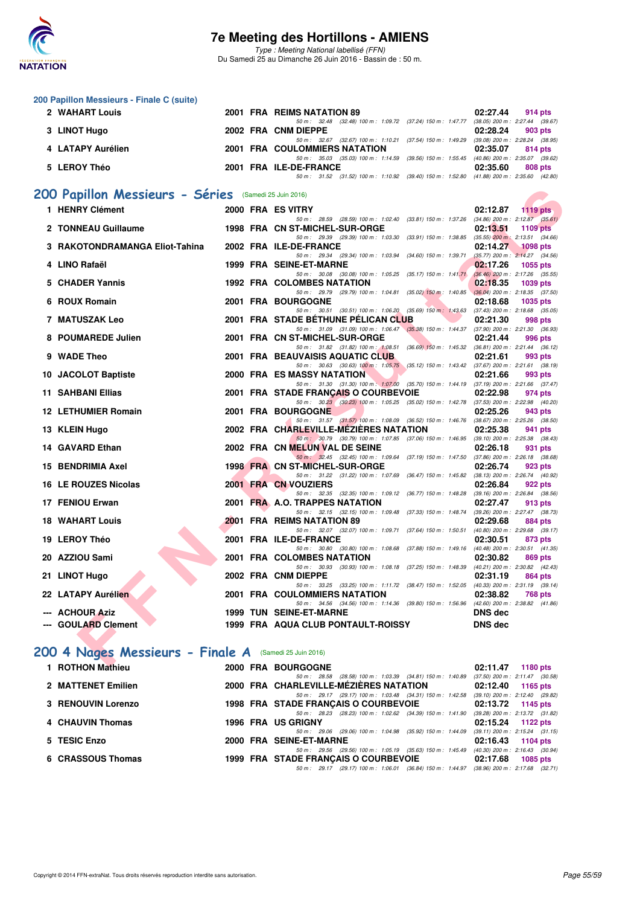# 7e Meeting des Hortillons - AMIENS

*Type : Meeting National labellisé (FFN)*

Du Samedi 25 au Dimanche 26 Juin 2016 - Bassin de : 50 m.

## 200 Papillon Messieurs - Finale C (suite)

| Rang | Nom | Année | Nat | Club | Temps | Points |
|---|---|---|---|---|---|---|
| 2 | WAHART Louis | 2001 | FRA | REIMS NATATION 89 | 02:27.44 | 914 pts |
| | 50 m : 32.48 (32.48) 100 m : 1:09.72 (37.24) 150 m : 1:47.77 (38.05) 200 m : 2:27.44 (39.67) | | | | | |
| 3 | LINOT Hugo | 2002 | FRA | CNM DIEPPE | 02:28.24 | 903 pts |
| | 50 m : 32.67 (32.67) 100 m : 1:10.21 (37.54) 150 m : 1:49.29 (39.08) 200 m : 2:28.24 (38.95) | | | | | |
| 4 | LATAPY Aurélien | 2001 | FRA | COULOMMIERS NATATION | 02:35.07 | 814 pts |
| | 50 m : 35.03 (35.03) 100 m : 1:14.59 (39.56) 150 m : 1:55.45 (40.86) 200 m : 2:35.07 (39.62) | | | | | |
| 5 | LEROY Théo | 2001 | FRA | ILE-DE-FRANCE | 02:35.60 | 808 pts |
| | 50 m : 31.52 (31.52) 100 m : 1:10.92 (39.40) 150 m : 1:52.80 (41.88) 200 m : 2:35.60 (42.80) | | | | | |

## 200 Papillon Messieurs - Séries (Samedi 25 Juin 2016)

| Rang | Nom | Année | Nat | Club | Temps | Points |
|---|---|---|---|---|---|---|
| 1 | HENRY Clément | 2000 | FRA | ES VITRY | 02:12.87 | 1119 pts |
| | 50 m : 28.59 (28.59) 100 m : 1:02.40 (33.81) 150 m : 1:37.26 (34.86) 200 m : 2:12.87 (35.61) | | | | | |
| 2 | TONNEAU Guillaume | 1998 | FRA | CN ST-MICHEL-SUR-ORGE | 02:13.51 | 1109 pts |
| | 50 m : 29.39 (29.39) 100 m : 1:03.30 (33.91) 150 m : 1:38.85 (35.55) 200 m : 2:13.51 (34.66) | | | | | |
| 3 | RAKOTONDRAMANGA Eliot-Tahina | 2002 | FRA | ILE-DE-FRANCE | 02:14.27 | 1098 pts |
| | 50 m : 29.34 (29.34) 100 m : 1:03.94 (34.60) 150 m : 1:39.71 (35.77) 200 m : 2:14.27 (34.56) | | | | | |
| 4 | LINO Rafaël | 1999 | FRA | SEINE-ET-MARNE | 02:17.26 | 1055 pts |
| | 50 m : 30.08 (30.08) 100 m : 1:05.25 (35.17) 150 m : 1:41.71 (36.46) 200 m : 2:17.26 (35.55) | | | | | |
| 5 | CHADER Yannis | 1992 | FRA | COLOMBES NATATION | 02:18.35 | 1039 pts |
| | 50 m : 29.79 (29.79) 100 m : 1:04.81 (35.02) 150 m : 1:40.85 (36.04) 200 m : 2:18.35 (37.50) | | | | | |
| 6 | ROUX Romain | 2001 | FRA | BOURGOGNE | 02:18.68 | 1035 pts |
| | 50 m : 30.51 (30.51) 100 m : 1:06.20 (35.69) 150 m : 1:43.63 (37.43) 200 m : 2:18.68 (35.05) | | | | | |
| 7 | MATUSZAK Leo | 2001 | FRA | STADE BÉTHUNE PÉLICAN CLUB | 02:21.30 | 998 pts |
| | 50 m : 31.09 (31.09) 100 m : 1:06.47 (35.38) 150 m : 1:44.37 (37.90) 200 m : 2:21.30 (36.93) | | | | | |
| 8 | POUMAREDE Julien | 2001 | FRA | CN ST-MICHEL-SUR-ORGE | 02:21.44 | 996 pts |
| | 50 m : 31.82 (31.82) 100 m : 1:08.51 (36.69) 150 m : 1:45.32 (36.81) 200 m : 2:21.44 (36.12) | | | | | |
| 9 | WADE Theo | 2001 | FRA | BEAUVAISIS AQUATIC CLUB | 02:21.61 | 993 pts |
| | 50 m : 30.63 (30.63) 100 m : 1:05.75 (35.12) 150 m : 1:43.42 (37.67) 200 m : 2:21.61 (38.19) | | | | | |
| 10 | JACOLOT Baptiste | 2000 | FRA | ES MASSY NATATION | 02:21.66 | 993 pts |
| | 50 m : 31.30 (31.30) 100 m : 1:07.00 (35.70) 150 m : 1:44.19 (37.19) 200 m : 2:21.66 (37.47) | | | | | |
| 11 | SAHBANI Ellias | 2001 | FRA | STADE FRANÇAIS O COURBEVOIE | 02:22.98 | 974 pts |
| | 50 m : 30.23 (30.23) 100 m : 1:05.25 (35.02) 150 m : 1:42.78 (37.53) 200 m : 2:22.98 (40.20) | | | | | |
| 12 | LETHUMIER Romain | 2001 | FRA | BOURGOGNE | 02:25.26 | 943 pts |
| | 50 m : 31.57 (31.57) 100 m : 1:08.09 (36.52) 150 m : 1:46.76 (38.67) 200 m : 2:25.26 (38.50) | | | | | |
| 13 | KLEIN Hugo | 2002 | FRA | CHARLEVILLE-MÉZIÈRES NATATION | 02:25.38 | 941 pts |
| | 50 m : 30.79 (30.79) 100 m : 1:07.85 (37.06) 150 m : 1:46.95 (39.10) 200 m : 2:25.38 (38.43) | | | | | |
| 14 | GAVARD Ethan | 2002 | FRA | CN MELUN VAL DE SEINE | 02:26.18 | 931 pts |
| | 50 m : 32.45 (32.45) 100 m : 1:09.64 (37.19) 150 m : 1:47.50 (37.86) 200 m : 2:26.18 (38.68) | | | | | |
| 15 | BENDRIMIA Axel | 1998 | FRA | CN ST-MICHEL-SUR-ORGE | 02:26.74 | 923 pts |
| | 50 m : 31.22 (31.22) 100 m : 1:07.69 (36.47) 150 m : 1:45.82 (38.13) 200 m : 2:26.74 (40.92) | | | | | |
| 16 | LE ROUZES Nicolas | 2001 | FRA | CN VOUZIERS | 02:26.84 | 922 pts |
| | 50 m : 32.35 (32.35) 100 m : 1:09.12 (36.77) 150 m : 1:48.28 (39.16) 200 m : 2:26.84 (38.56) | | | | | |
| 17 | FENIOU Erwan | 2001 | FRA | A.O. TRAPPES NATATION | 02:27.47 | 913 pts |
| | 50 m : 32.15 (32.15) 100 m : 1:09.48 (37.33) 150 m : 1:48.74 (39.26) 200 m : 2:27.47 (38.73) | | | | | |
| 18 | WAHART Louis | 2001 | FRA | REIMS NATATION 89 | 02:29.68 | 884 pts |
| | 50 m : 32.07 (32.07) 100 m : 1:09.71 (37.64) 150 m : 1:50.51 (40.80) 200 m : 2:29.68 (39.17) | | | | | |
| 19 | LEROY Théo | 2001 | FRA | ILE-DE-FRANCE | 02:30.51 | 873 pts |
| | 50 m : 30.80 (30.80) 100 m : 1:08.68 (37.88) 150 m : 1:49.16 (40.48) 200 m : 2:30.51 (41.35) | | | | | |
| 20 | AZZIOU Sami | 2001 | FRA | COLOMBES NATATION | 02:30.82 | 869 pts |
| | 50 m : 30.93 (30.93) 100 m : 1:08.18 (37.25) 150 m : 1:48.39 (40.21) 200 m : 2:30.82 (42.43) | | | | | |
| 21 | LINOT Hugo | 2002 | FRA | CNM DIEPPE | 02:31.19 | 864 pts |
| | 50 m : 33.25 (33.25) 100 m : 1:11.72 (38.47) 150 m : 1:52.05 (40.33) 200 m : 2:31.19 (39.14) | | | | | |
| 22 | LATAPY Aurélien | 2001 | FRA | COULOMMIERS NATATION | 02:38.82 | 768 pts |
| | 50 m : 34.56 (34.56) 100 m : 1:14.36 (39.80) 150 m : 1:56.96 (42.60) 200 m : 2:38.82 (41.86) | | | | | |
| --- | ACHOUR Aziz | 1999 | TUN | SEINE-ET-MARNE | DNS dec | |
| --- | GOULARD Clement | 1999 | FRA | AQUA CLUB PONTAULT-ROISSY | DNS dec | |

## 200 4 Nages Messieurs - Finale A (Samedi 25 Juin 2016)

| Rang | Nom | Année | Nat | Club | Temps | Points |
|---|---|---|---|---|---|---|
| 1 | ROTHON Mathieu | 2000 | FRA | BOURGOGNE | 02:11.47 | 1180 pts |
| | 50 m : 28.58 (28.58) 100 m : 1:03.39 (34.81) 150 m : 1:40.89 (37.50) 200 m : 2:11.47 (30.58) | | | | | |
| 2 | MATTENET Emilien | 2000 | FRA | CHARLEVILLE-MÉZIÈRES NATATION | 02:12.40 | 1165 pts |
| | 50 m : 29.17 (29.17) 100 m : 1:03.48 (34.31) 150 m : 1:42.58 (39.10) 200 m : 2:12.40 (29.82) | | | | | |
| 3 | RENOUVIN Lorenzo | 1998 | FRA | STADE FRANÇAIS O COURBEVOIE | 02:13.72 | 1145 pts |
| | 50 m : 28.23 (28.23) 100 m : 1:02.62 (34.39) 150 m : 1:41.90 (39.28) 200 m : 2:13.72 (31.82) | | | | | |
| 4 | CHAUVIN Thomas | 1996 | FRA | US GRIGNY | 02:15.24 | 1122 pts |
| | 50 m : 29.06 (29.06) 100 m : 1:04.98 (35.92) 150 m : 1:44.09 (39.11) 200 m : 2:15.24 (31.15) | | | | | |
| 5 | TESIC Enzo | 2000 | FRA | SEINE-ET-MARNE | 02:16.43 | 1104 pts |
| | 50 m : 29.56 (29.56) 100 m : 1:05.19 (35.63) 150 m : 1:45.49 (40.30) 200 m : 2:16.43 (30.94) | | | | | |
| 6 | CRASSOUS Thomas | 1999 | FRA | STADE FRANÇAIS O COURBEVOIE | 02:17.68 | 1085 pts |
| | 50 m : 29.17 (29.17) 100 m : 1:06.01 (36.84) 150 m : 1:44.97 (38.96) 200 m : 2:17.68 (32.71) | | | | | |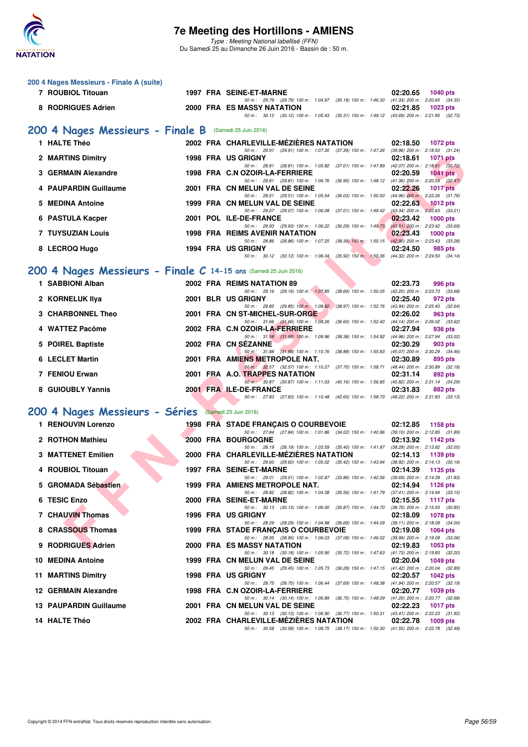# 7e Meeting des Hortillons - AMIENS

*Type : Meeting National labellisé (FFN)*

Du Samedi 25 au Dimanche 26 Juin 2016 - Bassin de : 50 m.

### 200 4 Nages Messieurs - Finale A (suite)

| Pl. | Nom | Année | Nat. | Club | Temps | Points |
|---|---|---|---|---|---|---|
| 7 | ROUBIOL Titouan | 1997 | FRA | SEINE-ET-MARNE | 02:20.65 | 1040 pts |
| | | | | 50 m : 29.79 (29.79) 100 m : 1:04.97 (35.18) 150 m : 1:46.30 (41.33) 200 m : 2:20.65 (34.35) | | |
| 8 | RODRIGUES Adrien | 2000 | FRA | ES MASSY NATATION | 02:21.85 | 1023 pts |
| | | | | 50 m : 30.12 (30.12) 100 m : 1:05.43 (35.31) 150 m : 1:49.12 (43.69) 200 m : 2:21.85 (32.73) | | |

## 200 4 Nages Messieurs - Finale B (Samedi 25 Juin 2016)

| Pl. | Nom | Année | Nat. | Club | Temps | Points |
|---|---|---|---|---|---|---|
| 1 | HALTE Théo | 2002 | FRA | CHARLEVILLE-MÉZIÈRES NATATION | 02:18.50 | 1072 pts |
| | | | | 50 m : 29.91 (29.91) 100 m : 1:07.30 (37.39) 150 m : 1:47.26 (39.96) 200 m : 2:18.50 (31.24) | | |
| 2 | MARTINS Dimitry | 1998 | FRA | US GRIGNY | 02:18.61 | 1071 pts |
| | | | | 50 m : 28.81 (28.81) 100 m : 1:05.82 (37.01) 150 m : 1:47.89 (42.07) 200 m : 2:18.61 (30.72) | | |
| 3 | GERMAIN Alexandre | 1998 | FRA | C.N OZOIR-LA-FERRIERE | 02:20.59 | 1041 pts |
| | | | | 50 m : 29.81 (29.81) 100 m : 1:06.76 (36.95) 150 m : 1:48.12 (41.36) 200 m : 2:20.59 (32.47) | | |
| 4 | PAUPARDIN Guillaume | 2001 | FRA | CN MELUN VAL DE SEINE | 02:22.26 | 1017 pts |
| | | | | 50 m : 29.51 (29.51) 100 m : 1:05.54 (36.03) 150 m : 1:50.50 (44.96) 200 m : 2:22.26 (31.76) | | |
| 5 | MEDINA Antoine | 1999 | FRA | CN MELUN VAL DE SEINE | 02:22.63 | 1012 pts |
| | | | | 50 m : 29.07 (29.07) 100 m : 1:06.08 (37.01) 150 m : 1:49.42 (43.34) 200 m : 2:22.63 (33.21) | | |
| 6 | PASTULA Kacper | 2001 | POL | ILE-DE-FRANCE | 02:23.42 | 1000 pts |
| | | | | 50 m : 29.93 (29.93) 100 m : 1:06.22 (36.29) 150 m : 1:49.73 (43.51) 200 m : 2:23.42 (33.69) | | |
| 7 | TUYSUZIAN Louis | 1998 | FRA | REIMS AVENIR NATATION | 02:23.43 | 1000 pts |
| | | | | 50 m : 28.86 (28.86) 100 m : 1:07.25 (38.39) 150 m : 1:50.15 (42.90) 200 m : 2:23.43 (33.28) | | |
| 8 | LECROQ Hugo | 1994 | FRA | US GRIGNY | 02:24.50 | 985 pts |
| | | | | 50 m : 30.12 (30.12) 100 m : 1:06.04 (35.92) 150 m : 1:50.36 (44.32) 200 m : 2:24.50 (34.14) | | |

## 200 4 Nages Messieurs - Finale C 14-15 ans (Samedi 25 Juin 2016)

| Pl. | Nom | Année | Nat. | Club | Temps | Points |
|---|---|---|---|---|---|---|
| 1 | SABBIONI Alban | 2002 | FRA | REIMS NATATION 89 | 02:23.73 | 996 pts |
| | | | | 50 m : 29.16 (29.16) 100 m : 1:07.85 (38.69) 150 m : 1:50.05 (42.20) 200 m : 2:23.73 (33.68) | | |
| 2 | KORNELUK Ilya | 2001 | BLR | US GRIGNY | 02:25.40 | 972 pts |
| | | | | 50 m : 29.85 (29.85) 100 m : 1:08.82 (38.97) 150 m : 1:52.76 (43.94) 200 m : 2:25.40 (32.64) | | |
| 3 | CHARBONNEL Theo | 2001 | FRA | CN ST-MICHEL-SUR-ORGE | 02:26.02 | 963 pts |
| | | | | 50 m : 31.66 (31.66) 100 m : 1:08.26 (36.60) 150 m : 1:52.40 (44.14) 200 m : 2:26.02 (33.62) | | |
| 4 | WATTEZ Pacôme | 2002 | FRA | C.N OZOIR-LA-FERRIERE | 02:27.94 | 936 pts |
| | | | | 50 m : 31.58 (31.58) 100 m : 1:09.96 (38.38) 150 m : 1:54.92 (44.96) 200 m : 2:27.94 (33.02) | | |
| 5 | POIREL Baptiste | 2002 | FRA | CN SÉZANNE | 02:30.29 | 903 pts |
| | | | | 50 m : 31.88 (31.88) 100 m : 1:10.76 (38.88) 150 m : 1:55.83 (45.07) 200 m : 2:30.29 (34.46) | | |
| 6 | LECLET Martin | 2001 | FRA | AMIENS METROPOLE NAT. | 02:30.89 | 895 pts |
| | | | | 50 m : 32.57 (32.57) 100 m : 1:10.27 (37.70) 150 m : 1:58.71 (48.44) 200 m : 2:30.89 (32.18) | | |
| 7 | FENIOU Erwan | 2001 | FRA | A.O. TRAPPES NATATION | 02:31.14 | 892 pts |
| | | | | 50 m : 30.87 (30.87) 100 m : 1:11.03 (40.16) 150 m : 1:56.85 (45.82) 200 m : 2:31.14 (34.29) | | |
| 8 | GUIOUBLY Yannis | 2001 | FRA | ILE-DE-FRANCE | 02:31.83 | 882 pts |
| | | | | 50 m : 27.83 (27.83) 100 m : 1:10.48 (42.65) 150 m : 1:58.70 (48.22) 200 m : 2:31.83 (33.13) | | |

## 200 4 Nages Messieurs - Séries (Samedi 25 Juin 2016)

| Pl. | Nom | Année | Nat. | Club | Temps | Points |
|---|---|---|---|---|---|---|
| 1 | RENOUVIN Lorenzo | 1998 | FRA | STADE FRANÇAIS O COURBEVOIE | 02:12.85 | 1158 pts |
| | | | | 50 m : 27.84 (27.84) 100 m : 1:01.86 (34.02) 150 m : 1:40.96 (39.10) 200 m : 2:12.85 (31.89) | | |
| 2 | ROTHON Mathieu | 2000 | FRA | BOURGOGNE | 02:13.92 | 1142 pts |
| | | | | 50 m : 28.19 (28.19) 100 m : 1:03.59 (35.40) 150 m : 1:41.87 (38.28) 200 m : 2:13.92 (32.05) | | |
| 3 | MATTENET Emilien | 2000 | FRA | CHARLEVILLE-MÉZIÈRES NATATION | 02:14.13 | 1139 pts |
| | | | | 50 m : 29.60 (29.60) 100 m : 1:05.02 (35.42) 150 m : 1:43.94 (38.92) 200 m : 2:14.13 (30.19) | | |
| 4 | ROUBIOL Titouan | 1997 | FRA | SEINE-ET-MARNE | 02:14.39 | 1135 pts |
| | | | | 50 m : 29.01 (29.01) 100 m : 1:02.87 (33.86) 150 m : 1:42.56 (39.69) 200 m : 2:14.39 (31.83) | | |
| 5 | GROMADA Sébastien | 1999 | FRA | AMIENS METROPOLE NAT. | 02:14.94 | 1126 pts |
| | | | | 50 m : 28.82 (28.82) 100 m : 1:04.38 (35.56) 150 m : 1:41.79 (37.41) 200 m : 2:14.94 (33.15) | | |
| 6 | TESIC Enzo | 2000 | FRA | SEINE-ET-MARNE | 02:15.55 | 1117 pts |
| | | | | 50 m : 30.13 (30.13) 100 m : 1:06.00 (35.87) 150 m : 1:44.70 (38.70) 200 m : 2:15.55 (30.85) | | |
| 7 | CHAUVIN Thomas | 1996 | FRA | US GRIGNY | 02:18.09 | 1078 pts |
| | | | | 50 m : 28.29 (28.29) 100 m : 1:04.98 (36.69) 150 m : 1:44.09 (39.11) 200 m : 2:18.09 (34.00) | | |
| 8 | CRASSOUS Thomas | 1999 | FRA | STADE FRANÇAIS O COURBEVOIE | 02:19.08 | 1064 pts |
| | | | | 50 m : 28.95 (28.95) 100 m : 1:06.03 (37.08) 150 m : 1:46.02 (39.99) 200 m : 2:19.08 (33.06) | | |
| 9 | RODRIGUES Adrien | 2000 | FRA | ES MASSY NATATION | 02:19.83 | 1053 pts |
| | | | | 50 m : 30.18 (30.18) 100 m : 1:05.90 (35.72) 150 m : 1:47.63 (41.73) 200 m : 2:19.83 (32.20) | | |
| 10 | MEDINA Antoine | 1999 | FRA | CN MELUN VAL DE SEINE | 02:20.04 | 1049 pts |
| | | | | 50 m : 29.45 (29.45) 100 m : 1:05.73 (36.28) 150 m : 1:47.15 (41.42) 200 m : 2:20.04 (32.89) | | |
| 11 | MARTINS Dimitry | 1998 | FRA | US GRIGNY | 02:20.57 | 1042 pts |
| | | | | 50 m : 28.75 (28.75) 100 m : 1:06.44 (37.69) 150 m : 1:48.38 (41.94) 200 m : 2:20.57 (32.19) | | |
| 12 | GERMAIN Alexandre | 1998 | FRA | C.N OZOIR-LA-FERRIERE | 02:20.77 | 1039 pts |
| | | | | 50 m : 30.14 (30.14) 100 m : 1:06.89 (36.75) 150 m : 1:48.09 (41.20) 200 m : 2:20.77 (32.68) | | |
| 13 | PAUPARDIN Guillaume | 2001 | FRA | CN MELUN VAL DE SEINE | 02:22.23 | 1017 pts |
| | | | | 50 m : 30.13 (30.13) 100 m : 1:06.90 (36.77) 150 m : 1:50.31 (43.41) 200 m : 2:22.23 (31.92) | | |
| 14 | HALTE Théo | 2002 | FRA | CHARLEVILLE-MÉZIÈRES NATATION | 02:22.78 | 1009 pts |
| | | | | 50 m : 30.58 (30.58) 100 m : 1:08.75 (38.17) 150 m : 1:50.30 (41.55) 200 m : 2:22.78 (32.48) | | |

Copyright © 2014 FFN-extraNat. Tous droits réservés reproduction interdite sans autorisation.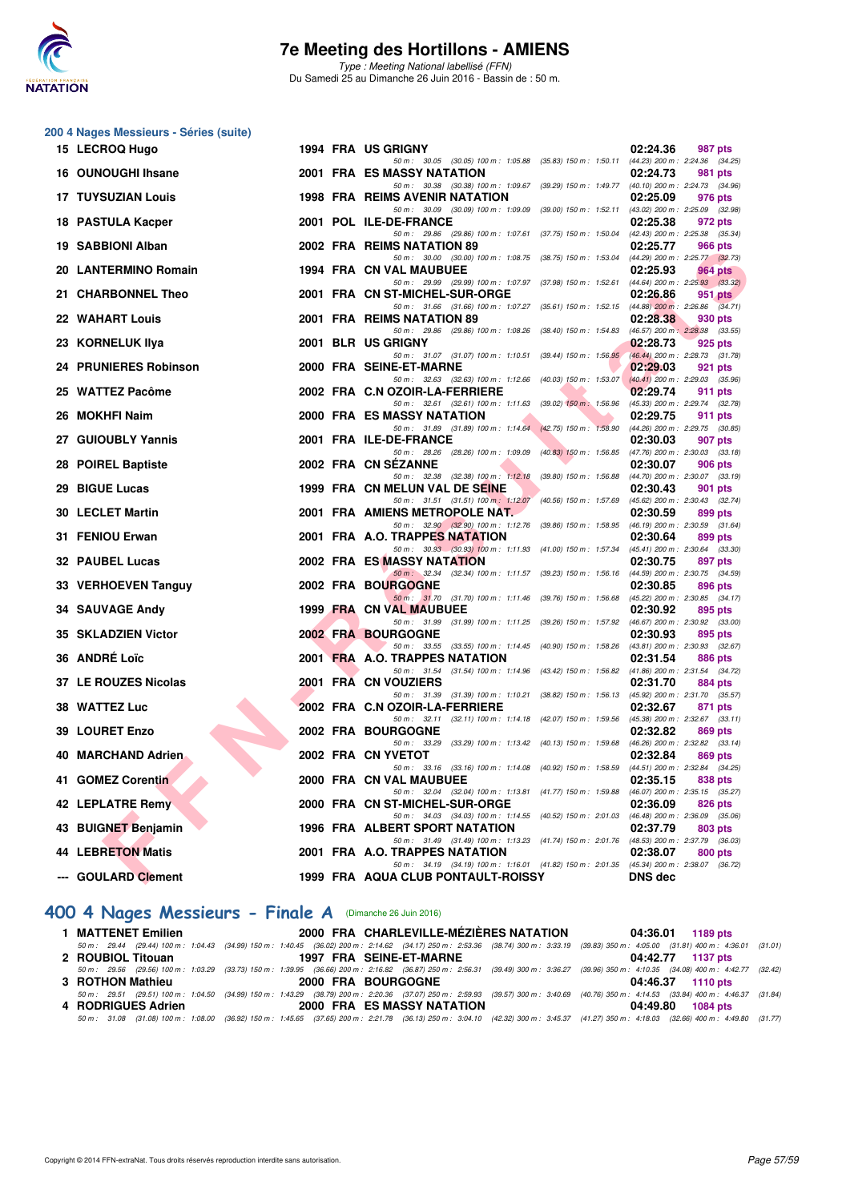## 200 4 Nages Messieurs - Séries (suite)

| Rang | Nom | Année | Nat | Club | Temps | Points |
|---|---|---|---|---|---|---|
| 15 | LECROQ Hugo | 1994 | FRA | US GRIGNY | 02:24.36 | 987 pts |
| | 50 m : 30.05 (30.05) 100 m : 1:05.88 (35.83) 150 m : 1:50.11 (44.23) 200 m : 2:24.36 (34.25) | | | | | |
| 16 | OUNOUGHI Ihsane | 2001 | FRA | ES MASSY NATATION | 02:24.73 | 981 pts |
| | 50 m : 30.38 (30.38) 100 m : 1:09.67 (39.29) 150 m : 1:49.77 (40.10) 200 m : 2:24.73 (34.96) | | | | | |
| 17 | TUYSUZIAN Louis | 1998 | FRA | REIMS AVENIR NATATION | 02:25.09 | 976 pts |
| | 50 m : 30.09 (30.09) 100 m : 1:09.09 (39.00) 150 m : 1:52.11 (43.02) 200 m : 2:25.09 (32.98) | | | | | |
| 18 | PASTULA Kacper | 2001 | POL | ILE-DE-FRANCE | 02:25.38 | 972 pts |
| | 50 m : 29.86 (29.86) 100 m : 1:07.61 (37.75) 150 m : 1:50.04 (42.43) 200 m : 2:25.38 (35.34) | | | | | |
| 19 | SABBIONI Alban | 2002 | FRA | REIMS NATATION 89 | 02:25.77 | 966 pts |
| | 50 m : 30.00 (30.00) 100 m : 1:08.75 (38.75) 150 m : 1:53.04 (44.29) 200 m : 2:25.77 (32.73) | | | | | |
| 20 | LANTERMINO Romain | 1994 | FRA | CN VAL MAUBUEE | 02:25.93 | 964 pts |
| | 50 m : 29.99 (29.99) 100 m : 1:07.97 (37.98) 150 m : 1:52.61 (44.64) 200 m : 2:25.93 (33.32) | | | | | |
| 21 | CHARBONNEL Theo | 2001 | FRA | CN ST-MICHEL-SUR-ORGE | 02:26.86 | 951 pts |
| | 50 m : 31.66 (31.66) 100 m : 1:07.27 (35.61) 150 m : 1:52.15 (44.88) 200 m : 2:26.86 (34.71) | | | | | |
| 22 | WAHART Louis | 2001 | FRA | REIMS NATATION 89 | 02:28.38 | 930 pts |
| | 50 m : 29.86 (29.86) 100 m : 1:08.26 (38.40) 150 m : 1:54.83 (46.57) 200 m : 2:28.38 (33.55) | | | | | |
| 23 | KORNELUK Ilya | 2001 | BLR | US GRIGNY | 02:28.73 | 925 pts |
| | 50 m : 31.07 (31.07) 100 m : 1:10.51 (39.44) 150 m : 1:56.95 (46.44) 200 m : 2:28.73 (31.78) | | | | | |
| 24 | PRUNIERES Robinson | 2000 | FRA | SEINE-ET-MARNE | 02:29.03 | 921 pts |
| | 50 m : 32.63 (32.63) 100 m : 1:12.66 (40.03) 150 m : 1:53.07 (40.41) 200 m : 2:29.03 (35.96) | | | | | |
| 25 | WATTEZ Pacôme | 2002 | FRA | C.N OZOIR-LA-FERRIERE | 02:29.74 | 911 pts |
| | 50 m : 32.61 (32.61) 100 m : 1:11.63 (39.02) 150 m : 1:56.96 (45.33) 200 m : 2:29.74 (32.78) | | | | | |
| 26 | MOKHFI Naim | 2000 | FRA | ES MASSY NATATION | 02:29.75 | 911 pts |
| | 50 m : 31.89 (31.89) 100 m : 1:14.64 (42.75) 150 m : 1:58.90 (44.26) 200 m : 2:29.75 (30.85) | | | | | |
| 27 | GUIOUBLY Yannis | 2001 | FRA | ILE-DE-FRANCE | 02:30.03 | 907 pts |
| | 50 m : 28.26 (28.26) 100 m : 1:09.09 (40.83) 150 m : 1:56.85 (47.76) 200 m : 2:30.03 (33.18) | | | | | |
| 28 | POIREL Baptiste | 2002 | FRA | CN SÉZANNE | 02:30.07 | 906 pts |
| | 50 m : 32.38 (32.38) 100 m : 1:12.18 (39.80) 150 m : 1:56.88 (44.70) 200 m : 2:30.07 (33.19) | | | | | |
| 29 | BIGUE Lucas | 1999 | FRA | CN MELUN VAL DE SEINE | 02:30.43 | 901 pts |
| | 50 m : 31.51 (31.51) 100 m : 1:12.07 (40.56) 150 m : 1:57.69 (45.62) 200 m : 2:30.43 (32.74) | | | | | |
| 30 | LECLET Martin | 2001 | FRA | AMIENS METROPOLE NAT. | 02:30.59 | 899 pts |
| | 50 m : 32.90 (32.90) 100 m : 1:12.76 (39.86) 150 m : 1:58.95 (46.19) 200 m : 2:30.59 (31.64) | | | | | |
| 31 | FENIOU Erwan | 2001 | FRA | A.O. TRAPPES NATATION | 02:30.64 | 899 pts |
| | 50 m : 30.93 (30.93) 100 m : 1:11.93 (41.00) 150 m : 1:57.34 (45.41) 200 m : 2:30.64 (33.30) | | | | | |
| 32 | PAUBEL Lucas | 2002 | FRA | ES MASSY NATATION | 02:30.75 | 897 pts |
| | 50 m : 32.34 (32.34) 100 m : 1:11.57 (39.23) 150 m : 1:56.16 (44.59) 200 m : 2:30.75 (34.59) | | | | | |
| 33 | VERHOEVEN Tanguy | 2002 | FRA | BOURGOGNE | 02:30.85 | 896 pts |
| | 50 m : 31.70 (31.70) 100 m : 1:11.46 (39.76) 150 m : 1:56.68 (45.22) 200 m : 2:30.85 (34.17) | | | | | |
| 34 | SAUVAGE Andy | 1999 | FRA | CN VAL MAUBUEE | 02:30.92 | 895 pts |
| | 50 m : 31.99 (31.99) 100 m : 1:11.25 (39.26) 150 m : 1:57.92 (46.67) 200 m : 2:30.92 (33.00) | | | | | |
| 35 | SKLADZIEN Victor | 2002 | FRA | BOURGOGNE | 02:30.93 | 895 pts |
| | 50 m : 33.55 (33.55) 100 m : 1:14.45 (40.90) 150 m : 1:58.26 (43.81) 200 m : 2:30.93 (32.67) | | | | | |
| 36 | ANDRÉ Loïc | 2001 | FRA | A.O. TRAPPES NATATION | 02:31.54 | 886 pts |
| | 50 m : 31.54 (31.54) 100 m : 1:14.96 (43.42) 150 m : 1:56.82 (41.86) 200 m : 2:31.54 (34.72) | | | | | |
| 37 | LE ROUZES Nicolas | 2001 | FRA | CN VOUZIERS | 02:31.70 | 884 pts |
| | 50 m : 31.39 (31.39) 100 m : 1:10.21 (38.82) 150 m : 1:56.13 (45.92) 200 m : 2:31.70 (35.57) | | | | | |
| 38 | WATTEZ Luc | 2002 | FRA | C.N OZOIR-LA-FERRIERE | 02:32.67 | 871 pts |
| | 50 m : 32.11 (32.11) 100 m : 1:14.18 (42.07) 150 m : 1:59.56 (45.38) 200 m : 2:32.67 (33.11) | | | | | |
| 39 | LOURET Enzo | 2002 | FRA | BOURGOGNE | 02:32.82 | 869 pts |
| | 50 m : 33.29 (33.29) 100 m : 1:13.42 (40.13) 150 m : 1:59.68 (46.26) 200 m : 2:32.82 (33.14) | | | | | |
| 40 | MARCHAND Adrien | 2002 | FRA | CN YVETOT | 02:32.84 | 869 pts |
| | 50 m : 33.16 (33.16) 100 m : 1:14.08 (40.92) 150 m : 1:58.59 (44.51) 200 m : 2:32.84 (34.25) | | | | | |
| 41 | GOMEZ Corentin | 2000 | FRA | CN VAL MAUBUEE | 02:35.15 | 838 pts |
| | 50 m : 32.04 (32.04) 100 m : 1:13.81 (41.77) 150 m : 1:59.88 (46.07) 200 m : 2:35.15 (35.27) | | | | | |
| 42 | LEPLATRE Remy | 2000 | FRA | CN ST-MICHEL-SUR-ORGE | 02:36.09 | 826 pts |
| | 50 m : 34.03 (34.03) 100 m : 1:14.55 (40.52) 150 m : 2:01.03 (46.48) 200 m : 2:36.09 (35.06) | | | | | |
| 43 | BUIGNET Benjamin | 1996 | FRA | ALBERT SPORT NATATION | 02:37.79 | 803 pts |
| | 50 m : 31.49 (31.49) 100 m : 1:13.23 (41.74) 150 m : 2:01.76 (48.53) 200 m : 2:37.79 (36.03) | | | | | |
| 44 | LEBRETON Matis | 2001 | FRA | A.O. TRAPPES NATATION | 02:38.07 | 800 pts |
| | 50 m : 34.19 (34.19) 100 m : 1:16.01 (41.82) 150 m : 2:01.35 (45.34) 200 m : 2:38.07 (36.72) | | | | | |
| --- | GOULARD Clement | 1999 | FRA | AQUA CLUB PONTAULT-ROISSY | DNS dec | |

## 400 4 Nages Messieurs - Finale A (Dimanche 26 Juin 2016)

| Rang | Nom | Année | Nat | Club | Temps | Points |
|---|---|---|---|---|---|---|
| 1 | MATTENET Emilien | 2000 | FRA | CHARLEVILLE-MÉZIÈRES NATATION | 04:36.01 | 1189 pts |
| | 50 m : 29.44 (29.44) 100 m : 1:04.43 (34.99) 150 m : 1:40.45 (36.02) 200 m : 2:14.62 (34.17) 250 m : 2:53.36 (38.74) 300 m : 3:33.19 (39.83) 350 m : 4:05.00 (31.81) 400 m : 4:36.01 (31.01) | | | | | |
| 2 | ROUBIOL Titouan | 1997 | FRA | SEINE-ET-MARNE | 04:42.77 | 1137 pts |
| | 50 m : 29.56 (29.56) 100 m : 1:03.29 (33.73) 150 m : 1:39.95 (36.66) 200 m : 2:16.82 (36.87) 250 m : 2:56.31 (39.49) 300 m : 3:36.27 (39.96) 350 m : 4:10.35 (34.08) 400 m : 4:42.77 (32.42) | | | | | |
| 3 | ROTHON Mathieu | 2000 | FRA | BOURGOGNE | 04:46.37 | 1110 pts |
| | 50 m : 29.51 (29.51) 100 m : 1:04.50 (34.99) 150 m : 1:43.29 (38.79) 200 m : 2:20.36 (37.07) 250 m : 2:59.93 (39.57) 300 m : 3:40.69 (40.76) 350 m : 4:14.53 (33.84) 400 m : 4:46.37 (31.84) | | | | | |
| 4 | RODRIGUES Adrien | 2000 | FRA | ES MASSY NATATION | 04:49.80 | 1084 pts |
| | 50 m : 31.08 (31.08) 100 m : 1:08.00 (36.92) 150 m : 1:45.65 (37.65) 200 m : 2:21.78 (36.13) 250 m : 3:04.10 (42.32) 300 m : 3:45.37 (41.27) 350 m : 4:18.03 (32.66) 400 m : 4:49.80 (31.77) | | | | | |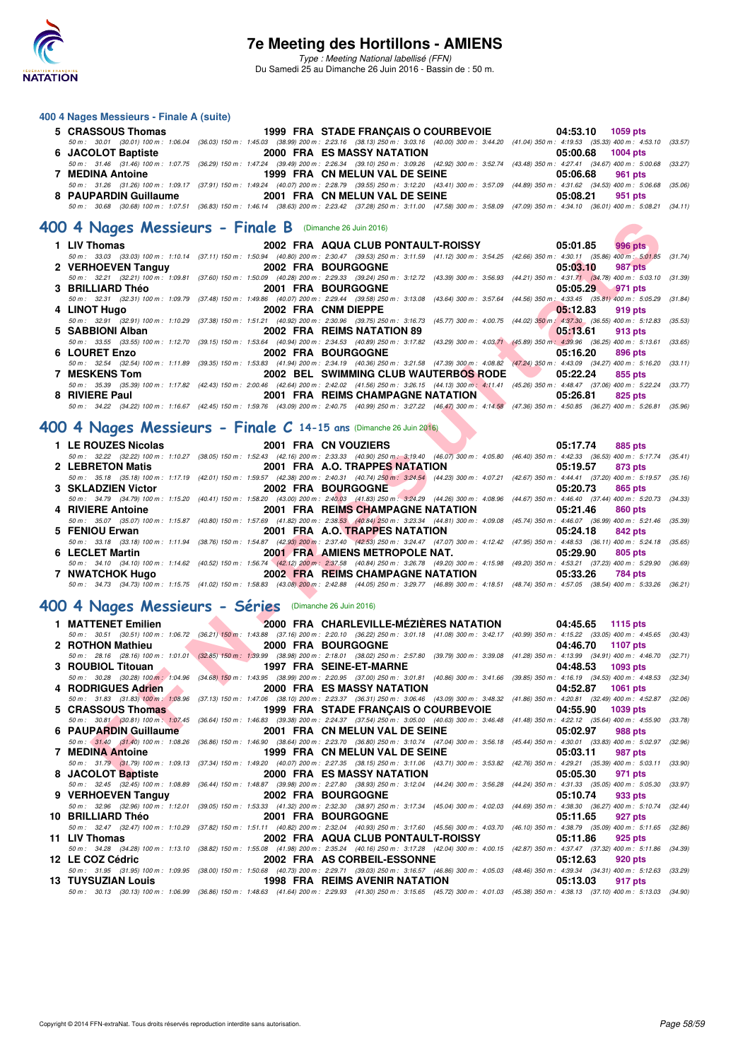# 7e Meeting des Hortillons - AMIENS

*Type : Meeting National labellisé (FFN)*

Du Samedi 25 au Dimanche 26 Juin 2016 - Bassin de : 50 m.

### 400 4 Nages Messieurs - Finale A (suite)

| Rg | Nom | Année | Nat | Club | Temps | Points |
|---|---|---|---|---|---|---|
| 5 | CRASSOUS Thomas | 1999 | FRA | STADE FRANÇAIS O COURBEVOIE | 04:53.10 | 1059 pts |
| | 50 m : 30.01 (30.01) 100 m : 1:06.04 (36.03) 150 m : 1:45.03 (38.99) 200 m : 2:23.16 (38.13) 250 m : 3:03.16 (40.00) 300 m : 3:44.20 (41.04) 350 m : 4:19.53 (35.33) 400 m : 4:53.10 (33.57) | | | | | |
| 6 | JACOLOT Baptiste | 2000 | FRA | ES MASSY NATATION | 05:00.68 | 1004 pts |
| | 50 m : 31.46 (31.46) 100 m : 1:07.75 (36.29) 150 m : 1:47.24 (39.49) 200 m : 2:26.34 (39.10) 250 m : 3:09.26 (42.92) 300 m : 3:52.74 (43.48) 350 m : 4:27.41 (34.67) 400 m : 5:00.68 (33.27) | | | | | |
| 7 | MEDINA Antoine | 1999 | FRA | CN MELUN VAL DE SEINE | 05:06.68 | 961 pts |
| | 50 m : 31.26 (31.26) 100 m : 1:09.17 (37.91) 150 m : 1:49.24 (40.07) 200 m : 2:28.79 (39.55) 250 m : 3:12.20 (43.41) 300 m : 3:57.09 (44.89) 350 m : 4:31.62 (34.53) 400 m : 5:06.68 (35.06) | | | | | |
| 8 | PAUPARDIN Guillaume | 2001 | FRA | CN MELUN VAL DE SEINE | 05:08.21 | 951 pts |
| | 50 m : 30.68 (30.68) 100 m : 1:07.51 (36.83) 150 m : 1:46.14 (38.63) 200 m : 2:23.42 (37.28) 250 m : 3:11.00 (47.58) 300 m : 3:58.09 (47.09) 350 m : 4:34.10 (36.01) 400 m : 5:08.21 (34.11) | | | | | |

## 400 4 Nages Messieurs - Finale B (Dimanche 26 Juin 2016)

| Rg | Nom | Année | Nat | Club | Temps | Points |
|---|---|---|---|---|---|---|
| 1 | LIV Thomas | 2002 | FRA | AQUA CLUB PONTAULT-ROISSY | 05:01.85 | 996 pts |
| | 50 m : 33.03 (33.03) 100 m : 1:10.14 (37.11) 150 m : 1:50.94 (40.80) 200 m : 2:30.47 (39.53) 250 m : 3:11.59 (41.12) 300 m : 3:54.25 (42.66) 350 m : 4:30.11 (35.86) 400 m : 5:01.85 (31.74) | | | | | |
| 2 | VERHOEVEN Tanguy | 2002 | FRA | BOURGOGNE | 05:03.10 | 987 pts |
| | 50 m : 32.21 (32.21) 100 m : 1:09.81 (37.60) 150 m : 1:50.09 (40.28) 200 m : 2:29.33 (39.24) 250 m : 3:12.72 (43.39) 300 m : 3:56.93 (44.21) 350 m : 4:31.71 (34.78) 400 m : 5:03.10 (31.39) | | | | | |
| 3 | BRILLIARD Théo | 2001 | FRA | BOURGOGNE | 05:05.29 | 971 pts |
| | 50 m : 32.31 (32.31) 100 m : 1:09.79 (37.48) 150 m : 1:49.86 (40.07) 200 m : 2:29.44 (39.58) 250 m : 3:13.08 (43.64) 300 m : 3:57.64 (44.56) 350 m : 4:33.45 (35.81) 400 m : 5:05.29 (31.84) | | | | | |
| 4 | LINOT Hugo | 2002 | FRA | CNM DIEPPE | 05:12.83 | 919 pts |
| | 50 m : 32.91 (32.91) 100 m : 1:10.29 (37.38) 150 m : 1:51.21 (40.92) 200 m : 2:30.96 (39.75) 250 m : 3:16.73 (45.77) 300 m : 4:00.75 (44.02) 350 m : 4:37.30 (36.55) 400 m : 5:12.83 (35.53) | | | | | |
| 5 | SABBIONI Alban | 2002 | FRA | REIMS NATATION 89 | 05:13.61 | 913 pts |
| | 50 m : 33.55 (33.55) 100 m : 1:12.70 (39.15) 150 m : 1:53.64 (40.94) 200 m : 2:34.53 (40.89) 250 m : 3:17.82 (43.29) 300 m : 4:03.71 (45.89) 350 m : 4:39.96 (36.25) 400 m : 5:13.61 (33.65) | | | | | |
| 6 | LOURET Enzo | 2002 | FRA | BOURGOGNE | 05:16.20 | 896 pts |
| | 50 m : 32.54 (32.54) 100 m : 1:11.89 (39.35) 150 m : 1:53.83 (41.94) 200 m : 2:34.19 (40.36) 250 m : 3:21.58 (47.39) 300 m : 4:08.82 (47.24) 350 m : 4:43.09 (34.27) 400 m : 5:16.20 (33.11) | | | | | |
| 7 | MESKENS Tom | 2002 | BEL | SWIMMING CLUB WAUTERBOS RODE | 05:22.24 | 855 pts |
| | 50 m : 35.39 (35.39) 100 m : 1:17.82 (42.43) 150 m : 2:00.46 (42.64) 200 m : 2:42.02 (41.56) 250 m : 3:26.15 (44.13) 300 m : 4:11.41 (45.26) 350 m : 4:48.47 (37.06) 400 m : 5:22.24 (33.77) | | | | | |
| 8 | RIVIERE Paul | 2001 | FRA | REIMS CHAMPAGNE NATATION | 05:26.81 | 825 pts |
| | 50 m : 34.22 (34.22) 100 m : 1:16.67 (42.45) 150 m : 1:59.76 (43.09) 200 m : 2:40.75 (40.99) 250 m : 3:27.22 (46.47) 300 m : 4:14.58 (47.36) 350 m : 4:50.85 (36.27) 400 m : 5:26.81 (35.96) | | | | | |

## 400 4 Nages Messieurs - Finale C 14-15 ans (Dimanche 26 Juin 2016)

| Rg | Nom | Année | Nat | Club | Temps | Points |
|---|---|---|---|---|---|---|
| 1 | LE ROUZES Nicolas | 2001 | FRA | CN VOUZIERS | 05:17.74 | 885 pts |
| | 50 m : 32.22 (32.22) 100 m : 1:10.27 (38.05) 150 m : 1:52.43 (42.16) 200 m : 2:33.33 (40.90) 250 m : 3:19.40 (46.07) 300 m : 4:05.80 (46.40) 350 m : 4:42.33 (36.53) 400 m : 5:17.74 (35.41) | | | | | |
| 2 | LEBRETON Matis | 2001 | FRA | A.O. TRAPPES NATATION | 05:19.57 | 873 pts |
| | 50 m : 35.18 (35.18) 100 m : 1:17.19 (42.01) 150 m : 1:59.57 (42.38) 200 m : 2:40.31 (40.74) 250 m : 3:24.54 (44.23) 300 m : 4:07.21 (42.67) 350 m : 4:44.41 (37.20) 400 m : 5:19.57 (35.16) | | | | | |
| 3 | SKLADZIEN Victor | 2002 | FRA | BOURGOGNE | 05:20.73 | 865 pts |
| | 50 m : 34.79 (34.79) 100 m : 1:15.20 (40.41) 150 m : 1:58.20 (43.00) 200 m : 2:40.03 (41.83) 250 m : 3:24.29 (44.26) 300 m : 4:08.96 (44.67) 350 m : 4:46.40 (37.44) 400 m : 5:20.73 (34.33) | | | | | |
| 4 | RIVIERE Antoine | 2001 | FRA | REIMS CHAMPAGNE NATATION | 05:21.46 | 860 pts |
| | 50 m : 35.07 (35.07) 100 m : 1:15.87 (40.80) 150 m : 1:57.69 (41.82) 200 m : 2:38.53 (40.84) 250 m : 3:23.34 (44.81) 300 m : 4:09.08 (45.74) 350 m : 4:46.07 (36.99) 400 m : 5:21.46 (35.39) | | | | | |
| 5 | FENIOU Erwan | 2001 | FRA | A.O. TRAPPES NATATION | 05:24.18 | 842 pts |
| | 50 m : 33.18 (33.18) 100 m : 1:11.94 (38.76) 150 m : 1:54.87 (42.93) 200 m : 2:37.40 (42.53) 250 m : 3:24.47 (47.07) 300 m : 4:12.42 (47.95) 350 m : 4:48.53 (36.11) 400 m : 5:24.18 (35.65) | | | | | |
| 6 | LECLET Martin | 2001 | FRA | AMIENS METROPOLE NAT. | 05:29.90 | 805 pts |
| | 50 m : 34.10 (34.10) 100 m : 1:14.62 (40.52) 150 m : 1:56.74 (42.12) 200 m : 2:37.58 (40.84) 250 m : 3:26.78 (49.20) 300 m : 4:15.98 (49.20) 350 m : 4:53.21 (37.23) 400 m : 5:29.90 (36.69) | | | | | |
| 7 | NWATCHOK Hugo | 2002 | FRA | REIMS CHAMPAGNE NATATION | 05:33.26 | 784 pts |
| | 50 m : 34.73 (34.73) 100 m : 1:15.75 (41.02) 150 m : 1:58.83 (43.08) 200 m : 2:42.88 (44.05) 250 m : 3:29.77 (46.89) 300 m : 4:18.51 (48.74) 350 m : 4:57.05 (38.54) 400 m : 5:33.26 (36.21) | | | | | |

## 400 4 Nages Messieurs - Séries (Dimanche 26 Juin 2016)

| Rg | Nom | Année | Nat | Club | Temps | Points |
|---|---|---|---|---|---|---|
| 1 | MATTENET Emilien | 2000 | FRA | CHARLEVILLE-MÉZIÈRES NATATION | 04:45.65 | 1115 pts |
| | 50 m : 30.51 (30.51) 100 m : 1:06.72 (36.21) 150 m : 1:43.88 (37.16) 200 m : 2:20.10 (36.22) 250 m : 3:01.18 (41.08) 300 m : 3:42.17 (40.99) 350 m : 4:15.22 (33.05) 400 m : 4:45.65 (30.43) | | | | | |
| 2 | ROTHON Mathieu | 2000 | FRA | BOURGOGNE | 04:46.70 | 1107 pts |
| | 50 m : 28.16 (28.16) 100 m : 1:01.01 (32.85) 150 m : 1:39.99 (38.98) 200 m : 2:18.01 (38.02) 250 m : 2:57.80 (39.79) 300 m : 3:39.08 (41.28) 350 m : 4:13.99 (34.91) 400 m : 4:46.70 (32.71) | | | | | |
| 3 | ROUBIOL Titouan | 1997 | FRA | SEINE-ET-MARNE | 04:48.53 | 1093 pts |
| | 50 m : 30.28 (30.28) 100 m : 1:04.96 (34.68) 150 m : 1:43.95 (38.99) 200 m : 2:20.95 (37.00) 250 m : 3:01.81 (40.86) 300 m : 3:41.66 (39.85) 350 m : 4:16.19 (34.53) 400 m : 4:48.53 (32.34) | | | | | |
| 4 | RODRIGUES Adrien | 2000 | FRA | ES MASSY NATATION | 04:52.87 | 1061 pts |
| | 50 m : 31.83 (31.83) 100 m : 1:08.96 (37.13) 150 m : 1:47.06 (38.10) 200 m : 2:23.37 (36.31) 250 m : 3:06.46 (43.09) 300 m : 3:48.32 (41.86) 350 m : 4:20.81 (32.49) 400 m : 4:52.87 (32.06) | | | | | |
| 5 | CRASSOUS Thomas | 1999 | FRA | STADE FRANÇAIS O COURBEVOIE | 04:55.90 | 1039 pts |
| | 50 m : 30.81 (30.81) 100 m : 1:07.45 (36.64) 150 m : 1:46.83 (39.38) 200 m : 2:24.37 (37.54) 250 m : 3:05.00 (40.63) 300 m : 3:46.48 (41.48) 350 m : 4:22.12 (35.64) 400 m : 4:55.90 (33.78) | | | | | |
| 6 | PAUPARDIN Guillaume | 2001 | FRA | CN MELUN VAL DE SEINE | 05:02.97 | 988 pts |
| | 50 m : 31.40 (31.40) 100 m : 1:08.26 (36.86) 150 m : 1:46.90 (38.64) 200 m : 2:23.70 (36.80) 250 m : 3:10.74 (47.04) 300 m : 3:56.18 (45.44) 350 m : 4:30.01 (33.83) 400 m : 5:02.97 (32.96) | | | | | |
| 7 | MEDINA Antoine | 1999 | FRA | CN MELUN VAL DE SEINE | 05:03.11 | 987 pts |
| | 50 m : 31.79 (31.79) 100 m : 1:09.13 (37.34) 150 m : 1:49.20 (40.07) 200 m : 2:27.35 (38.15) 250 m : 3:11.06 (43.71) 300 m : 3:53.82 (42.76) 350 m : 4:29.21 (35.39) 400 m : 5:03.11 (33.90) | | | | | |
| 8 | JACOLOT Baptiste | 2000 | FRA | ES MASSY NATATION | 05:05.30 | 971 pts |
| | 50 m : 32.45 (32.45) 100 m : 1:08.89 (36.44) 150 m : 1:48.87 (39.98) 200 m : 2:27.80 (38.93) 250 m : 3:12.04 (44.24) 300 m : 3:56.28 (44.24) 350 m : 4:31.33 (35.05) 400 m : 5:05.30 (33.97) | | | | | |
| 9 | VERHOEVEN Tanguy | 2002 | FRA | BOURGOGNE | 05:10.74 | 933 pts |
| | 50 m : 32.96 (32.96) 100 m : 1:12.01 (39.05) 150 m : 1:53.33 (41.32) 200 m : 2:32.30 (38.97) 250 m : 3:17.34 (45.04) 300 m : 4:02.03 (44.69) 350 m : 4:38.30 (36.27) 400 m : 5:10.74 (32.44) | | | | | |
| 10 | BRILLIARD Théo | 2001 | FRA | BOURGOGNE | 05:11.65 | 927 pts |
| | 50 m : 32.47 (32.47) 100 m : 1:10.29 (37.82) 150 m : 1:51.11 (40.82) 200 m : 2:32.04 (40.93) 250 m : 3:17.60 (45.56) 300 m : 4:03.70 (46.10) 350 m : 4:38.79 (35.09) 400 m : 5:11.65 (32.86) | | | | | |
| 11 | LIV Thomas | 2002 | FRA | AQUA CLUB PONTAULT-ROISSY | 05:11.86 | 925 pts |
| | 50 m : 34.28 (34.28) 100 m : 1:13.10 (38.82) 150 m : 1:55.08 (41.98) 200 m : 2:35.24 (40.16) 250 m : 3:17.28 (42.04) 300 m : 4:00.15 (42.87) 350 m : 4:37.47 (37.32) 400 m : 5:11.86 (34.39) | | | | | |
| 12 | LE COZ Cédric | 2002 | FRA | AS CORBEIL-ESSONNE | 05:12.63 | 920 pts |
| | 50 m : 31.95 (31.95) 100 m : 1:09.95 (38.00) 150 m : 1:50.68 (40.73) 200 m : 2:29.71 (39.03) 250 m : 3:16.57 (46.86) 300 m : 4:05.03 (48.46) 350 m : 4:39.34 (34.31) 400 m : 5:12.63 (33.29) | | | | | |
| 13 | TUYSUZIAN Louis | 1998 | FRA | REIMS AVENIR NATATION | 05:13.03 | 917 pts |
| | 50 m : 30.13 (30.13) 100 m : 1:06.99 (36.86) 150 m : 1:48.63 (41.64) 200 m : 2:29.93 (41.30) 250 m : 3:15.65 (45.72) 300 m : 4:01.03 (45.38) 350 m : 4:38.13 (37.10) 400 m : 5:13.03 (34.90) | | | | | |

Copyright © 2014 FFN-extraNat. Tous droits réservés reproduction interdite sans autorisation.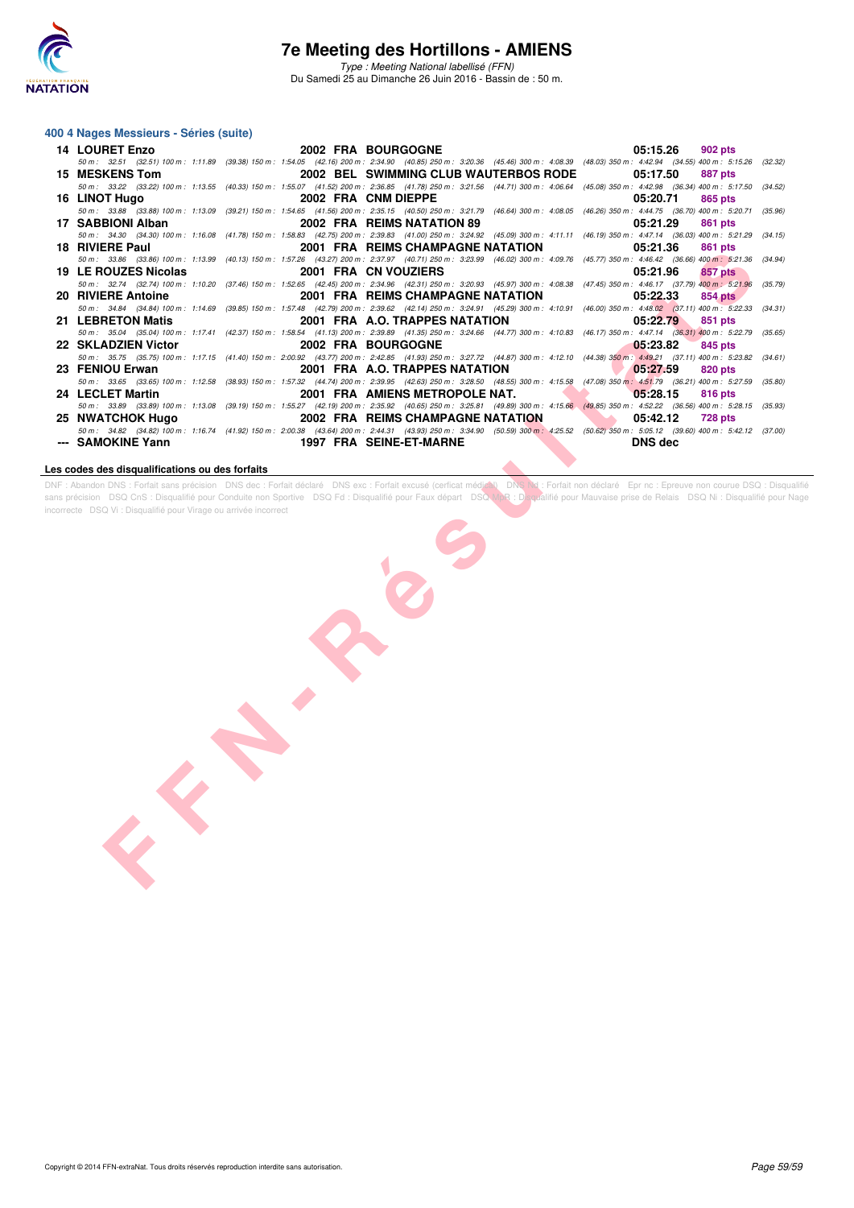# 7e Meeting des Hortillons - AMIENS

*Type : Meeting National labellisé (FFN)*
Du Samedi 25 au Dimanche 26 Juin 2016 - Bassin de : 50 m.

## 400 4 Nages Messieurs - Séries (suite)

**14 LOURET Enzo** 2002 FRA BOURGOGNE 05:15.26 902 pts
*50 m : 32.51 (32.51) 100 m : 1:11.89 (39.38) 150 m : 1:54.05 (42.16) 200 m : 2:34.90 (40.85) 250 m : 3:20.36 (45.46) 300 m : 4:08.39 (48.03) 350 m : 4:42.94 (34.55) 400 m : 5:15.26 (32.32)*

**15 MESKENS Tom** 2002 BEL SWIMMING CLUB WAUTERBOS RODE 05:17.50 887 pts
*50 m : 33.22 (33.22) 100 m : 1:13.55 (40.33) 150 m : 1:55.07 (41.52) 200 m : 2:36.85 (41.78) 250 m : 3:21.56 (44.71) 300 m : 4:06.64 (45.08) 350 m : 4:42.98 (36.34) 400 m : 5:17.50 (34.52)*

**16 LINOT Hugo** 2002 FRA CNM DIEPPE 05:20.71 865 pts
*50 m : 33.88 (33.88) 100 m : 1:13.09 (39.21) 150 m : 1:54.65 (41.56) 200 m : 2:35.15 (40.50) 250 m : 3:21.79 (46.64) 300 m : 4:08.05 (46.26) 350 m : 4:44.75 (36.70) 400 m : 5:20.71 (35.96)*

**17 SABBIONI Alban** 2002 FRA REIMS NATATION 89 05:21.29 861 pts
*50 m : 34.30 (34.30) 100 m : 1:16.08 (41.78) 150 m : 1:58.83 (42.75) 200 m : 2:39.83 (41.00) 250 m : 3:24.92 (45.09) 300 m : 4:11.11 (46.19) 350 m : 4:47.14 (36.03) 400 m : 5:21.29 (34.15)*

**18 RIVIERE Paul** 2001 FRA REIMS CHAMPAGNE NATATION 05:21.36 861 pts
*50 m : 33.86 (33.86) 100 m : 1:13.99 (40.13) 150 m : 1:57.26 (43.27) 200 m : 2:37.97 (40.71) 250 m : 3:23.99 (46.02) 300 m : 4:09.76 (45.77) 350 m : 4:46.42 (36.66) 400 m : 5:21.36 (34.94)*

**19 LE ROUZES Nicolas** 2001 FRA CN VOUZIERS 05:21.96 857 pts
*50 m : 32.74 (32.74) 100 m : 1:10.20 (37.46) 150 m : 1:52.65 (42.45) 200 m : 2:34.96 (42.31) 250 m : 3:20.93 (45.97) 300 m : 4:08.38 (47.45) 350 m : 4:46.17 (37.79) 400 m : 5:21.96 (35.79)*

**20 RIVIERE Antoine** 2001 FRA REIMS CHAMPAGNE NATATION 05:22.33 854 pts
*50 m : 34.84 (34.84) 100 m : 1:14.69 (39.85) 150 m : 1:57.48 (42.79) 200 m : 2:39.62 (42.14) 250 m : 3:24.91 (45.29) 300 m : 4:10.91 (46.00) 350 m : 4:48.02 (37.11) 400 m : 5:22.33 (34.31)*

**21 LEBRETON Matis** 2001 FRA A.O. TRAPPES NATATION 05:22.79 851 pts
*50 m : 35.04 (35.04) 100 m : 1:17.41 (42.37) 150 m : 1:58.54 (41.13) 200 m : 2:39.89 (41.35) 250 m : 3:24.66 (44.77) 300 m : 4:10.83 (46.17) 350 m : 4:47.14 (36.31) 400 m : 5:22.79 (35.65)*

**22 SKLADZIEN Victor** 2002 FRA BOURGOGNE 05:23.82 845 pts
*50 m : 35.75 (35.75) 100 m : 1:17.15 (41.40) 150 m : 2:00.92 (43.77) 200 m : 2:42.85 (41.93) 250 m : 3:27.72 (44.87) 300 m : 4:12.10 (44.38) 350 m : 4:49.21 (37.11) 400 m : 5:23.82 (34.61)*

**23 FENIOU Erwan** 2001 FRA A.O. TRAPPES NATATION 05:27.59 820 pts
*50 m : 33.65 (33.65) 100 m : 1:12.58 (38.93) 150 m : 1:57.32 (44.74) 200 m : 2:39.95 (42.63) 250 m : 3:28.50 (48.55) 300 m : 4:15.58 (47.08) 350 m : 4:51.79 (36.21) 400 m : 5:27.59 (35.80)*

**24 LECLET Martin** 2001 FRA AMIENS METROPOLE NAT. 05:28.15 816 pts
*50 m : 33.89 (33.89) 100 m : 1:13.08 (39.19) 150 m : 1:55.27 (42.19) 200 m : 2:35.92 (40.65) 250 m : 3:25.81 (49.89) 300 m : 4:15.66 (49.85) 350 m : 4:52.22 (36.56) 400 m : 5:28.15 (35.93)*

**25 NWATCHOK Hugo** 2002 FRA REIMS CHAMPAGNE NATATION 05:42.12 728 pts
*50 m : 34.82 (34.82) 100 m : 1:16.74 (41.92) 150 m : 2:00.38 (43.64) 200 m : 2:44.31 (43.93) 250 m : 3:34.90 (50.59) 300 m : 4:25.52 (50.62) 350 m : 5:05.12 (39.60) 400 m : 5:42.12 (37.00)*

**--- SAMOKINE Yann** 1997 FRA SEINE-ET-MARNE DNS dec

### Les codes des disqualifications ou des forfaits

DNF : Abandon DNS : Forfait sans précision DNS dec : Forfait déclaré DNS exc : Forfait excusé (certificat médical) DNS nd : Forfait non déclaré Epr nc : Epreuve non courue DSQ : Disqualifié sans précision DSQ CnS : Disqualifié pour Conduite non Sportive DSQ Fd : Disqualifié pour Faux départ DSQ MpR : Disqualifié pour Mauvaise prise de Relais DSQ Ni : Disqualifié pour Nage incorrecte DSQ Vi : Disqualifié pour Virage ou arrivée incorrect